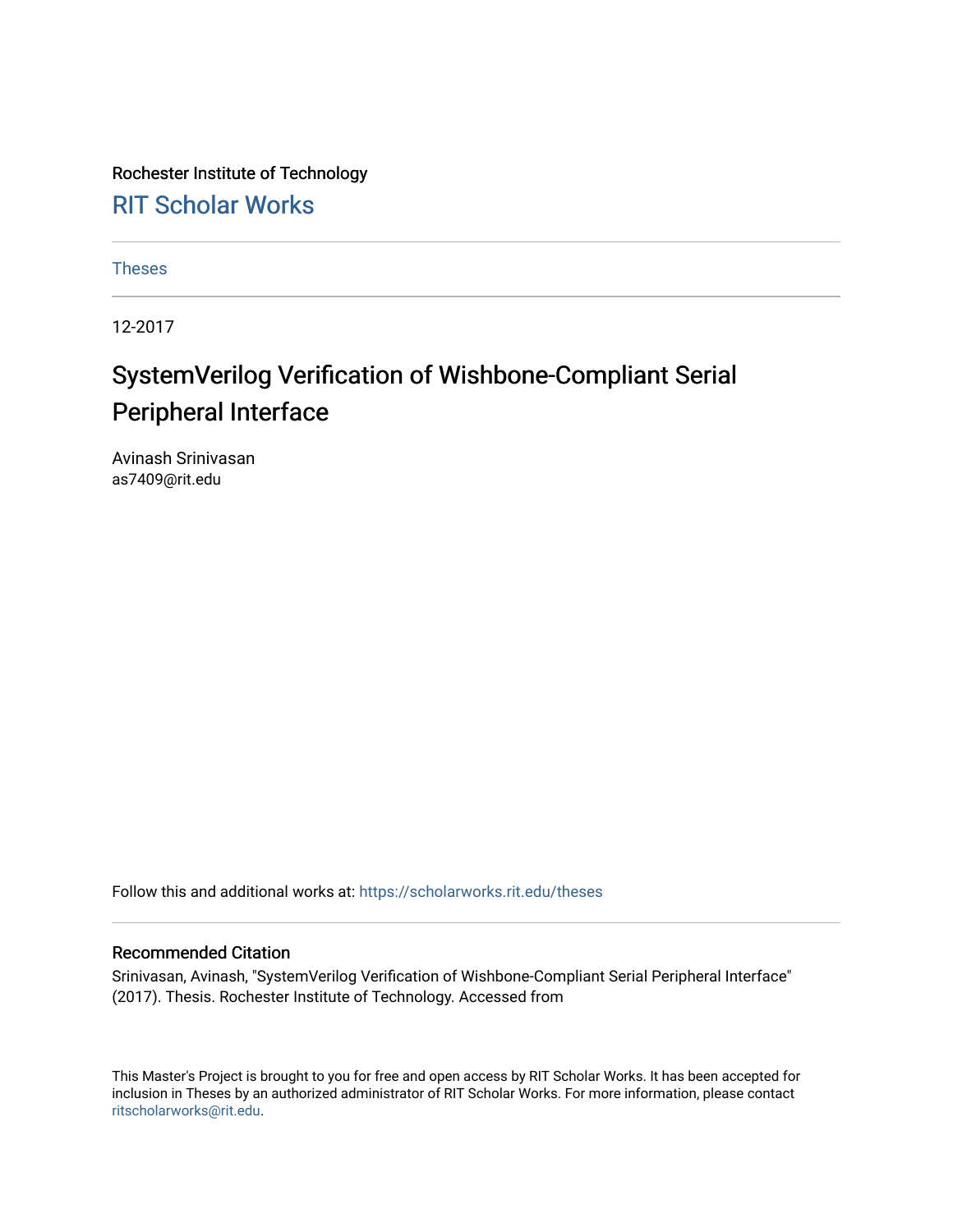Rochester Institute of Technology

## RIT Scholar Works

Theses

12-2017

# SystemVerilog Verification of Wishbone-Compliant Serial Peripheral Interface

Avinash Srinivasan
as7409@rit.edu

Follow this and additional works at: https://scholarworks.rit.edu/theses

### Recommended Citation

Srinivasan, Avinash, "SystemVerilog Verification of Wishbone-Compliant Serial Peripheral Interface" (2017). Thesis. Rochester Institute of Technology. Accessed from

This Master's Project is brought to you for free and open access by RIT Scholar Works. It has been accepted for inclusion in Theses by an authorized administrator of RIT Scholar Works. For more information, please contact ritscholarworks@rit.edu.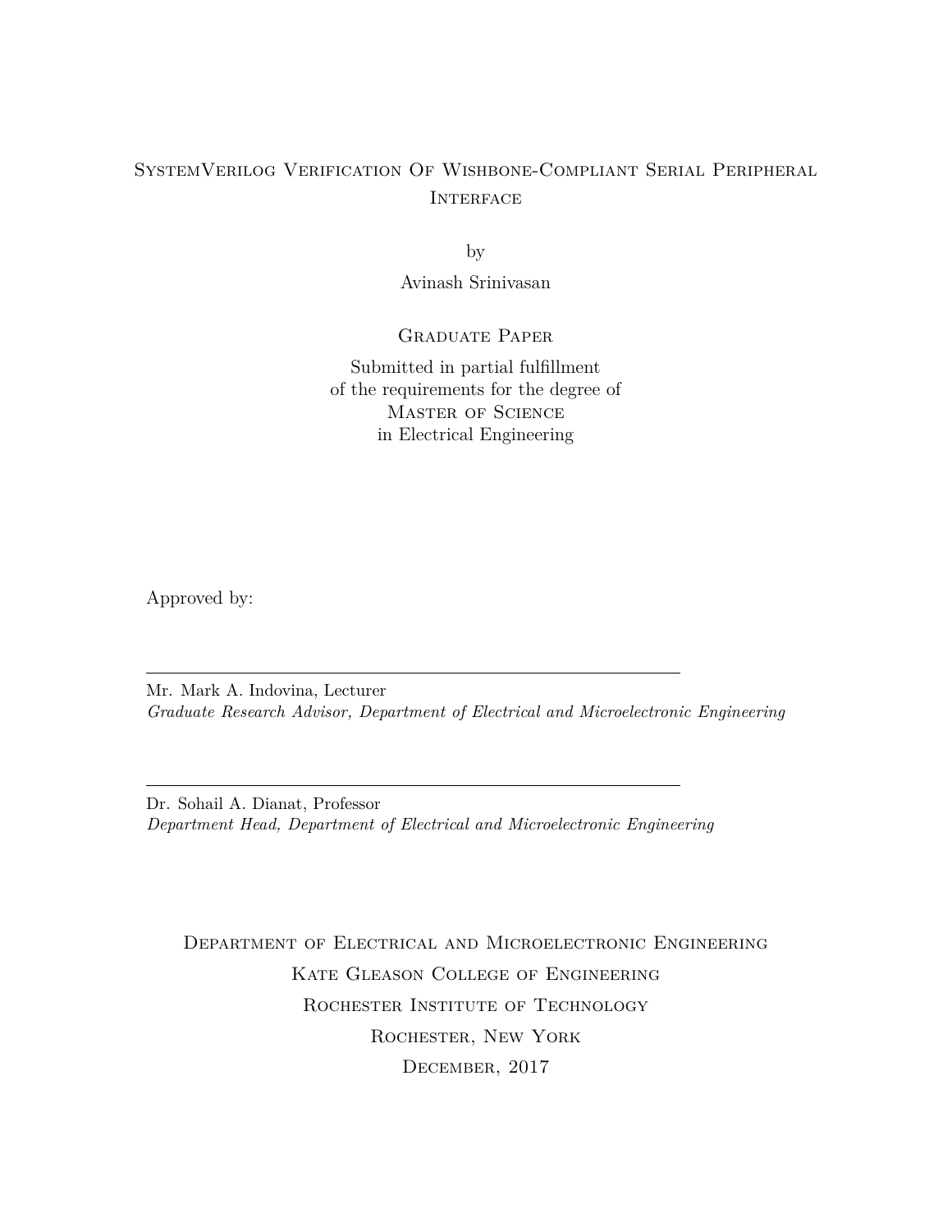# SystemVerilog Verification Of Wishbone-Compliant Serial Peripheral Interface

by

Avinash Srinivasan

Graduate Paper

Submitted in partial fulfillment
of the requirements for the degree of
Master of Science
in Electrical Engineering

Approved by:

---

Mr. Mark A. Indovina, Lecturer
*Graduate Research Advisor, Department of Electrical and Microelectronic Engineering*

---

Dr. Sohail A. Dianat, Professor
*Department Head, Department of Electrical and Microelectronic Engineering*

Department of Electrical and Microelectronic Engineering
Kate Gleason College of Engineering
Rochester Institute of Technology
Rochester, New York
December, 2017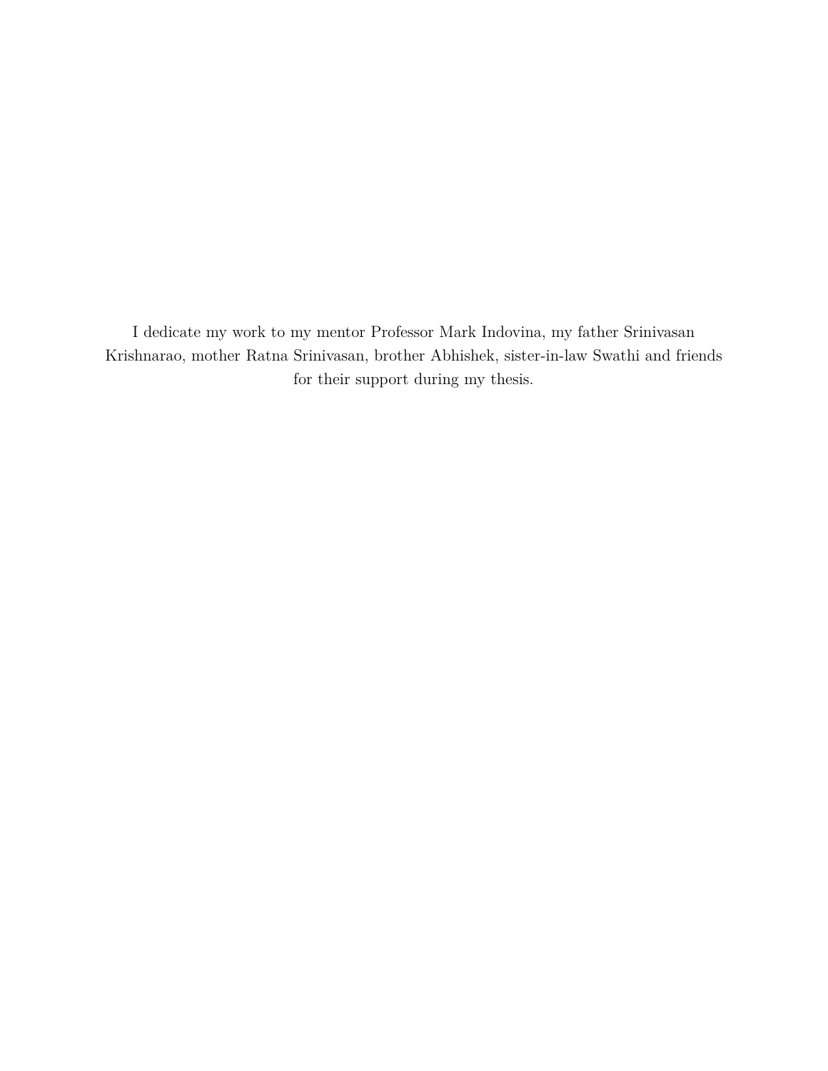I dedicate my work to my mentor Professor Mark Indovina, my father Srinivasan Krishnarao, mother Ratna Srinivasan, brother Abhishek, sister-in-law Swathi and friends for their support during my thesis.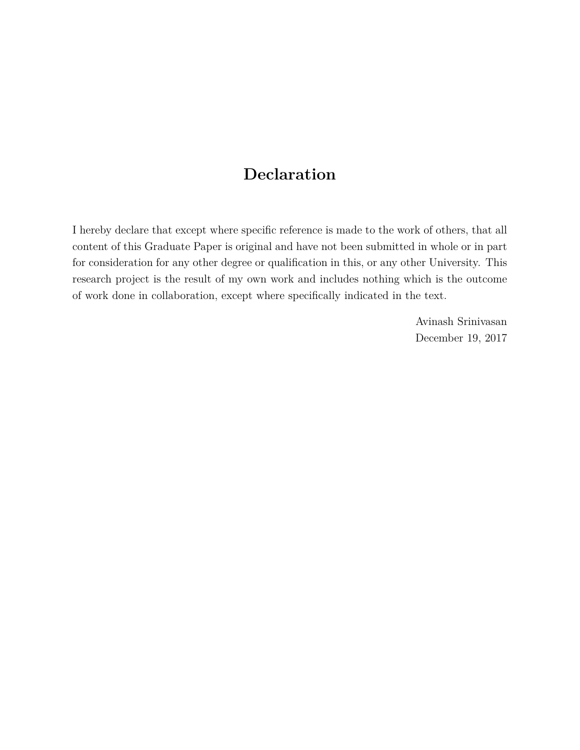# Declaration

I hereby declare that except where specific reference is made to the work of others, that all content of this Graduate Paper is original and have not been submitted in whole or in part for consideration for any other degree or qualification in this, or any other University. This research project is the result of my own work and includes nothing which is the outcome of work done in collaboration, except where specifically indicated in the text.

Avinash Srinivasan
December 19, 2017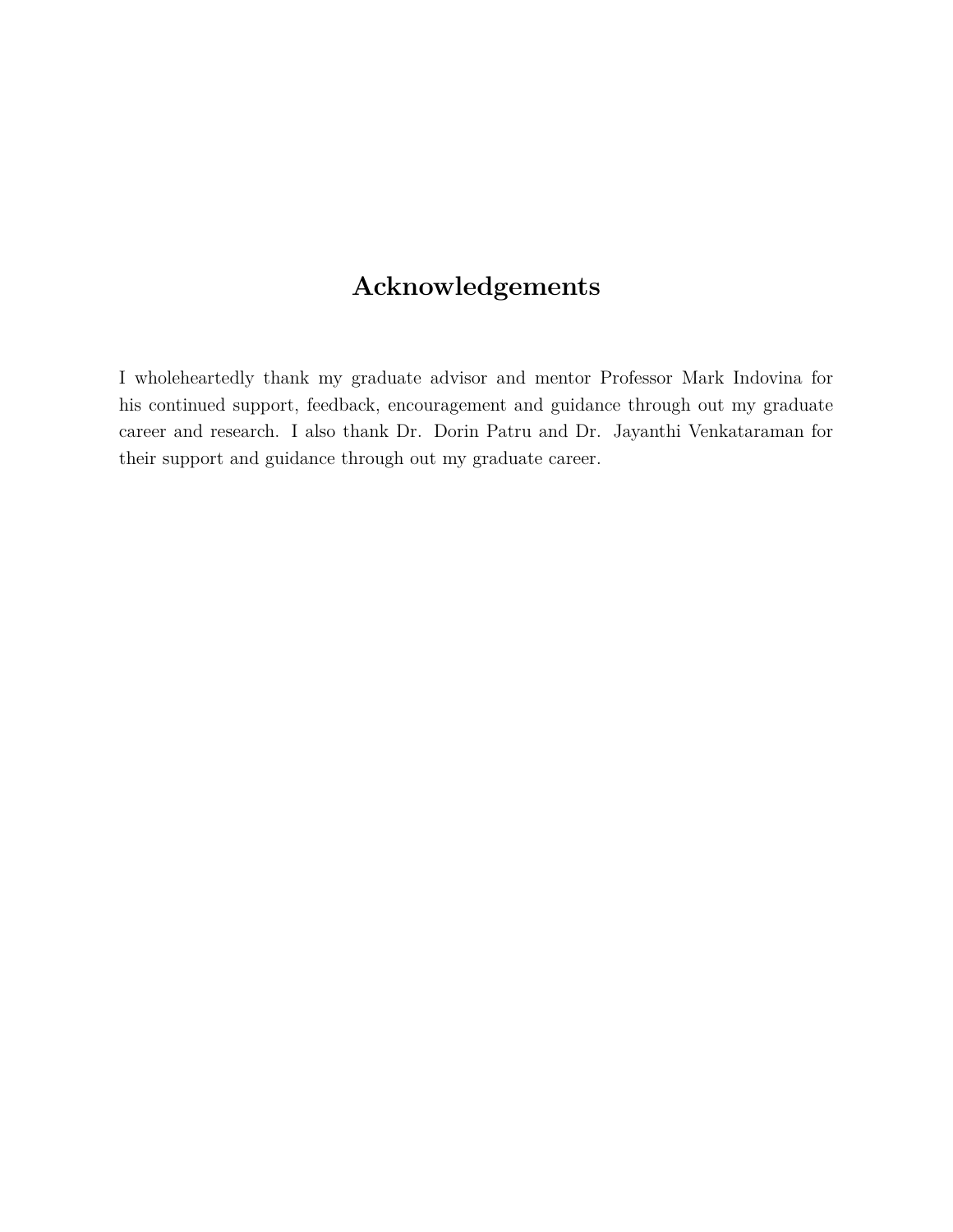# Acknowledgements

I wholeheartedly thank my graduate advisor and mentor Professor Mark Indovina for his continued support, feedback, encouragement and guidance through out my graduate career and research. I also thank Dr. Dorin Patru and Dr. Jayanthi Venkataraman for their support and guidance through out my graduate career.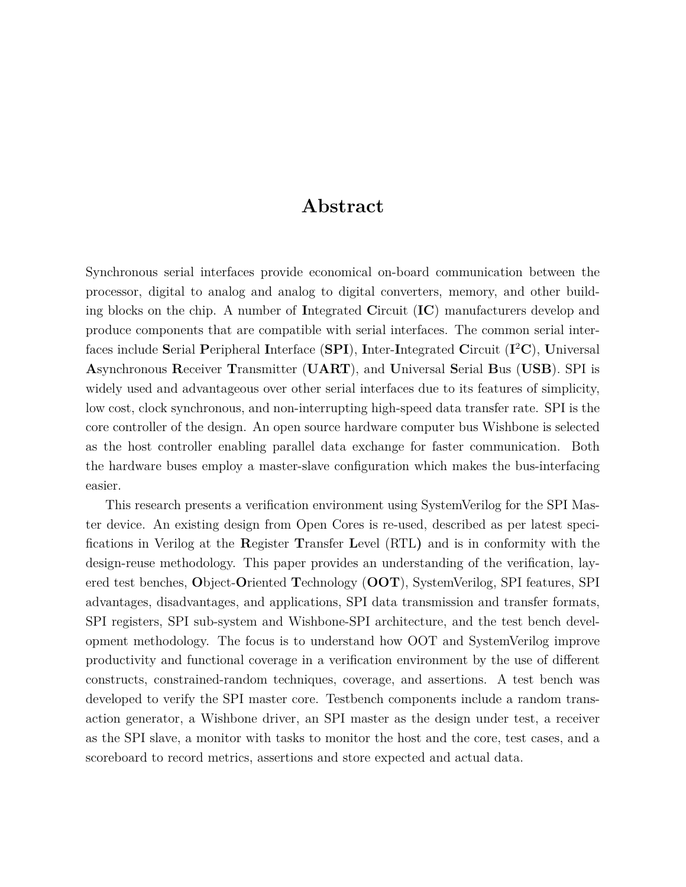# Abstract

Synchronous serial interfaces provide economical on-board communication between the processor, digital to analog and analog to digital converters, memory, and other building blocks on the chip. A number of **I**ntegrated **C**ircuit (**IC**) manufacturers develop and produce components that are compatible with serial interfaces. The common serial interfaces include **S**erial **P**eripheral **I**nterface (**SPI**), **I**nter-**I**ntegrated **C**ircuit (**I$^2$C**), **U**niversal **A**synchronous **R**eceiver **T**ransmitter (**UART**), and **U**niversal **S**erial **B**us (**USB**). SPI is widely used and advantageous over other serial interfaces due to its features of simplicity, low cost, clock synchronous, and non-interrupting high-speed data transfer rate. SPI is the core controller of the design. An open source hardware computer bus Wishbone is selected as the host controller enabling parallel data exchange for faster communication. Both the hardware buses employ a master-slave configuration which makes the bus-interfacing easier.

This research presents a verification environment using SystemVerilog for the SPI Master device. An existing design from Open Cores is re-used, described as per latest specifications in Verilog at the **R**egister **T**ransfer **L**evel (RTL) and is in conformity with the design-reuse methodology. This paper provides an understanding of the verification, layered test benches, **O**bject-**O**riented **T**echnology (**OOT**), SystemVerilog, SPI features, SPI advantages, disadvantages, and applications, SPI data transmission and transfer formats, SPI registers, SPI sub-system and Wishbone-SPI architecture, and the test bench development methodology. The focus is to understand how OOT and SystemVerilog improve productivity and functional coverage in a verification environment by the use of different constructs, constrained-random techniques, coverage, and assertions. A test bench was developed to verify the SPI master core. Testbench components include a random transaction generator, a Wishbone driver, an SPI master as the design under test, a receiver as the SPI slave, a monitor with tasks to monitor the host and the core, test cases, and a scoreboard to record metrics, assertions and store expected and actual data.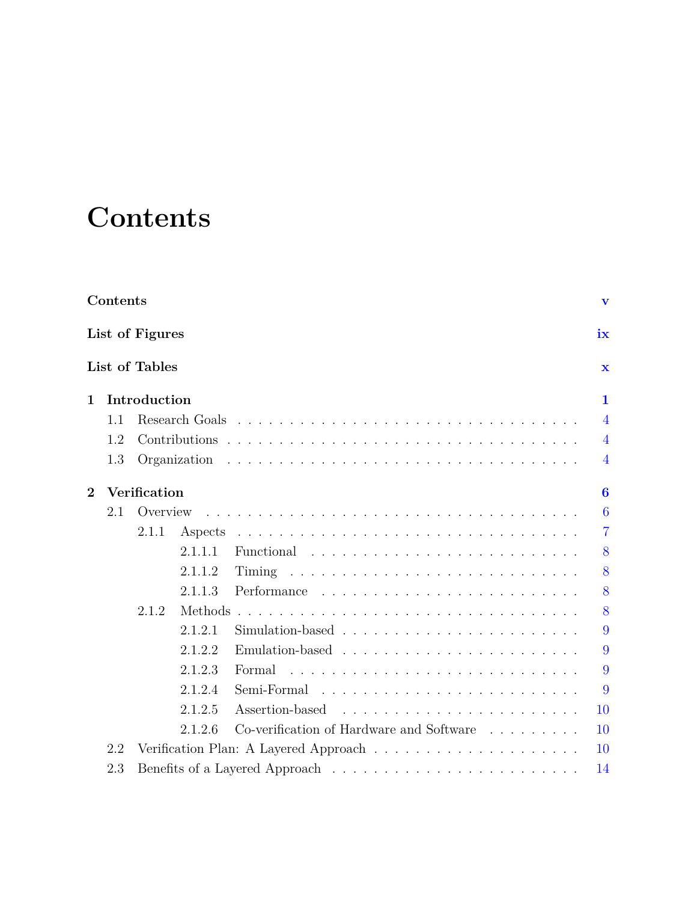# Contents

**Contents** **v**

**List of Figures** **ix**

**List of Tables** **x**

**1 Introduction** **1**

- 1.1 Research Goals . . . 4
- 1.2 Contributions . . . 4
- 1.3 Organization . . . 4

**2 Verification** **6**

- 2.1 Overview . . . 6
  - 2.1.1 Aspects . . . 7
    - 2.1.1.1 Functional . . . 8
    - 2.1.1.2 Timing . . . 8
    - 2.1.1.3 Performance . . . 8
  - 2.1.2 Methods . . . 8
    - 2.1.2.1 Simulation-based . . . 9
    - 2.1.2.2 Emulation-based . . . 9
    - 2.1.2.3 Formal . . . 9
    - 2.1.2.4 Semi-Formal . . . 9
    - 2.1.2.5 Assertion-based . . . 10
    - 2.1.2.6 Co-verification of Hardware and Software . . . 10
- 2.2 Verification Plan: A Layered Approach . . . 10
- 2.3 Benefits of a Layered Approach . . . 14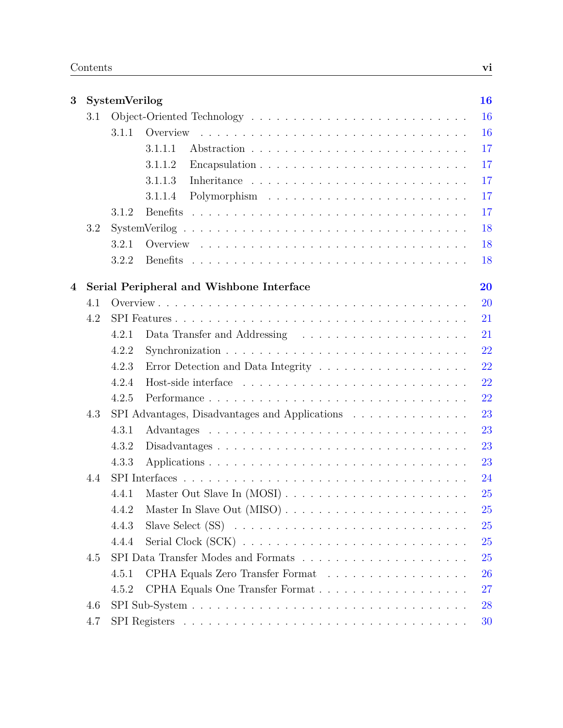**3 SystemVerilog** **16**

- 3.1 Object-Oriented Technology . . . . . . . . . . . . . . . . . . . . . . . . . . . 16
  - 3.1.1 Overview . . . . . . . . . . . . . . . . . . . . . . . . . . . . . . . . 16
    - 3.1.1.1 Abstraction . . . . . . . . . . . . . . . . . . . . . . . . . . 17
    - 3.1.1.2 Encapsulation . . . . . . . . . . . . . . . . . . . . . . . . 17
    - 3.1.1.3 Inheritance . . . . . . . . . . . . . . . . . . . . . . . . . . 17
    - 3.1.1.4 Polymorphism . . . . . . . . . . . . . . . . . . . . . . . . 17
  - 3.1.2 Benefits . . . . . . . . . . . . . . . . . . . . . . . . . . . . . . . . 17
- 3.2 SystemVerilog . . . . . . . . . . . . . . . . . . . . . . . . . . . . . . . . . 18
  - 3.2.1 Overview . . . . . . . . . . . . . . . . . . . . . . . . . . . . . . . . 18
  - 3.2.2 Benefits . . . . . . . . . . . . . . . . . . . . . . . . . . . . . . . . 18

**4 Serial Peripheral and Wishbone Interface** **20**

- 4.1 Overview . . . . . . . . . . . . . . . . . . . . . . . . . . . . . . . . . . . 20
- 4.2 SPI Features . . . . . . . . . . . . . . . . . . . . . . . . . . . . . . . . . 21
  - 4.2.1 Data Transfer and Addressing . . . . . . . . . . . . . . . . . . . . 21
  - 4.2.2 Synchronization . . . . . . . . . . . . . . . . . . . . . . . . . . . . 22
  - 4.2.3 Error Detection and Data Integrity . . . . . . . . . . . . . . . . . 22
  - 4.2.4 Host-side interface . . . . . . . . . . . . . . . . . . . . . . . . . . 22
  - 4.2.5 Performance . . . . . . . . . . . . . . . . . . . . . . . . . . . . . . 22
- 4.3 SPI Advantages, Disadvantages and Applications . . . . . . . . . . . . . . 23
  - 4.3.1 Advantages . . . . . . . . . . . . . . . . . . . . . . . . . . . . . . 23
  - 4.3.2 Disadvantages . . . . . . . . . . . . . . . . . . . . . . . . . . . . . 23
  - 4.3.3 Applications . . . . . . . . . . . . . . . . . . . . . . . . . . . . . . 23
- 4.4 SPI Interfaces . . . . . . . . . . . . . . . . . . . . . . . . . . . . . . . . . 24
  - 4.4.1 Master Out Slave In (MOSI) . . . . . . . . . . . . . . . . . . . . . 25
  - 4.4.2 Master In Slave Out (MISO) . . . . . . . . . . . . . . . . . . . . . 25
  - 4.4.3 Slave Select (SS) . . . . . . . . . . . . . . . . . . . . . . . . . . . 25
  - 4.4.4 Serial Clock (SCK) . . . . . . . . . . . . . . . . . . . . . . . . . . 25
- 4.5 SPI Data Transfer Modes and Formats . . . . . . . . . . . . . . . . . . . . 25
  - 4.5.1 CPHA Equals Zero Transfer Format . . . . . . . . . . . . . . . . . 26
  - 4.5.2 CPHA Equals One Transfer Format . . . . . . . . . . . . . . . . . . 27
- 4.6 SPI Sub-System . . . . . . . . . . . . . . . . . . . . . . . . . . . . . . . . 28
- 4.7 SPI Registers . . . . . . . . . . . . . . . . . . . . . . . . . . . . . . . . . 30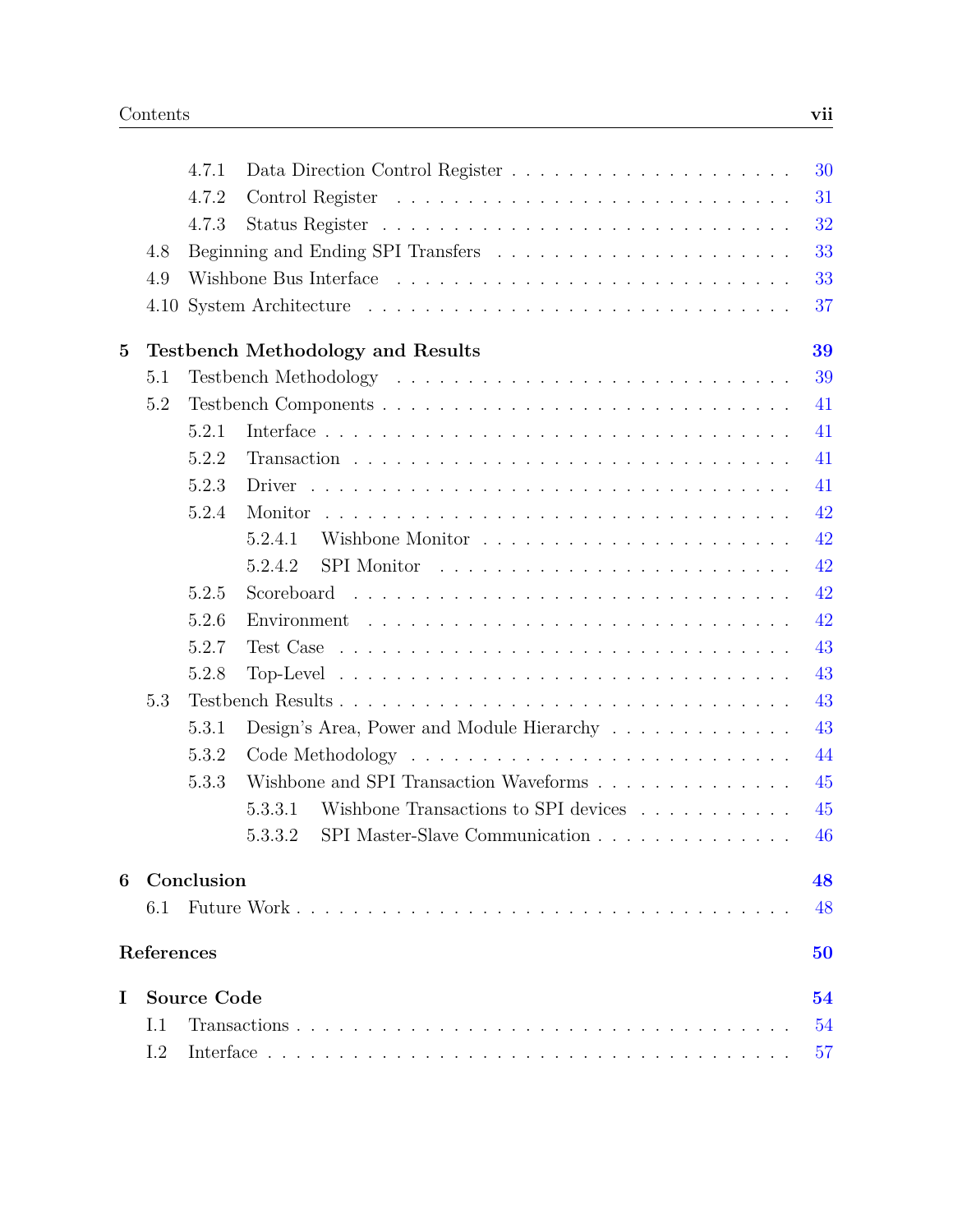- 4.7.1 Data Direction Control Register . . . . . . . . . . . . . . . . . . . . 30
- 4.7.2 Control Register . . . . . . . . . . . . . . . . . . . . . . . . . . . . 31
- 4.7.3 Status Register . . . . . . . . . . . . . . . . . . . . . . . . . . . . 32
- 4.8 Beginning and Ending SPI Transfers . . . . . . . . . . . . . . . . . . . . 33
- 4.9 Wishbone Bus Interface . . . . . . . . . . . . . . . . . . . . . . . . . . 33
- 4.10 System Architecture . . . . . . . . . . . . . . . . . . . . . . . . . . . . 37

**5 Testbench Methodology and Results** **39**

- 5.1 Testbench Methodology . . . . . . . . . . . . . . . . . . . . . . . . . . 39
- 5.2 Testbench Components . . . . . . . . . . . . . . . . . . . . . . . . . . 41
  - 5.2.1 Interface . . . . . . . . . . . . . . . . . . . . . . . . . . . . . . . 41
  - 5.2.2 Transaction . . . . . . . . . . . . . . . . . . . . . . . . . . . . . 41
  - 5.2.3 Driver . . . . . . . . . . . . . . . . . . . . . . . . . . . . . . . . 41
  - 5.2.4 Monitor . . . . . . . . . . . . . . . . . . . . . . . . . . . . . . . 42
    - 5.2.4.1 Wishbone Monitor . . . . . . . . . . . . . . . . . . . . . . 42
    - 5.2.4.2 SPI Monitor . . . . . . . . . . . . . . . . . . . . . . . . . 42
  - 5.2.5 Scoreboard . . . . . . . . . . . . . . . . . . . . . . . . . . . . . 42
  - 5.2.6 Environment . . . . . . . . . . . . . . . . . . . . . . . . . . . . 42
  - 5.2.7 Test Case . . . . . . . . . . . . . . . . . . . . . . . . . . . . . . 43
  - 5.2.8 Top-Level . . . . . . . . . . . . . . . . . . . . . . . . . . . . . . 43
- 5.3 Testbench Results . . . . . . . . . . . . . . . . . . . . . . . . . . . . . 43
  - 5.3.1 Design's Area, Power and Module Hierarchy . . . . . . . . . . . . . 43
  - 5.3.2 Code Methodology . . . . . . . . . . . . . . . . . . . . . . . . . . 44
  - 5.3.3 Wishbone and SPI Transaction Waveforms . . . . . . . . . . . . . . 45
    - 5.3.3.1 Wishbone Transactions to SPI devices . . . . . . . . . . . 45
    - 5.3.3.2 SPI Master-Slave Communication . . . . . . . . . . . . . . 46

**6 Conclusion** **48**

- 6.1 Future Work . . . . . . . . . . . . . . . . . . . . . . . . . . . . . . . . 48

**References** **50**

**I Source Code** **54**

- I.1 Transactions . . . . . . . . . . . . . . . . . . . . . . . . . . . . . . . . 54
- I.2 Interface . . . . . . . . . . . . . . . . . . . . . . . . . . . . . . . . . . 57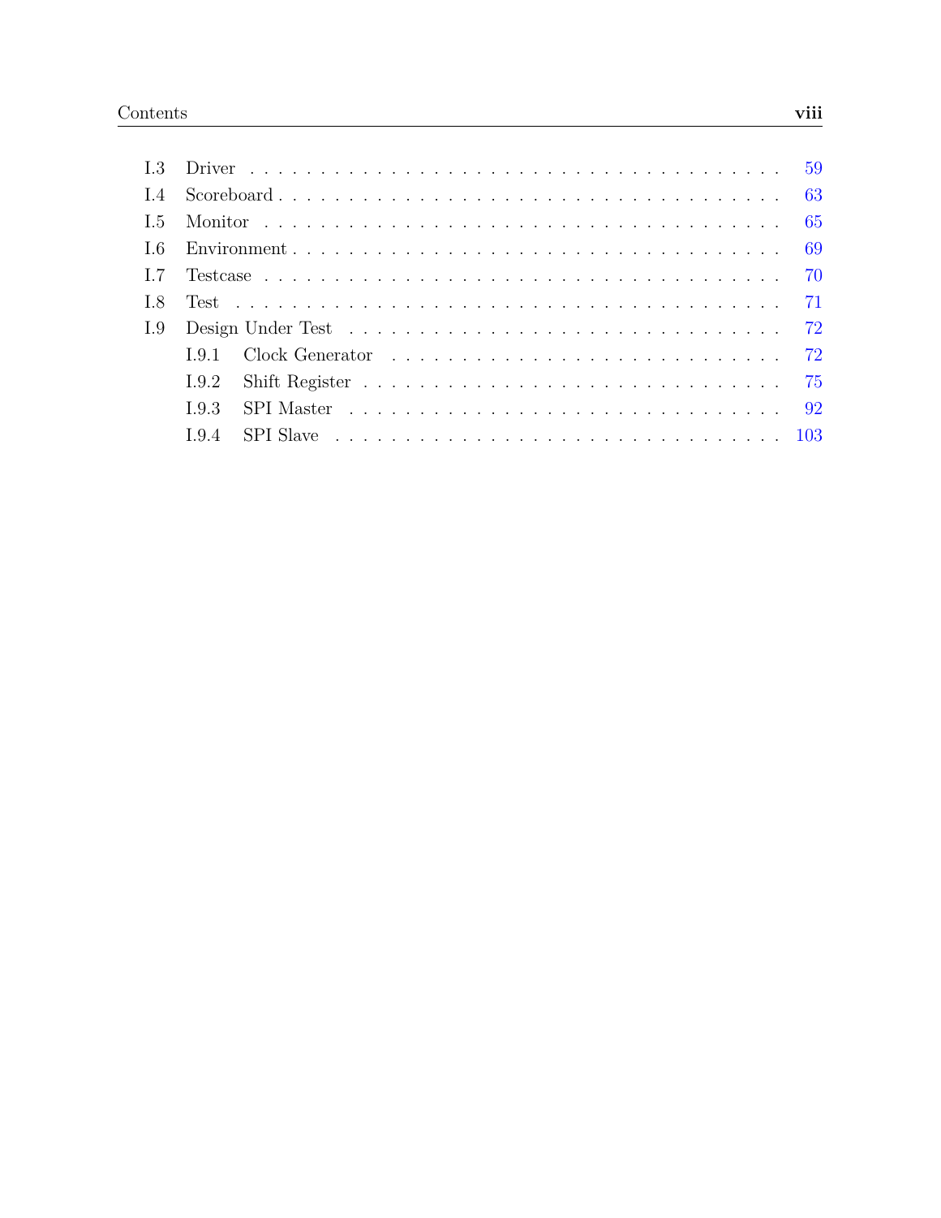- I.3 Driver ... 59
- I.4 Scoreboard ... 63
- I.5 Monitor ... 65
- I.6 Environment ... 69
- I.7 Testcase ... 70
- I.8 Test ... 71
- I.9 Design Under Test ... 72
  - I.9.1 Clock Generator ... 72
  - I.9.2 Shift Register ... 75
  - I.9.3 SPI Master ... 92
  - I.9.4 SPI Slave ... 103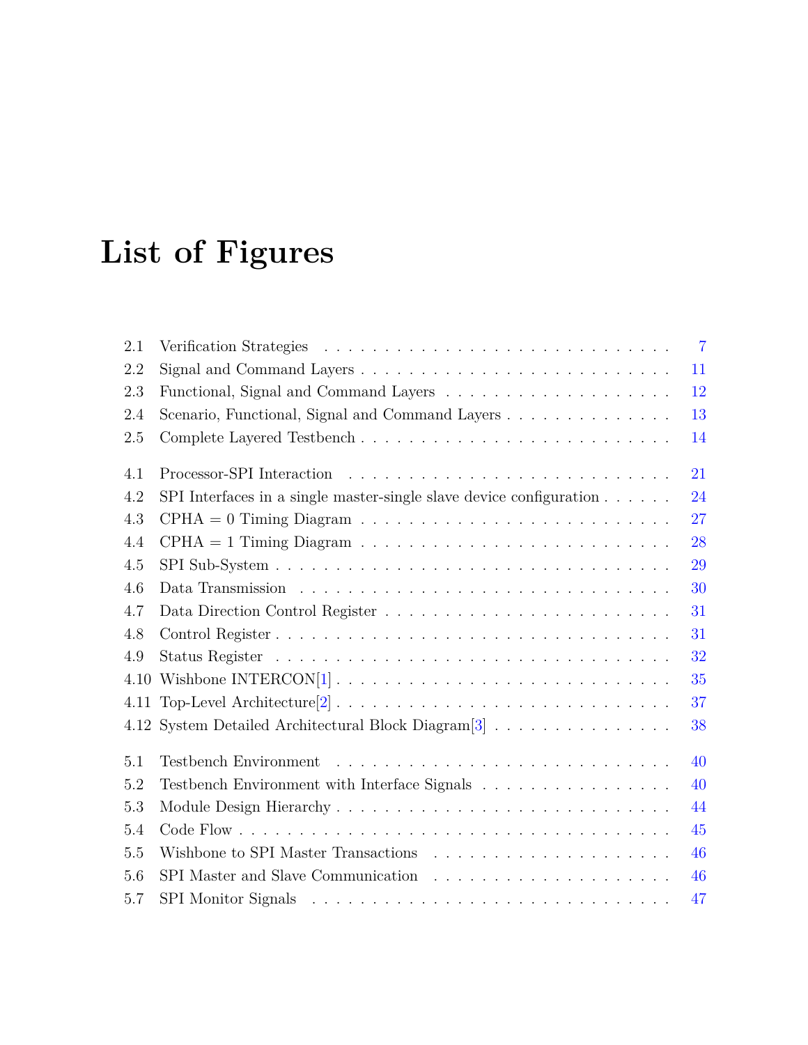# List of Figures

2.1 Verification Strategies . . . . . . . . . . . . . . . . . . . . . . . . . . . . . . 7
2.2 Signal and Command Layers . . . . . . . . . . . . . . . . . . . . . . . . . . . 11
2.3 Functional, Signal and Command Layers . . . . . . . . . . . . . . . . . . . . 12
2.4 Scenario, Functional, Signal and Command Layers . . . . . . . . . . . . . . . 13
2.5 Complete Layered Testbench . . . . . . . . . . . . . . . . . . . . . . . . . . . 14

4.1 Processor-SPI Interaction . . . . . . . . . . . . . . . . . . . . . . . . . . . . 21
4.2 SPI Interfaces in a single master-single slave device configuration . . . . . . 24
4.3 CPHA = 0 Timing Diagram . . . . . . . . . . . . . . . . . . . . . . . . . . . 27
4.4 CPHA = 1 Timing Diagram . . . . . . . . . . . . . . . . . . . . . . . . . . . 28
4.5 SPI Sub-System . . . . . . . . . . . . . . . . . . . . . . . . . . . . . . . . . . 29
4.6 Data Transmission . . . . . . . . . . . . . . . . . . . . . . . . . . . . . . . . 30
4.7 Data Direction Control Register . . . . . . . . . . . . . . . . . . . . . . . . . 31
4.8 Control Register . . . . . . . . . . . . . . . . . . . . . . . . . . . . . . . . . . 31
4.9 Status Register . . . . . . . . . . . . . . . . . . . . . . . . . . . . . . . . . . 32
4.10 Wishbone INTERCON[1] . . . . . . . . . . . . . . . . . . . . . . . . . . . . . 35
4.11 Top-Level Architecture[2] . . . . . . . . . . . . . . . . . . . . . . . . . . . . . 37
4.12 System Detailed Architectural Block Diagram[3] . . . . . . . . . . . . . . . . 38

5.1 Testbench Environment . . . . . . . . . . . . . . . . . . . . . . . . . . . . . . 40
5.2 Testbench Environment with Interface Signals . . . . . . . . . . . . . . . . . 40
5.3 Module Design Hierarchy . . . . . . . . . . . . . . . . . . . . . . . . . . . . . 44
5.4 Code Flow . . . . . . . . . . . . . . . . . . . . . . . . . . . . . . . . . . . . . 45
5.5 Wishbone to SPI Master Transactions . . . . . . . . . . . . . . . . . . . . . . 46
5.6 SPI Master and Slave Communication . . . . . . . . . . . . . . . . . . . . . . 46
5.7 SPI Monitor Signals . . . . . . . . . . . . . . . . . . . . . . . . . . . . . . . . 47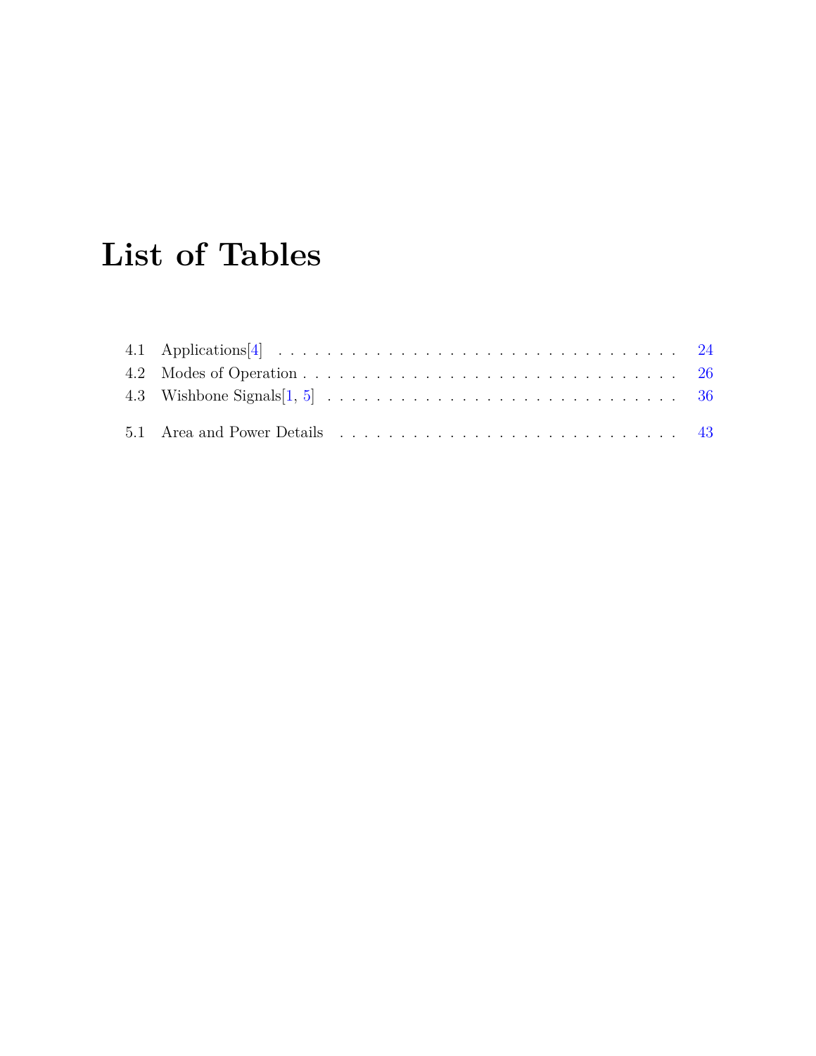# List of Tables

4.1 Applications[4] . . . . . . . . . . . . . . . . . . . . . . . . . . . . . . . . . . 24
4.2 Modes of Operation . . . . . . . . . . . . . . . . . . . . . . . . . . . . . . . . . 26
4.3 Wishbone Signals[1, 5] . . . . . . . . . . . . . . . . . . . . . . . . . . . . . . . 36

5.1 Area and Power Details . . . . . . . . . . . . . . . . . . . . . . . . . . . . . . 43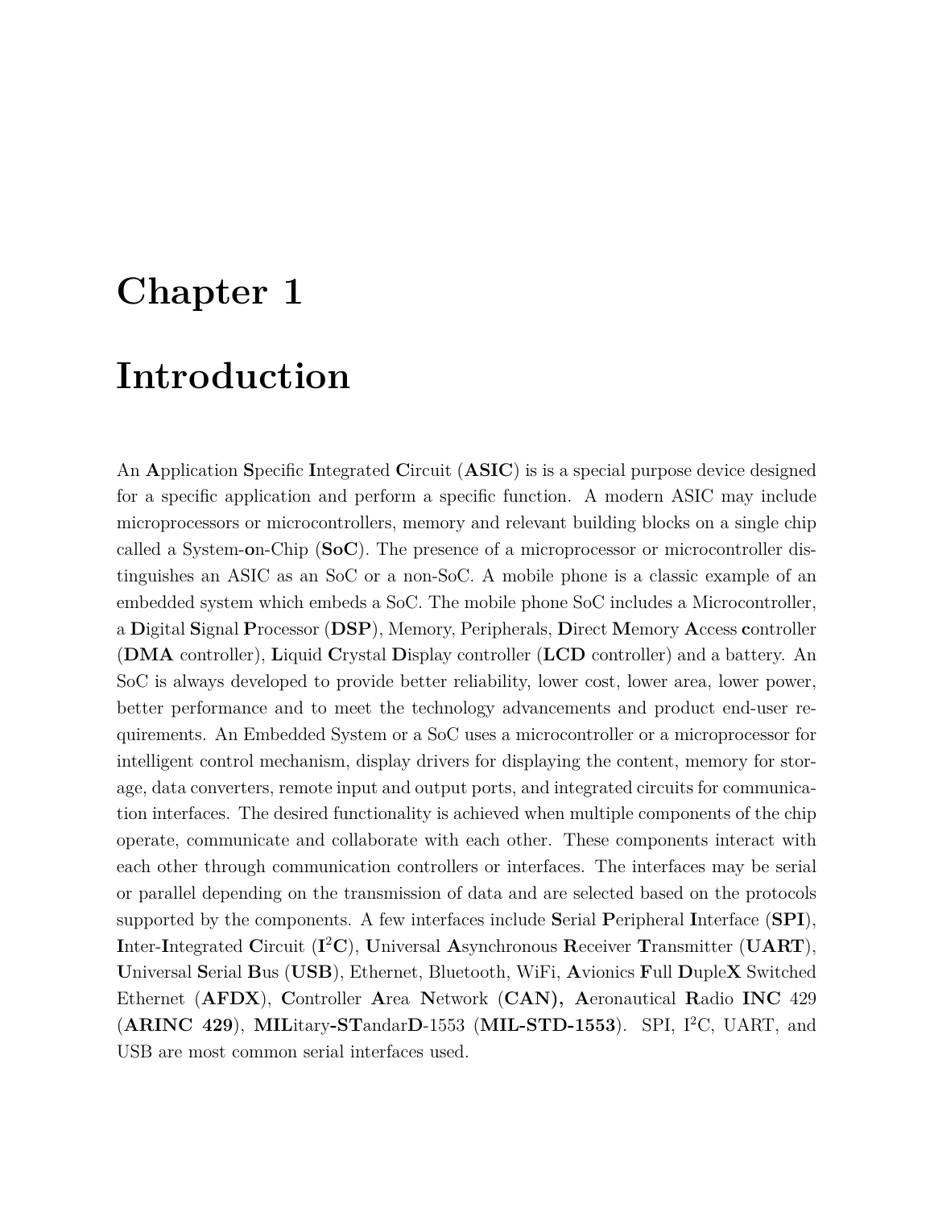# Chapter 1

# Introduction

An **A**pplication **S**pecific **I**ntegrated **C**ircuit (**ASIC**) is is a special purpose device designed for a specific application and perform a specific function. A modern ASIC may include microprocessors or microcontrollers, memory and relevant building blocks on a single chip called a System-**o**n-Chip (**SoC**). The presence of a microprocessor or microcontroller distinguishes an ASIC as an SoC or a non-SoC. A mobile phone is a classic example of an embedded system which embeds a SoC. The mobile phone SoC includes a Microcontroller, a **D**igital **S**ignal **P**rocessor (**DSP**), Memory, Peripherals, **D**irect **M**emory **A**ccess **c**ontroller (**DMA** controller), **L**iquid **C**rystal **D**isplay controller (**LCD** controller) and a battery. An SoC is always developed to provide better reliability, lower cost, lower area, lower power, better performance and to meet the technology advancements and product end-user requirements. An Embedded System or a SoC uses a microcontroller or a microprocessor for intelligent control mechanism, display drivers for displaying the content, memory for storage, data converters, remote input and output ports, and integrated circuits for communication interfaces. The desired functionality is achieved when multiple components of the chip operate, communicate and collaborate with each other. These components interact with each other through communication controllers or interfaces. The interfaces may be serial or parallel depending on the transmission of data and are selected based on the protocols supported by the components. A few interfaces include **S**erial **P**eripheral **I**nterface (**SPI**), **I**nter-**I**ntegrated **C**ircuit (**I$^2$C**), **U**niversal **A**synchronous **R**eceiver **T**ransmitter (**UART**), **U**niversal **S**erial **B**us (**USB**), Ethernet, Bluetooth, WiFi, **A**vionics **F**ull **D**uple**X** Switched Ethernet (**AFDX**), **C**ontroller **A**rea **N**etwork (**CAN**), **A**eronautical **R**adio **INC** 429 (**ARINC 429**), **MIL**itary-**ST**andar**D**-1553 (**MIL-STD-1553**). SPI, I$^2$C, UART, and USB are most common serial interfaces used.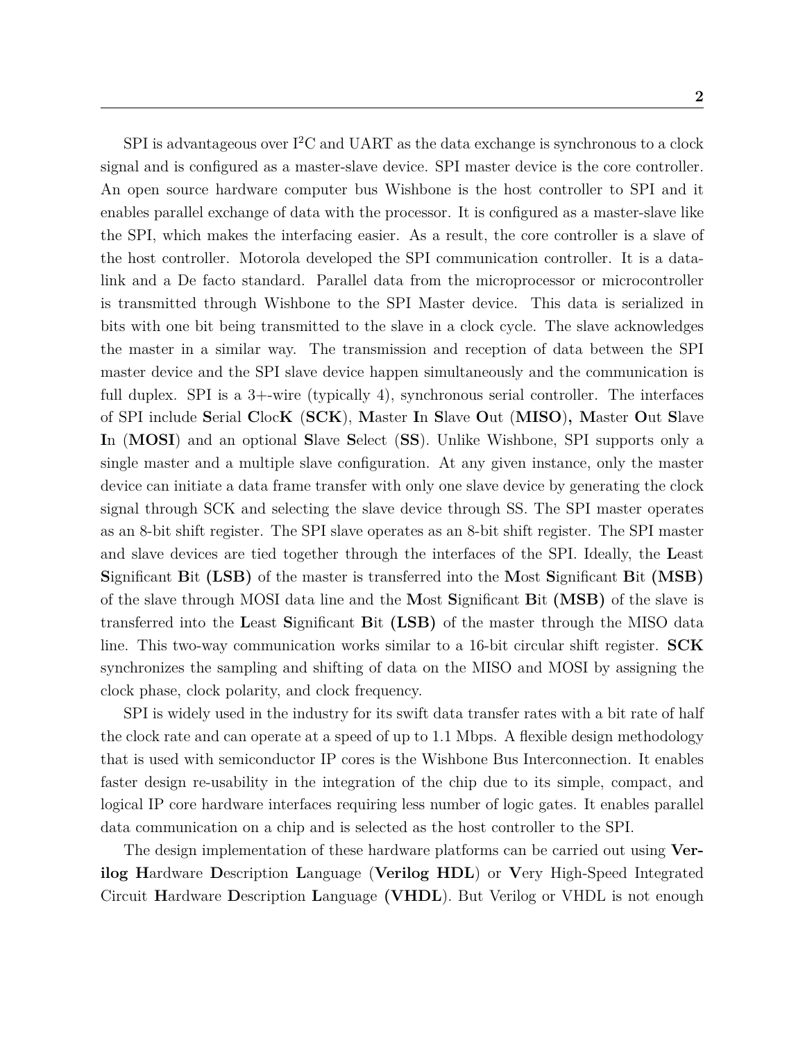SPI is advantageous over $I^2C$ and UART as the data exchange is synchronous to a clock signal and is configured as a master-slave device. SPI master device is the core controller. An open source hardware computer bus Wishbone is the host controller to SPI and it enables parallel exchange of data with the processor. It is configured as a master-slave like the SPI, which makes the interfacing easier. As a result, the core controller is a slave of the host controller. Motorola developed the SPI communication controller. It is a data-link and a De facto standard. Parallel data from the microprocessor or microcontroller is transmitted through Wishbone to the SPI Master device. This data is serialized in bits with one bit being transmitted to the slave in a clock cycle. The slave acknowledges the master in a similar way. The transmission and reception of data between the SPI master device and the SPI slave device happen simultaneously and the communication is full duplex. SPI is a 3+-wire (typically 4), synchronous serial controller. The interfaces of SPI include **S**erial **C**loc**K** (**SCK**), **M**aster **I**n **S**lave **O**ut (**MISO**)**,** **M**aster **O**ut **S**lave **I**n (**MOSI**) and an optional **S**lave **S**elect (**SS**). Unlike Wishbone, SPI supports only a single master and a multiple slave configuration. At any given instance, only the master device can initiate a data frame transfer with only one slave device by generating the clock signal through SCK and selecting the slave device through SS. The SPI master operates as an 8-bit shift register. The SPI slave operates as an 8-bit shift register. The SPI master and slave devices are tied together through the interfaces of the SPI. Ideally, the **L**east **S**ignificant **B**it **(LSB)** of the master is transferred into the **M**ost **S**ignificant **B**it **(MSB)** of the slave through MOSI data line and the **M**ost **S**ignificant **B**it **(MSB)** of the slave is transferred into the **L**east **S**ignificant **B**it **(LSB)** of the master through the MISO data line. This two-way communication works similar to a 16-bit circular shift register. **SCK** synchronizes the sampling and shifting of data on the MISO and MOSI by assigning the clock phase, clock polarity, and clock frequency.

SPI is widely used in the industry for its swift data transfer rates with a bit rate of half the clock rate and can operate at a speed of up to 1.1 Mbps. A flexible design methodology that is used with semiconductor IP cores is the Wishbone Bus Interconnection. It enables faster design re-usability in the integration of the chip due to its simple, compact, and logical IP core hardware interfaces requiring less number of logic gates. It enables parallel data communication on a chip and is selected as the host controller to the SPI.

The design implementation of these hardware platforms can be carried out using **Verilog** **H**ardware **D**escription **L**anguage (**Verilog HDL**) or **V**ery High-Speed Integrated Circuit **H**ardware **D**escription **L**anguage **(VHDL)**. But Verilog or VHDL is not enough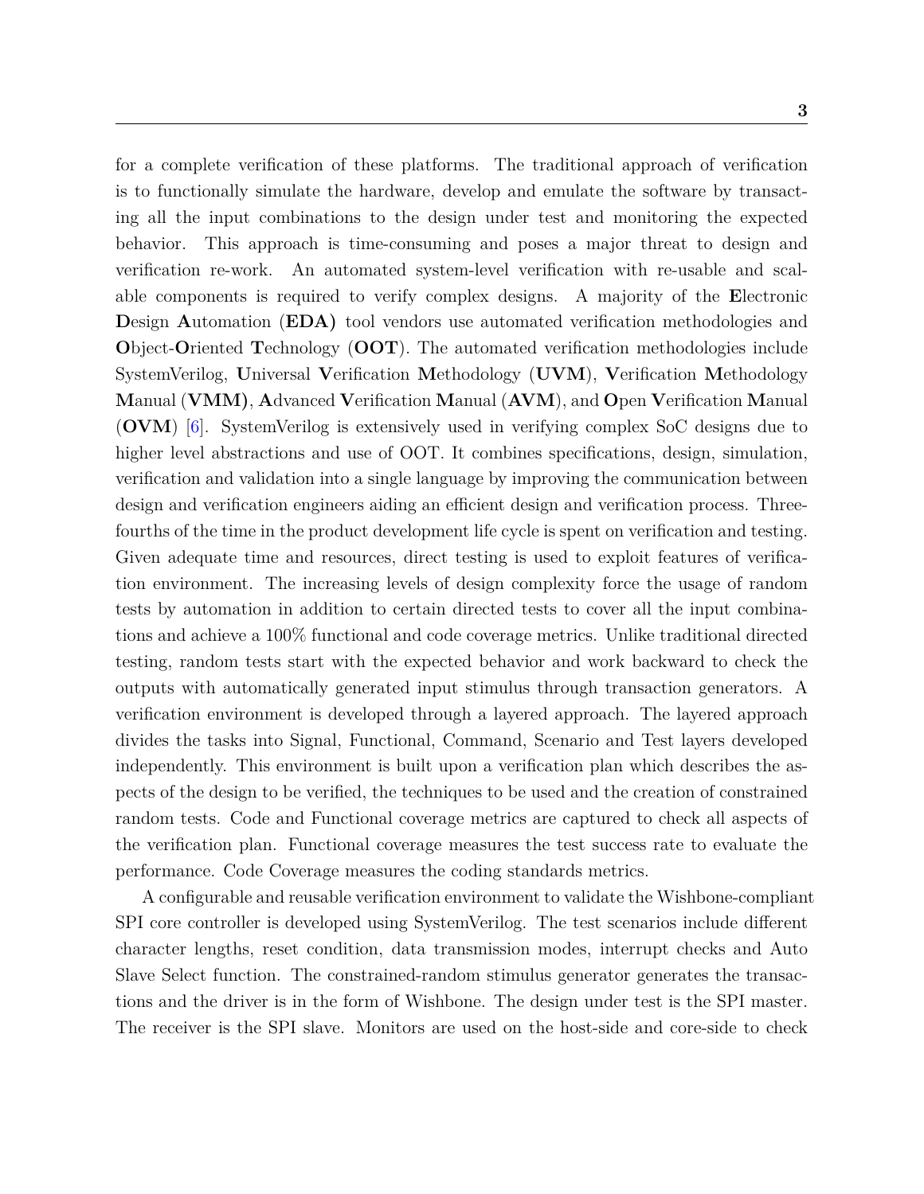for a complete verification of these platforms. The traditional approach of verification is to functionally simulate the hardware, develop and emulate the software by transacting all the input combinations to the design under test and monitoring the expected behavior. This approach is time-consuming and poses a major threat to design and verification re-work. An automated system-level verification with re-usable and scalable components is required to verify complex designs. A majority of the **E**lectronic **D**esign **A**utomation (**EDA)** tool vendors use automated verification methodologies and **O**bject-**O**riented **T**echnology (**OOT**). The automated verification methodologies include SystemVerilog, **U**niversal **V**erification **M**ethodology (**UVM**), **V**erification **M**ethodology **M**anual (**VMM)**, **A**dvanced **V**erification **M**anual (**AVM**), and **O**pen **V**erification **M**anual (**OVM**) [6]. SystemVerilog is extensively used in verifying complex SoC designs due to higher level abstractions and use of OOT. It combines specifications, design, simulation, verification and validation into a single language by improving the communication between design and verification engineers aiding an efficient design and verification process. Three-fourths of the time in the product development life cycle is spent on verification and testing. Given adequate time and resources, direct testing is used to exploit features of verification environment. The increasing levels of design complexity force the usage of random tests by automation in addition to certain directed tests to cover all the input combinations and achieve a 100% functional and code coverage metrics. Unlike traditional directed testing, random tests start with the expected behavior and work backward to check the outputs with automatically generated input stimulus through transaction generators. A verification environment is developed through a layered approach. The layered approach divides the tasks into Signal, Functional, Command, Scenario and Test layers developed independently. This environment is built upon a verification plan which describes the aspects of the design to be verified, the techniques to be used and the creation of constrained random tests. Code and Functional coverage metrics are captured to check all aspects of the verification plan. Functional coverage measures the test success rate to evaluate the performance. Code Coverage measures the coding standards metrics.

A configurable and reusable verification environment to validate the Wishbone-compliant SPI core controller is developed using SystemVerilog. The test scenarios include different character lengths, reset condition, data transmission modes, interrupt checks and Auto Slave Select function. The constrained-random stimulus generator generates the transactions and the driver is in the form of Wishbone. The design under test is the SPI master. The receiver is the SPI slave. Monitors are used on the host-side and core-side to check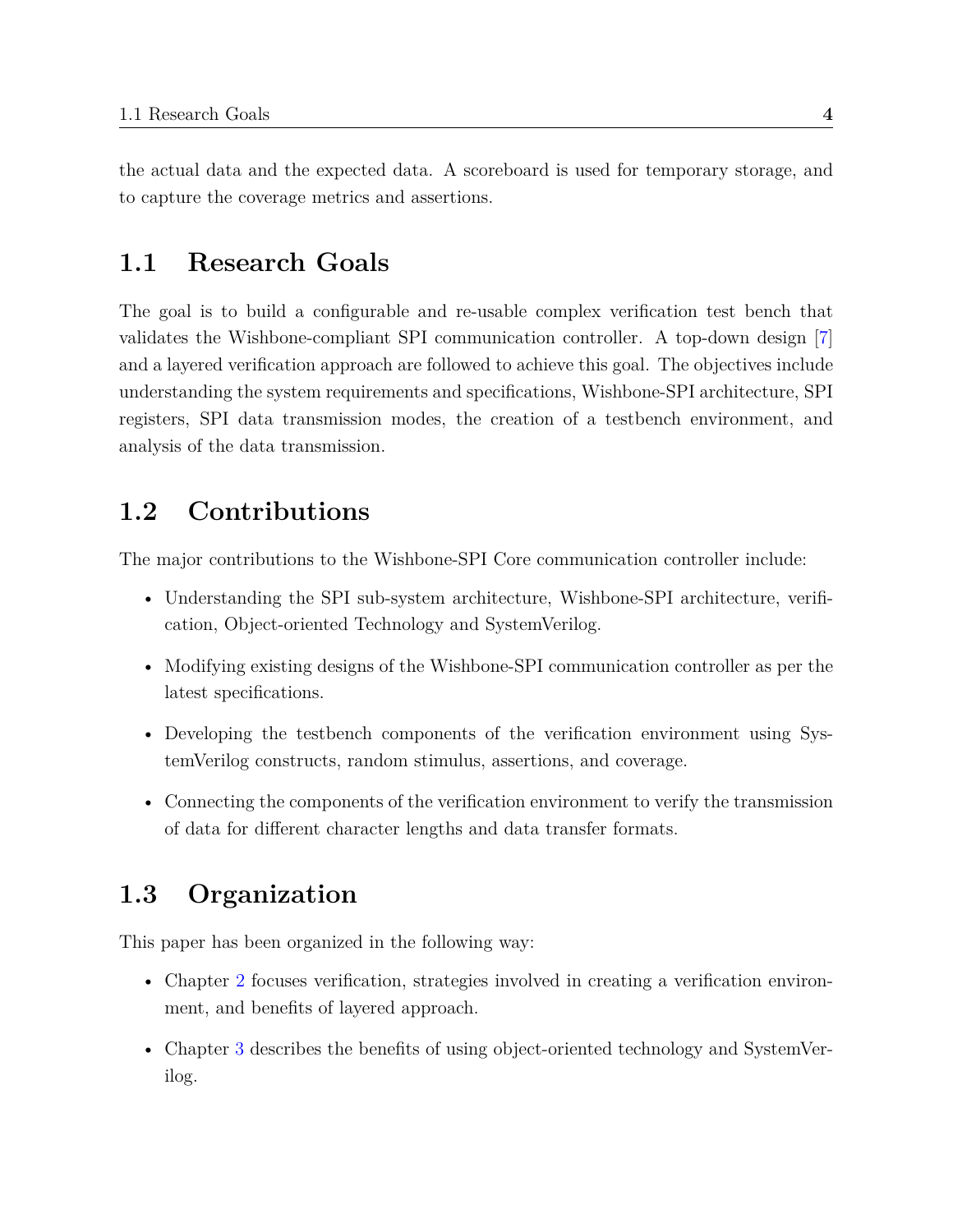the actual data and the expected data. A scoreboard is used for temporary storage, and to capture the coverage metrics and assertions.

## 1.1 Research Goals

The goal is to build a configurable and re-usable complex verification test bench that validates the Wishbone-compliant SPI communication controller. A top-down design [7] and a layered verification approach are followed to achieve this goal. The objectives include understanding the system requirements and specifications, Wishbone-SPI architecture, SPI registers, SPI data transmission modes, the creation of a testbench environment, and analysis of the data transmission.

## 1.2 Contributions

The major contributions to the Wishbone-SPI Core communication controller include:

- Understanding the SPI sub-system architecture, Wishbone-SPI architecture, verification, Object-oriented Technology and SystemVerilog.
- Modifying existing designs of the Wishbone-SPI communication controller as per the latest specifications.
- Developing the testbench components of the verification environment using SystemVerilog constructs, random stimulus, assertions, and coverage.
- Connecting the components of the verification environment to verify the transmission of data for different character lengths and data transfer formats.

## 1.3 Organization

This paper has been organized in the following way:

- Chapter 2 focuses verification, strategies involved in creating a verification environment, and benefits of layered approach.
- Chapter 3 describes the benefits of using object-oriented technology and SystemVerilog.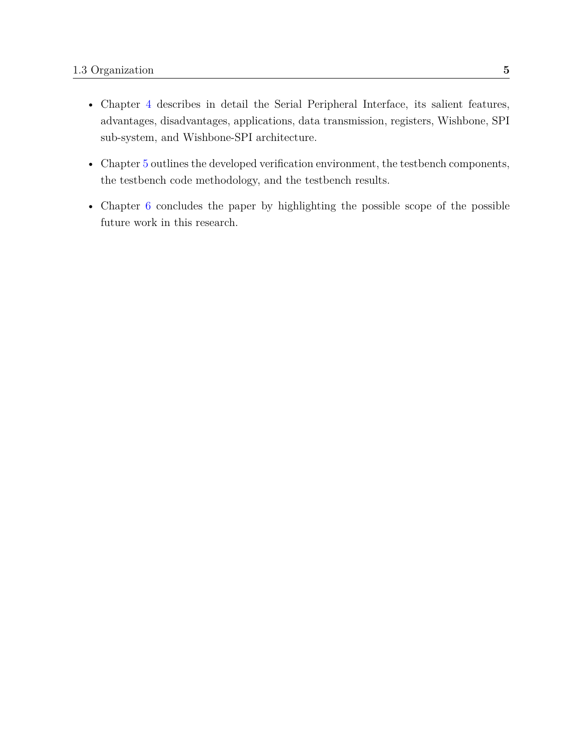- Chapter 4 describes in detail the Serial Peripheral Interface, its salient features, advantages, disadvantages, applications, data transmission, registers, Wishbone, SPI sub-system, and Wishbone-SPI architecture.
- Chapter 5 outlines the developed verification environment, the testbench components, the testbench code methodology, and the testbench results.
- Chapter 6 concludes the paper by highlighting the possible scope of the possible future work in this research.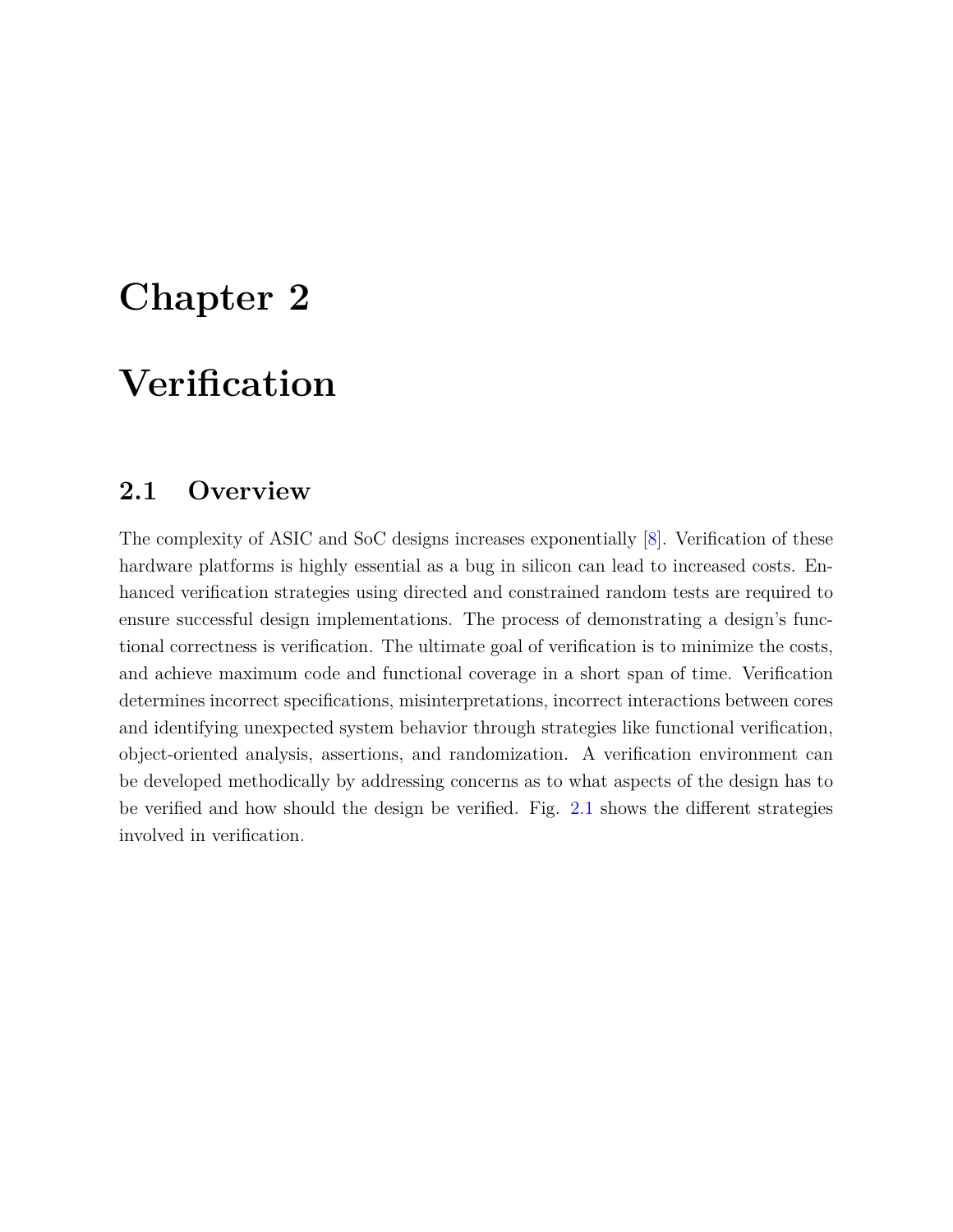# Chapter 2

# Verification

## 2.1 Overview

The complexity of ASIC and SoC designs increases exponentially [8]. Verification of these hardware platforms is highly essential as a bug in silicon can lead to increased costs. Enhanced verification strategies using directed and constrained random tests are required to ensure successful design implementations. The process of demonstrating a design's functional correctness is verification. The ultimate goal of verification is to minimize the costs, and achieve maximum code and functional coverage in a short span of time. Verification determines incorrect specifications, misinterpretations, incorrect interactions between cores and identifying unexpected system behavior through strategies like functional verification, object-oriented analysis, assertions, and randomization. A verification environment can be developed methodically by addressing concerns as to what aspects of the design has to be verified and how should the design be verified. Fig. 2.1 shows the different strategies involved in verification.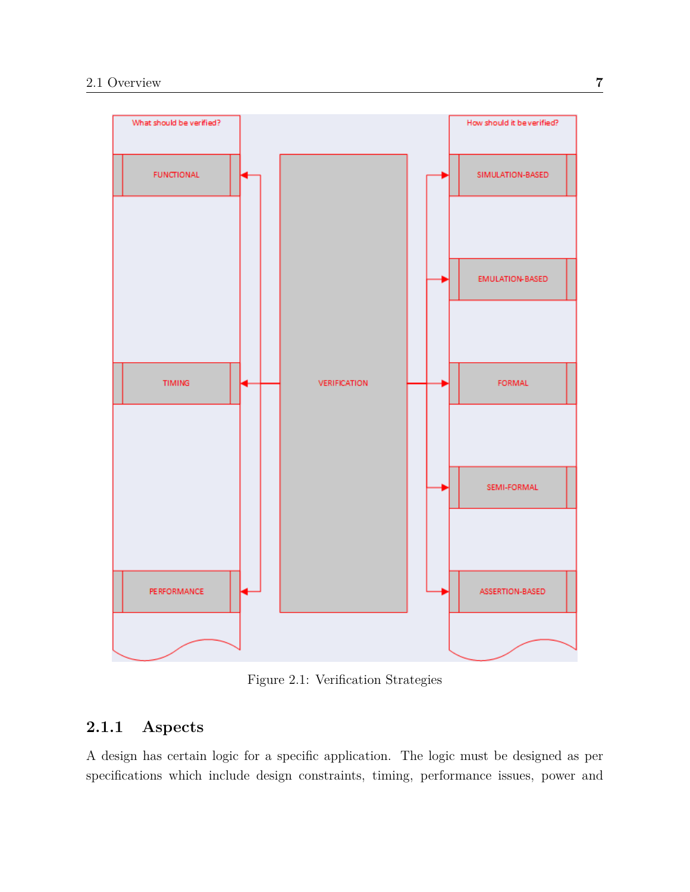Figure 2.1: Verification Strategies

### 2.1.1 Aspects

A design has certain logic for a specific application. The logic must be designed as per specifications which include design constraints, timing, performance issues, power and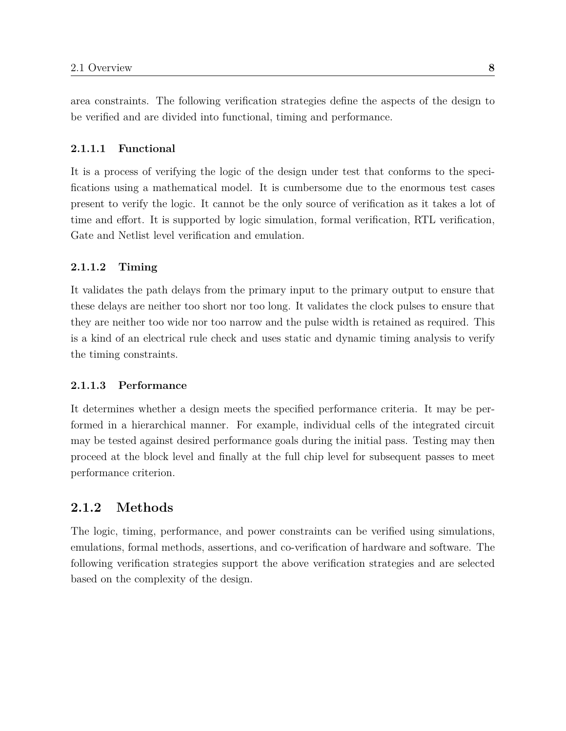area constraints. The following verification strategies define the aspects of the design to be verified and are divided into functional, timing and performance.

#### 2.1.1.1 Functional

It is a process of verifying the logic of the design under test that conforms to the specifications using a mathematical model. It is cumbersome due to the enormous test cases present to verify the logic. It cannot be the only source of verification as it takes a lot of time and effort. It is supported by logic simulation, formal verification, RTL verification, Gate and Netlist level verification and emulation.

#### 2.1.1.2 Timing

It validates the path delays from the primary input to the primary output to ensure that these delays are neither too short nor too long. It validates the clock pulses to ensure that they are neither too wide nor too narrow and the pulse width is retained as required. This is a kind of an electrical rule check and uses static and dynamic timing analysis to verify the timing constraints.

#### 2.1.1.3 Performance

It determines whether a design meets the specified performance criteria. It may be performed in a hierarchical manner. For example, individual cells of the integrated circuit may be tested against desired performance goals during the initial pass. Testing may then proceed at the block level and finally at the full chip level for subsequent passes to meet performance criterion.

### 2.1.2 Methods

The logic, timing, performance, and power constraints can be verified using simulations, emulations, formal methods, assertions, and co-verification of hardware and software. The following verification strategies support the above verification strategies and are selected based on the complexity of the design.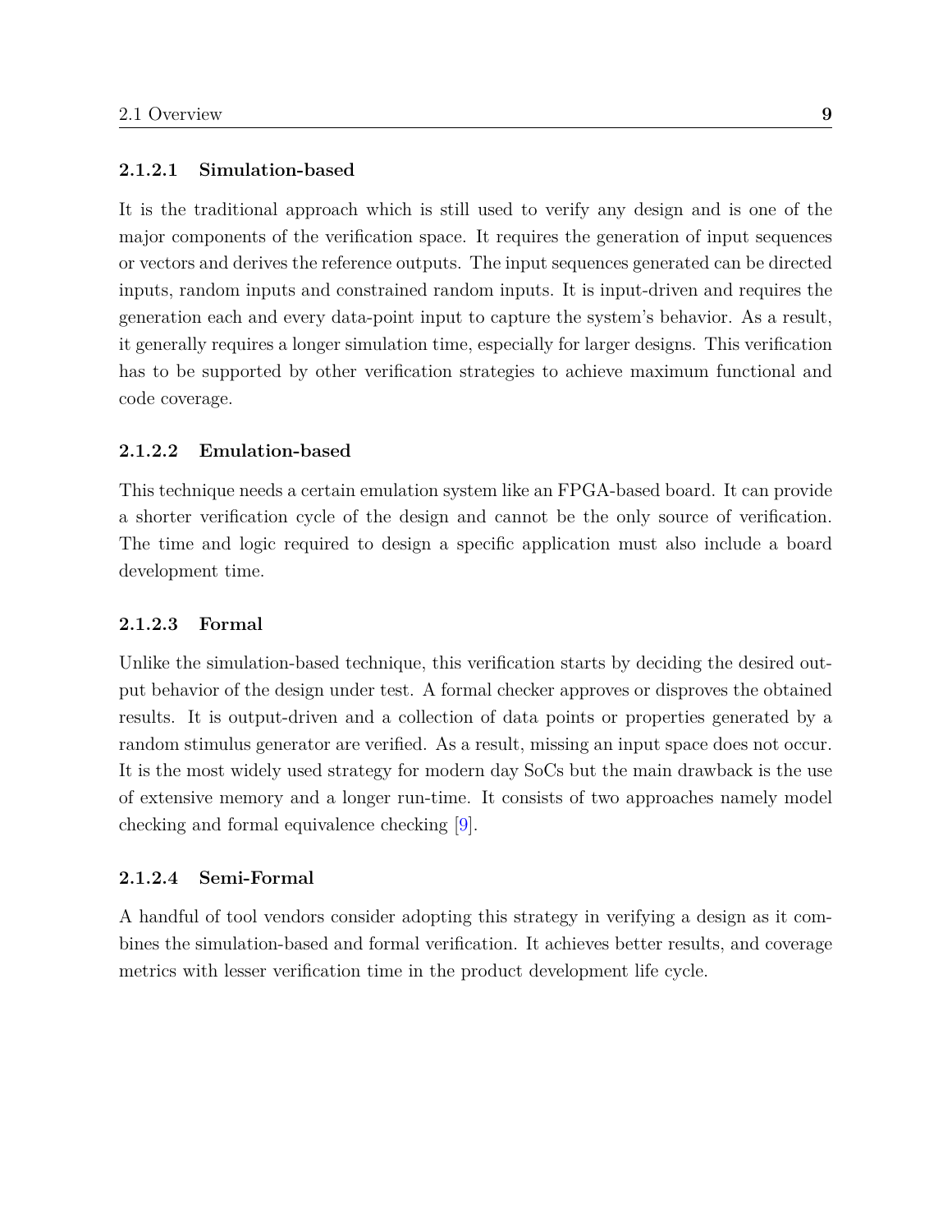#### 2.1.2.1 Simulation-based

It is the traditional approach which is still used to verify any design and is one of the major components of the verification space. It requires the generation of input sequences or vectors and derives the reference outputs. The input sequences generated can be directed inputs, random inputs and constrained random inputs. It is input-driven and requires the generation each and every data-point input to capture the system's behavior. As a result, it generally requires a longer simulation time, especially for larger designs. This verification has to be supported by other verification strategies to achieve maximum functional and code coverage.

#### 2.1.2.2 Emulation-based

This technique needs a certain emulation system like an FPGA-based board. It can provide a shorter verification cycle of the design and cannot be the only source of verification. The time and logic required to design a specific application must also include a board development time.

#### 2.1.2.3 Formal

Unlike the simulation-based technique, this verification starts by deciding the desired output behavior of the design under test. A formal checker approves or disproves the obtained results. It is output-driven and a collection of data points or properties generated by a random stimulus generator are verified. As a result, missing an input space does not occur. It is the most widely used strategy for modern day SoCs but the main drawback is the use of extensive memory and a longer run-time. It consists of two approaches namely model checking and formal equivalence checking [9].

#### 2.1.2.4 Semi-Formal

A handful of tool vendors consider adopting this strategy in verifying a design as it combines the simulation-based and formal verification. It achieves better results, and coverage metrics with lesser verification time in the product development life cycle.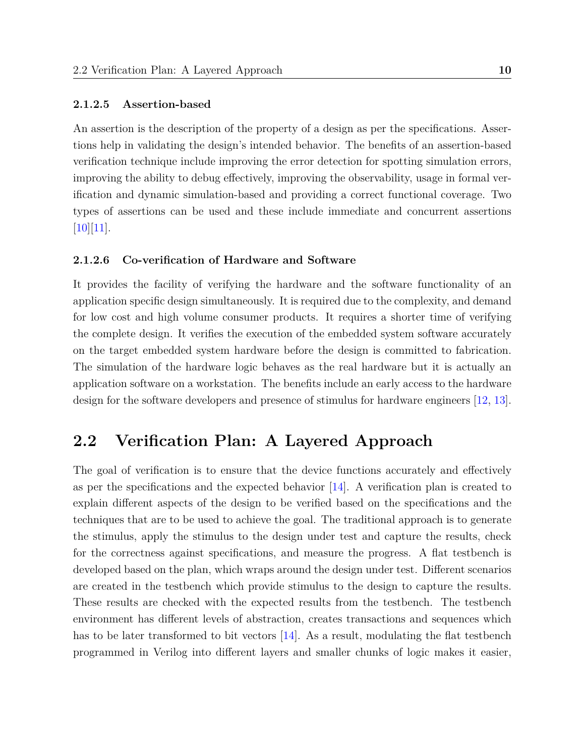#### 2.1.2.5 Assertion-based

An assertion is the description of the property of a design as per the specifications. Assertions help in validating the design's intended behavior. The benefits of an assertion-based verification technique include improving the error detection for spotting simulation errors, improving the ability to debug effectively, improving the observability, usage in formal verification and dynamic simulation-based and providing a correct functional coverage. Two types of assertions can be used and these include immediate and concurrent assertions [10][11].

#### 2.1.2.6 Co-verification of Hardware and Software

It provides the facility of verifying the hardware and the software functionality of an application specific design simultaneously. It is required due to the complexity, and demand for low cost and high volume consumer products. It requires a shorter time of verifying the complete design. It verifies the execution of the embedded system software accurately on the target embedded system hardware before the design is committed to fabrication. The simulation of the hardware logic behaves as the real hardware but it is actually an application software on a workstation. The benefits include an early access to the hardware design for the software developers and presence of stimulus for hardware engineers [12, 13].

## 2.2 Verification Plan: A Layered Approach

The goal of verification is to ensure that the device functions accurately and effectively as per the specifications and the expected behavior [14]. A verification plan is created to explain different aspects of the design to be verified based on the specifications and the techniques that are to be used to achieve the goal. The traditional approach is to generate the stimulus, apply the stimulus to the design under test and capture the results, check for the correctness against specifications, and measure the progress. A flat testbench is developed based on the plan, which wraps around the design under test. Different scenarios are created in the testbench which provide stimulus to the design to capture the results. These results are checked with the expected results from the testbench. The testbench environment has different levels of abstraction, creates transactions and sequences which has to be later transformed to bit vectors [14]. As a result, modulating the flat testbench programmed in Verilog into different layers and smaller chunks of logic makes it easier,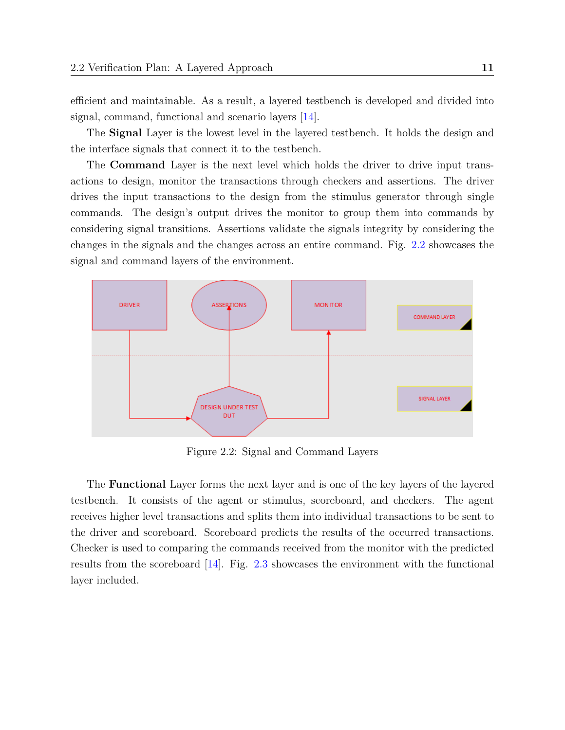efficient and maintainable. As a result, a layered testbench is developed and divided into signal, command, functional and scenario layers [14].

The **Signal** Layer is the lowest level in the layered testbench. It holds the design and the interface signals that connect it to the testbench.

The **Command** Layer is the next level which holds the driver to drive input transactions to design, monitor the transactions through checkers and assertions. The driver drives the input transactions to the design from the stimulus generator through single commands. The design's output drives the monitor to group them into commands by considering signal transitions. Assertions validate the signals integrity by considering the changes in the signals and the changes across an entire command. Fig. 2.2 showcases the signal and command layers of the environment.

Figure 2.2: Signal and Command Layers

The **Functional** Layer forms the next layer and is one of the key layers of the layered testbench. It consists of the agent or stimulus, scoreboard, and checkers. The agent receives higher level transactions and splits them into individual transactions to be sent to the driver and scoreboard. Scoreboard predicts the results of the occurred transactions. Checker is used to comparing the commands received from the monitor with the predicted results from the scoreboard [14]. Fig. 2.3 showcases the environment with the functional layer included.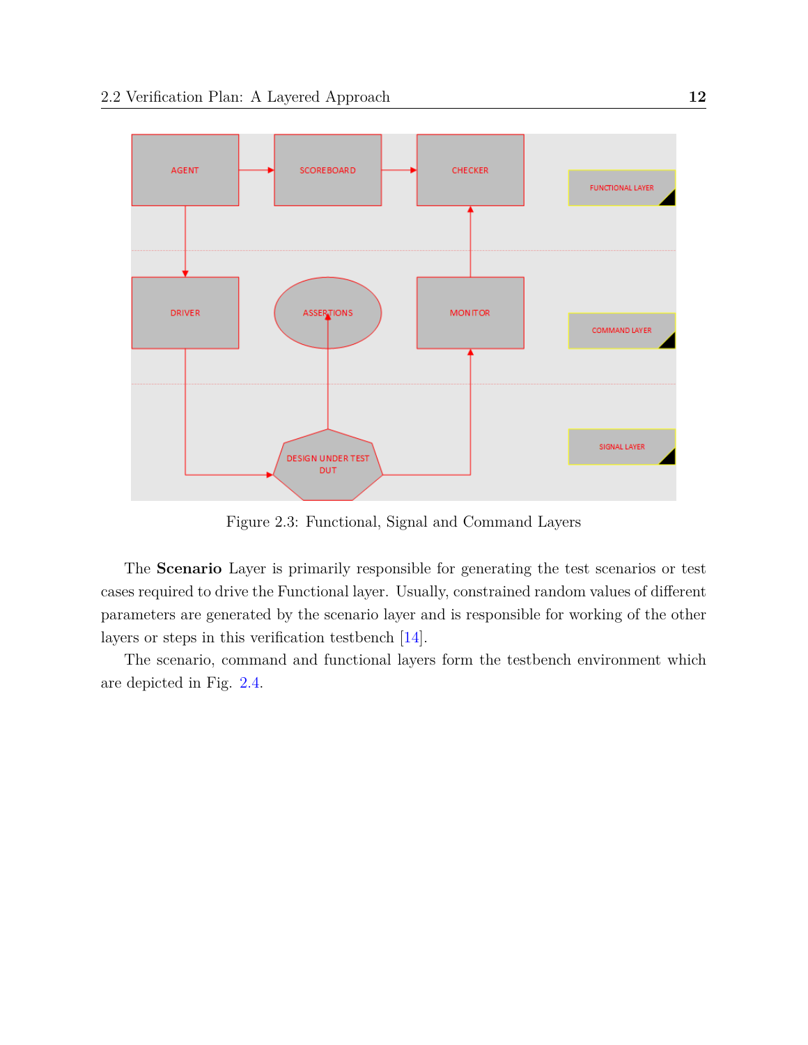Figure 2.3: Functional, Signal and Command Layers

The **Scenario** Layer is primarily responsible for generating the test scenarios or test cases required to drive the Functional layer. Usually, constrained random values of different parameters are generated by the scenario layer and is responsible for working of the other layers or steps in this verification testbench [14].

The scenario, command and functional layers form the testbench environment which are depicted in Fig. 2.4.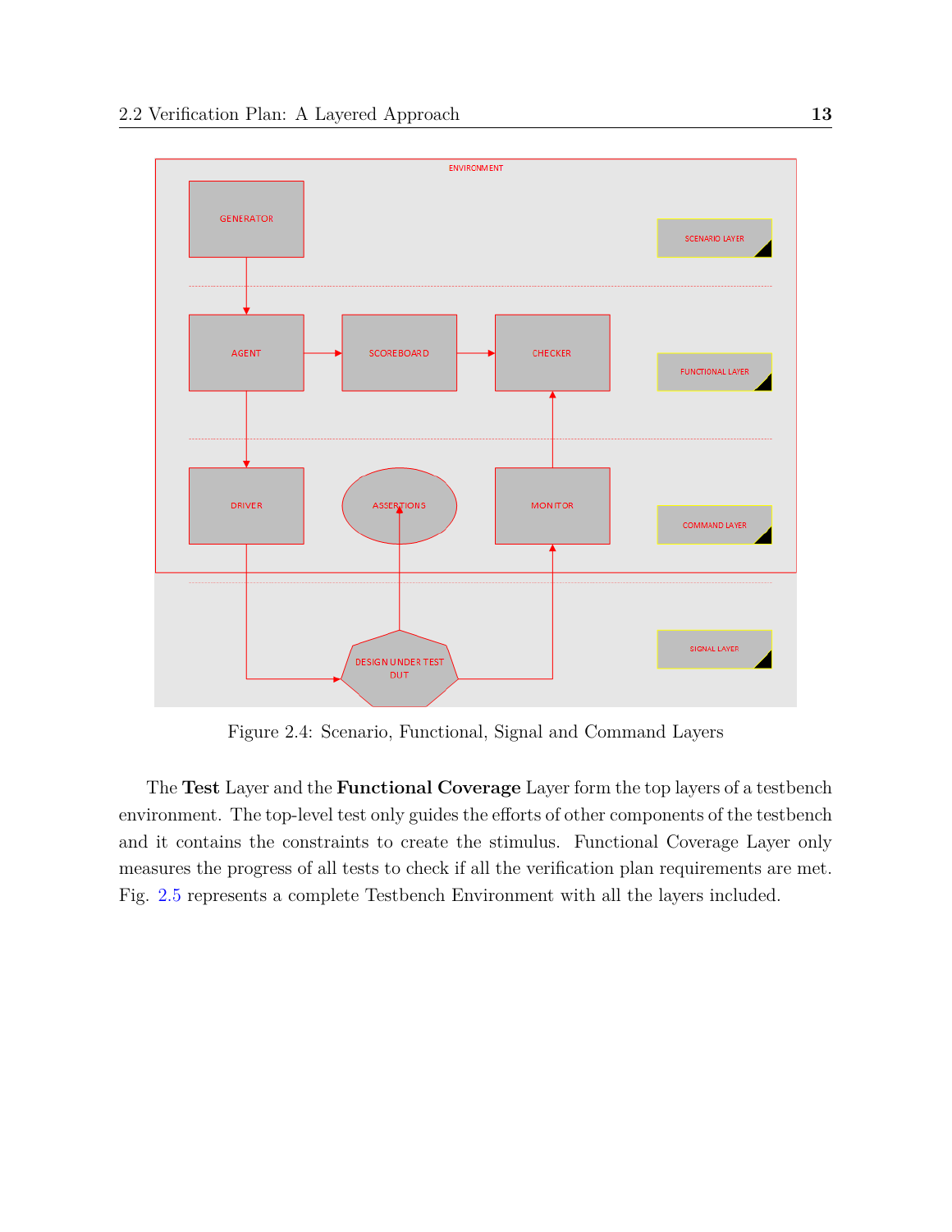Figure 2.4: Scenario, Functional, Signal and Command Layers

The **Test** Layer and the **Functional Coverage** Layer form the top layers of a testbench environment. The top-level test only guides the efforts of other components of the testbench and it contains the constraints to create the stimulus. Functional Coverage Layer only measures the progress of all tests to check if all the verification plan requirements are met. Fig. 2.5 represents a complete Testbench Environment with all the layers included.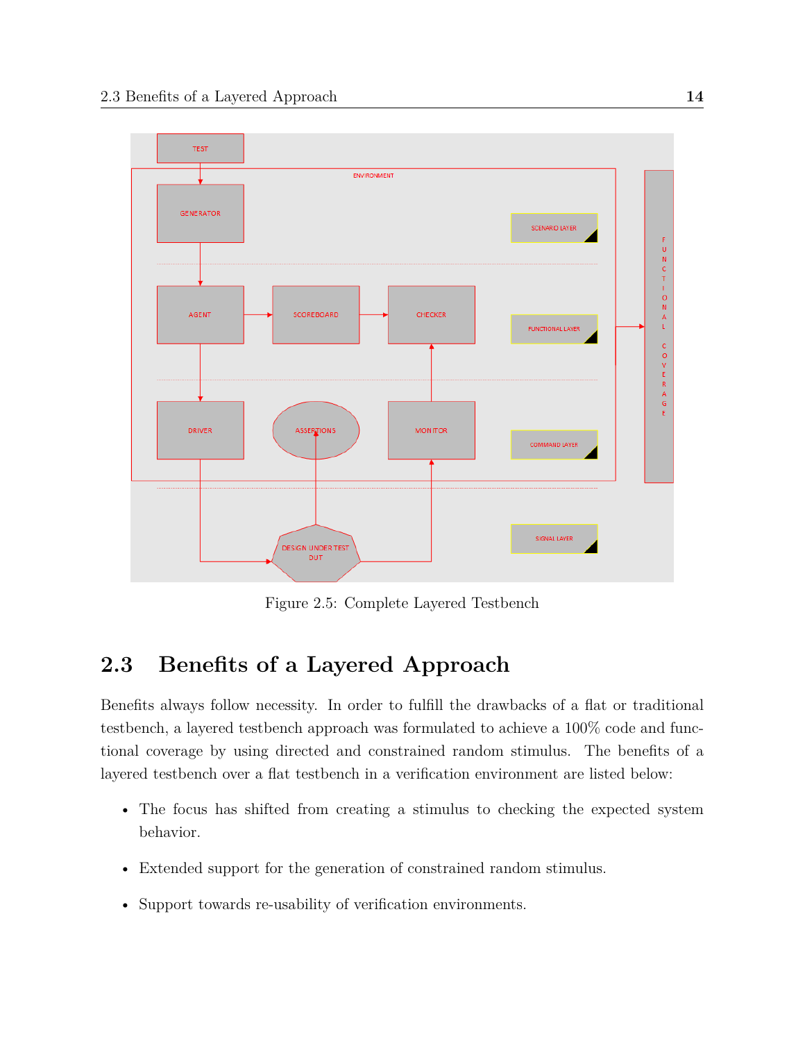Figure 2.5: Complete Layered Testbench

## 2.3 Benefits of a Layered Approach

Benefits always follow necessity. In order to fulfill the drawbacks of a flat or traditional testbench, a layered testbench approach was formulated to achieve a 100% code and functional coverage by using directed and constrained random stimulus. The benefits of a layered testbench over a flat testbench in a verification environment are listed below:

- The focus has shifted from creating a stimulus to checking the expected system behavior.
- Extended support for the generation of constrained random stimulus.
- Support towards re-usability of verification environments.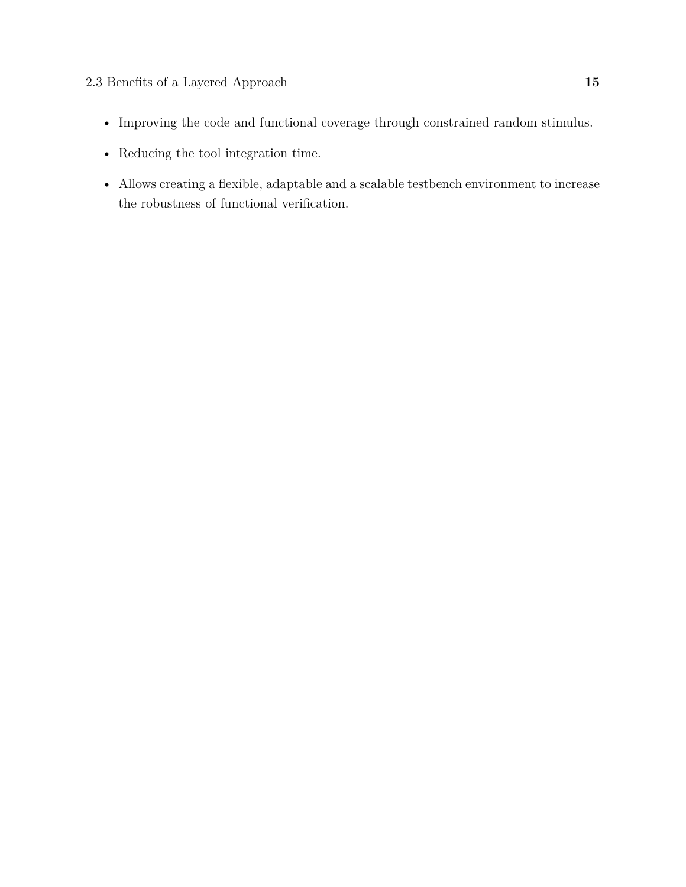- Improving the code and functional coverage through constrained random stimulus.
- Reducing the tool integration time.
- Allows creating a flexible, adaptable and a scalable testbench environment to increase the robustness of functional verification.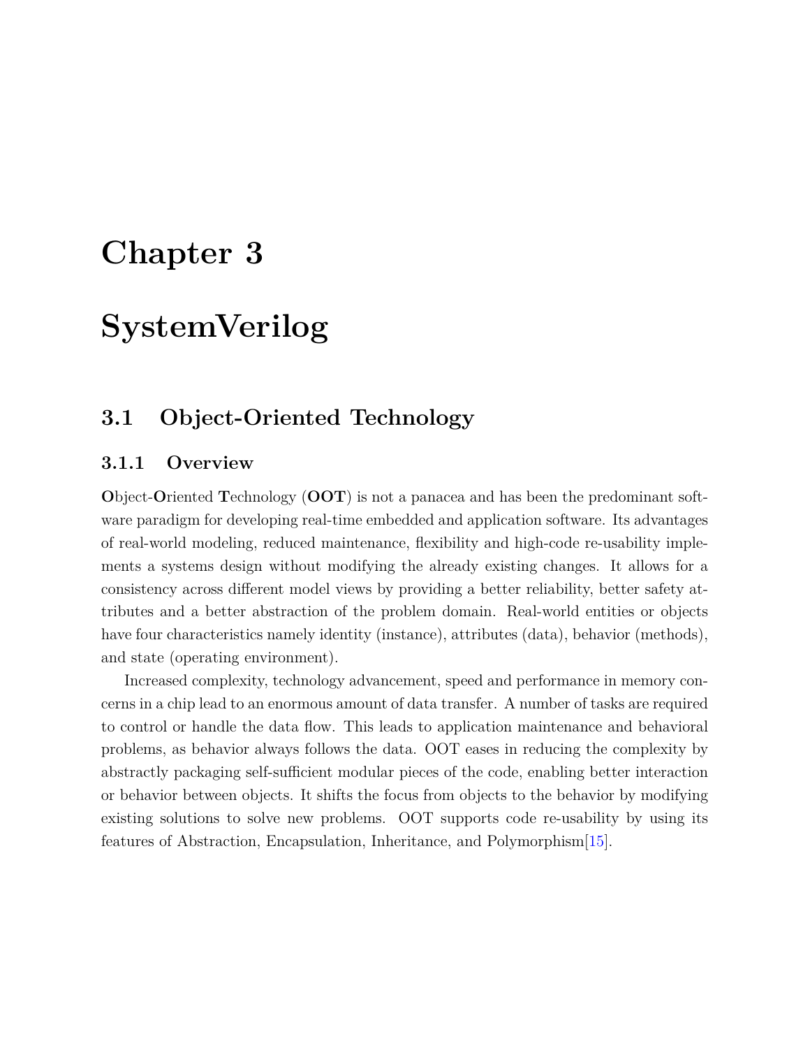# Chapter 3

# SystemVerilog

## 3.1 Object-Oriented Technology

### 3.1.1 Overview

**O**bject-**O**riented **T**echnology (**OOT**) is not a panacea and has been the predominant software paradigm for developing real-time embedded and application software. Its advantages of real-world modeling, reduced maintenance, flexibility and high-code re-usability implements a systems design without modifying the already existing changes. It allows for a consistency across different model views by providing a better reliability, better safety attributes and a better abstraction of the problem domain. Real-world entities or objects have four characteristics namely identity (instance), attributes (data), behavior (methods), and state (operating environment).

Increased complexity, technology advancement, speed and performance in memory concerns in a chip lead to an enormous amount of data transfer. A number of tasks are required to control or handle the data flow. This leads to application maintenance and behavioral problems, as behavior always follows the data. OOT eases in reducing the complexity by abstractly packaging self-sufficient modular pieces of the code, enabling better interaction or behavior between objects. It shifts the focus from objects to the behavior by modifying existing solutions to solve new problems. OOT supports code re-usability by using its features of Abstraction, Encapsulation, Inheritance, and Polymorphism[15].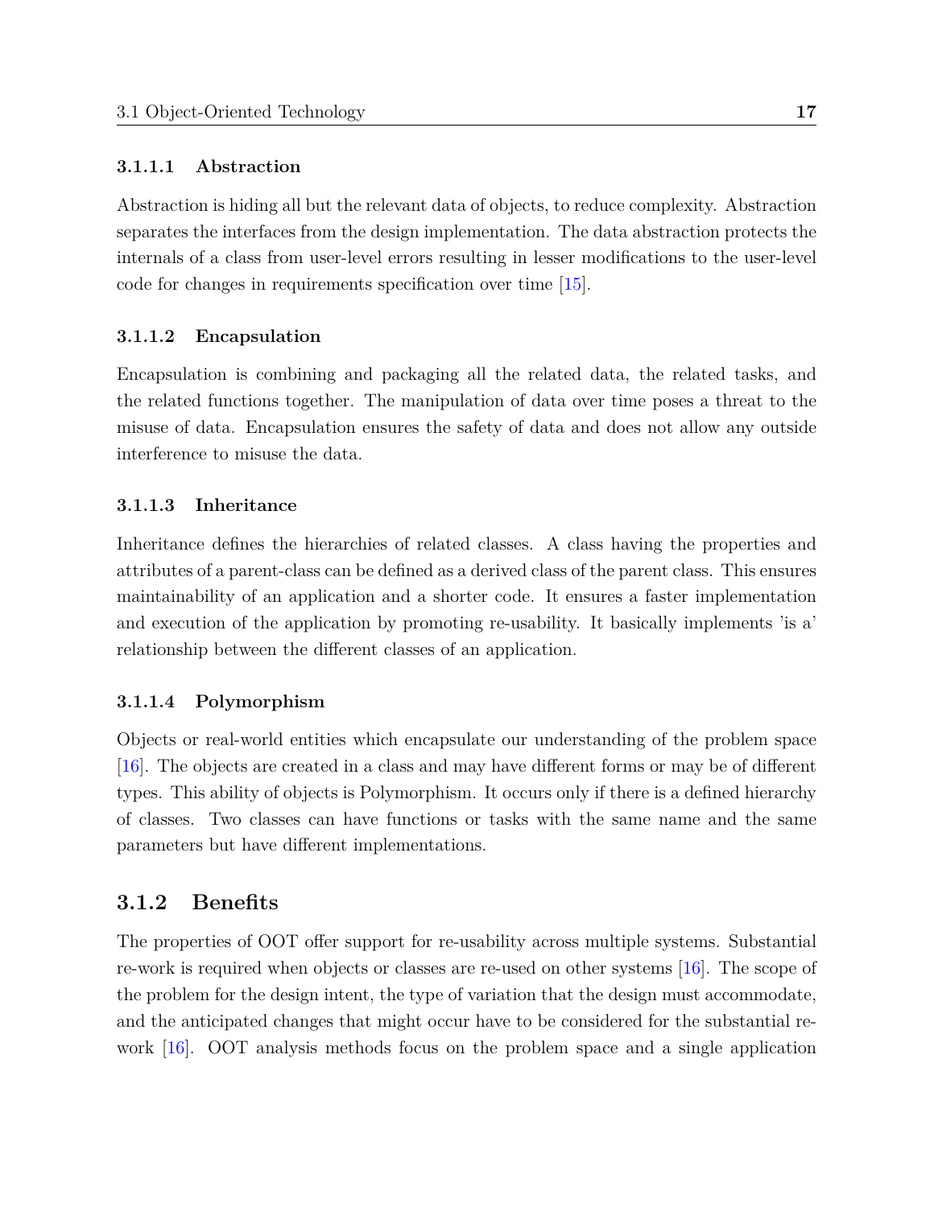#### 3.1.1.1 Abstraction

Abstraction is hiding all but the relevant data of objects, to reduce complexity. Abstraction separates the interfaces from the design implementation. The data abstraction protects the internals of a class from user-level errors resulting in lesser modifications to the user-level code for changes in requirements specification over time [15].

#### 3.1.1.2 Encapsulation

Encapsulation is combining and packaging all the related data, the related tasks, and the related functions together. The manipulation of data over time poses a threat to the misuse of data. Encapsulation ensures the safety of data and does not allow any outside interference to misuse the data.

#### 3.1.1.3 Inheritance

Inheritance defines the hierarchies of related classes. A class having the properties and attributes of a parent-class can be defined as a derived class of the parent class. This ensures maintainability of an application and a shorter code. It ensures a faster implementation and execution of the application by promoting re-usability. It basically implements 'is a' relationship between the different classes of an application.

#### 3.1.1.4 Polymorphism

Objects or real-world entities which encapsulate our understanding of the problem space [16]. The objects are created in a class and may have different forms or may be of different types. This ability of objects is Polymorphism. It occurs only if there is a defined hierarchy of classes. Two classes can have functions or tasks with the same name and the same parameters but have different implementations.

### 3.1.2 Benefits

The properties of OOT offer support for re-usability across multiple systems. Substantial re-work is required when objects or classes are re-used on other systems [16]. The scope of the problem for the design intent, the type of variation that the design must accommodate, and the anticipated changes that might occur have to be considered for the substantial re-work [16]. OOT analysis methods focus on the problem space and a single application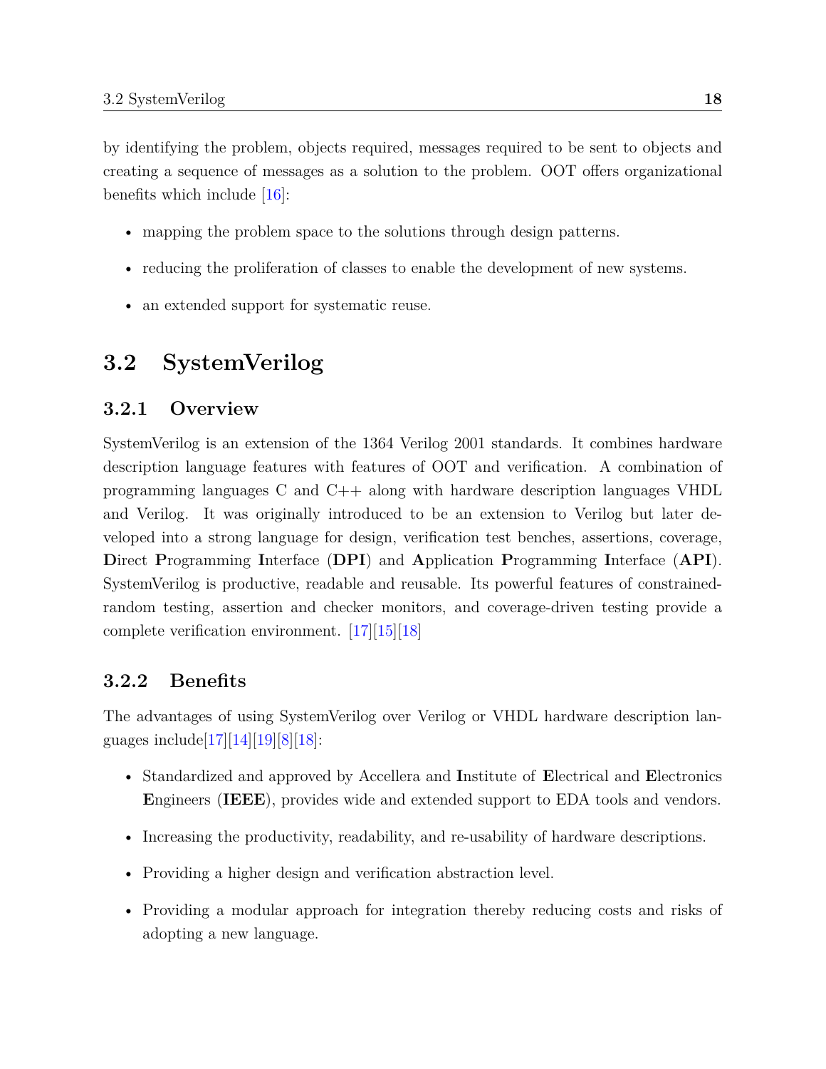by identifying the problem, objects required, messages required to be sent to objects and creating a sequence of messages as a solution to the problem. OOT offers organizational benefits which include [16]:

- mapping the problem space to the solutions through design patterns.
- reducing the proliferation of classes to enable the development of new systems.
- an extended support for systematic reuse.

## 3.2 SystemVerilog

### 3.2.1 Overview

SystemVerilog is an extension of the 1364 Verilog 2001 standards. It combines hardware description language features with features of OOT and verification. A combination of programming languages C and C++ along with hardware description languages VHDL and Verilog. It was originally introduced to be an extension to Verilog but later developed into a strong language for design, verification test benches, assertions, coverage, **D**irect **P**rogramming **I**nterface (**DPI**) and **A**pplication **P**rogramming **I**nterface (**API**). SystemVerilog is productive, readable and reusable. Its powerful features of constrained-random testing, assertion and checker monitors, and coverage-driven testing provide a complete verification environment. [17][15][18]

### 3.2.2 Benefits

The advantages of using SystemVerilog over Verilog or VHDL hardware description languages include[17][14][19][8][18]:

- Standardized and approved by Accellera and **I**nstitute of **E**lectrical and **E**lectronics **E**ngineers (**IEEE**), provides wide and extended support to EDA tools and vendors.
- Increasing the productivity, readability, and re-usability of hardware descriptions.
- Providing a higher design and verification abstraction level.
- Providing a modular approach for integration thereby reducing costs and risks of adopting a new language.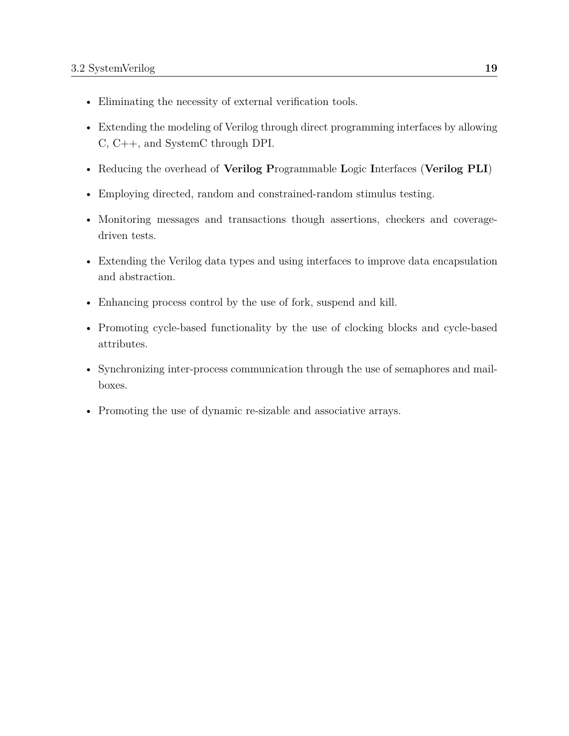- Eliminating the necessity of external verification tools.
- Extending the modeling of Verilog through direct programming interfaces by allowing C, C++, and SystemC through DPI.
- Reducing the overhead of **Verilog P**rogrammable **L**ogic **I**nterfaces (**Verilog PLI**)
- Employing directed, random and constrained-random stimulus testing.
- Monitoring messages and transactions though assertions, checkers and coverage-driven tests.
- Extending the Verilog data types and using interfaces to improve data encapsulation and abstraction.
- Enhancing process control by the use of fork, suspend and kill.
- Promoting cycle-based functionality by the use of clocking blocks and cycle-based attributes.
- Synchronizing inter-process communication through the use of semaphores and mailboxes.
- Promoting the use of dynamic re-sizable and associative arrays.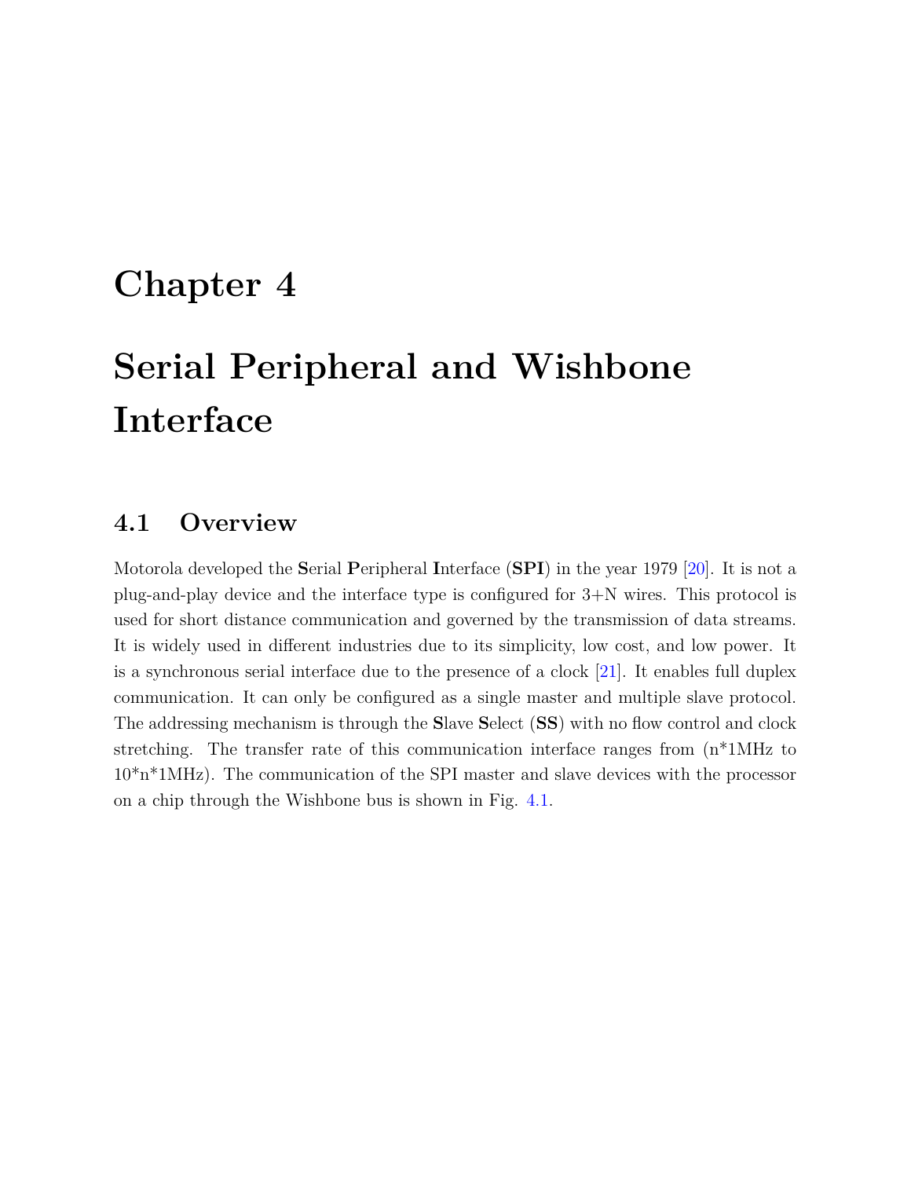# Chapter 4

# Serial Peripheral and Wishbone Interface

## 4.1 Overview

Motorola developed the **S**erial **P**eripheral **I**nterface (**SPI**) in the year 1979 [20]. It is not a plug-and-play device and the interface type is configured for 3+N wires. This protocol is used for short distance communication and governed by the transmission of data streams. It is widely used in different industries due to its simplicity, low cost, and low power. It is a synchronous serial interface due to the presence of a clock [21]. It enables full duplex communication. It can only be configured as a single master and multiple slave protocol. The addressing mechanism is through the **S**lave **S**elect (**SS**) with no flow control and clock stretching. The transfer rate of this communication interface ranges from (n*1MHz to 10*n*1MHz). The communication of the SPI master and slave devices with the processor on a chip through the Wishbone bus is shown in Fig. 4.1.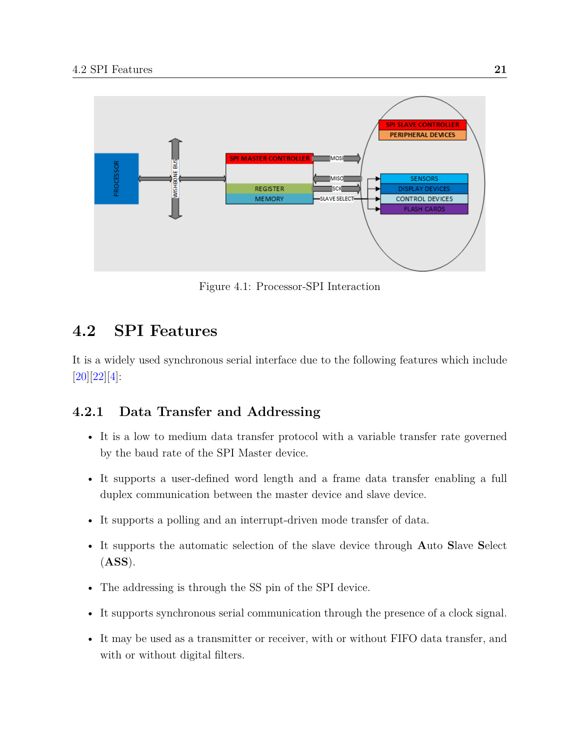Figure 4.1: Processor-SPI Interaction

## 4.2 SPI Features

It is a widely used synchronous serial interface due to the following features which include [20][22][4]:

### 4.2.1 Data Transfer and Addressing

- It is a low to medium data transfer protocol with a variable transfer rate governed by the baud rate of the SPI Master device.
- It supports a user-defined word length and a frame data transfer enabling a full duplex communication between the master device and slave device.
- It supports a polling and an interrupt-driven mode transfer of data.
- It supports the automatic selection of the slave device through **A**uto **S**lave **S**elect (**ASS**).
- The addressing is through the SS pin of the SPI device.
- It supports synchronous serial communication through the presence of a clock signal.
- It may be used as a transmitter or receiver, with or without FIFO data transfer, and with or without digital filters.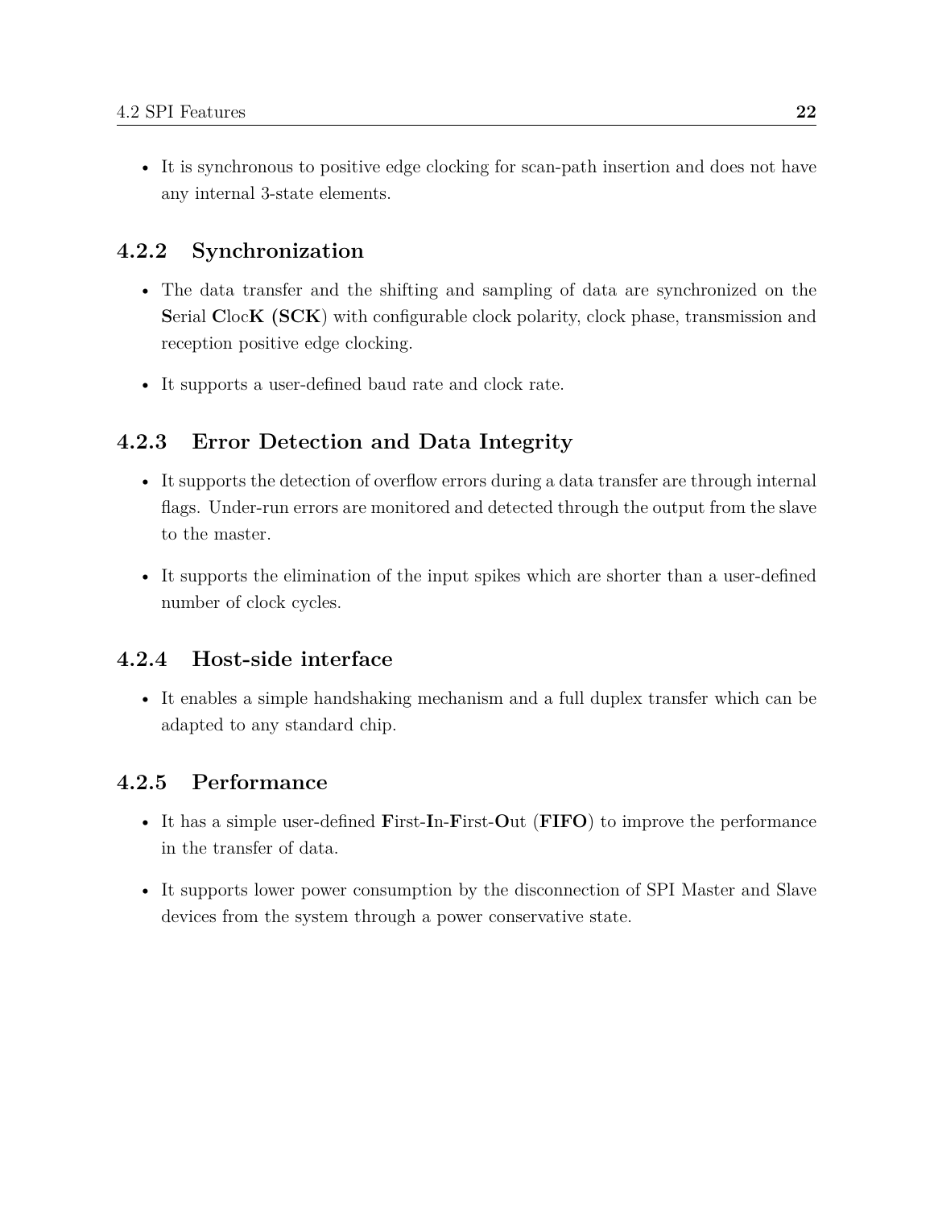- It is synchronous to positive edge clocking for scan-path insertion and does not have any internal 3-state elements.

### 4.2.2 Synchronization

- The data transfer and the shifting and sampling of data are synchronized on the **S**erial **C**loc**K (SCK**) with configurable clock polarity, clock phase, transmission and reception positive edge clocking.
- It supports a user-defined baud rate and clock rate.

### 4.2.3 Error Detection and Data Integrity

- It supports the detection of overflow errors during a data transfer are through internal flags. Under-run errors are monitored and detected through the output from the slave to the master.
- It supports the elimination of the input spikes which are shorter than a user-defined number of clock cycles.

### 4.2.4 Host-side interface

- It enables a simple handshaking mechanism and a full duplex transfer which can be adapted to any standard chip.

### 4.2.5 Performance

- It has a simple user-defined **F**irst-**I**n-**F**irst-**O**ut (**FIFO**) to improve the performance in the transfer of data.
- It supports lower power consumption by the disconnection of SPI Master and Slave devices from the system through a power conservative state.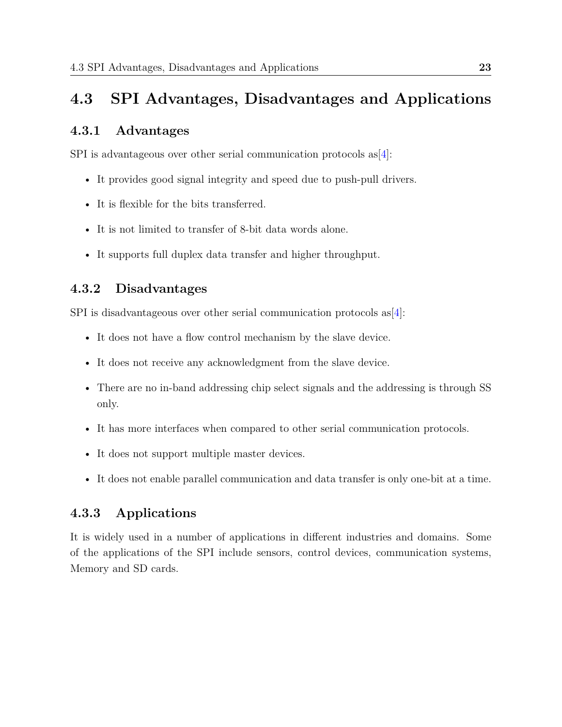## 4.3 SPI Advantages, Disadvantages and Applications

### 4.3.1 Advantages

SPI is advantageous over other serial communication protocols as[4]:

- It provides good signal integrity and speed due to push-pull drivers.
- It is flexible for the bits transferred.
- It is not limited to transfer of 8-bit data words alone.
- It supports full duplex data transfer and higher throughput.

### 4.3.2 Disadvantages

SPI is disadvantageous over other serial communication protocols as[4]:

- It does not have a flow control mechanism by the slave device.
- It does not receive any acknowledgment from the slave device.
- There are no in-band addressing chip select signals and the addressing is through SS only.
- It has more interfaces when compared to other serial communication protocols.
- It does not support multiple master devices.
- It does not enable parallel communication and data transfer is only one-bit at a time.

### 4.3.3 Applications

It is widely used in a number of applications in different industries and domains. Some of the applications of the SPI include sensors, control devices, communication systems, Memory and SD cards.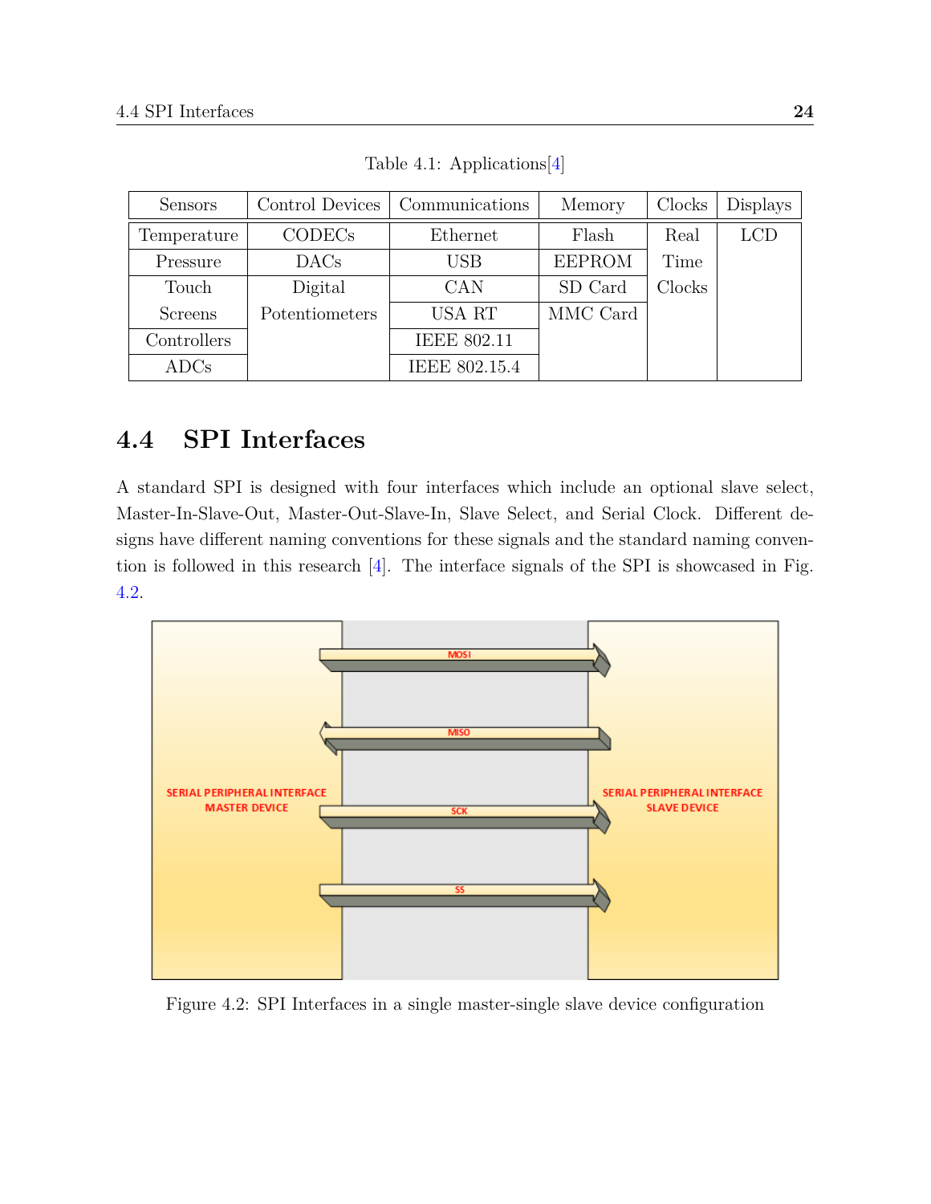Table 4.1: Applications[4]

| Sensors | Control Devices | Communications | Memory | Clocks | Displays |
|---|---|---|---|---|---|
| Temperature | CODECs | Ethernet | Flash | Real Time Clocks | LCD |
| Pressure | DACs | USB | EEPROM | | |
| Touch Screens | Digital Potentiometers | CAN | SD Card | | |
| | | USA RT | MMC Card | | |
| Controllers | | IEEE 802.11 | | | |
| ADCs | | IEEE 802.15.4 | | | |

## 4.4 SPI Interfaces

A standard SPI is designed with four interfaces which include an optional slave select, Master-In-Slave-Out, Master-Out-Slave-In, Slave Select, and Serial Clock. Different designs have different naming conventions for these signals and the standard naming convention is followed in this research [4]. The interface signals of the SPI is showcased in Fig. 4.2.

Figure 4.2: SPI Interfaces in a single master-single slave device configuration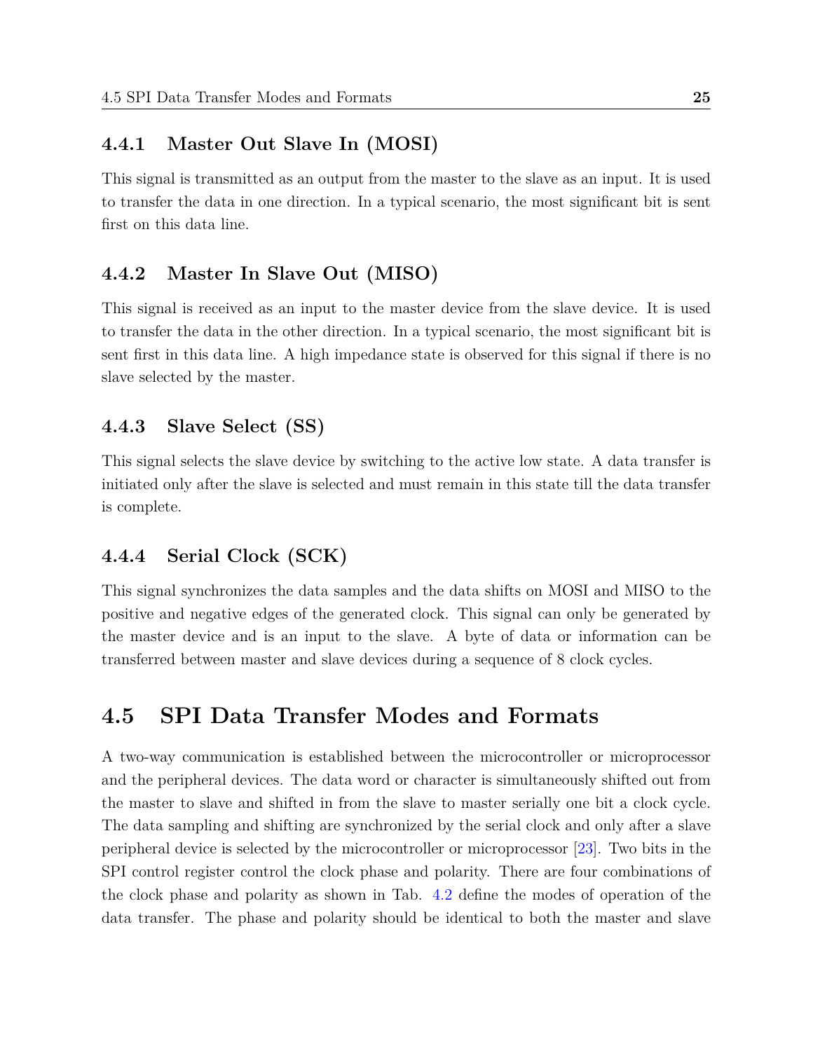### 4.4.1 Master Out Slave In (MOSI)

This signal is transmitted as an output from the master to the slave as an input. It is used to transfer the data in one direction. In a typical scenario, the most significant bit is sent first on this data line.

### 4.4.2 Master In Slave Out (MISO)

This signal is received as an input to the master device from the slave device. It is used to transfer the data in the other direction. In a typical scenario, the most significant bit is sent first in this data line. A high impedance state is observed for this signal if there is no slave selected by the master.

### 4.4.3 Slave Select (SS)

This signal selects the slave device by switching to the active low state. A data transfer is initiated only after the slave is selected and must remain in this state till the data transfer is complete.

### 4.4.4 Serial Clock (SCK)

This signal synchronizes the data samples and the data shifts on MOSI and MISO to the positive and negative edges of the generated clock. This signal can only be generated by the master device and is an input to the slave. A byte of data or information can be transferred between master and slave devices during a sequence of 8 clock cycles.

## 4.5 SPI Data Transfer Modes and Formats

A two-way communication is established between the microcontroller or microprocessor and the peripheral devices. The data word or character is simultaneously shifted out from the master to slave and shifted in from the slave to master serially one bit a clock cycle. The data sampling and shifting are synchronized by the serial clock and only after a slave peripheral device is selected by the microcontroller or microprocessor [23]. Two bits in the SPI control register control the clock phase and polarity. There are four combinations of the clock phase and polarity as shown in Tab. 4.2 define the modes of operation of the data transfer. The phase and polarity should be identical to both the master and slave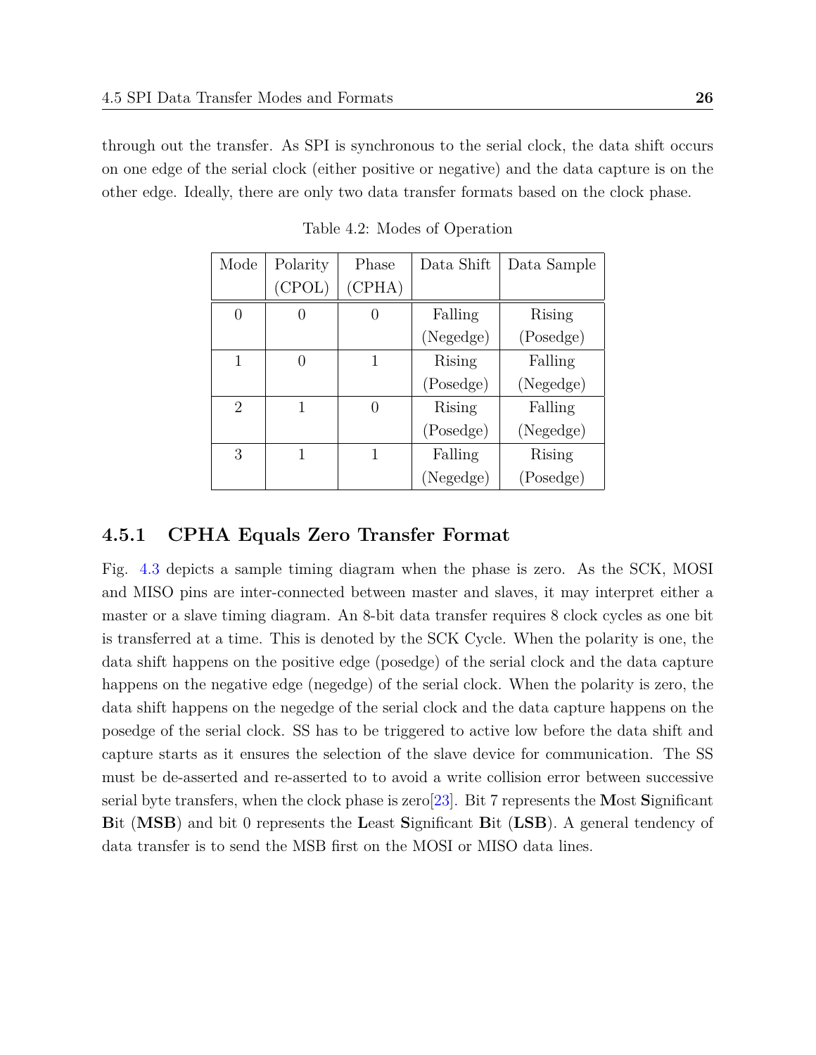through out the transfer. As SPI is synchronous to the serial clock, the data shift occurs on one edge of the serial clock (either positive or negative) and the data capture is on the other edge. Ideally, there are only two data transfer formats based on the clock phase.

Table 4.2: Modes of Operation

| Mode | Polarity (CPOL) | Phase (CPHA) | Data Shift | Data Sample |
|---|---|---|---|---|
| 0 | 0 | 0 | Falling (Negedge) | Rising (Posedge) |
| 1 | 0 | 1 | Rising (Posedge) | Falling (Negedge) |
| 2 | 1 | 0 | Rising (Posedge) | Falling (Negedge) |
| 3 | 1 | 1 | Falling (Negedge) | Rising (Posedge) |

### 4.5.1 CPHA Equals Zero Transfer Format

Fig. 4.3 depicts a sample timing diagram when the phase is zero. As the SCK, MOSI and MISO pins are inter-connected between master and slaves, it may interpret either a master or a slave timing diagram. An 8-bit data transfer requires 8 clock cycles as one bit is transferred at a time. This is denoted by the SCK Cycle. When the polarity is one, the data shift happens on the positive edge (posedge) of the serial clock and the data capture happens on the negative edge (negedge) of the serial clock. When the polarity is zero, the data shift happens on the negedge of the serial clock and the data capture happens on the posedge of the serial clock. SS has to be triggered to active low before the data shift and capture starts as it ensures the selection of the slave device for communication. The SS must be de-asserted and re-asserted to to avoid a write collision error between successive serial byte transfers, when the clock phase is zero[23]. Bit 7 represents the **M**ost **S**ignificant **B**it (**MSB**) and bit 0 represents the **L**east **S**ignificant **B**it (**LSB**). A general tendency of data transfer is to send the MSB first on the MOSI or MISO data lines.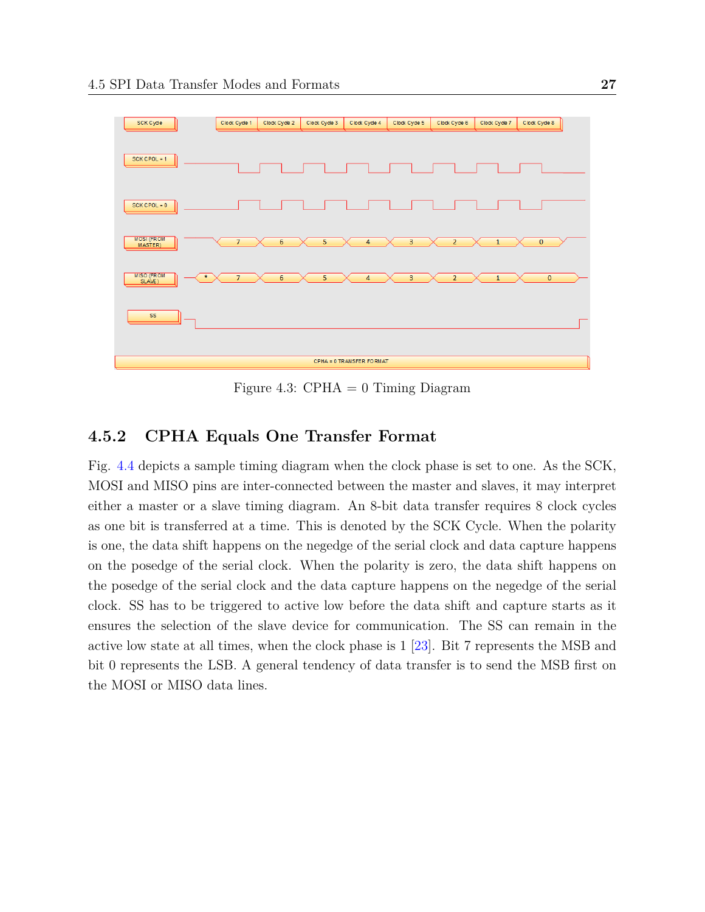Figure 4.3: CPHA = 0 Timing Diagram

### 4.5.2 CPHA Equals One Transfer Format

Fig. 4.4 depicts a sample timing diagram when the clock phase is set to one. As the SCK, MOSI and MISO pins are inter-connected between the master and slaves, it may interpret either a master or a slave timing diagram. An 8-bit data transfer requires 8 clock cycles as one bit is transferred at a time. This is denoted by the SCK Cycle. When the polarity is one, the data shift happens on the negedge of the serial clock and data capture happens on the posedge of the serial clock. When the polarity is zero, the data shift happens on the posedge of the serial clock and the data capture happens on the negedge of the serial clock. SS has to be triggered to active low before the data shift and capture starts as it ensures the selection of the slave device for communication. The SS can remain in the active low state at all times, when the clock phase is 1 [23]. Bit 7 represents the MSB and bit 0 represents the LSB. A general tendency of data transfer is to send the MSB first on the MOSI or MISO data lines.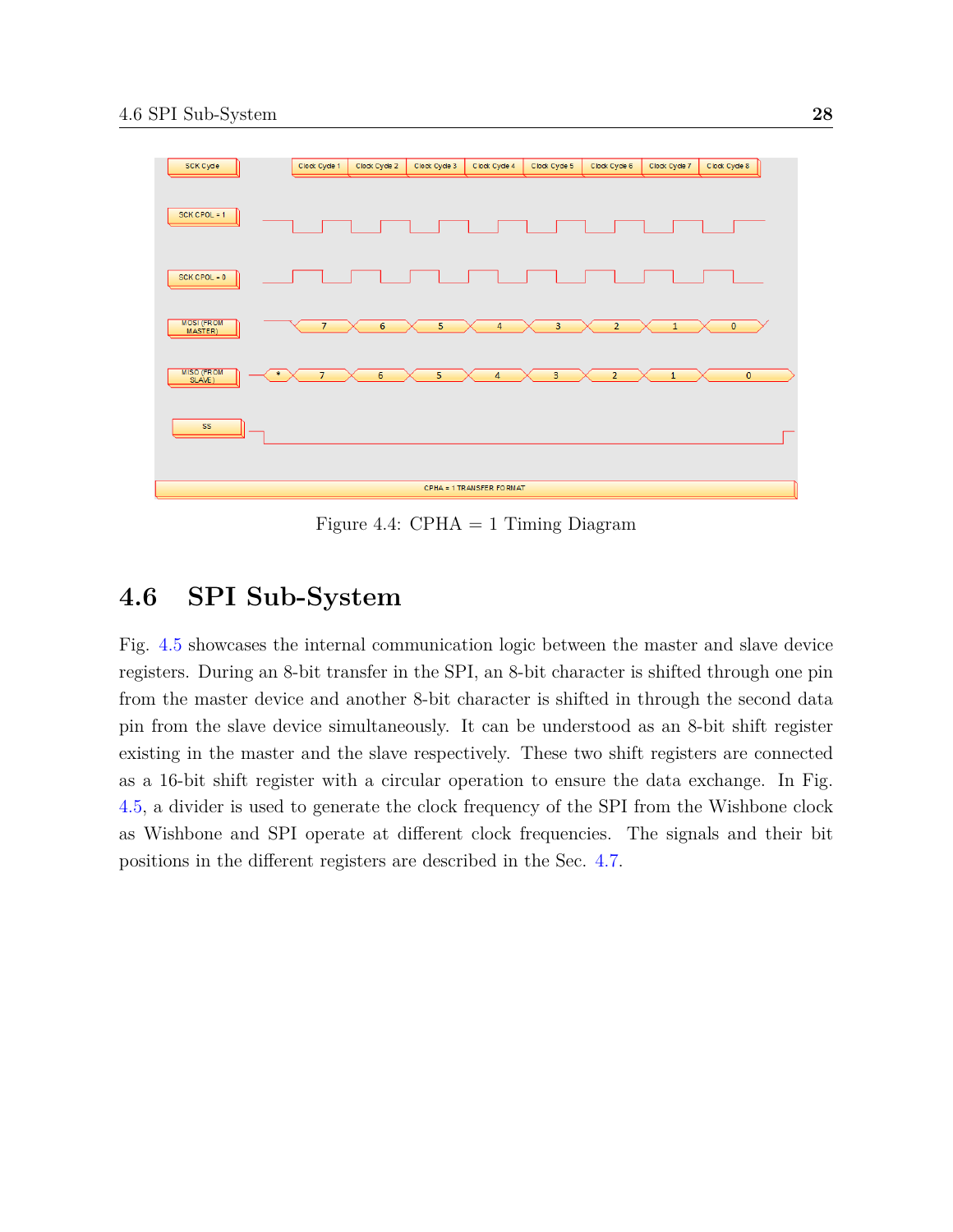Figure 4.4: CPHA = 1 Timing Diagram

## 4.6 SPI Sub-System

Fig. 4.5 showcases the internal communication logic between the master and slave device registers. During an 8-bit transfer in the SPI, an 8-bit character is shifted through one pin from the master device and another 8-bit character is shifted in through the second data pin from the slave device simultaneously. It can be understood as an 8-bit shift register existing in the master and the slave respectively. These two shift registers are connected as a 16-bit shift register with a circular operation to ensure the data exchange. In Fig. 4.5, a divider is used to generate the clock frequency of the SPI from the Wishbone clock as Wishbone and SPI operate at different clock frequencies. The signals and their bit positions in the different registers are described in the Sec. 4.7.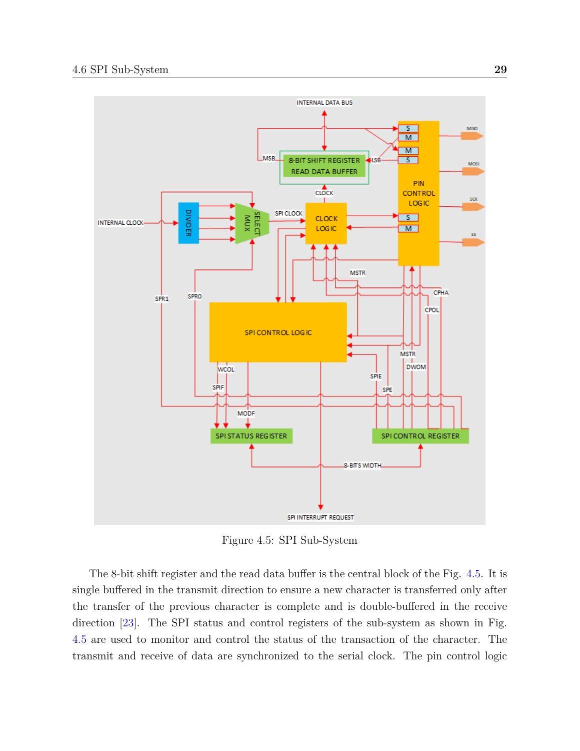Figure 4.5: SPI Sub-System

The 8-bit shift register and the read data buffer is the central block of the Fig. 4.5. It is single buffered in the transmit direction to ensure a new character is transferred only after the transfer of the previous character is complete and is double-buffered in the receive direction [23]. The SPI status and control registers of the sub-system as shown in Fig. 4.5 are used to monitor and control the status of the transaction of the character. The transmit and receive of data are synchronized to the serial clock. The pin control logic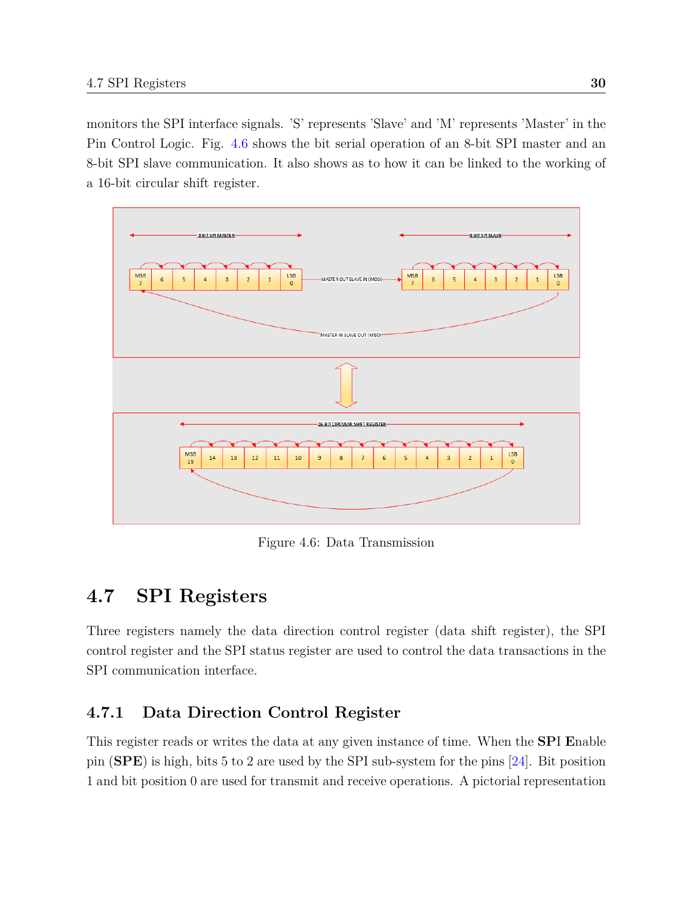monitors the SPI interface signals. 'S' represents 'Slave' and 'M' represents 'Master' in the Pin Control Logic. Fig. 4.6 shows the bit serial operation of an 8-bit SPI master and an 8-bit SPI slave communication. It also shows as to how it can be linked to the working of a 16-bit circular shift register.

Figure 4.6: Data Transmission

## 4.7 SPI Registers

Three registers namely the data direction control register (data shift register), the SPI control register and the SPI status register are used to control the data transactions in the SPI communication interface.

### 4.7.1 Data Direction Control Register

This register reads or writes the data at any given instance of time. When the **SP**I **E**nable pin (**SPE**) is high, bits 5 to 2 are used by the SPI sub-system for the pins [24]. Bit position 1 and bit position 0 are used for transmit and receive operations. A pictorial representation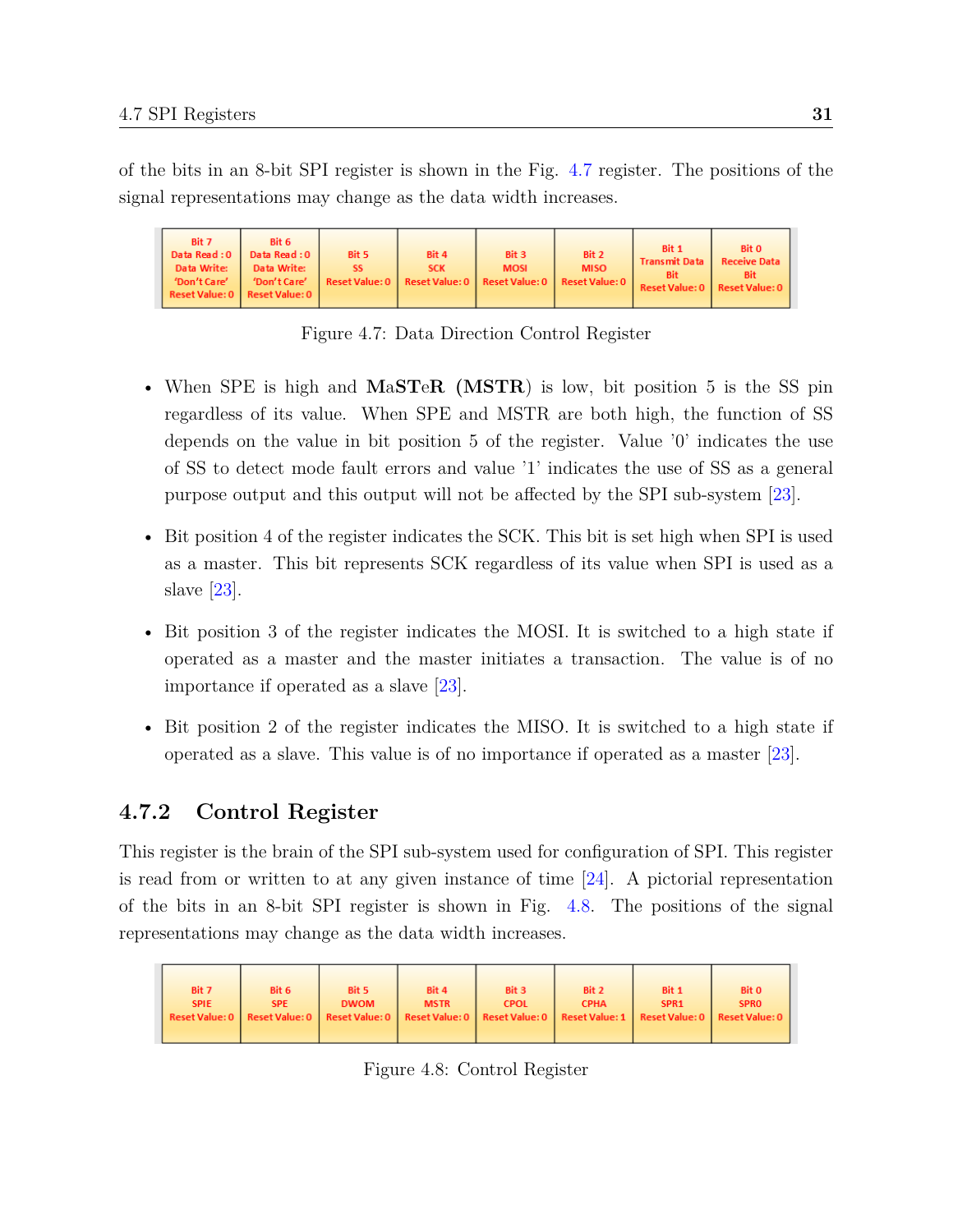of the bits in an 8-bit SPI register is shown in the Fig. 4.7 register. The positions of the signal representations may change as the data width increases.

| Bit 7 Data Read : 0 Data Write: 'Don't Care' Reset Value: 0 | Bit 6 Data Read : 0 Data Write: 'Don't Care' Reset Value: 0 | Bit 5 SS Reset Value: 0 | Bit 4 SCK Reset Value: 0 | Bit 3 MOSI Reset Value: 0 | Bit 2 MISO Reset Value: 0 | Bit 1 Transmit Data Bit Reset Value: 0 | Bit 0 Receive Data Bit Reset Value: 0 |
|---|---|---|---|---|---|---|---|

Figure 4.7: Data Direction Control Register

- When SPE is high and **MaSTeR (MSTR)** is low, bit position 5 is the SS pin regardless of its value. When SPE and MSTR are both high, the function of SS depends on the value in bit position 5 of the register. Value '0' indicates the use of SS to detect mode fault errors and value '1' indicates the use of SS as a general purpose output and this output will not be affected by the SPI sub-system [23].
- Bit position 4 of the register indicates the SCK. This bit is set high when SPI is used as a master. This bit represents SCK regardless of its value when SPI is used as a slave [23].
- Bit position 3 of the register indicates the MOSI. It is switched to a high state if operated as a master and the master initiates a transaction. The value is of no importance if operated as a slave [23].
- Bit position 2 of the register indicates the MISO. It is switched to a high state if operated as a slave. This value is of no importance if operated as a master [23].

### 4.7.2 Control Register

This register is the brain of the SPI sub-system used for configuration of SPI. This register is read from or written to at any given instance of time [24]. A pictorial representation of the bits in an 8-bit SPI register is shown in Fig. 4.8. The positions of the signal representations may change as the data width increases.

| Bit 7 SPIE Reset Value: 0 | Bit 6 SPE Reset Value: 0 | Bit 5 DWOM Reset Value: 0 | Bit 4 MSTR Reset Value: 0 | Bit 3 CPOL Reset Value: 0 | Bit 2 CPHA Reset Value: 1 | Bit 1 SPR1 Reset Value: 0 | Bit 0 SPR0 Reset Value: 0 |
|---|---|---|---|---|---|---|---|

Figure 4.8: Control Register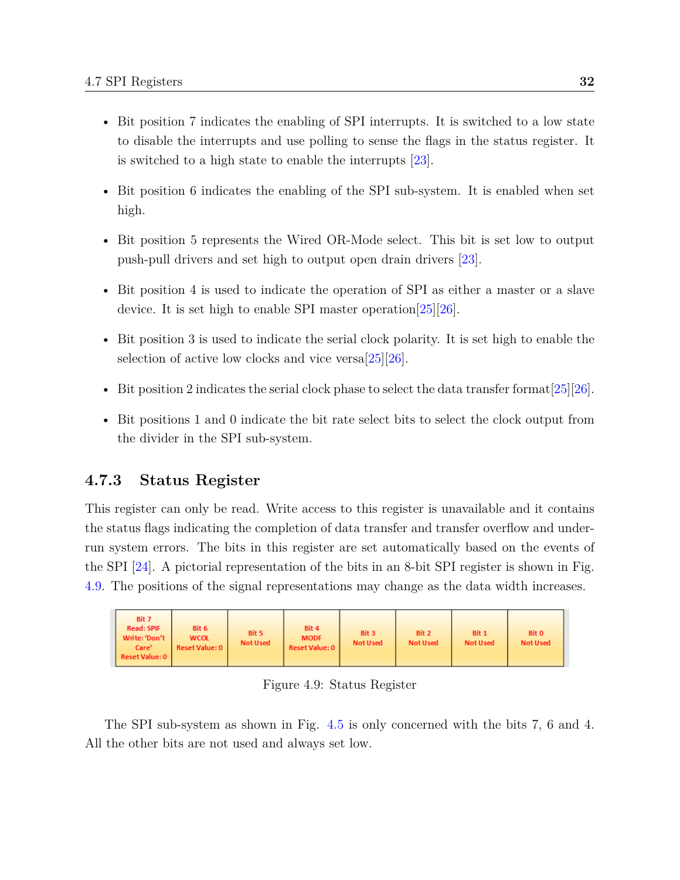- Bit position 7 indicates the enabling of SPI interrupts. It is switched to a low state to disable the interrupts and use polling to sense the flags in the status register. It is switched to a high state to enable the interrupts [23].

- Bit position 6 indicates the enabling of the SPI sub-system. It is enabled when set high.

- Bit position 5 represents the Wired OR-Mode select. This bit is set low to output push-pull drivers and set high to output open drain drivers [23].

- Bit position 4 is used to indicate the operation of SPI as either a master or a slave device. It is set high to enable SPI master operation[25][26].

- Bit position 3 is used to indicate the serial clock polarity. It is set high to enable the selection of active low clocks and vice versa[25][26].

- Bit position 2 indicates the serial clock phase to select the data transfer format[25][26].

- Bit positions 1 and 0 indicate the bit rate select bits to select the clock output from the divider in the SPI sub-system.

### 4.7.3 Status Register

This register can only be read. Write access to this register is unavailable and it contains the status flags indicating the completion of data transfer and transfer overflow and under-run system errors. The bits in this register are set automatically based on the events of the SPI [24]. A pictorial representation of the bits in an 8-bit SPI register is shown in Fig. 4.9. The positions of the signal representations may change as the data width increases.

| Bit 7 Read: SPIF Write: 'Don't Care' Reset Value: 0 | Bit 6 WCOL Reset Value: 0 | Bit 5 Not Used | Bit 4 MODF Reset Value: 0 | Bit 3 Not Used | Bit 2 Not Used | Bit 1 Not Used | Bit 0 Not Used |
|---|---|---|---|---|---|---|---|

Figure 4.9: Status Register

The SPI sub-system as shown in Fig. 4.5 is only concerned with the bits 7, 6 and 4. All the other bits are not used and always set low.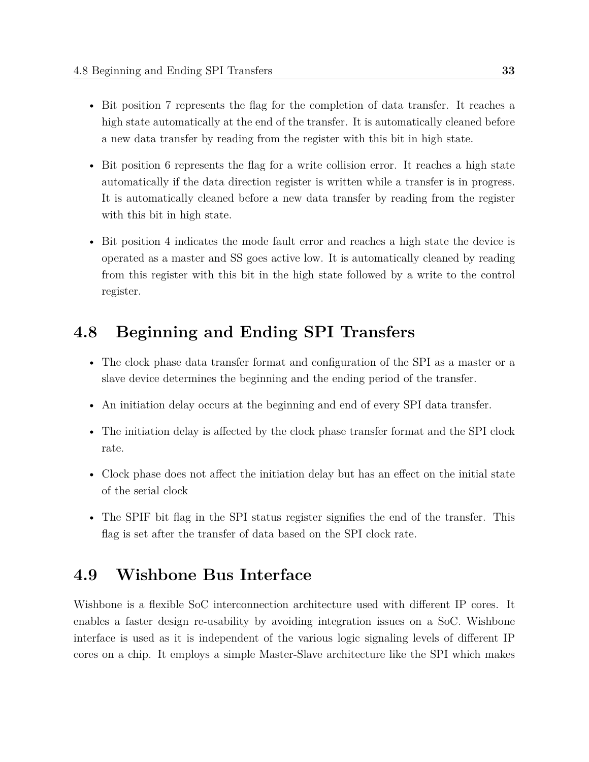- Bit position 7 represents the flag for the completion of data transfer. It reaches a high state automatically at the end of the transfer. It is automatically cleaned before a new data transfer by reading from the register with this bit in high state.

- Bit position 6 represents the flag for a write collision error. It reaches a high state automatically if the data direction register is written while a transfer is in progress. It is automatically cleaned before a new data transfer by reading from the register with this bit in high state.

- Bit position 4 indicates the mode fault error and reaches a high state the device is operated as a master and SS goes active low. It is automatically cleaned by reading from this register with this bit in the high state followed by a write to the control register.

## 4.8 Beginning and Ending SPI Transfers

- The clock phase data transfer format and configuration of the SPI as a master or a slave device determines the beginning and the ending period of the transfer.

- An initiation delay occurs at the beginning and end of every SPI data transfer.

- The initiation delay is affected by the clock phase transfer format and the SPI clock rate.

- Clock phase does not affect the initiation delay but has an effect on the initial state of the serial clock

- The SPIF bit flag in the SPI status register signifies the end of the transfer. This flag is set after the transfer of data based on the SPI clock rate.

## 4.9 Wishbone Bus Interface

Wishbone is a flexible SoC interconnection architecture used with different IP cores. It enables a faster design re-usability by avoiding integration issues on a SoC. Wishbone interface is used as it is independent of the various logic signaling levels of different IP cores on a chip. It employs a simple Master-Slave architecture like the SPI which makes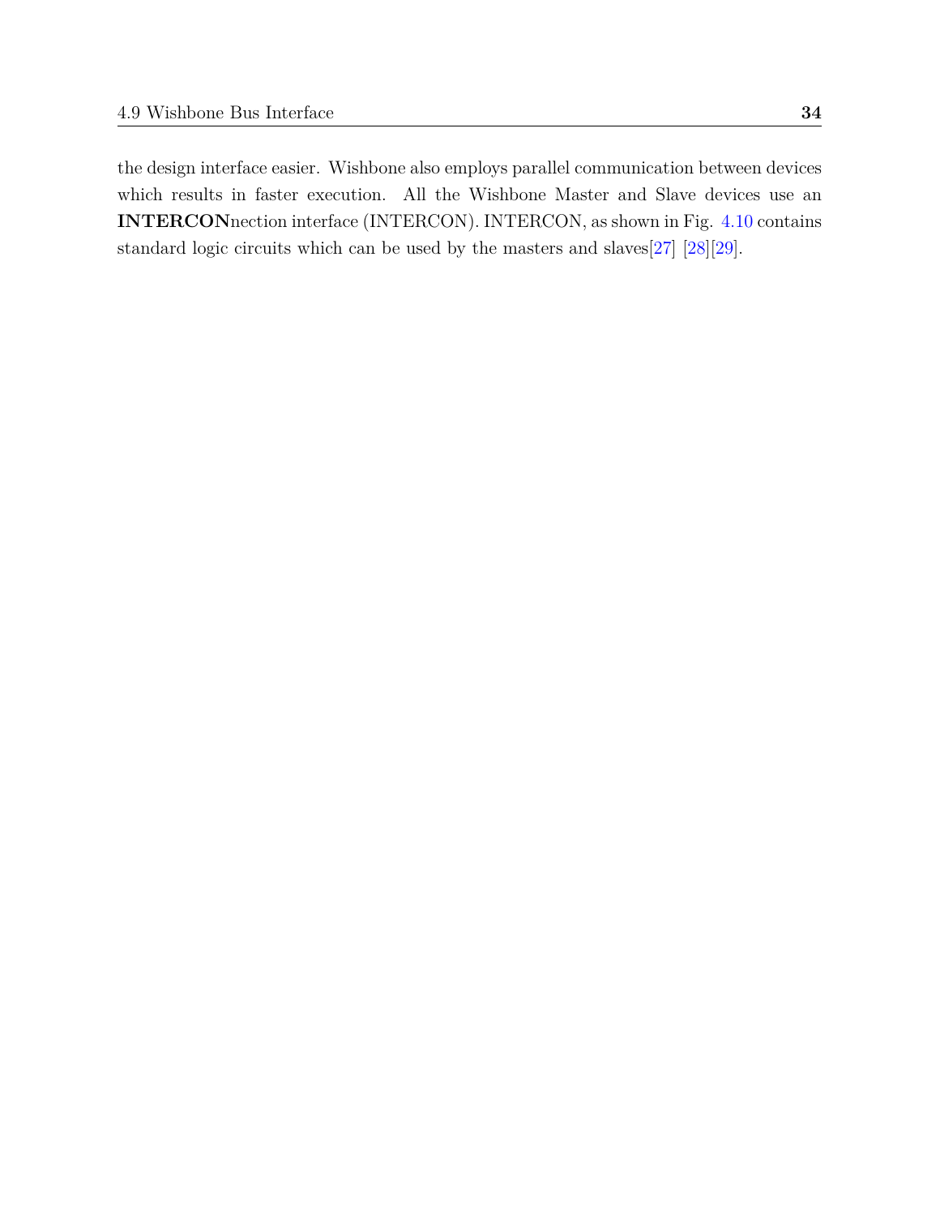the design interface easier. Wishbone also employs parallel communication between devices which results in faster execution. All the Wishbone Master and Slave devices use an **INTERCON**nection interface (INTERCON). INTERCON, as shown in Fig. 4.10 contains standard logic circuits which can be used by the masters and slaves[27] [28][29].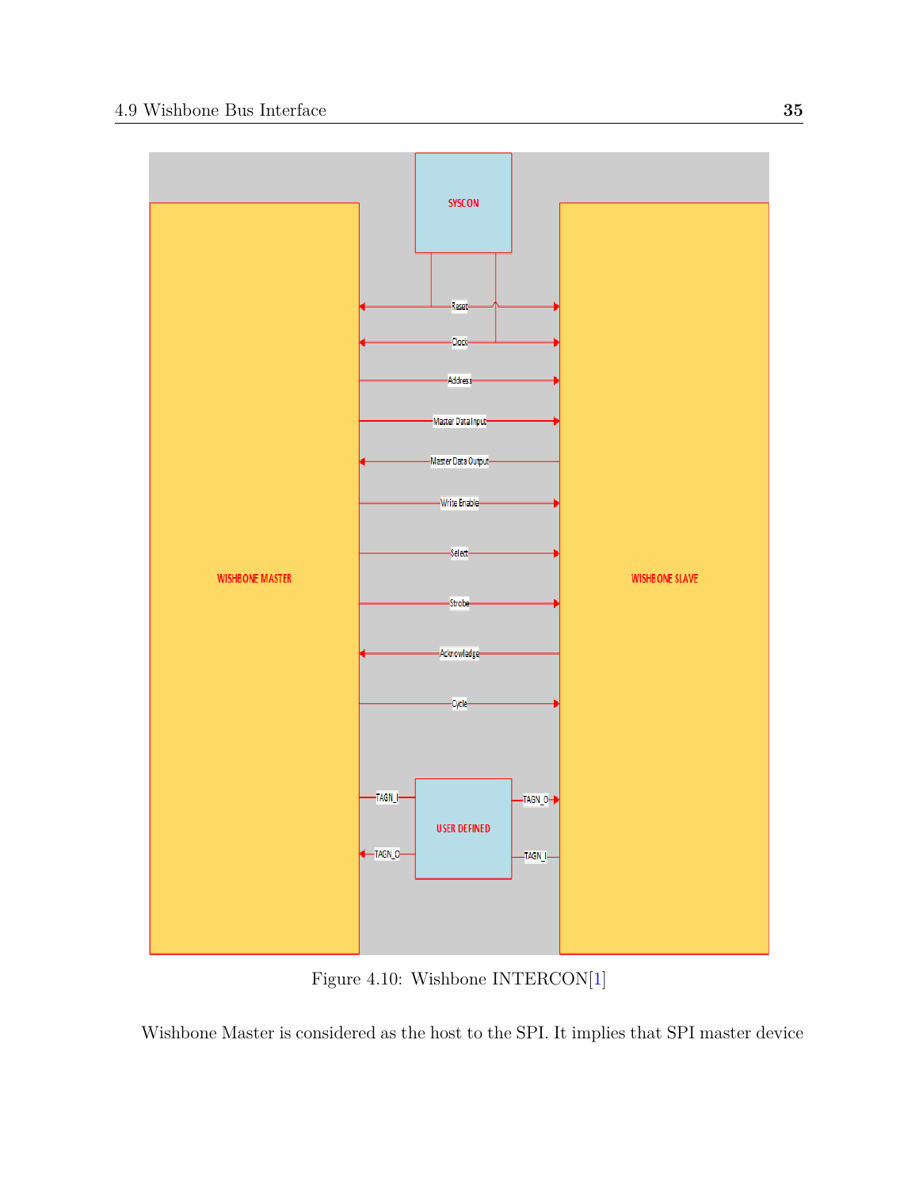Figure 4.10: Wishbone INTERCON[1]

Wishbone Master is considered as the host to the SPI. It implies that SPI master device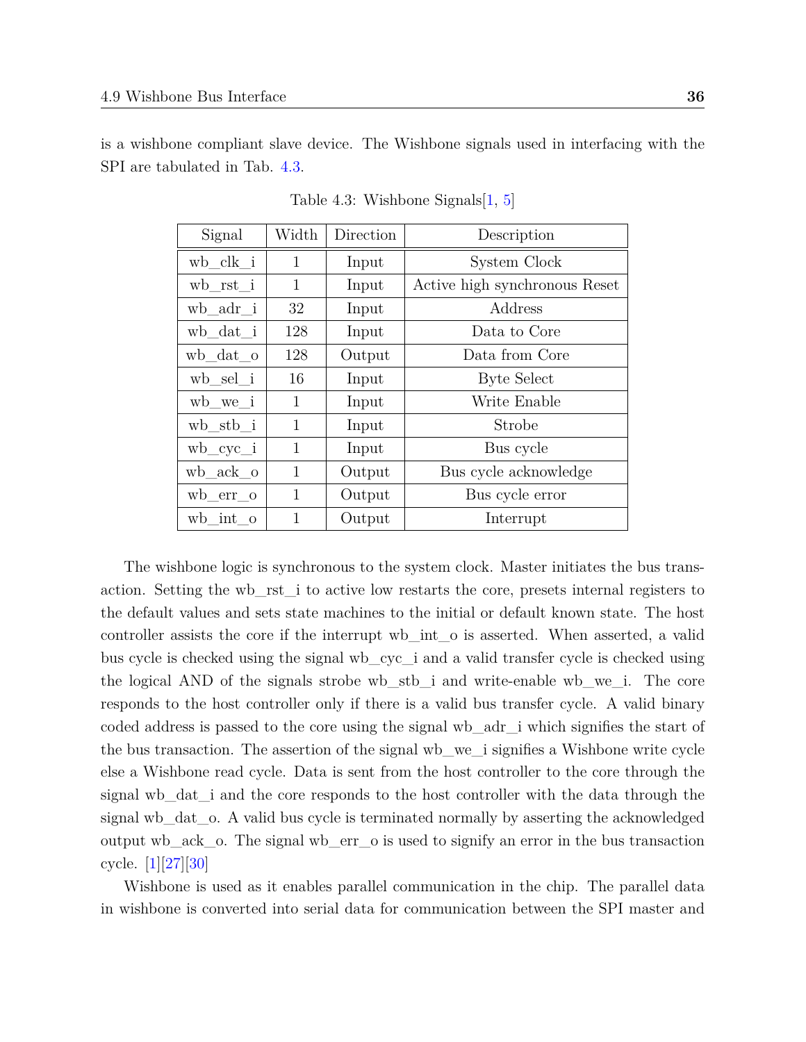is a wishbone compliant slave device. The Wishbone signals used in interfacing with the SPI are tabulated in Tab. 4.3.

Table 4.3: Wishbone Signals[1, 5]

| Signal | Width | Direction | Description |
|---|---|---|---|
| wb_clk_i | 1 | Input | System Clock |
| wb_rst_i | 1 | Input | Active high synchronous Reset |
| wb_adr_i | 32 | Input | Address |
| wb_dat_i | 128 | Input | Data to Core |
| wb_dat_o | 128 | Output | Data from Core |
| wb_sel_i | 16 | Input | Byte Select |
| wb_we_i | 1 | Input | Write Enable |
| wb_stb_i | 1 | Input | Strobe |
| wb_cyc_i | 1 | Input | Bus cycle |
| wb_ack_o | 1 | Output | Bus cycle acknowledge |
| wb_err_o | 1 | Output | Bus cycle error |
| wb_int_o | 1 | Output | Interrupt |

The wishbone logic is synchronous to the system clock. Master initiates the bus transaction. Setting the wb_rst_i to active low restarts the core, presets internal registers to the default values and sets state machines to the initial or default known state. The host controller assists the core if the interrupt wb_int_o is asserted. When asserted, a valid bus cycle is checked using the signal wb_cyc_i and a valid transfer cycle is checked using the logical AND of the signals strobe wb_stb_i and write-enable wb_we_i. The core responds to the host controller only if there is a valid bus transfer cycle. A valid binary coded address is passed to the core using the signal wb_adr_i which signifies the start of the bus transaction. The assertion of the signal wb_we_i signifies a Wishbone write cycle else a Wishbone read cycle. Data is sent from the host controller to the core through the signal wb_dat_i and the core responds to the host controller with the data through the signal wb_dat_o. A valid bus cycle is terminated normally by asserting the acknowledged output wb_ack_o. The signal wb_err_o is used to signify an error in the bus transaction cycle. [1][27][30]

Wishbone is used as it enables parallel communication in the chip. The parallel data in wishbone is converted into serial data for communication between the SPI master and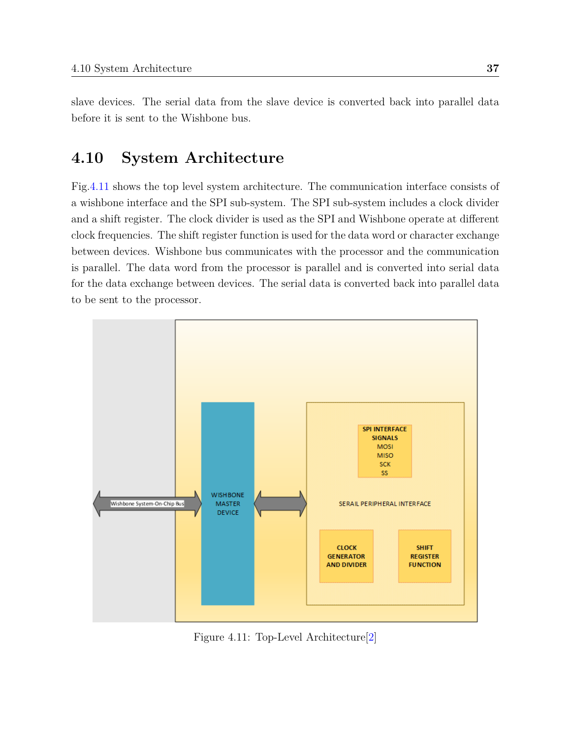slave devices. The serial data from the slave device is converted back into parallel data before it is sent to the Wishbone bus.

## 4.10 System Architecture

Fig.4.11 shows the top level system architecture. The communication interface consists of a wishbone interface and the SPI sub-system. The SPI sub-system includes a clock divider and a shift register. The clock divider is used as the SPI and Wishbone operate at different clock frequencies. The shift register function is used for the data word or character exchange between devices. Wishbone bus communicates with the processor and the communication is parallel. The data word from the processor is parallel and is converted into serial data for the data exchange between devices. The serial data is converted back into parallel data to be sent to the processor.

Figure 4.11: Top-Level Architecture[2]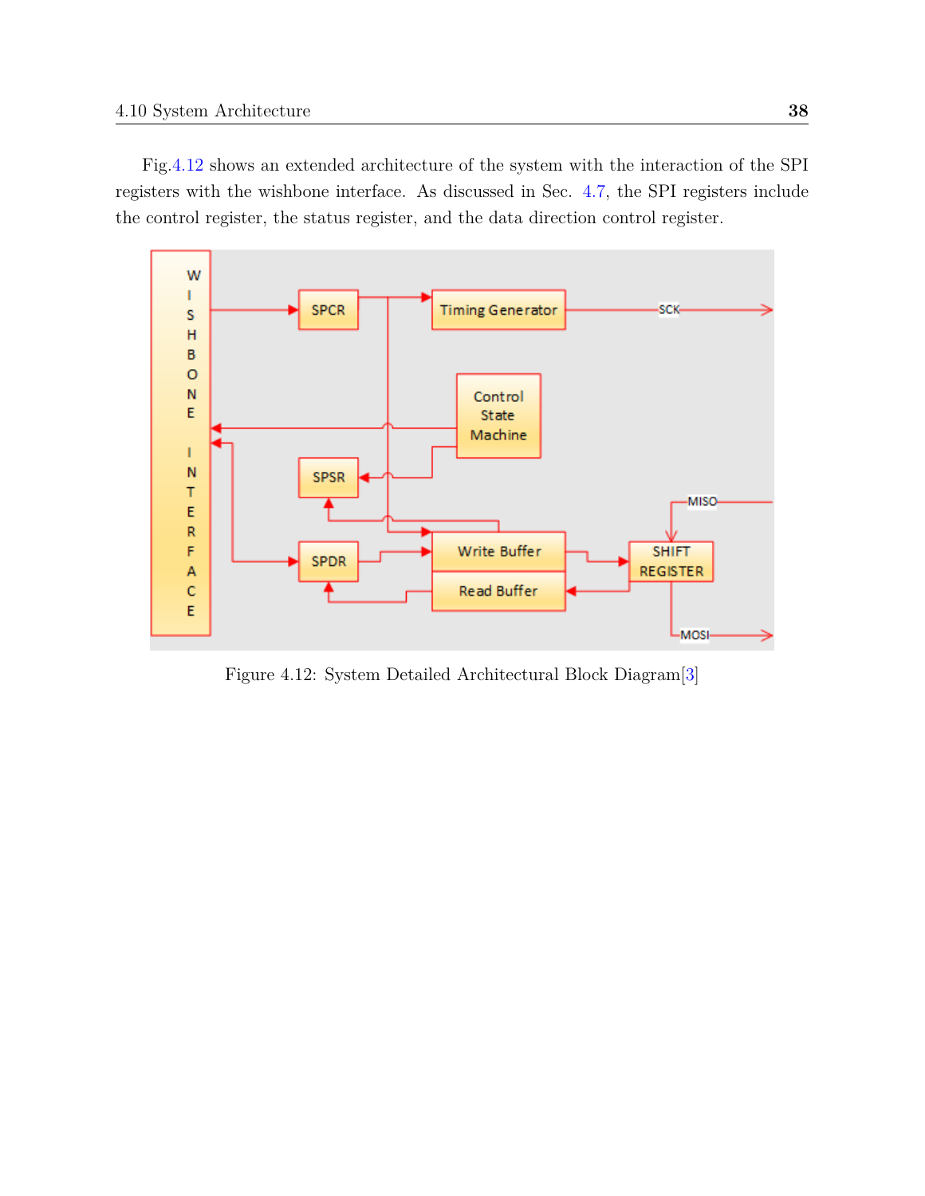Fig.4.12 shows an extended architecture of the system with the interaction of the SPI registers with the wishbone interface. As discussed in Sec. 4.7, the SPI registers include the control register, the status register, and the data direction control register.

Figure 4.12: System Detailed Architectural Block Diagram[3]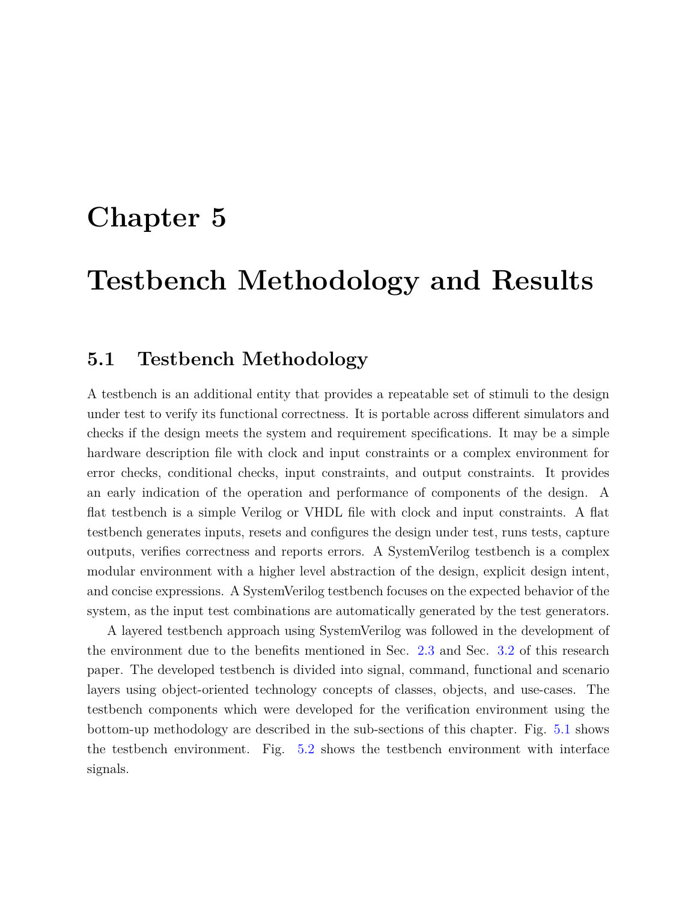# Chapter 5

# Testbench Methodology and Results

## 5.1 Testbench Methodology

A testbench is an additional entity that provides a repeatable set of stimuli to the design under test to verify its functional correctness. It is portable across different simulators and checks if the design meets the system and requirement specifications. It may be a simple hardware description file with clock and input constraints or a complex environment for error checks, conditional checks, input constraints, and output constraints. It provides an early indication of the operation and performance of components of the design. A flat testbench is a simple Verilog or VHDL file with clock and input constraints. A flat testbench generates inputs, resets and configures the design under test, runs tests, capture outputs, verifies correctness and reports errors. A SystemVerilog testbench is a complex modular environment with a higher level abstraction of the design, explicit design intent, and concise expressions. A SystemVerilog testbench focuses on the expected behavior of the system, as the input test combinations are automatically generated by the test generators.

A layered testbench approach using SystemVerilog was followed in the development of the environment due to the benefits mentioned in Sec. 2.3 and Sec. 3.2 of this research paper. The developed testbench is divided into signal, command, functional and scenario layers using object-oriented technology concepts of classes, objects, and use-cases. The testbench components which were developed for the verification environment using the bottom-up methodology are described in the sub-sections of this chapter. Fig. 5.1 shows the testbench environment. Fig. 5.2 shows the testbench environment with interface signals.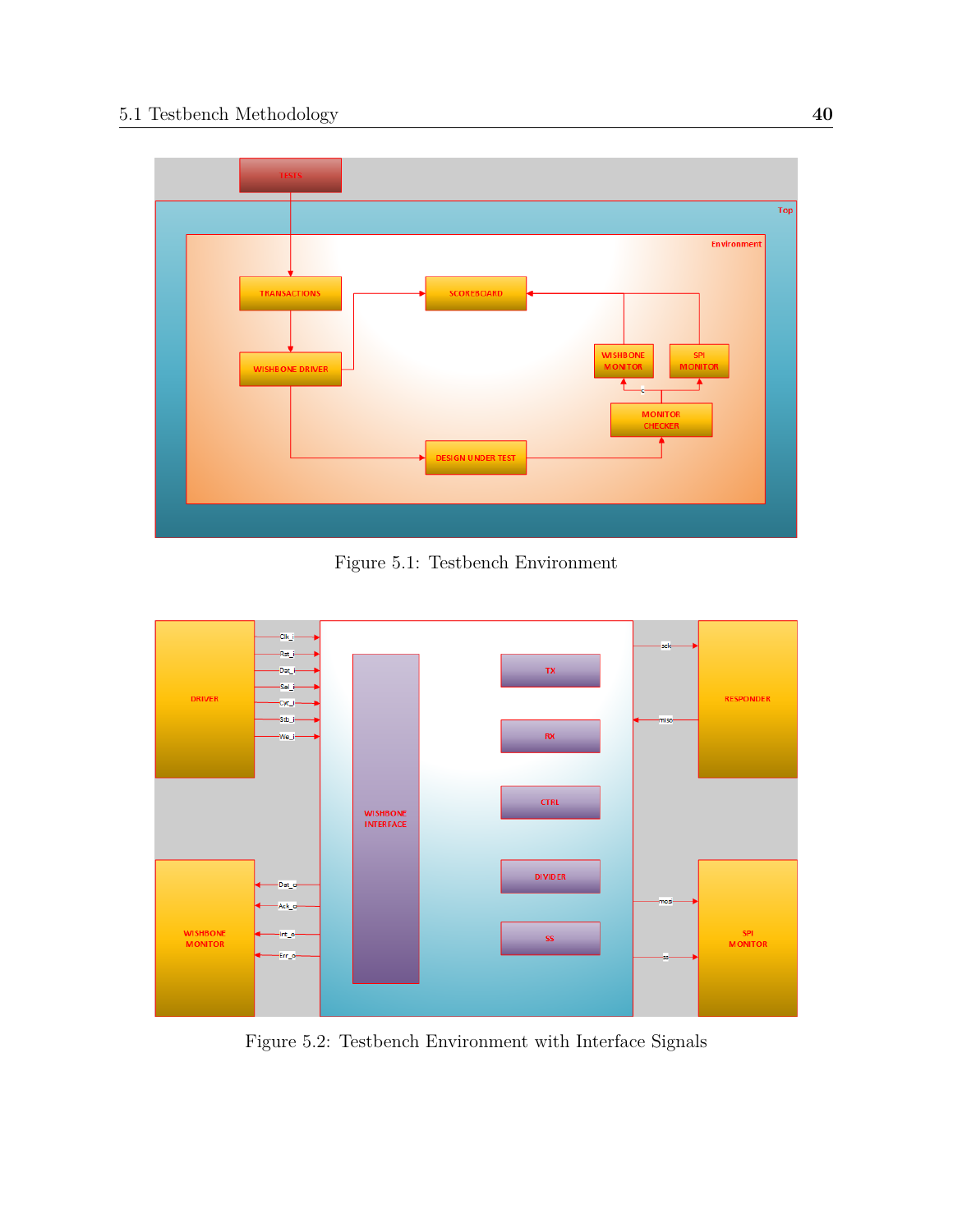Figure 5.1: Testbench Environment

Figure 5.2: Testbench Environment with Interface Signals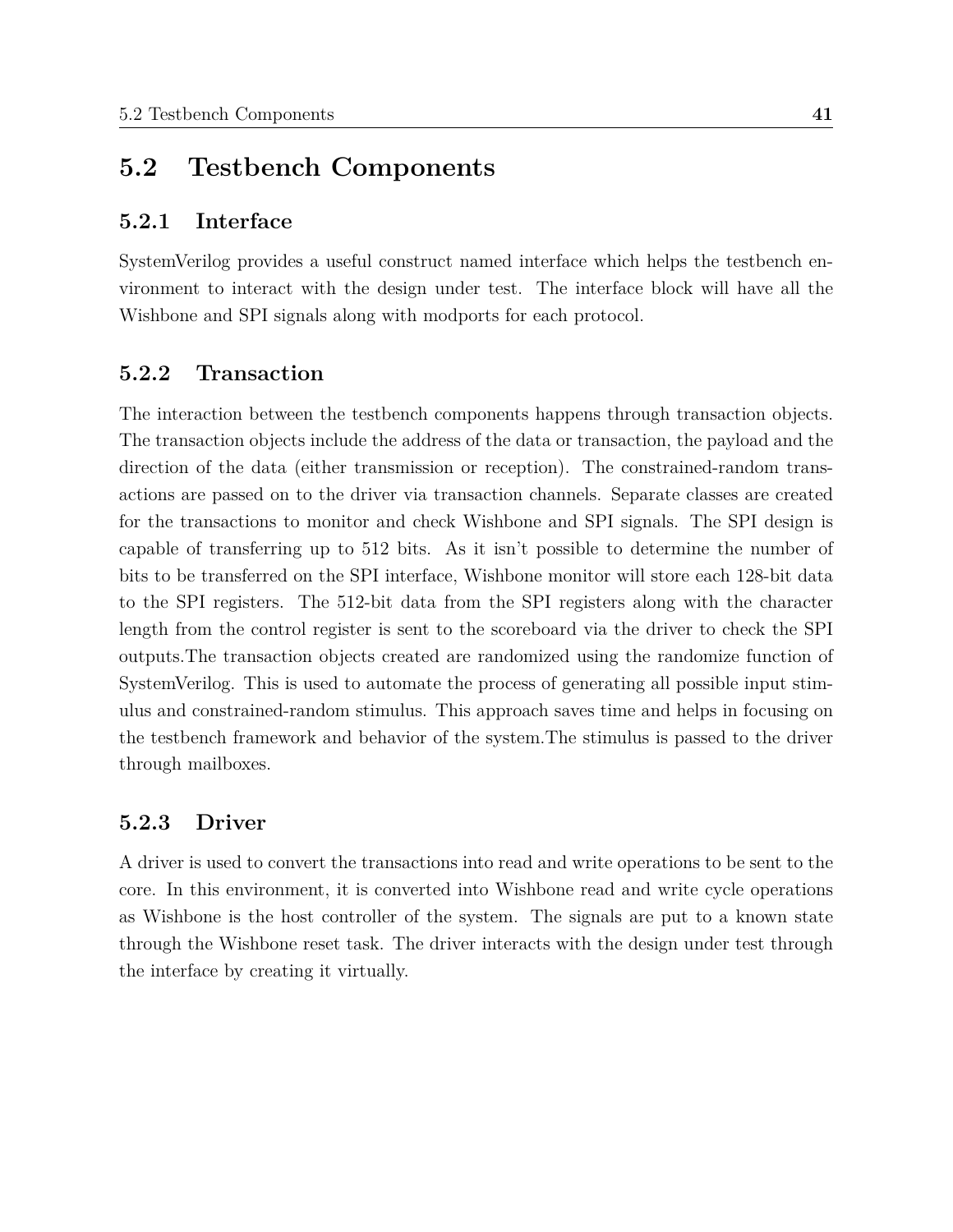## 5.2 Testbench Components

### 5.2.1 Interface

SystemVerilog provides a useful construct named interface which helps the testbench environment to interact with the design under test. The interface block will have all the Wishbone and SPI signals along with modports for each protocol.

### 5.2.2 Transaction

The interaction between the testbench components happens through transaction objects. The transaction objects include the address of the data or transaction, the payload and the direction of the data (either transmission or reception). The constrained-random transactions are passed on to the driver via transaction channels. Separate classes are created for the transactions to monitor and check Wishbone and SPI signals. The SPI design is capable of transferring up to 512 bits. As it isn't possible to determine the number of bits to be transferred on the SPI interface, Wishbone monitor will store each 128-bit data to the SPI registers. The 512-bit data from the SPI registers along with the character length from the control register is sent to the scoreboard via the driver to check the SPI outputs.The transaction objects created are randomized using the randomize function of SystemVerilog. This is used to automate the process of generating all possible input stimulus and constrained-random stimulus. This approach saves time and helps in focusing on the testbench framework and behavior of the system.The stimulus is passed to the driver through mailboxes.

### 5.2.3 Driver

A driver is used to convert the transactions into read and write operations to be sent to the core. In this environment, it is converted into Wishbone read and write cycle operations as Wishbone is the host controller of the system. The signals are put to a known state through the Wishbone reset task. The driver interacts with the design under test through the interface by creating it virtually.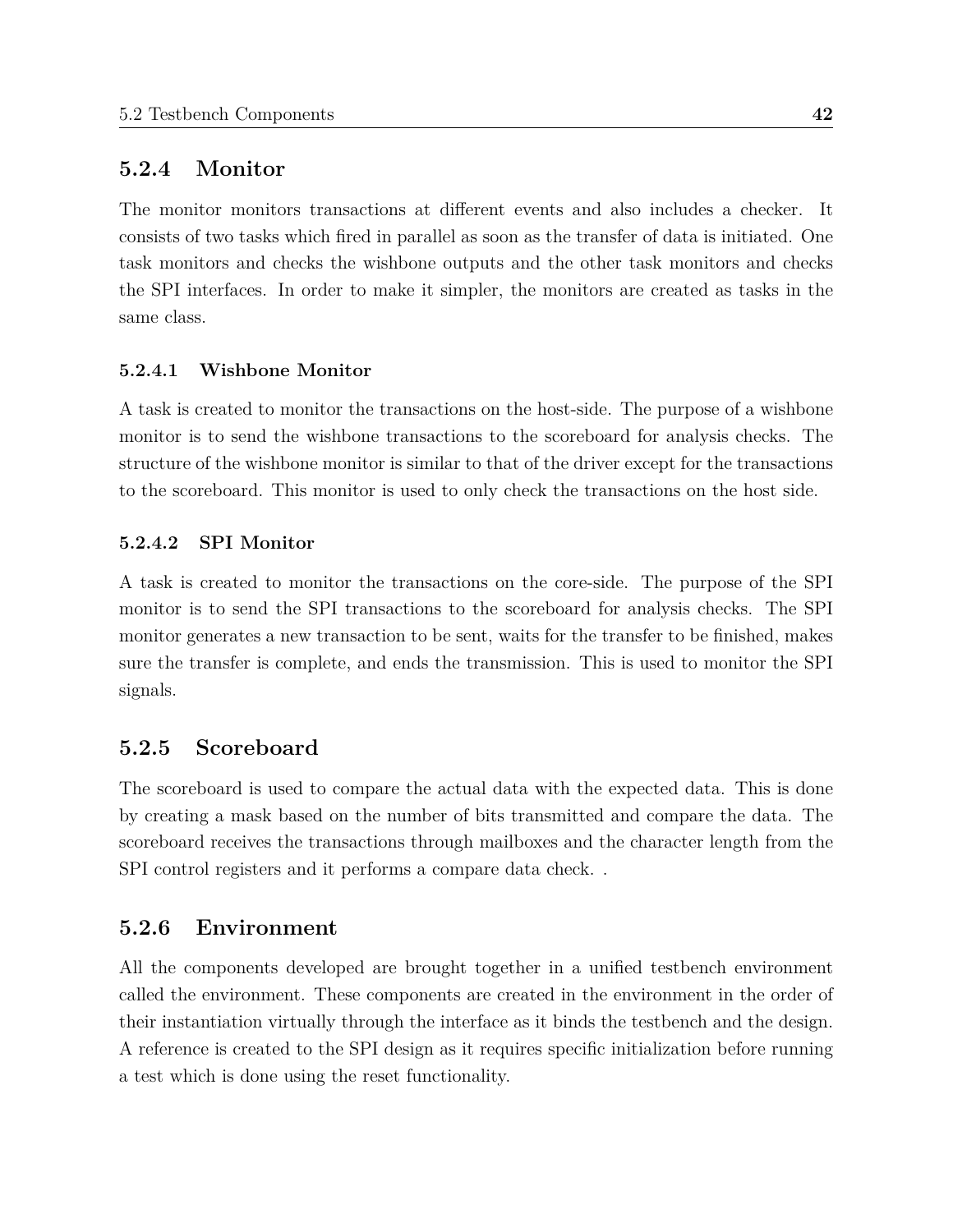### 5.2.4 Monitor

The monitor monitors transactions at different events and also includes a checker. It consists of two tasks which fired in parallel as soon as the transfer of data is initiated. One task monitors and checks the wishbone outputs and the other task monitors and checks the SPI interfaces. In order to make it simpler, the monitors are created as tasks in the same class.

#### 5.2.4.1 Wishbone Monitor

A task is created to monitor the transactions on the host-side. The purpose of a wishbone monitor is to send the wishbone transactions to the scoreboard for analysis checks. The structure of the wishbone monitor is similar to that of the driver except for the transactions to the scoreboard. This monitor is used to only check the transactions on the host side.

#### 5.2.4.2 SPI Monitor

A task is created to monitor the transactions on the core-side. The purpose of the SPI monitor is to send the SPI transactions to the scoreboard for analysis checks. The SPI monitor generates a new transaction to be sent, waits for the transfer to be finished, makes sure the transfer is complete, and ends the transmission. This is used to monitor the SPI signals.

### 5.2.5 Scoreboard

The scoreboard is used to compare the actual data with the expected data. This is done by creating a mask based on the number of bits transmitted and compare the data. The scoreboard receives the transactions through mailboxes and the character length from the SPI control registers and it performs a compare data check. .

### 5.2.6 Environment

All the components developed are brought together in a unified testbench environment called the environment. These components are created in the environment in the order of their instantiation virtually through the interface as it binds the testbench and the design. A reference is created to the SPI design as it requires specific initialization before running a test which is done using the reset functionality.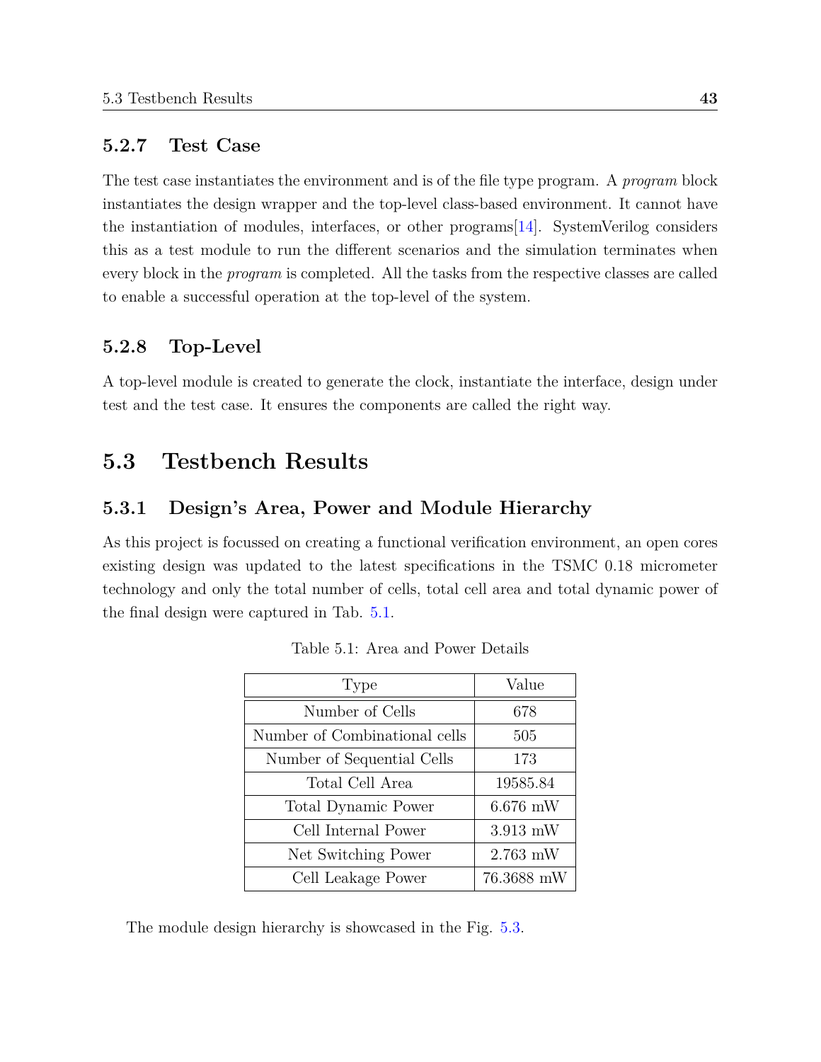### 5.2.7 Test Case

The test case instantiates the environment and is of the file type program. A *program* block instantiates the design wrapper and the top-level class-based environment. It cannot have the instantiation of modules, interfaces, or other programs[14]. SystemVerilog considers this as a test module to run the different scenarios and the simulation terminates when every block in the *program* is completed. All the tasks from the respective classes are called to enable a successful operation at the top-level of the system.

### 5.2.8 Top-Level

A top-level module is created to generate the clock, instantiate the interface, design under test and the test case. It ensures the components are called the right way.

## 5.3 Testbench Results

### 5.3.1 Design's Area, Power and Module Hierarchy

As this project is focussed on creating a functional verification environment, an open cores existing design was updated to the latest specifications in the TSMC 0.18 micrometer technology and only the total number of cells, total cell area and total dynamic power of the final design were captured in Tab. 5.1.

Table 5.1: Area and Power Details

| Type | Value |
|---|---|
| Number of Cells | 678 |
| Number of Combinational cells | 505 |
| Number of Sequential Cells | 173 |
| Total Cell Area | 19585.84 |
| Total Dynamic Power | 6.676 mW |
| Cell Internal Power | 3.913 mW |
| Net Switching Power | 2.763 mW |
| Cell Leakage Power | 76.3688 mW |

The module design hierarchy is showcased in the Fig. 5.3.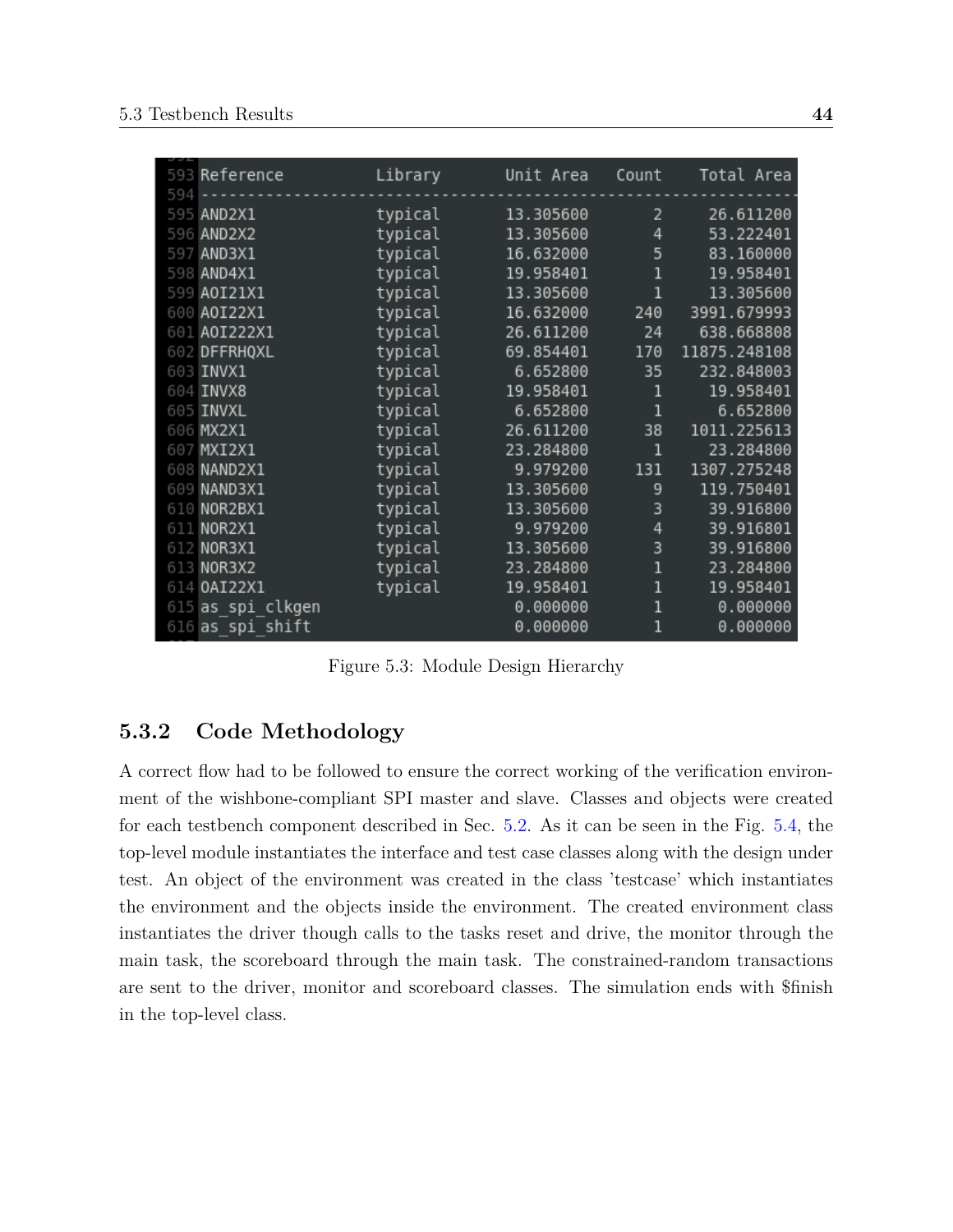| Reference | Library | Unit Area | Count | Total Area |
|---|---|---|---|---|
| AND2X1 | typical | 13.305600 | 2 | 26.611200 |
| AND2X2 | typical | 13.305600 | 4 | 53.222401 |
| AND3X1 | typical | 16.632000 | 5 | 83.160000 |
| AND4X1 | typical | 19.958401 | 1 | 19.958401 |
| AOI21X1 | typical | 13.305600 | 1 | 13.305600 |
| AOI22X1 | typical | 16.632000 | 240 | 3991.679993 |
| AOI222X1 | typical | 26.611200 | 24 | 638.668808 |
| DFFRHQXL | typical | 69.854401 | 170 | 11875.248108 |
| INVX1 | typical | 6.652800 | 35 | 232.848003 |
| INVX8 | typical | 19.958401 | 1 | 19.958401 |
| INVXL | typical | 6.652800 | 1 | 6.652800 |
| MX2X1 | typical | 26.611200 | 38 | 1011.225613 |
| MXI2X1 | typical | 23.284800 | 1 | 23.284800 |
| NAND2X1 | typical | 9.979200 | 131 | 1307.275248 |
| NAND3X1 | typical | 13.305600 | 9 | 119.750401 |
| NOR2BX1 | typical | 13.305600 | 3 | 39.916800 |
| NOR2X1 | typical | 9.979200 | 4 | 39.916801 |
| NOR3X1 | typical | 13.305600 | 3 | 39.916800 |
| NOR3X2 | typical | 23.284800 | 1 | 23.284800 |
| OAI22X1 | typical | 19.958401 | 1 | 19.958401 |
| as_spi_clkgen | | 0.000000 | 1 | 0.000000 |
| as_spi_shift | | 0.000000 | 1 | 0.000000 |

Figure 5.3: Module Design Hierarchy

### 5.3.2 Code Methodology

A correct flow had to be followed to ensure the correct working of the verification environment of the wishbone-compliant SPI master and slave. Classes and objects were created for each testbench component described in Sec. 5.2. As it can be seen in the Fig. 5.4, the top-level module instantiates the interface and test case classes along with the design under test. An object of the environment was created in the class 'testcase' which instantiates the environment and the objects inside the environment. The created environment class instantiates the driver though calls to the tasks reset and drive, the monitor through the main task, the scoreboard through the main task. The constrained-random transactions are sent to the driver, monitor and scoreboard classes. The simulation ends with $finish in the top-level class.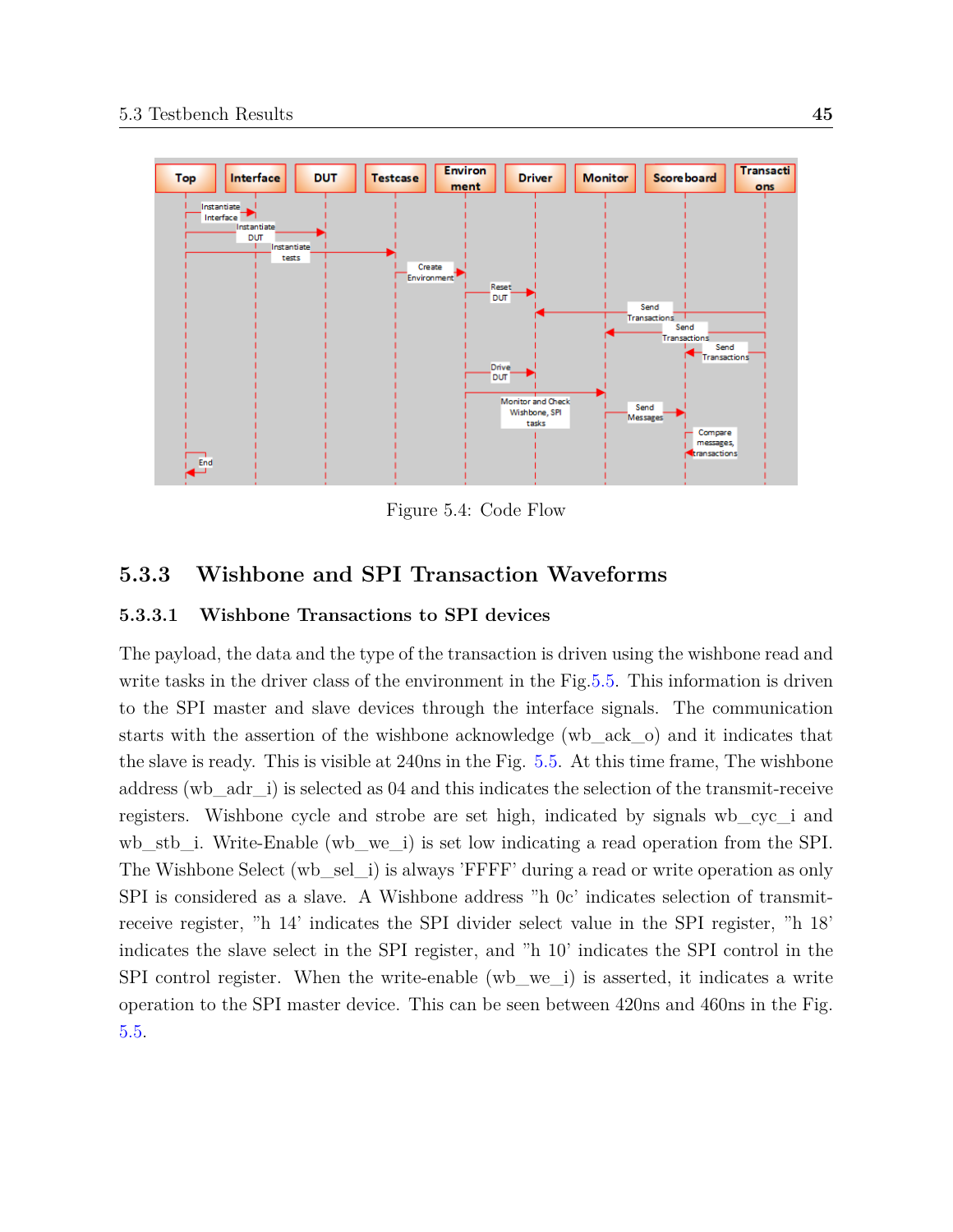Figure 5.4: Code Flow

### 5.3.3 Wishbone and SPI Transaction Waveforms

#### 5.3.3.1 Wishbone Transactions to SPI devices

The payload, the data and the type of the transaction is driven using the wishbone read and write tasks in the driver class of the environment in the Fig.5.5. This information is driven to the SPI master and slave devices through the interface signals. The communication starts with the assertion of the wishbone acknowledge (wb_ack_o) and it indicates that the slave is ready. This is visible at 240ns in the Fig. 5.5. At this time frame, The wishbone address (wb_adr_i) is selected as 04 and this indicates the selection of the transmit-receive registers. Wishbone cycle and strobe are set high, indicated by signals wb_cyc_i and wb_stb_i. Write-Enable (wb_we_i) is set low indicating a read operation from the SPI. The Wishbone Select (wb_sel_i) is always 'FFFF' during a read or write operation as only SPI is considered as a slave. A Wishbone address "h 0c' indicates selection of transmit-receive register, "h 14' indicates the SPI divider select value in the SPI register, "h 18' indicates the slave select in the SPI register, and "h 10' indicates the SPI control in the SPI control register. When the write-enable (wb_we_i) is asserted, it indicates a write operation to the SPI master device. This can be seen between 420ns and 460ns in the Fig. 5.5.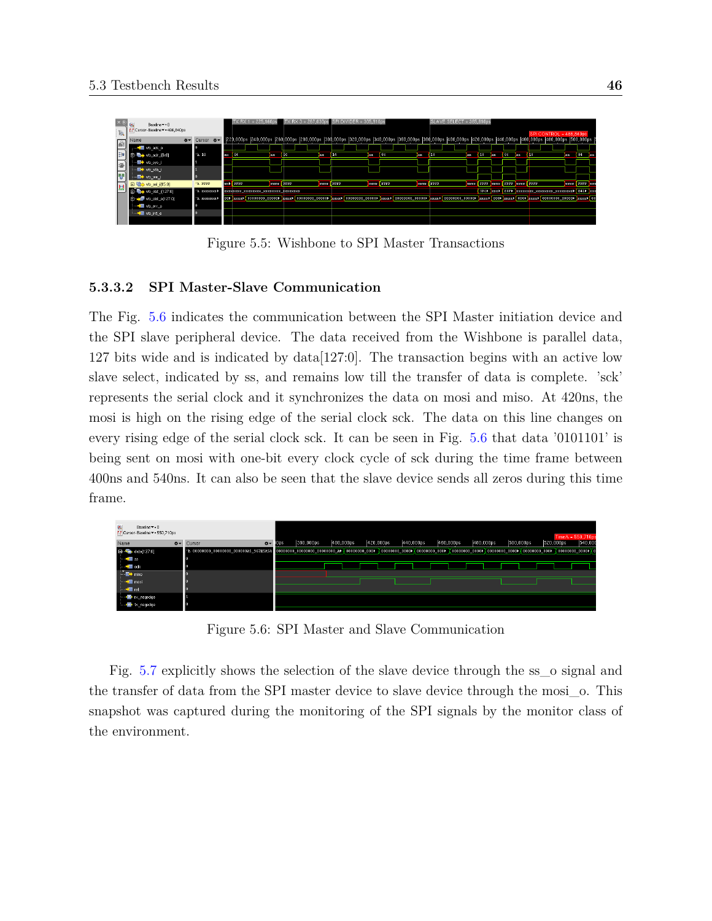Figure 5.5: Wishbone to SPI Master Transactions

#### 5.3.3.2 SPI Master-Slave Communication

The Fig. 5.6 indicates the communication between the SPI Master initiation device and the SPI slave peripheral device. The data received from the Wishbone is parallel data, 127 bits wide and is indicated by data[127:0]. The transaction begins with an active low slave select, indicated by ss, and remains low till the transfer of data is complete. 'sck' represents the serial clock and it synchronizes the data on mosi and miso. At 420ns, the mosi is high on the rising edge of the serial clock sck. The data on this line changes on every rising edge of the serial clock sck. It can be seen in Fig. 5.6 that data '0101101' is being sent on mosi with one-bit every clock cycle of sck during the time frame between 400ns and 540ns. It can also be seen that the slave device sends all zeros during this time frame.

Figure 5.6: SPI Master and Slave Communication

Fig. 5.7 explicitly shows the selection of the slave device through the ss_o signal and the transfer of data from the SPI master device to slave device through the mosi_o. This snapshot was captured during the monitoring of the SPI signals by the monitor class of the environment.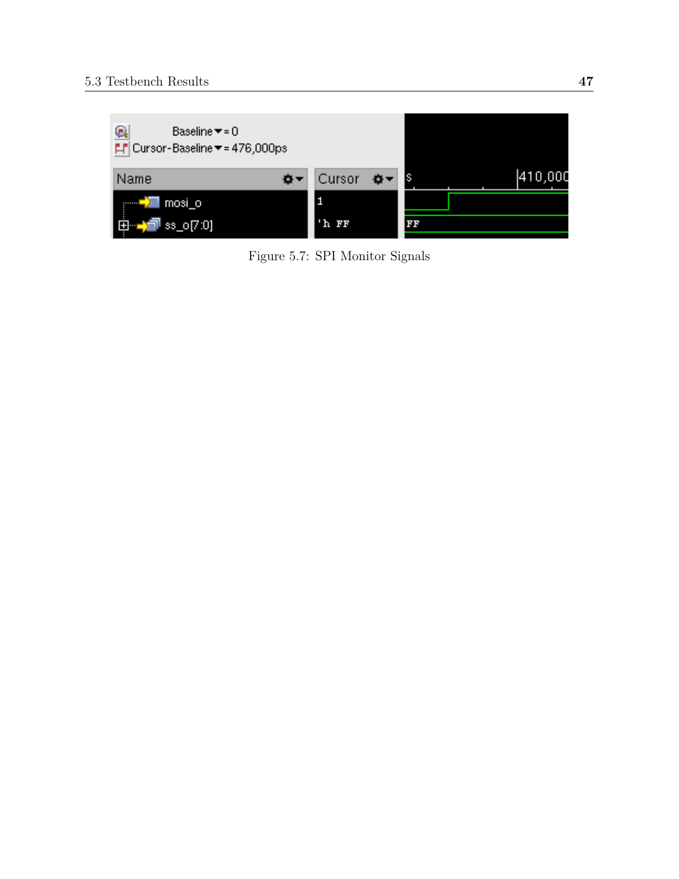Figure 5.7: SPI Monitor Signals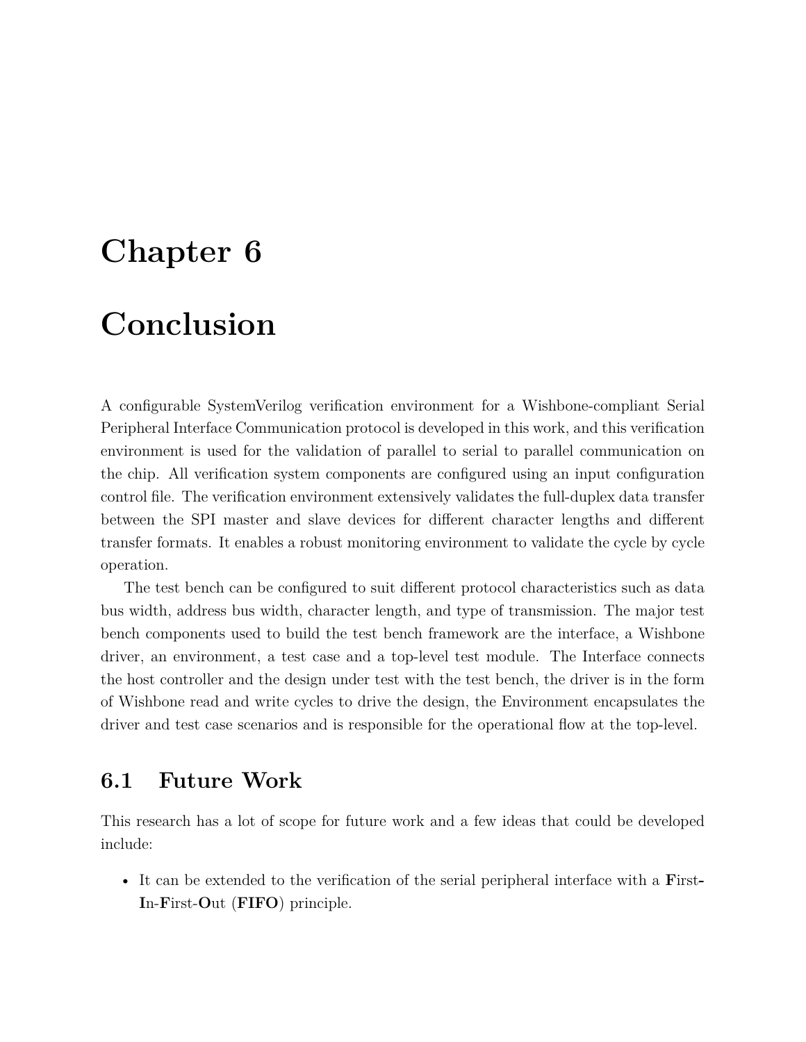# Chapter 6

# Conclusion

A configurable SystemVerilog verification environment for a Wishbone-compliant Serial Peripheral Interface Communication protocol is developed in this work, and this verification environment is used for the validation of parallel to serial to parallel communication on the chip. All verification system components are configured using an input configuration control file. The verification environment extensively validates the full-duplex data transfer between the SPI master and slave devices for different character lengths and different transfer formats. It enables a robust monitoring environment to validate the cycle by cycle operation.

The test bench can be configured to suit different protocol characteristics such as data bus width, address bus width, character length, and type of transmission. The major test bench components used to build the test bench framework are the interface, a Wishbone driver, an environment, a test case and a top-level test module. The Interface connects the host controller and the design under test with the test bench, the driver is in the form of Wishbone read and write cycles to drive the design, the Environment encapsulates the driver and test case scenarios and is responsible for the operational flow at the top-level.

## 6.1 Future Work

This research has a lot of scope for future work and a few ideas that could be developed include:

- It can be extended to the verification of the serial peripheral interface with a **F**irst-**I**n-**F**irst-**O**ut (**FIFO**) principle.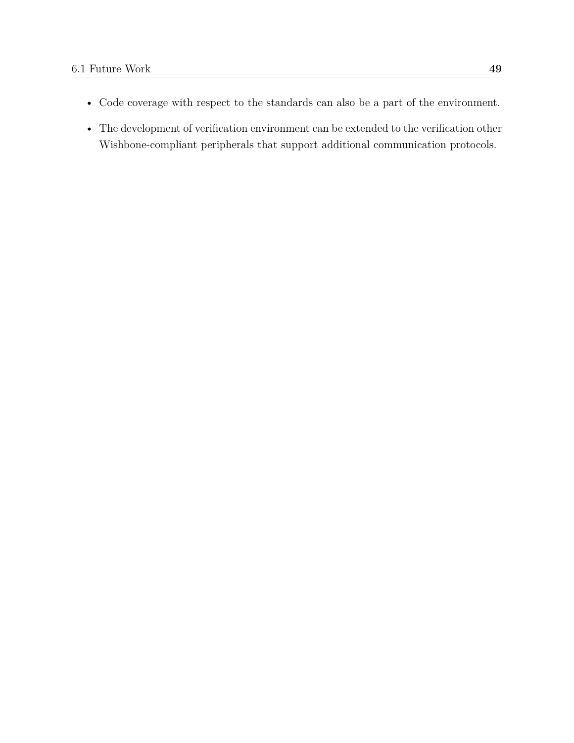- Code coverage with respect to the standards can also be a part of the environment.
- The development of verification environment can be extended to the verification other Wishbone-compliant peripherals that support additional communication protocols.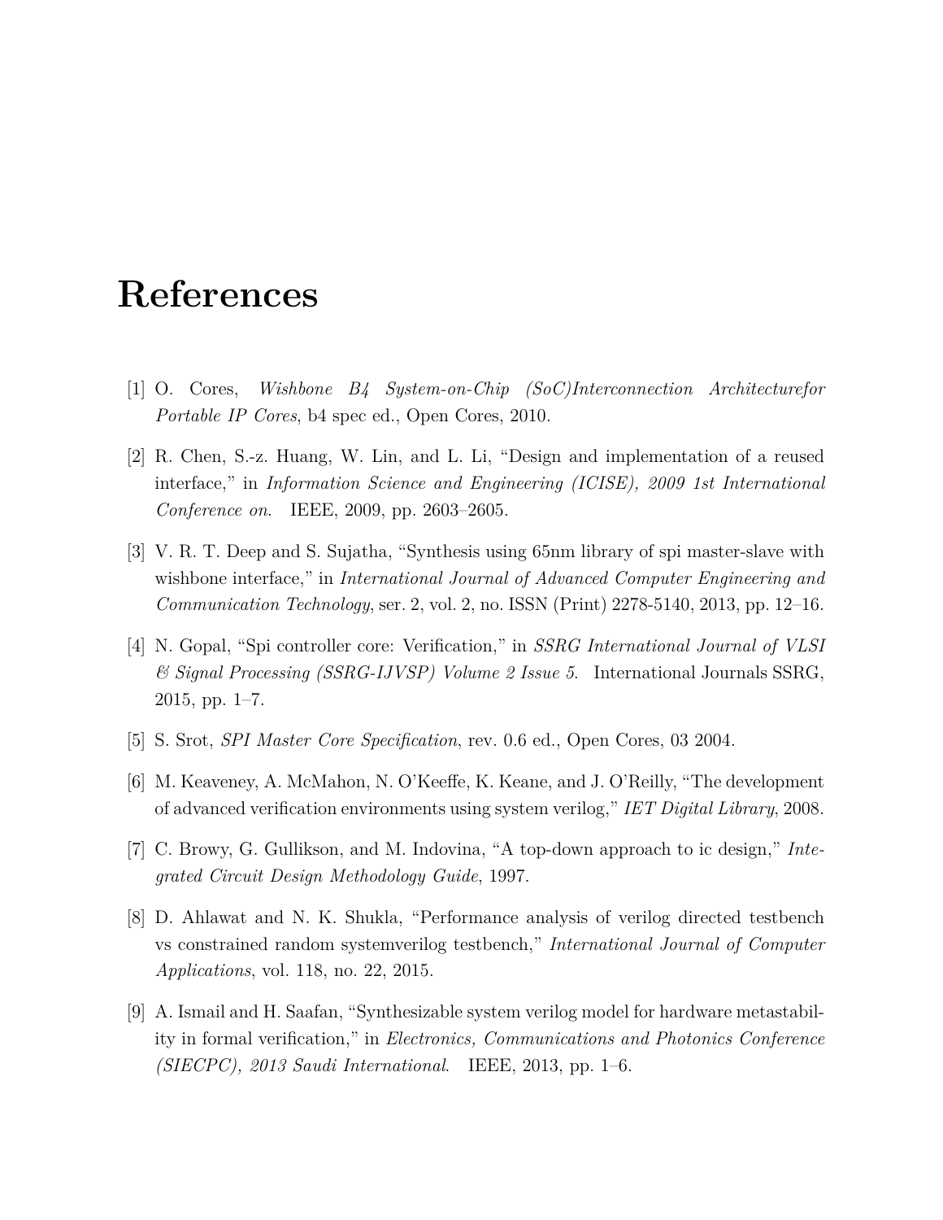# References

[1] O. Cores, *Wishbone B4 System-on-Chip (SoC)Interconnection Architecturefor Portable IP Cores*, b4 spec ed., Open Cores, 2010.

[2] R. Chen, S.-z. Huang, W. Lin, and L. Li, "Design and implementation of a reused interface," in *Information Science and Engineering (ICISE), 2009 1st International Conference on*. IEEE, 2009, pp. 2603–2605.

[3] V. R. T. Deep and S. Sujatha, "Synthesis using 65nm library of spi master-slave with wishbone interface," in *International Journal of Advanced Computer Engineering and Communication Technology*, ser. 2, vol. 2, no. ISSN (Print) 2278-5140, 2013, pp. 12–16.

[4] N. Gopal, "Spi controller core: Verification," in *SSRG International Journal of VLSI & Signal Processing (SSRG-IJVSP) Volume 2 Issue 5*. International Journals SSRG, 2015, pp. 1–7.

[5] S. Srot, *SPI Master Core Specification*, rev. 0.6 ed., Open Cores, 03 2004.

[6] M. Keaveney, A. McMahon, N. O'Keeffe, K. Keane, and J. O'Reilly, "The development of advanced verification environments using system verilog," *IET Digital Library*, 2008.

[7] C. Browy, G. Gullikson, and M. Indovina, "A top-down approach to ic design," *Integrated Circuit Design Methodology Guide*, 1997.

[8] D. Ahlawat and N. K. Shukla, "Performance analysis of verilog directed testbench vs constrained random systemverilog testbench," *International Journal of Computer Applications*, vol. 118, no. 22, 2015.

[9] A. Ismail and H. Saafan, "Synthesizable system verilog model for hardware metastability in formal verification," in *Electronics, Communications and Photonics Conference (SIECPC), 2013 Saudi International*. IEEE, 2013, pp. 1–6.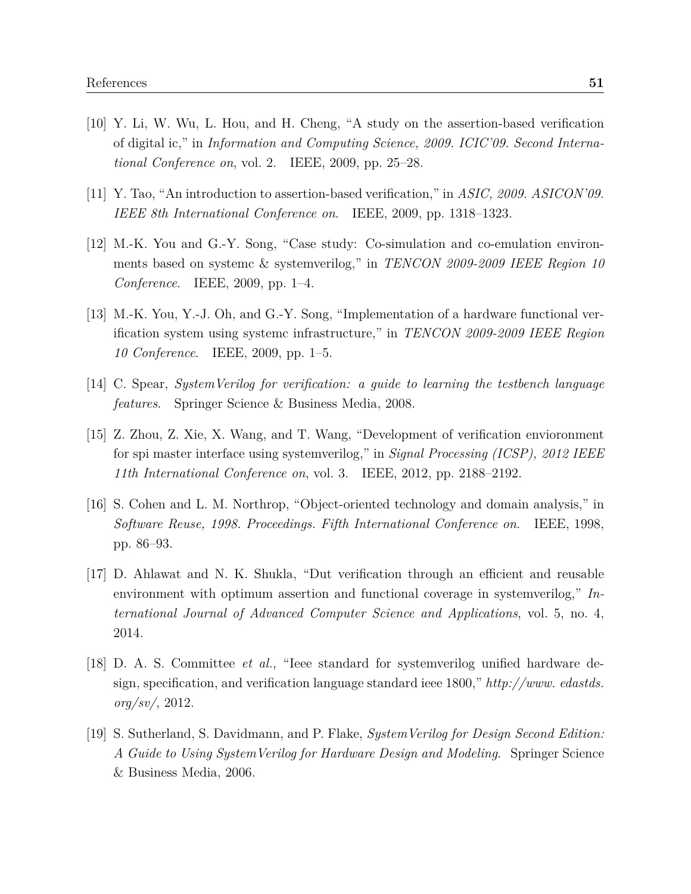[10] Y. Li, W. Wu, L. Hou, and H. Cheng, “A study on the assertion-based verification of digital ic,” in *Information and Computing Science, 2009. ICIC’09. Second International Conference on*, vol. 2. IEEE, 2009, pp. 25–28.

[11] Y. Tao, “An introduction to assertion-based verification,” in *ASIC, 2009. ASICON’09. IEEE 8th International Conference on*. IEEE, 2009, pp. 1318–1323.

[12] M.-K. You and G.-Y. Song, “Case study: Co-simulation and co-emulation environments based on systemc & systemverilog,” in *TENCON 2009-2009 IEEE Region 10 Conference*. IEEE, 2009, pp. 1–4.

[13] M.-K. You, Y.-J. Oh, and G.-Y. Song, “Implementation of a hardware functional verification system using systemc infrastructure,” in *TENCON 2009-2009 IEEE Region 10 Conference*. IEEE, 2009, pp. 1–5.

[14] C. Spear, *SystemVerilog for verification: a guide to learning the testbench language features*. Springer Science & Business Media, 2008.

[15] Z. Zhou, Z. Xie, X. Wang, and T. Wang, “Development of verification envioronment for spi master interface using systemverilog,” in *Signal Processing (ICSP), 2012 IEEE 11th International Conference on*, vol. 3. IEEE, 2012, pp. 2188–2192.

[16] S. Cohen and L. M. Northrop, “Object-oriented technology and domain analysis,” in *Software Reuse, 1998. Proceedings. Fifth International Conference on*. IEEE, 1998, pp. 86–93.

[17] D. Ahlawat and N. K. Shukla, “Dut verification through an efficient and reusable environment with optimum assertion and functional coverage in systemverilog,” *International Journal of Advanced Computer Science and Applications*, vol. 5, no. 4, 2014.

[18] D. A. S. Committee *et al.*, “Ieee standard for systemverilog unified hardware design, specification, and verification language standard ieee 1800,” *http://www. edastds. org/sv/*, 2012.

[19] S. Sutherland, S. Davidmann, and P. Flake, *SystemVerilog for Design Second Edition: A Guide to Using SystemVerilog for Hardware Design and Modeling*. Springer Science & Business Media, 2006.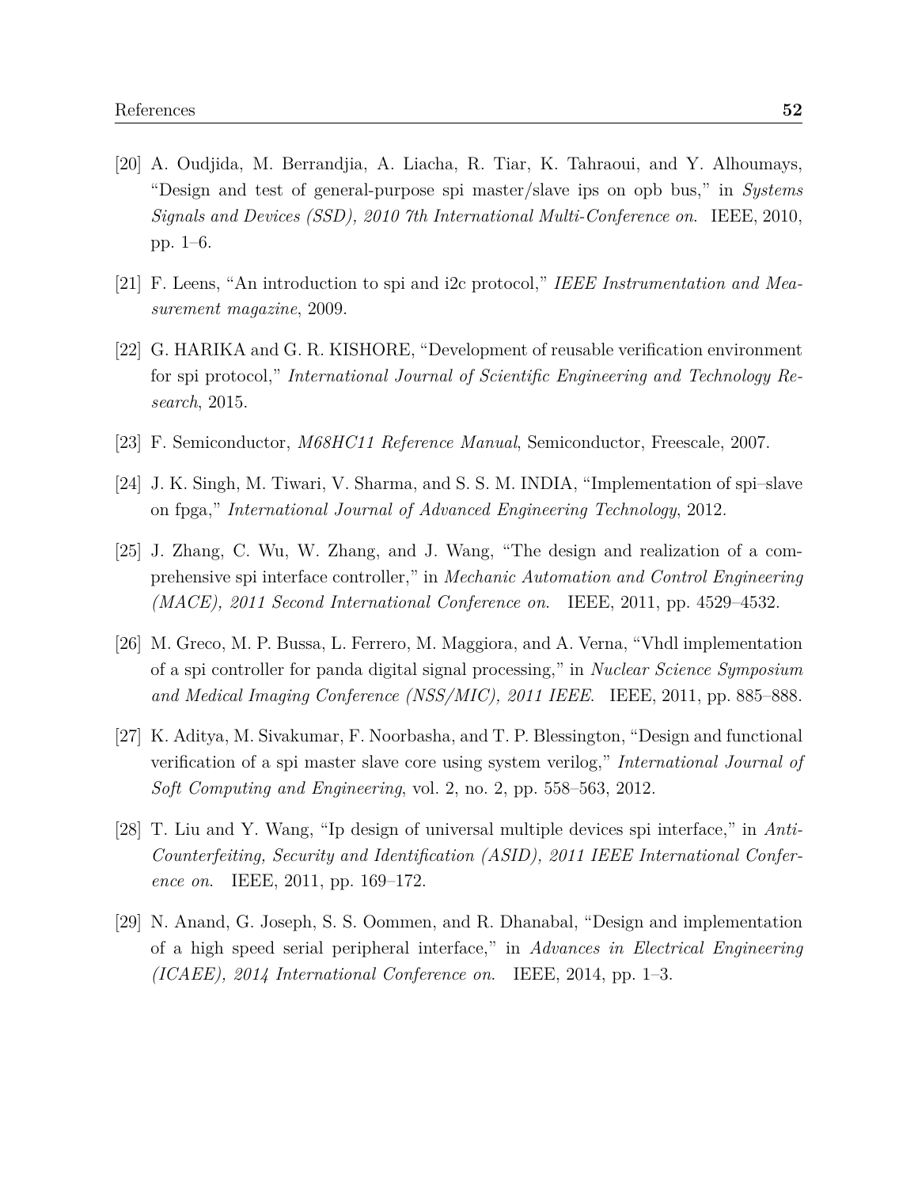[20] A. Oudjida, M. Berrandjia, A. Liacha, R. Tiar, K. Tahraoui, and Y. Alhoumays, "Design and test of general-purpose spi master/slave ips on opb bus," in *Systems Signals and Devices (SSD), 2010 7th International Multi-Conference on*. IEEE, 2010, pp. 1–6.

[21] F. Leens, "An introduction to spi and i2c protocol," *IEEE Instrumentation and Measurement magazine*, 2009.

[22] G. HARIKA and G. R. KISHORE, "Development of reusable verification environment for spi protocol," *International Journal of Scientific Engineering and Technology Research*, 2015.

[23] F. Semiconductor, *M68HC11 Reference Manual*, Semiconductor, Freescale, 2007.

[24] J. K. Singh, M. Tiwari, V. Sharma, and S. S. M. INDIA, "Implementation of spi–slave on fpga," *International Journal of Advanced Engineering Technology*, 2012.

[25] J. Zhang, C. Wu, W. Zhang, and J. Wang, "The design and realization of a comprehensive spi interface controller," in *Mechanic Automation and Control Engineering (MACE), 2011 Second International Conference on*. IEEE, 2011, pp. 4529–4532.

[26] M. Greco, M. P. Bussa, L. Ferrero, M. Maggiora, and A. Verna, "Vhdl implementation of a spi controller for panda digital signal processing," in *Nuclear Science Symposium and Medical Imaging Conference (NSS/MIC), 2011 IEEE*. IEEE, 2011, pp. 885–888.

[27] K. Aditya, M. Sivakumar, F. Noorbasha, and T. P. Blessington, "Design and functional verification of a spi master slave core using system verilog," *International Journal of Soft Computing and Engineering*, vol. 2, no. 2, pp. 558–563, 2012.

[28] T. Liu and Y. Wang, "Ip design of universal multiple devices spi interface," in *Anti-Counterfeiting, Security and Identification (ASID), 2011 IEEE International Conference on*. IEEE, 2011, pp. 169–172.

[29] N. Anand, G. Joseph, S. S. Oommen, and R. Dhanabal, "Design and implementation of a high speed serial peripheral interface," in *Advances in Electrical Engineering (ICAEE), 2014 International Conference on*. IEEE, 2014, pp. 1–3.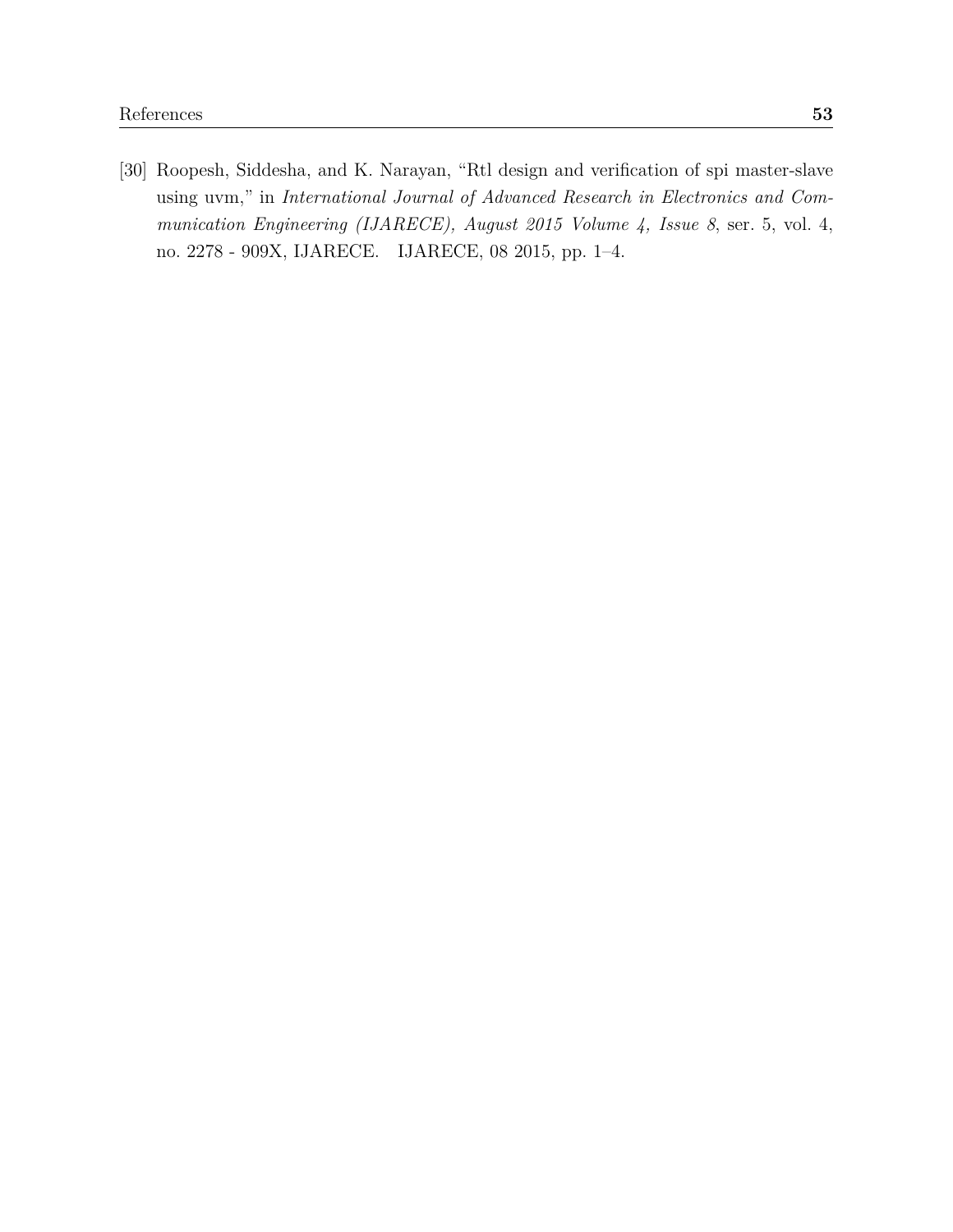[30] Roopesh, Siddesha, and K. Narayan, "Rtl design and verification of spi master-slave using uvm," in *International Journal of Advanced Research in Electronics and Communication Engineering (IJARECE), August 2015 Volume 4, Issue 8*, ser. 5, vol. 4, no. 2278 - 909X, IJARECE. IJARECE, 08 2015, pp. 1–4.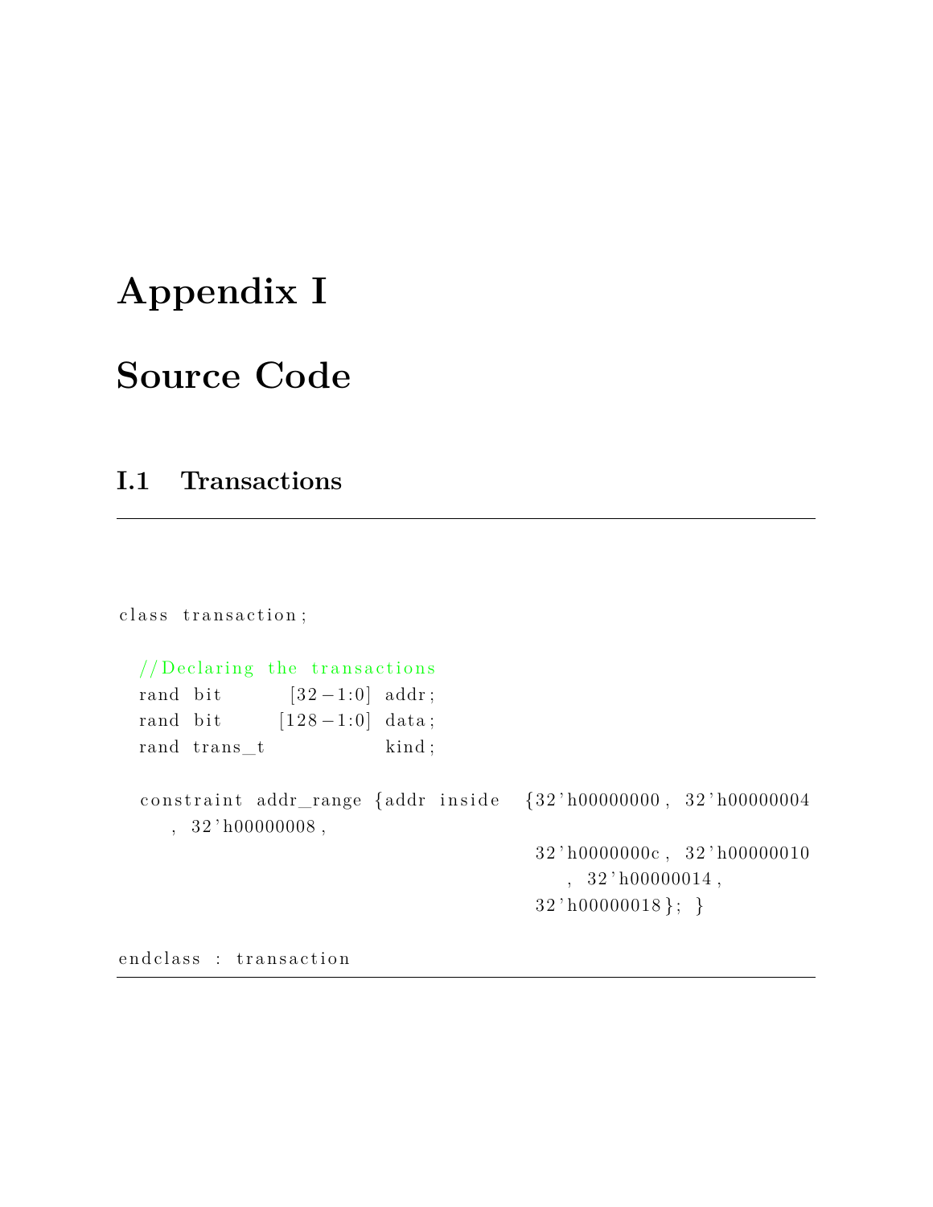# Appendix I

# Source Code

## I.1 Transactions

```
class transaction;

  //Declaring the transactions
  rand bit        [32-1:0] addr;
  rand bit       [128-1:0] data;
  rand trans_t             kind;

  constraint addr_range {addr inside  {32'h00000000, 32'h00000004
     , 32'h00000008,
                                        32'h0000000c, 32'h00000010
                                           , 32'h00000014,
                                        32'h00000018}; }

endclass : transaction
```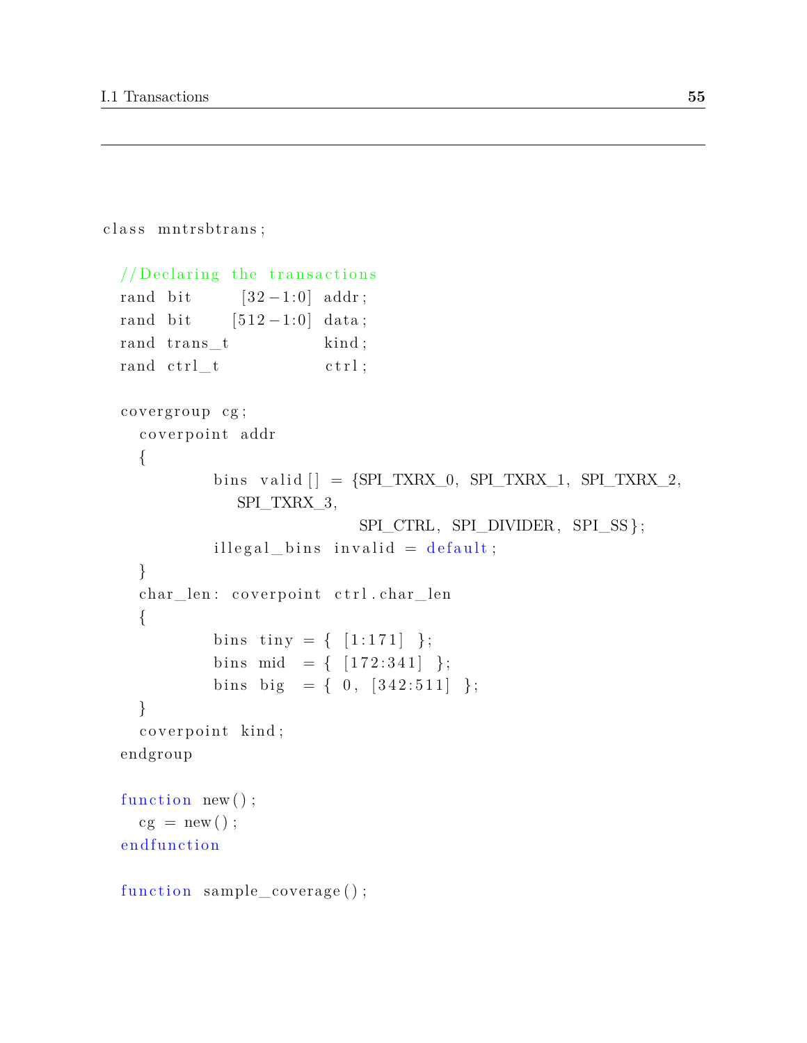```
class mntrsbtrans;

  //Declaring the transactions
  rand bit      [32-1:0]  addr;
  rand bit     [512-1:0]  data;
  rand trans_t            kind;
  rand ctrl_t             ctrl;

  covergroup cg;
    coverpoint addr
    {
            bins valid[] = {SPI_TXRX_0, SPI_TXRX_1, SPI_TXRX_2,
               SPI_TXRX_3,
                            SPI_CTRL, SPI_DIVIDER, SPI_SS};
            illegal_bins invalid = default;
    }
    char_len: coverpoint ctrl.char_len
    {
            bins tiny = { [1:171] };
            bins mid  = { [172:341] };
            bins big  = { 0, [342:511] };
    }
    coverpoint kind;
  endgroup

  function new();
    cg = new();
  endfunction

  function sample_coverage();
```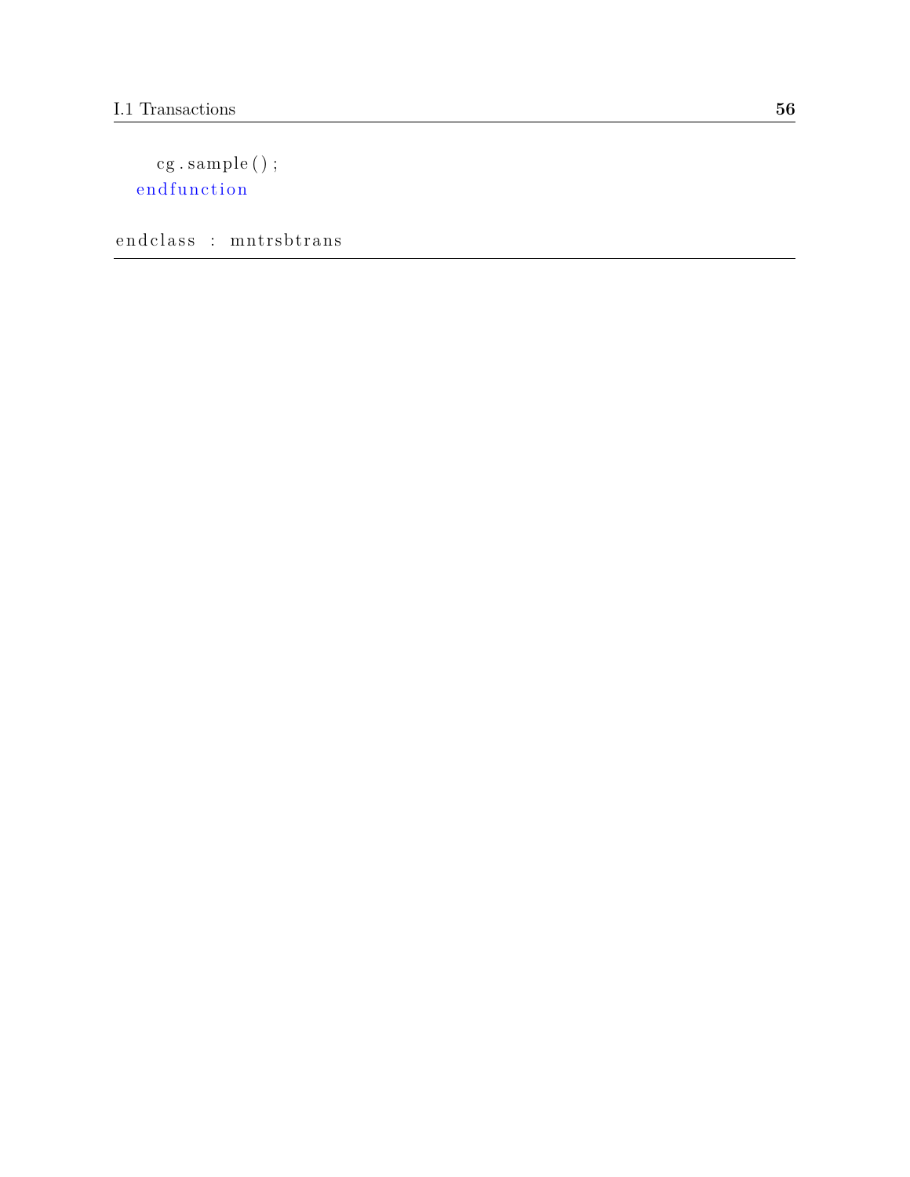```
    cg.sample();
  endfunction

endclass : mntrsbtrans
```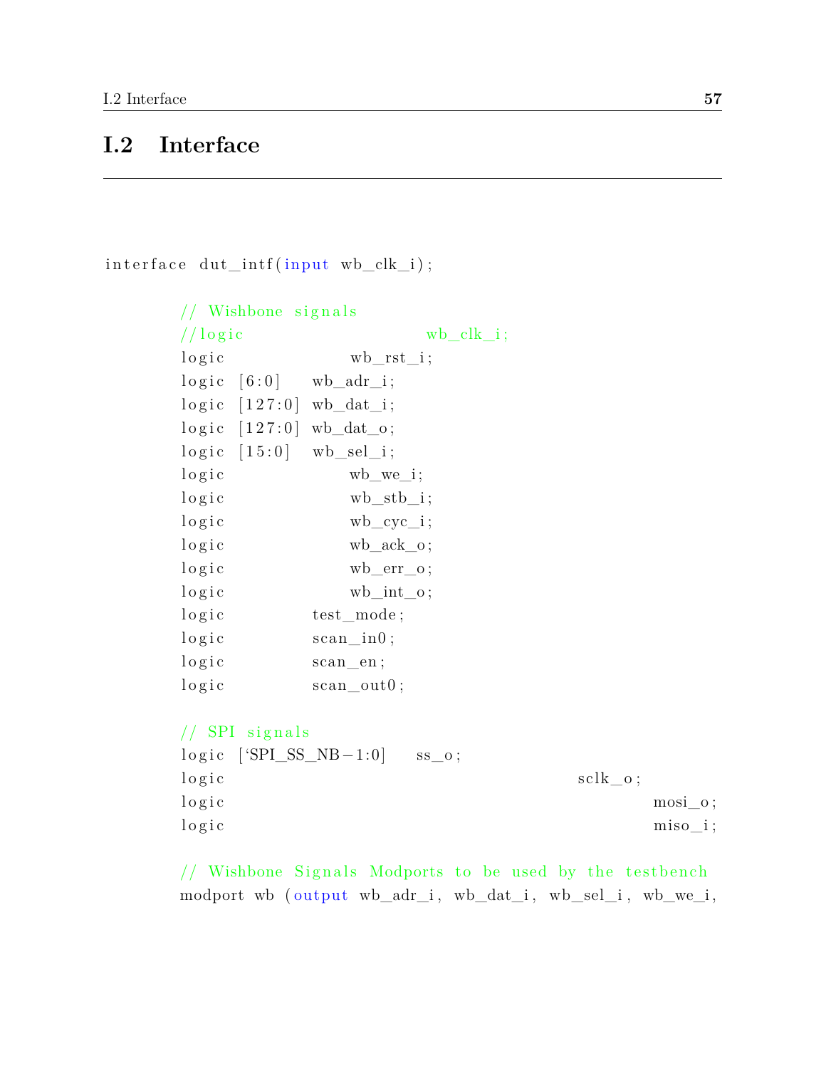## I.2 Interface

```
interface dut_intf(input wb_clk_i);

        // Wishbone signals
        //logic                     wb_clk_i;
        logic               wb_rst_i;
        logic  [6:0]     wb_adr_i;
        logic  [127:0]  wb_dat_i;
        logic  [127:0]  wb_dat_o;
        logic  [15:0]   wb_sel_i;
        logic               wb_we_i;
        logic               wb_stb_i;
        logic               wb_cyc_i;
        logic               wb_ack_o;
        logic               wb_err_o;
        logic               wb_int_o;
        logic          test_mode;
        logic          scan_in0;
        logic          scan_en;
        logic          scan_out0;

        // SPI signals
        logic  [`SPI_SS_NB-1:0]     ss_o;
        logic                                         sclk_o;
        logic                                                 mosi_o;
        logic                                                 miso_i;

        // Wishbone Signals Modports to be used by the testbench
        modport wb (output wb_adr_i, wb_dat_i, wb_sel_i, wb_we_i,
```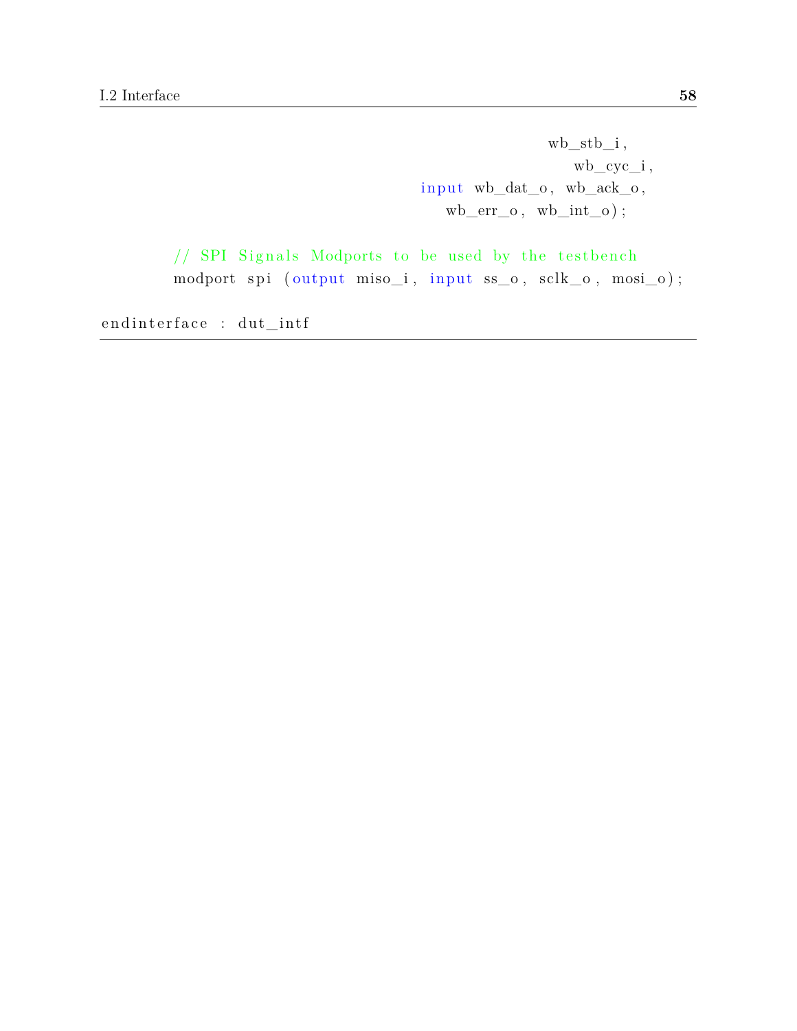```
                                                wb_stb_i,
                                                  wb_cyc_i,
                                    input wb_dat_o, wb_ack_o,
                                      wb_err_o, wb_int_o);

      // SPI Signals Modports to be used by the testbench
      modport spi (output miso_i, input ss_o, sclk_o, mosi_o);

endinterface : dut_intf
```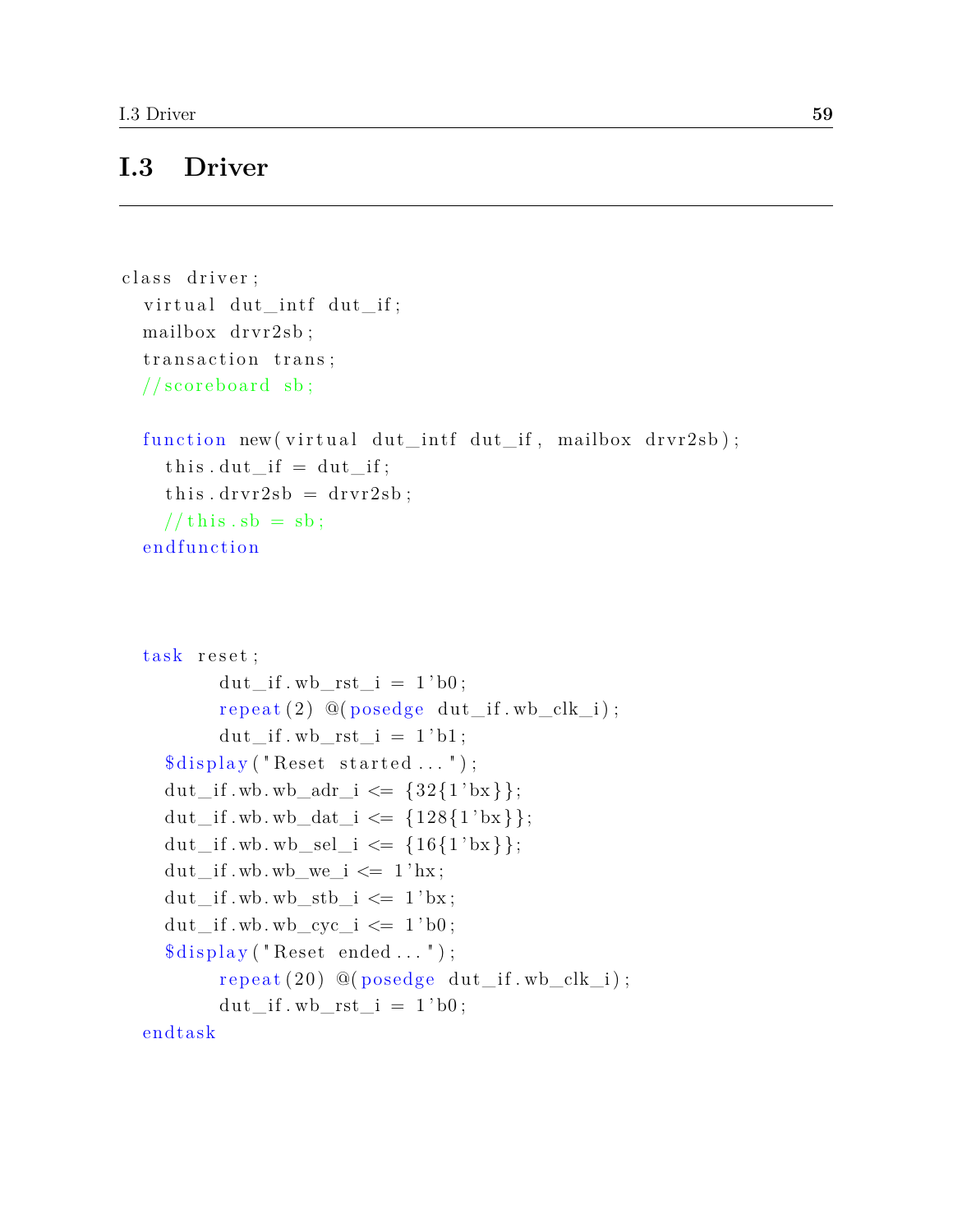## I.3 Driver

```
class driver;
  virtual dut_intf dut_if;
  mailbox drvr2sb;
  transaction trans;
  //scoreboard sb;

  function new(virtual dut_intf dut_if, mailbox drvr2sb);
    this.dut_if = dut_if;
    this.drvr2sb = drvr2sb;
    //this.sb = sb;
  endfunction



  task reset;
        dut_if.wb_rst_i = 1'b0;
        repeat(2) @(posedge dut_if.wb_clk_i);
        dut_if.wb_rst_i = 1'b1;
    $display("Reset started...");
    dut_if.wb.wb_adr_i <= {32{1'bx}};
    dut_if.wb.wb_dat_i <= {128{1'bx}};
    dut_if.wb.wb_sel_i <= {16{1'bx}};
    dut_if.wb.wb_we_i <= 1'hx;
    dut_if.wb.wb_stb_i <= 1'bx;
    dut_if.wb.wb_cyc_i <= 1'b0;
    $display("Reset ended...");
        repeat(20) @(posedge dut_if.wb_clk_i);
        dut_if.wb_rst_i = 1'b0;
  endtask
```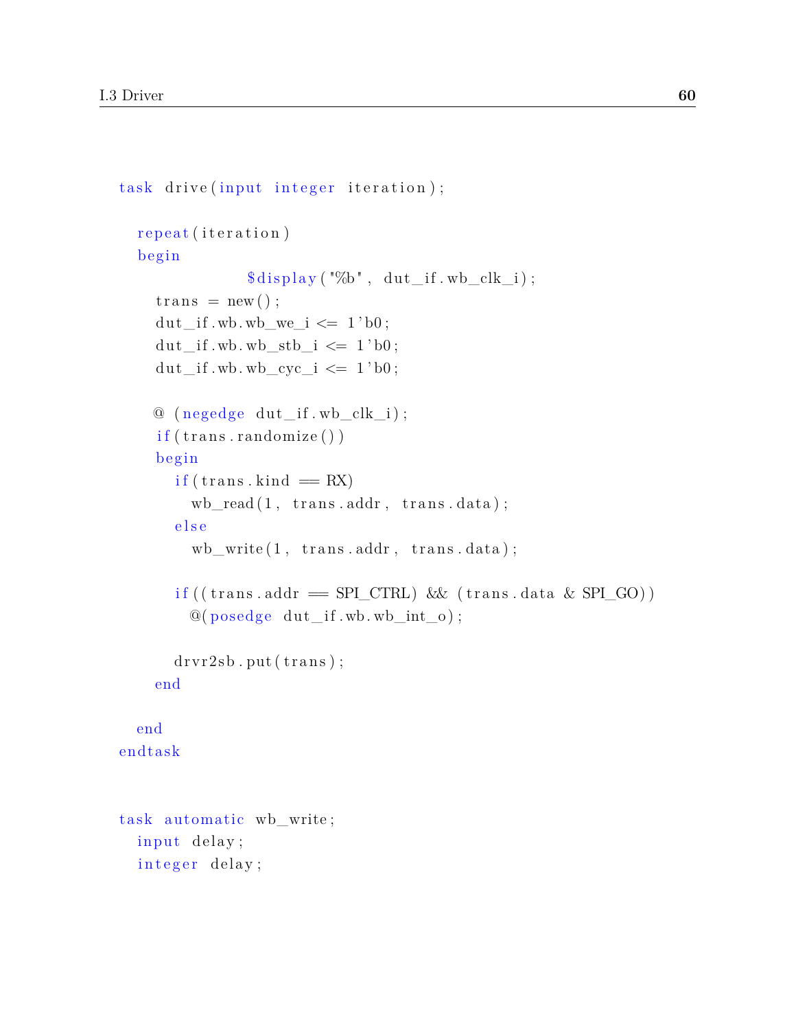```
task drive(input integer iteration);

  repeat(iteration)
  begin
            $display("%b", dut_if.wb_clk_i);
    trans = new();
    dut_if.wb.wb_we_i <= 1'b0;
    dut_if.wb.wb_stb_i <= 1'b0;
    dut_if.wb.wb_cyc_i <= 1'b0;

    @ (negedge dut_if.wb_clk_i);
    if(trans.randomize())
    begin
      if(trans.kind == RX)
        wb_read(1, trans.addr, trans.data);
      else
        wb_write(1, trans.addr, trans.data);

      if((trans.addr == SPI_CTRL) && (trans.data & SPI_GO))
        @(posedge dut_if.wb.wb_int_o);

      drvr2sb.put(trans);
    end

  end
endtask


task automatic wb_write;
  input delay;
  integer delay;
```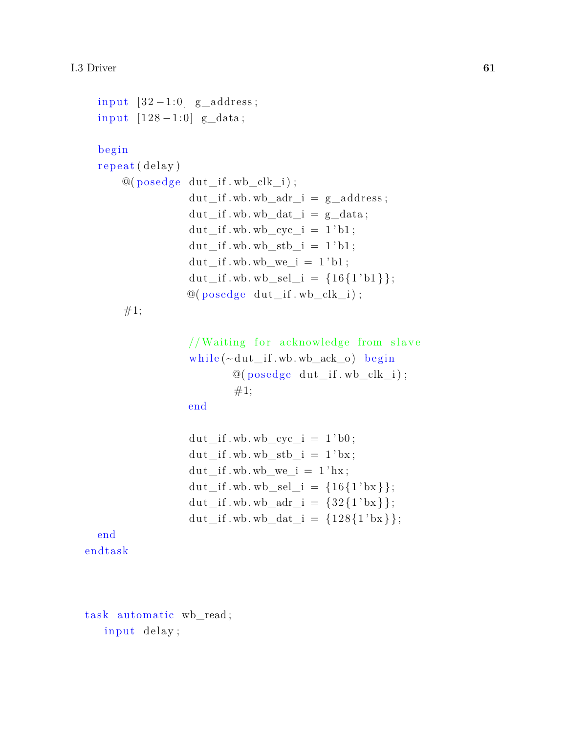```
    input  [32-1:0]  g_address;
    input  [128-1:0]  g_data;

    begin
    repeat(delay)
        @(posedge dut_if.wb_clk_i);
                dut_if.wb.wb_adr_i = g_address;
                dut_if.wb.wb_dat_i = g_data;
                dut_if.wb.wb_cyc_i = 1'b1;
                dut_if.wb.wb_stb_i = 1'b1;
                dut_if.wb.wb_we_i = 1'b1;
                dut_if.wb.wb_sel_i = {16{1'b1}};
                @(posedge dut_if.wb_clk_i);
        #1;

                //Waiting for acknowledge from slave
                while(~dut_if.wb.wb_ack_o) begin
                        @(posedge dut_if.wb_clk_i);
                        #1;
                end

                dut_if.wb.wb_cyc_i = 1'b0;
                dut_if.wb.wb_stb_i = 1'bx;
                dut_if.wb.wb_we_i = 1'hx;
                dut_if.wb.wb_sel_i = {16{1'bx}};
                dut_if.wb.wb_adr_i = {32{1'bx}};
                dut_if.wb.wb_dat_i = {128{1'bx}};
    end
  endtask



  task automatic wb_read;
     input delay;
```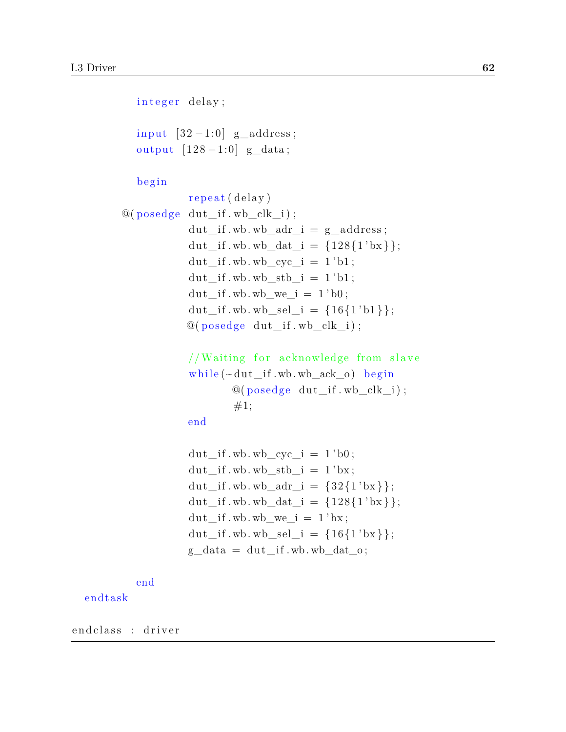```
        integer delay;

        input [32-1:0] g_address;
        output [128-1:0] g_data;

        begin
                repeat(delay)
        @(posedge dut_if.wb_clk_i);
                dut_if.wb.wb_adr_i = g_address;
                dut_if.wb.wb_dat_i = {128{1'bx}};
                dut_if.wb.wb_cyc_i = 1'b1;
                dut_if.wb.wb_stb_i = 1'b1;
                dut_if.wb.wb_we_i = 1'b0;
                dut_if.wb.wb_sel_i = {16{1'b1}};
                @(posedge dut_if.wb_clk_i);

                //Waiting for acknowledge from slave
                while(~dut_if.wb.wb_ack_o) begin
                        @(posedge dut_if.wb_clk_i);
                        #1;
                end

                dut_if.wb.wb_cyc_i = 1'b0;
                dut_if.wb.wb_stb_i = 1'bx;
                dut_if.wb.wb_adr_i = {32{1'bx}};
                dut_if.wb.wb_dat_i = {128{1'bx}};
                dut_if.wb.wb_we_i = 1'hx;
                dut_if.wb.wb_sel_i = {16{1'bx}};
                g_data = dut_if.wb.wb_dat_o;

        end
    endtask

endclass : driver
```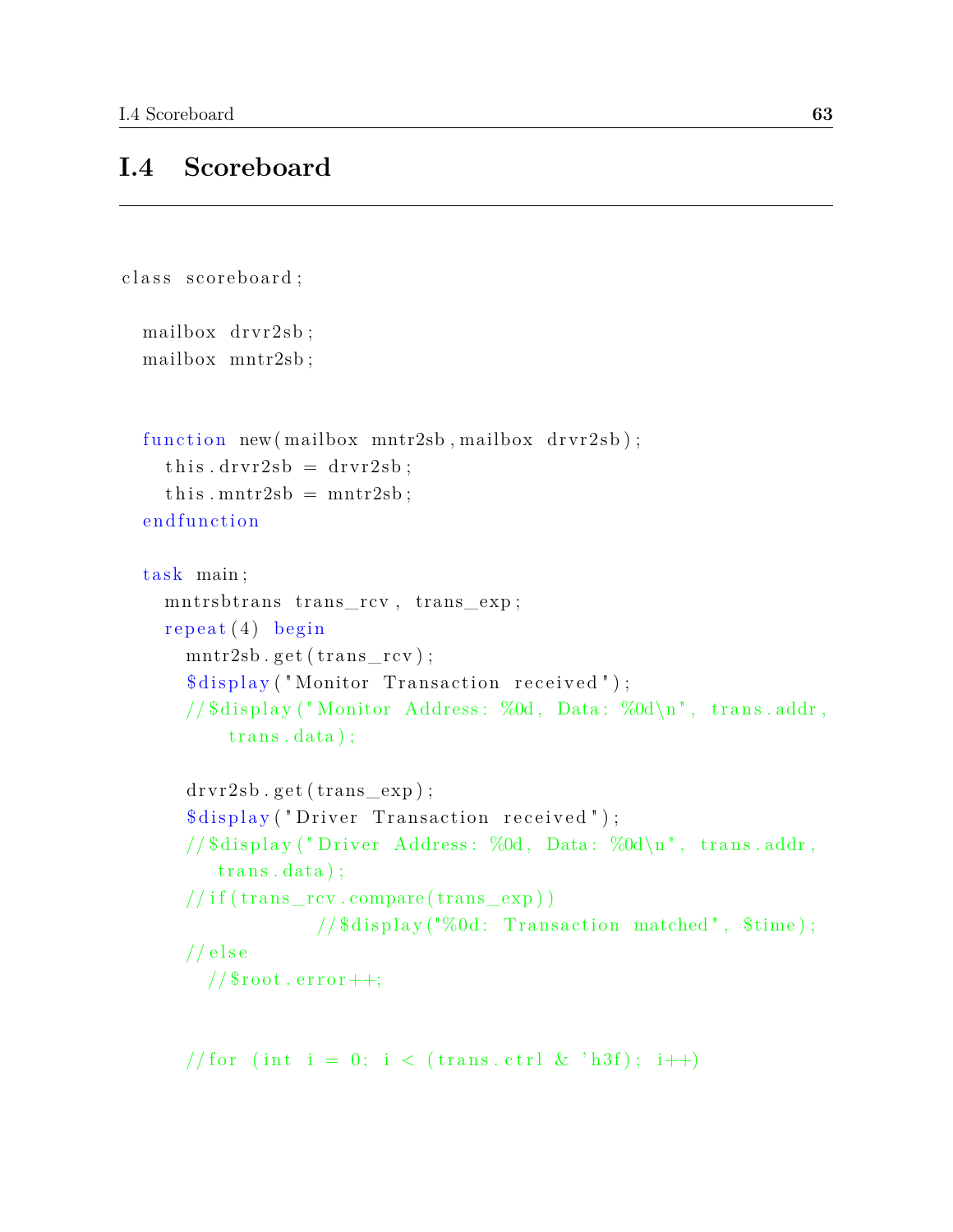## I.4 Scoreboard

```
class scoreboard;

  mailbox drvr2sb;
  mailbox mntr2sb;


  function new(mailbox mntr2sb,mailbox drvr2sb);
    this.drvr2sb = drvr2sb;
    this.mntr2sb = mntr2sb;
  endfunction

  task main;
    mntrsbtrans trans_rcv, trans_exp;
    repeat(4) begin
      mntr2sb.get(trans_rcv);
      $display("Monitor Transaction received");
      //$display("Monitor Address: %0d, Data: %0d\n", trans.addr,
          trans.data);

      drvr2sb.get(trans_exp);
      $display("Driver Transaction received");
      //$display("Driver Address: %0d, Data: %0d\n", trans.addr,
         trans.data);
      //if(trans_rcv.compare(trans_exp))
                  //$display("%0d: Transaction matched", $time);
      //else
        //$root.error++;


      //for (int i = 0; i < (trans.ctrl & 'h3f); i++)
```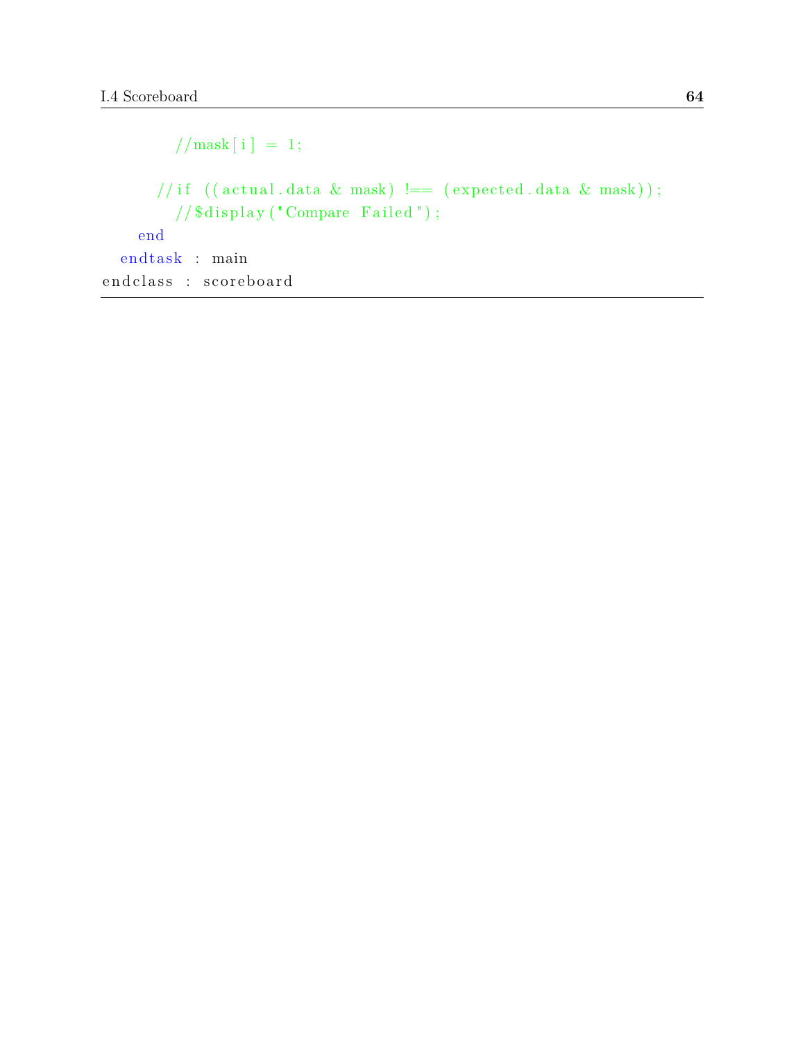```
        //mask[i] = 1;

      //if ((actual.data & mask) !== (expected.data & mask));
        //$display("Compare Failed");
    end
  endtask : main
endclass : scoreboard
```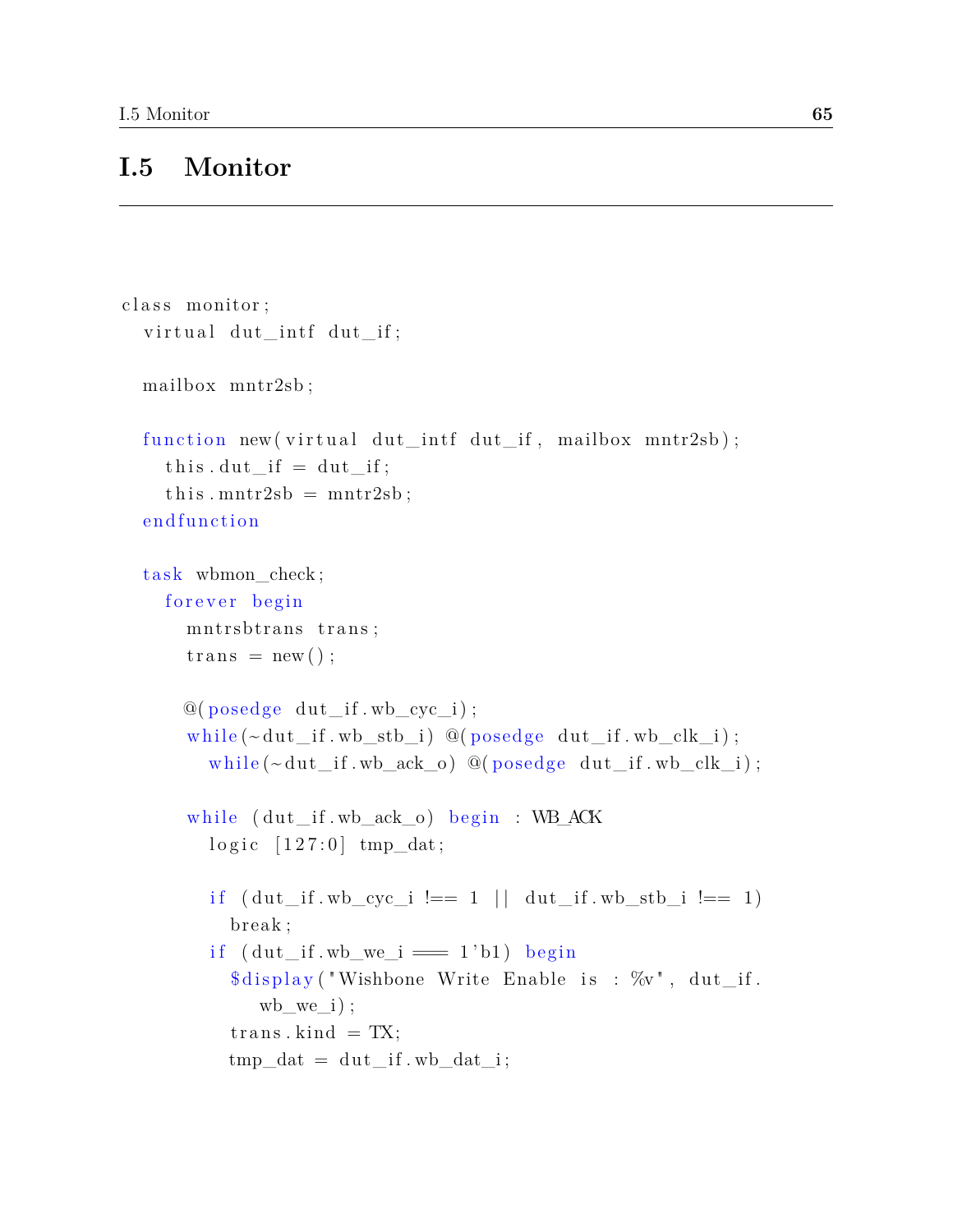## I.5 Monitor

```
class monitor;
  virtual dut_intf dut_if;

  mailbox mntr2sb;

  function new(virtual dut_intf dut_if, mailbox mntr2sb);
    this.dut_if = dut_if;
    this.mntr2sb = mntr2sb;
  endfunction

  task wbmon_check;
    forever begin
      mntrsbtrans trans;
      trans = new();

      @(posedge dut_if.wb_cyc_i);
      while(~dut_if.wb_stb_i) @(posedge dut_if.wb_clk_i);
        while(~dut_if.wb_ack_o) @(posedge dut_if.wb_clk_i);

      while (dut_if.wb_ack_o) begin : WB_ACK
        logic [127:0] tmp_dat;

        if (dut_if.wb_cyc_i !== 1 || dut_if.wb_stb_i !== 1)
          break;
        if (dut_if.wb_we_i === 1'b1) begin
          $display("Wishbone Write Enable is : %v", dut_if.
             wb_we_i);
          trans.kind = TX;
          tmp_dat = dut_if.wb_dat_i;
```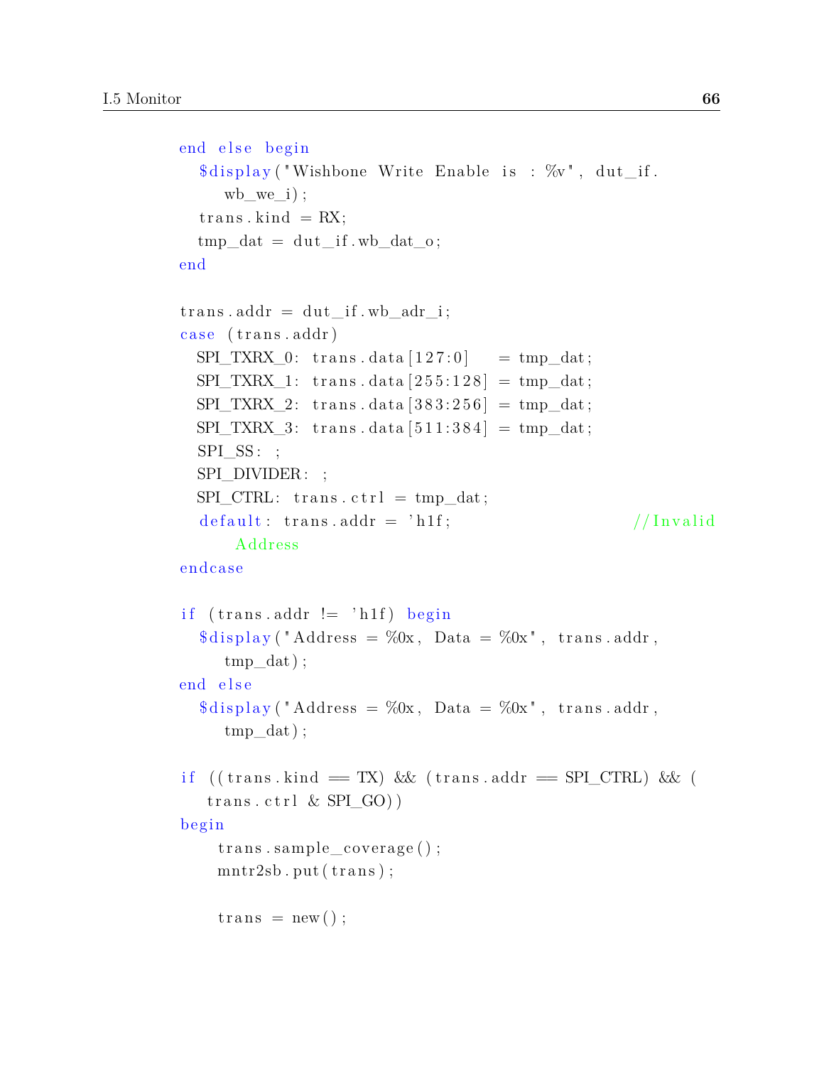```
    end else begin
      $display("Wishbone Write Enable is : %v", dut_if.
         wb_we_i);
      trans.kind = RX;
      tmp_dat = dut_if.wb_dat_o;
    end

    trans.addr = dut_if.wb_adr_i;
    case (trans.addr)
      SPI_TXRX_0: trans.data[127:0]   = tmp_dat;
      SPI_TXRX_1: trans.data[255:128] = tmp_dat;
      SPI_TXRX_2: trans.data[383:256] = tmp_dat;
      SPI_TXRX_3: trans.data[511:384] = tmp_dat;
      SPI_SS: ;
      SPI_DIVIDER: ;
      SPI_CTRL: trans.ctrl = tmp_dat;
      default: trans.addr = 'h1f;                    //Invalid
          Address
    endcase

    if (trans.addr != 'h1f) begin
      $display("Address = %0x, Data = %0x", trans.addr,
         tmp_dat);
    end else
      $display("Address = %0x, Data = %0x", trans.addr,
         tmp_dat);

    if ((trans.kind == TX) && (trans.addr == SPI_CTRL) && (
       trans.ctrl & SPI_GO))
    begin
        trans.sample_coverage();
        mntr2sb.put(trans);

        trans = new();
```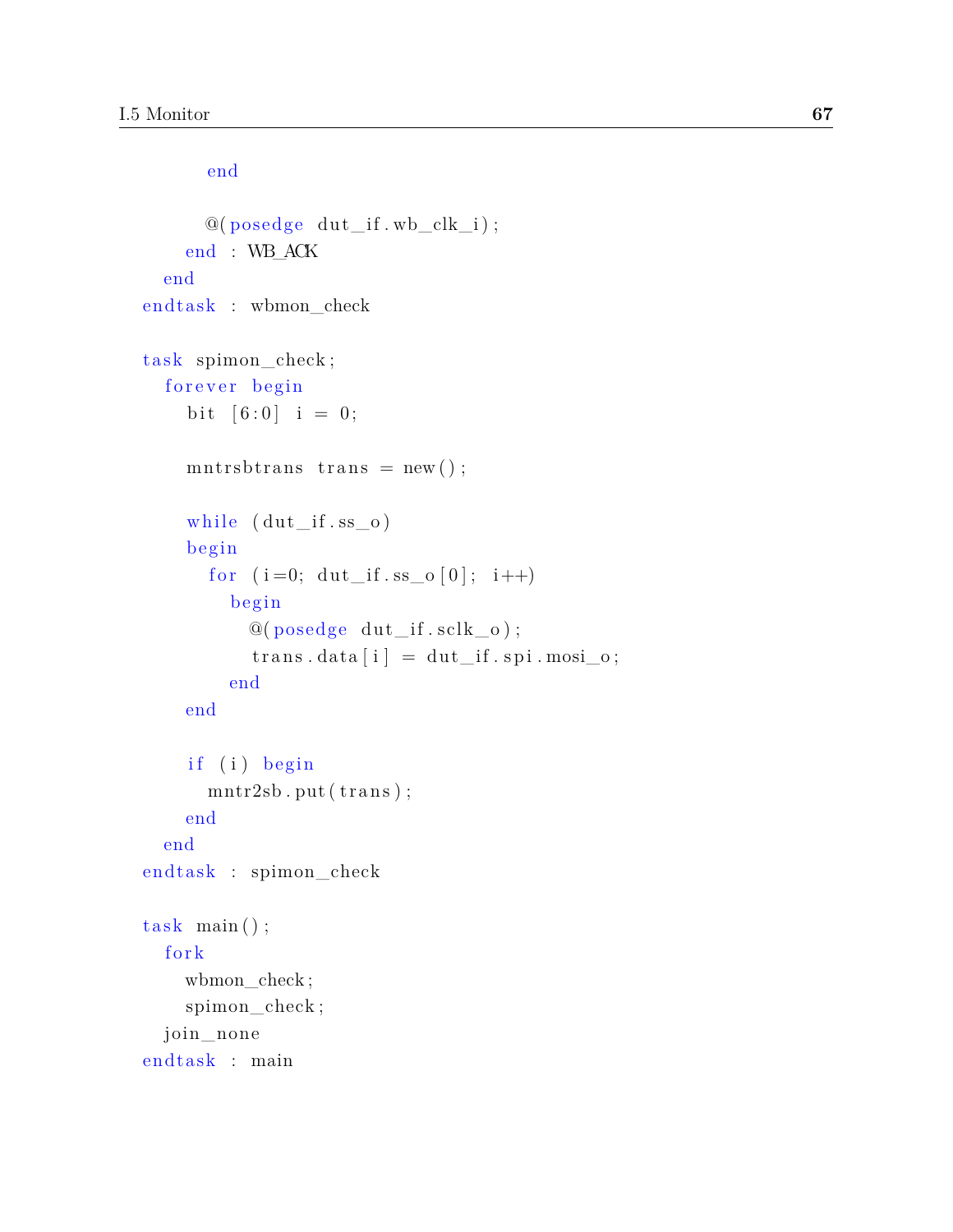```
        end

        @(posedge dut_if.wb_clk_i);
      end : WB_ACK
    end
  endtask : wbmon_check

  task spimon_check;
    forever begin
      bit [6:0] i = 0;

      mntrsbtrans trans = new();

      while (dut_if.ss_o)
      begin
        for (i=0; dut_if.ss_o[0]; i++)
          begin
            @(posedge dut_if.sclk_o);
            trans.data[i] = dut_if.spi.mosi_o;
          end
      end

      if (i) begin
        mntr2sb.put(trans);
      end
    end
  endtask : spimon_check

  task main();
    fork
      wbmon_check;
      spimon_check;
    join_none
  endtask : main
```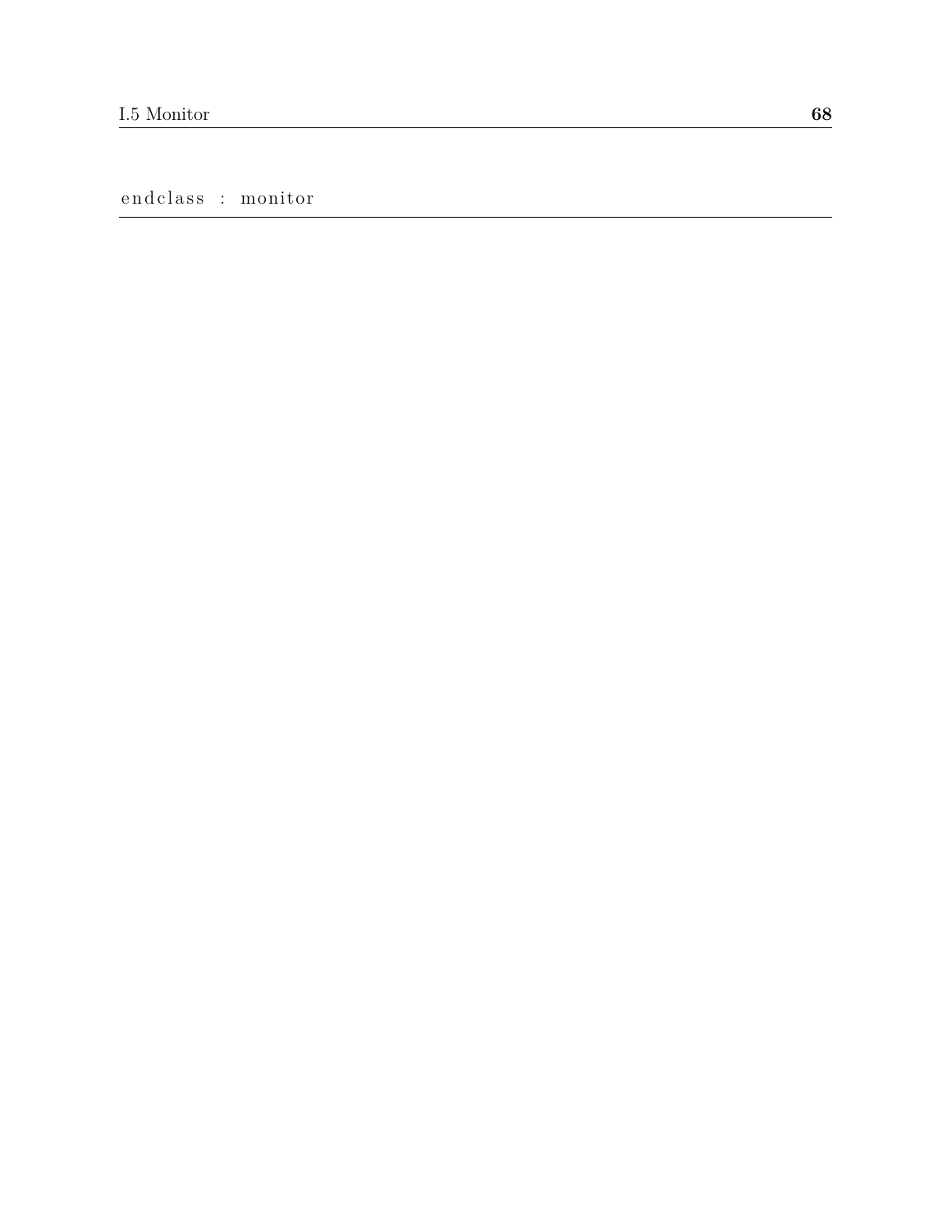```
endclass : monitor
```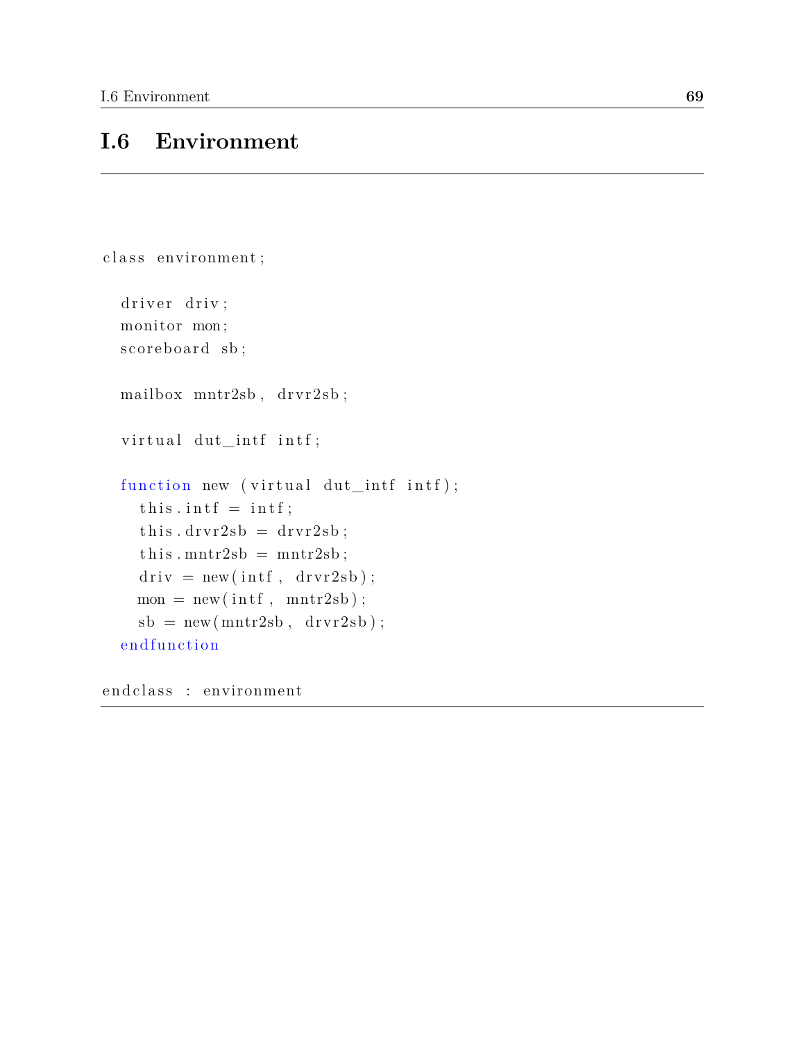## I.6 Environment

```
class environment;

  driver driv;
  monitor mon;
  scoreboard sb;

  mailbox mntr2sb, drvr2sb;

  virtual dut_intf intf;

  function new (virtual dut_intf intf);
    this.intf = intf;
    this.drvr2sb = drvr2sb;
    this.mntr2sb = mntr2sb;
    driv = new(intf, drvr2sb);
    mon = new(intf, mntr2sb);
    sb = new(mntr2sb, drvr2sb);
  endfunction

endclass : environment
```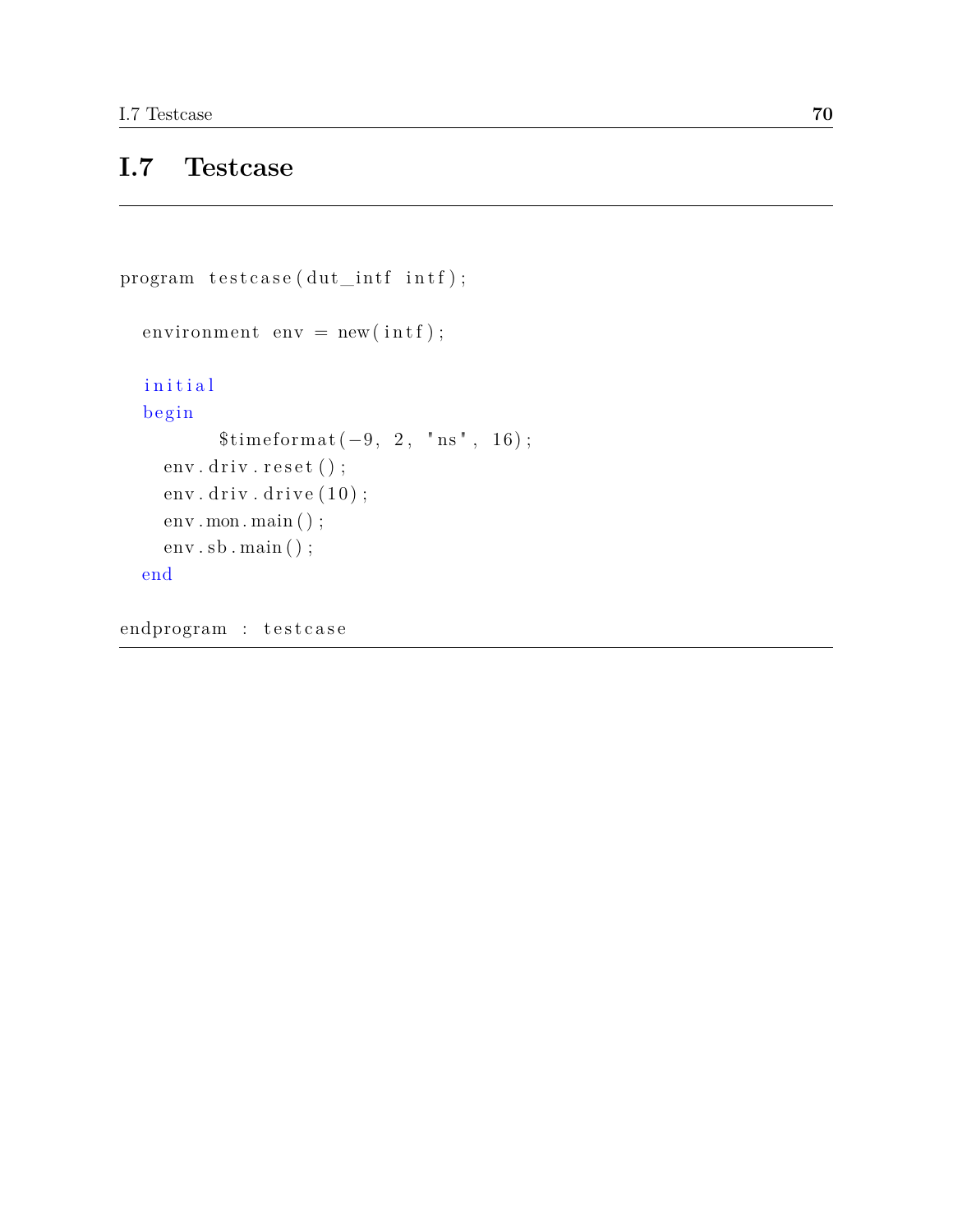## I.7 Testcase

```
program testcase(dut_intf intf);

  environment env = new(intf);

  initial
  begin
        $timeformat(-9, 2, "ns", 16);
    env.driv.reset();
    env.driv.drive(10);
    env.mon.main();
    env.sb.main();
  end

endprogram : testcase
```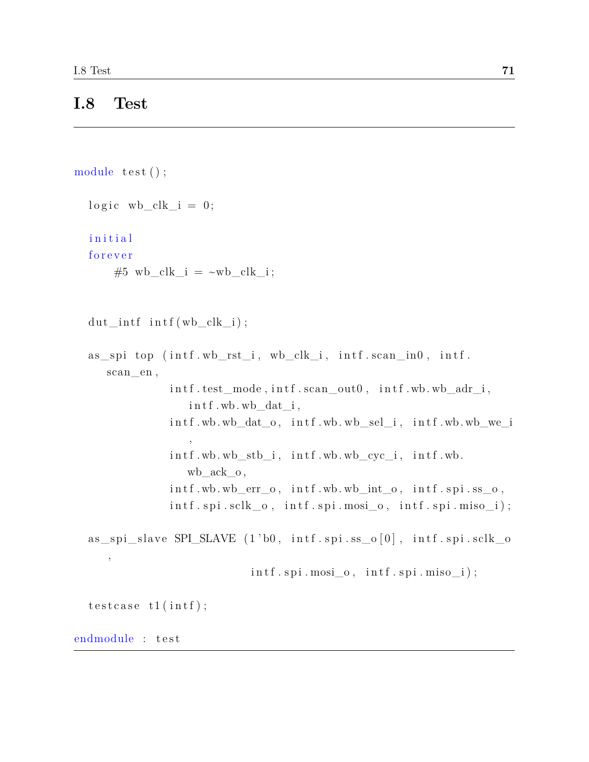## I.8 Test

```
module test();

  logic wb_clk_i = 0;

  initial
  forever
      #5 wb_clk_i = ~wb_clk_i;


  dut_intf intf(wb_clk_i);

  as_spi top (intf.wb_rst_i, wb_clk_i, intf.scan_in0, intf.
     scan_en,
              intf.test_mode,intf.scan_out0, intf.wb.wb_adr_i,
                 intf.wb.wb_dat_i,
              intf.wb.wb_dat_o, intf.wb.wb_sel_i, intf.wb.wb_we_i
                 ,
              intf.wb.wb_stb_i, intf.wb.wb_cyc_i, intf.wb.
                 wb_ack_o,
              intf.wb.wb_err_o, intf.wb.wb_int_o, intf.spi.ss_o,
              intf.spi.sclk_o, intf.spi.mosi_o, intf.spi.miso_i);

  as_spi_slave SPI_SLAVE (1'b0, intf.spi.ss_o[0], intf.spi.sclk_o
     ,
                          intf.spi.mosi_o, intf.spi.miso_i);

  testcase t1(intf);

endmodule : test
```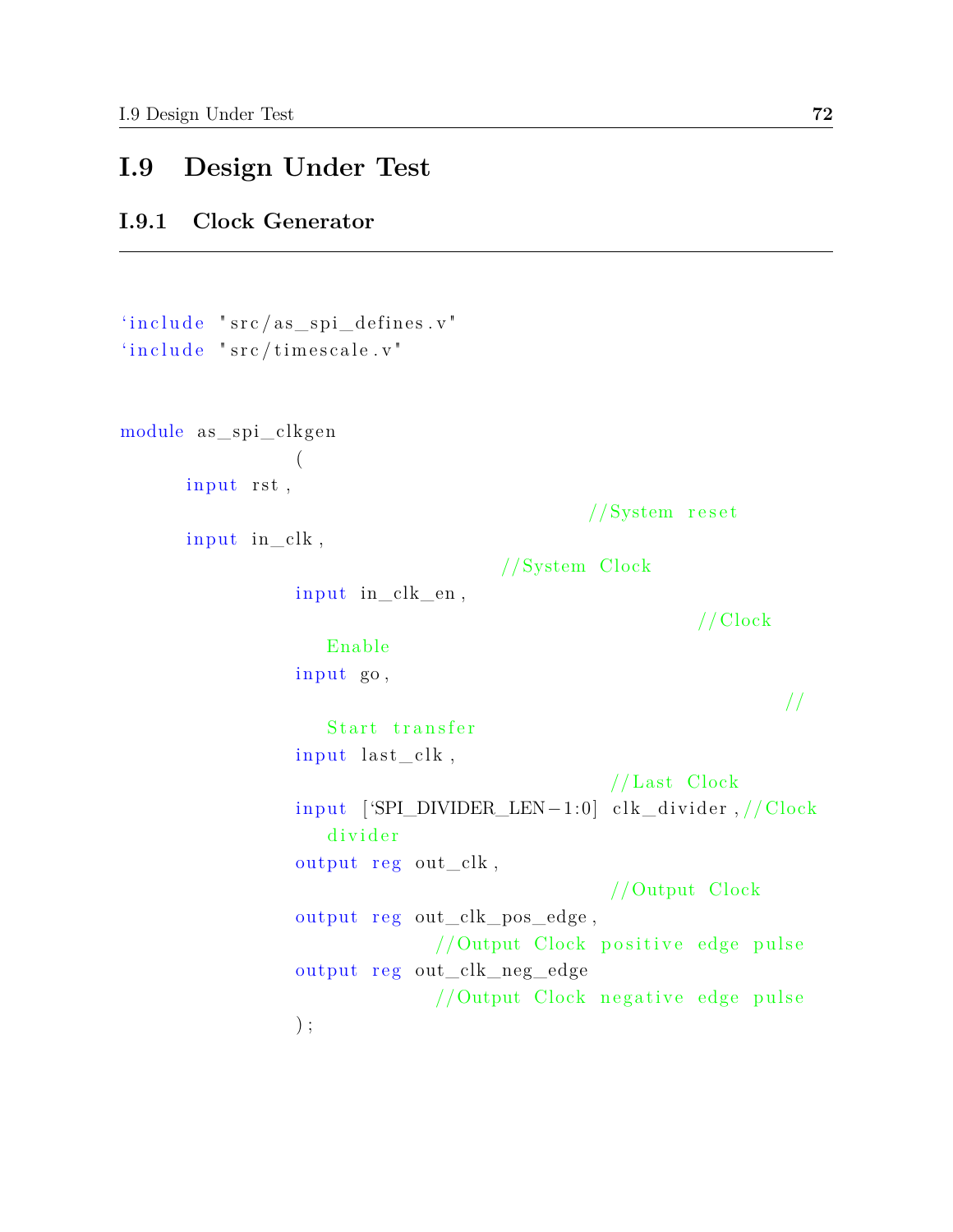## I.9 Design Under Test

### I.9.1 Clock Generator

```
`include "src/as_spi_defines.v"
`include "src/timescale.v"


module as_spi_clkgen
            (
    input rst,                                  //System reset
    input in_clk,                               //System Clock
            input in_clk_en,                    //Clock Enable
            input go,                           //Start transfer
            input last_clk,                     //Last Clock
            input [`SPI_DIVIDER_LEN-1:0] clk_divider,//Clock divider
            output reg out_clk,                 //Output Clock
            output reg out_clk_pos_edge,        //Output Clock positive edge pulse
            output reg out_clk_neg_edge         //Output Clock negative edge pulse
            );
```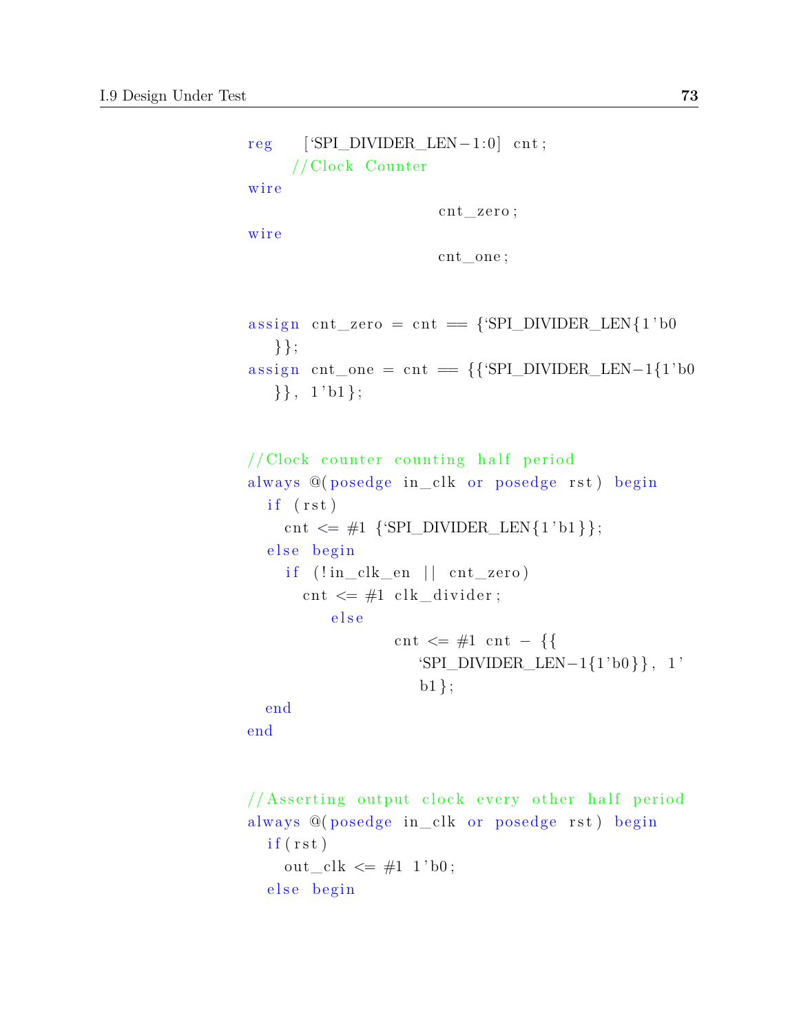```
reg     [`SPI_DIVIDER_LEN-1:0]  cnt;
     //Clock Counter
wire
                         cnt_zero;
wire
                         cnt_one;


assign cnt_zero = cnt == {`SPI_DIVIDER_LEN{1'b0
   }};
assign cnt_one = cnt == {{`SPI_DIVIDER_LEN-1{1'b0
   }}, 1'b1};


//Clock counter counting half period
always @(posedge in_clk or posedge rst) begin
  if (rst)
    cnt <= #1 {`SPI_DIVIDER_LEN{1'b1}};
  else begin
    if (!in_clk_en || cnt_zero)
      cnt <= #1 clk_divider;
         else
                cnt <= #1 cnt - {{
                   `SPI_DIVIDER_LEN-1{1'b0}}, 1'
                   b1};
  end
end


//Asserting output clock every other half period
always @(posedge in_clk or posedge rst) begin
  if(rst)
    out_clk <= #1 1'b0;
  else begin
```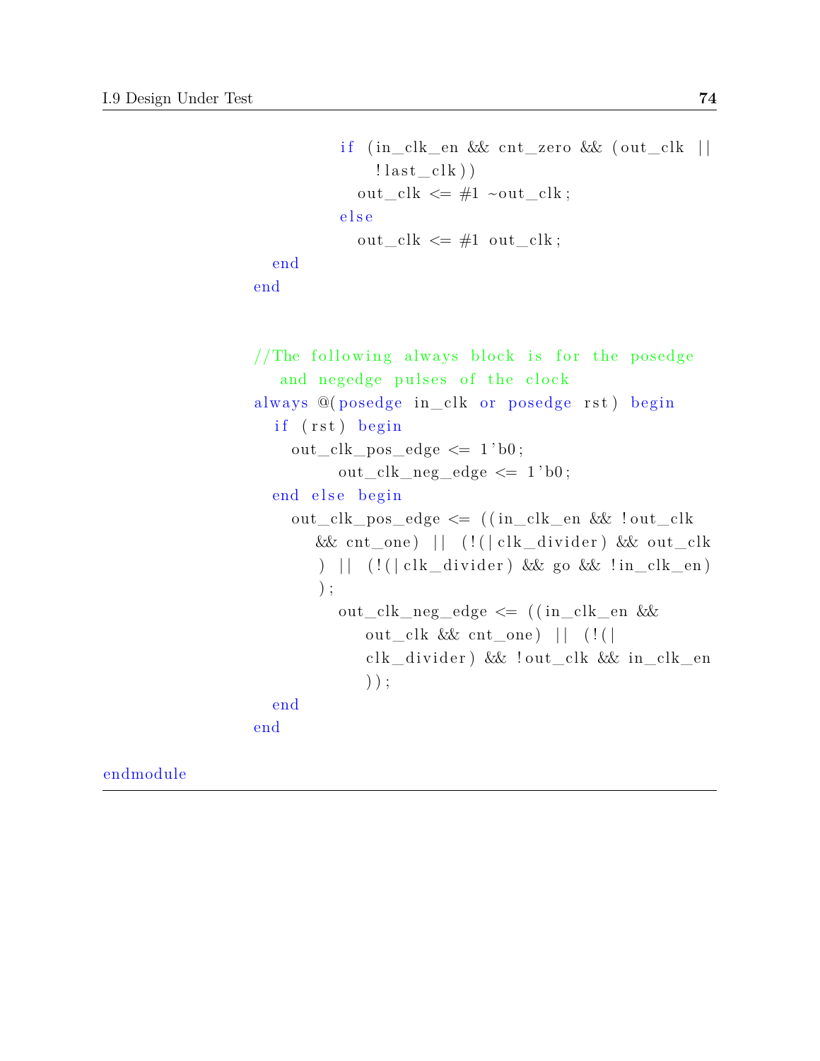```verilog
          if (in_clk_en && cnt_zero && (out_clk ||
              !last_clk))
            out_clk <= #1 ~out_clk;
          else
            out_clk <= #1 out_clk;
  end
end


//The following always block is for the posedge
   and negedge pulses of the clock
always @(posedge in_clk or posedge rst) begin
  if (rst) begin
    out_clk_pos_edge <= 1'b0;
         out_clk_neg_edge <= 1'b0;
  end else begin
    out_clk_pos_edge <= ((in_clk_en && !out_clk
       && cnt_one) || (!(|clk_divider) && out_clk
       ) || (!(|clk_divider) && go && !in_clk_en)
       );
         out_clk_neg_edge <= ((in_clk_en &&
             out_clk && cnt_one) || (!(|
             clk_divider) && !out_clk && in_clk_en
             ));
  end
end

endmodule
```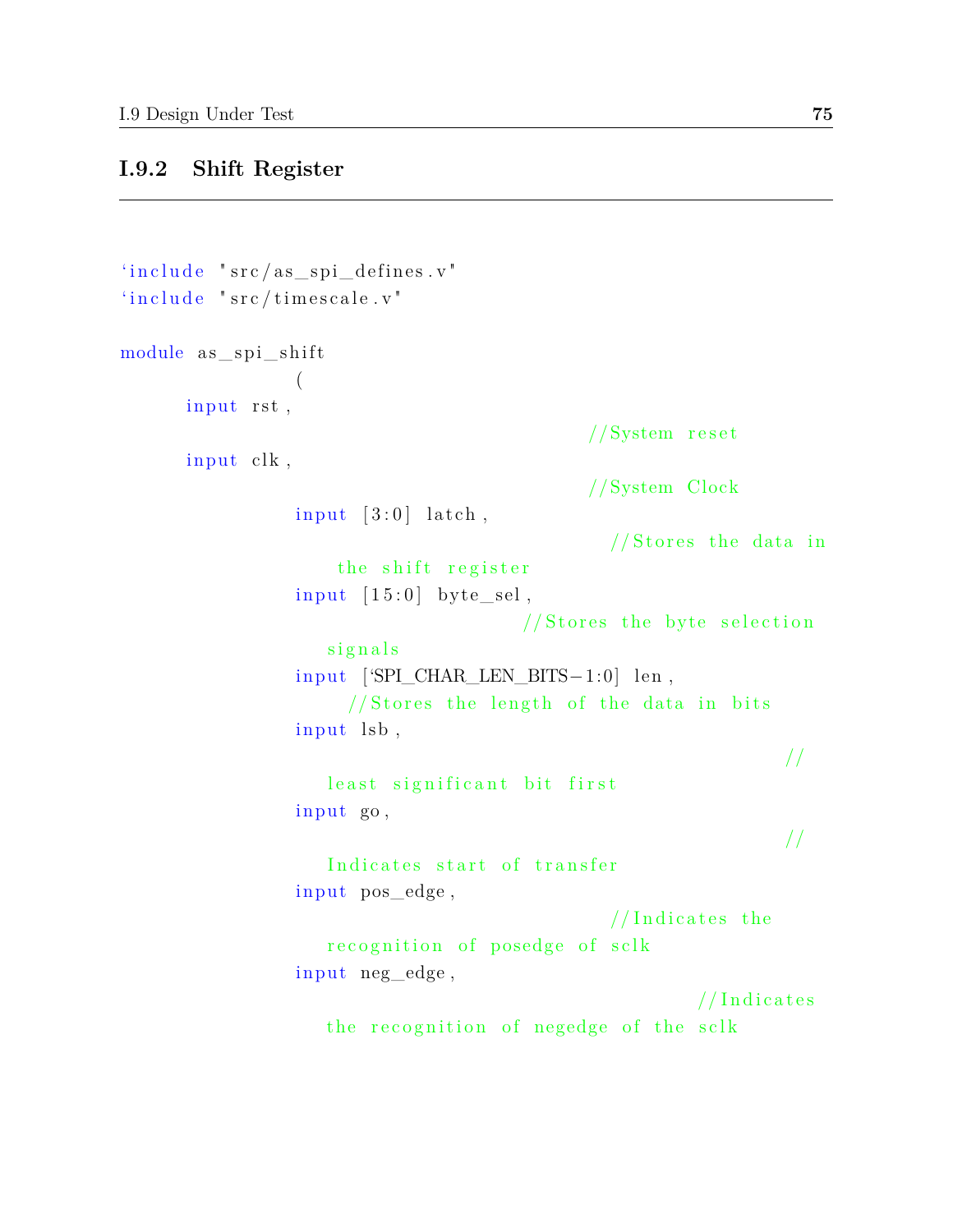### I.9.2 Shift Register

```
`include "src/as_spi_defines.v"
`include "src/timescale.v"

module as_spi_shift
                (
      input rst,
                                              //System reset
      input clk,
                                              //System Clock
                input [3:0] latch,
                                                //Stores the data in
                    the shift register
                input [15:0] byte_sel,
                                        //Stores the byte selection
                   signals
                input [`SPI_CHAR_LEN_BITS-1:0] len,
                     //Stores the length of the data in bits
                input lsb,
                                                                //
                   least significant bit first
                input go,
                                                                //
                   Indicates start of transfer
                input pos_edge,
                                                //Indicates the
                   recognition of posedge of sclk
                input neg_edge,
                                                        //Indicates
                   the recognition of negedge of the sclk
```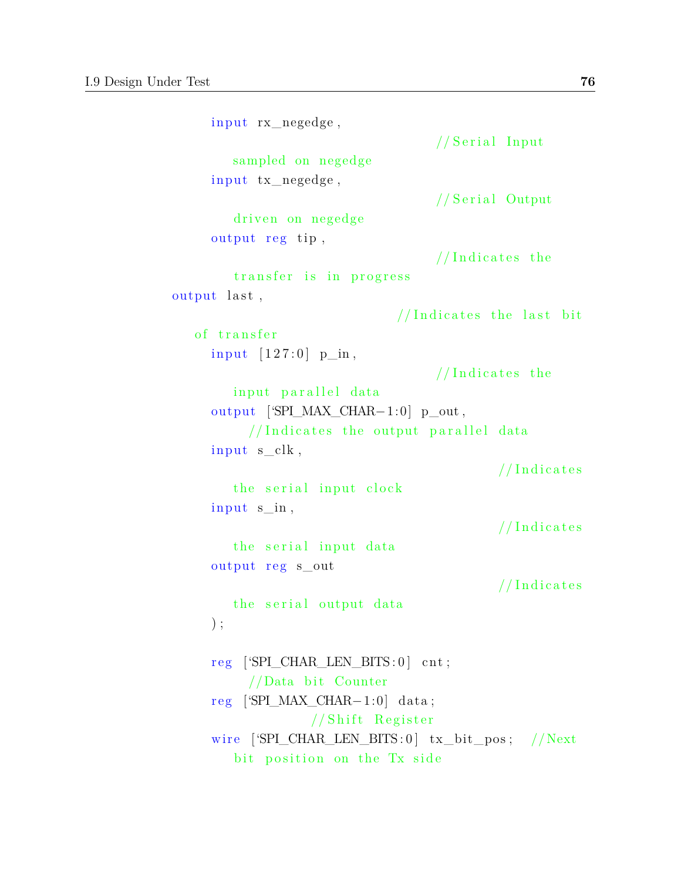```
        input rx_negedge,
                                            //Serial Input
           sampled on negedge
        input tx_negedge,
                                            //Serial Output
           driven on negedge
        output reg tip,
                                            //Indicates the
           transfer is in progress
    output last,
                                        //Indicates the last bit
       of transfer
        input [127:0] p_in,
                                            //Indicates the
           input parallel data
        output [`SPI_MAX_CHAR-1:0] p_out,
             //Indicates the output parallel data
        input s_clk,
                                                    //Indicates
           the serial input clock
        input s_in,
                                                    //Indicates
           the serial input data
        output reg s_out
                                                    //Indicates
           the serial output data
        );

        reg [`SPI_CHAR_LEN_BITS:0] cnt;
             //Data bit Counter
        reg [`SPI_MAX_CHAR-1:0] data;
                     //Shift Register
        wire [`SPI_CHAR_LEN_BITS:0] tx_bit_pos;   //Next
           bit position on the Tx side
```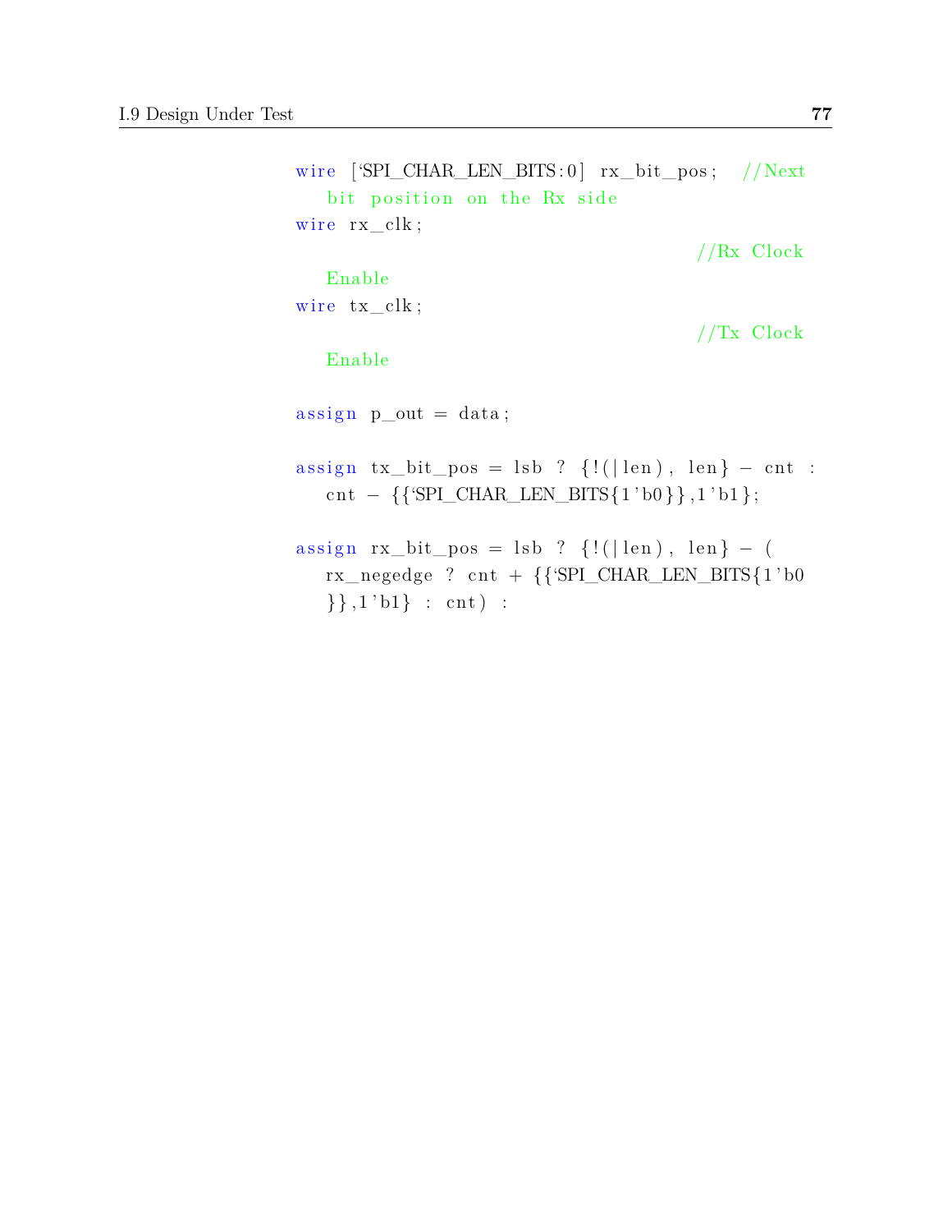```
wire [`SPI_CHAR_LEN_BITS:0] rx_bit_pos;   //Next
   bit position on the Rx side
wire rx_clk;
                                          //Rx Clock
   Enable
wire tx_clk;
                                          //Tx Clock
   Enable

assign p_out = data;

assign tx_bit_pos = lsb ? {!(|len), len} - cnt :
   cnt - {{`SPI_CHAR_LEN_BITS{1'b0}},1'b1};

assign rx_bit_pos = lsb ? {!(|len), len} - (
   rx_negedge ? cnt + {{`SPI_CHAR_LEN_BITS{1'b0
   }},1'b1} : cnt) :
```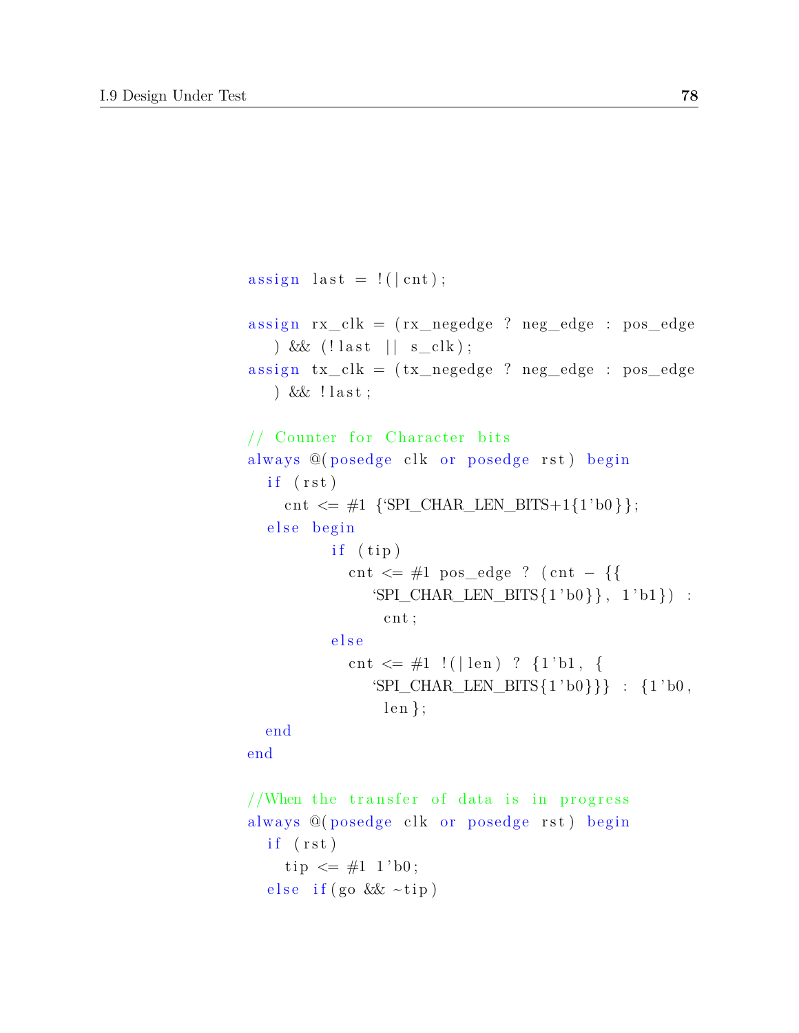```verilog
assign last = !(|cnt);

assign rx_clk = (rx_negedge ? neg_edge : pos_edge
   ) && (!last || s_clk);
assign tx_clk = (tx_negedge ? neg_edge : pos_edge
   ) && !last;

// Counter for Character bits
always @(posedge clk or posedge rst) begin
  if (rst)
    cnt <= #1 {`SPI_CHAR_LEN_BITS+1{1'b0}};
  else begin
        if (tip)
          cnt <= #1 pos_edge ? (cnt - {{
             `SPI_CHAR_LEN_BITS{1'b0}}, 1'b1}) :
              cnt;
        else
          cnt <= #1 !(|len) ? {1'b1, {
             `SPI_CHAR_LEN_BITS{1'b0}}} : {1'b0,
              len};
  end
end

//When the transfer of data is in progress
always @(posedge clk or posedge rst) begin
  if (rst)
    tip <= #1 1'b0;
  else if(go && ~tip)
```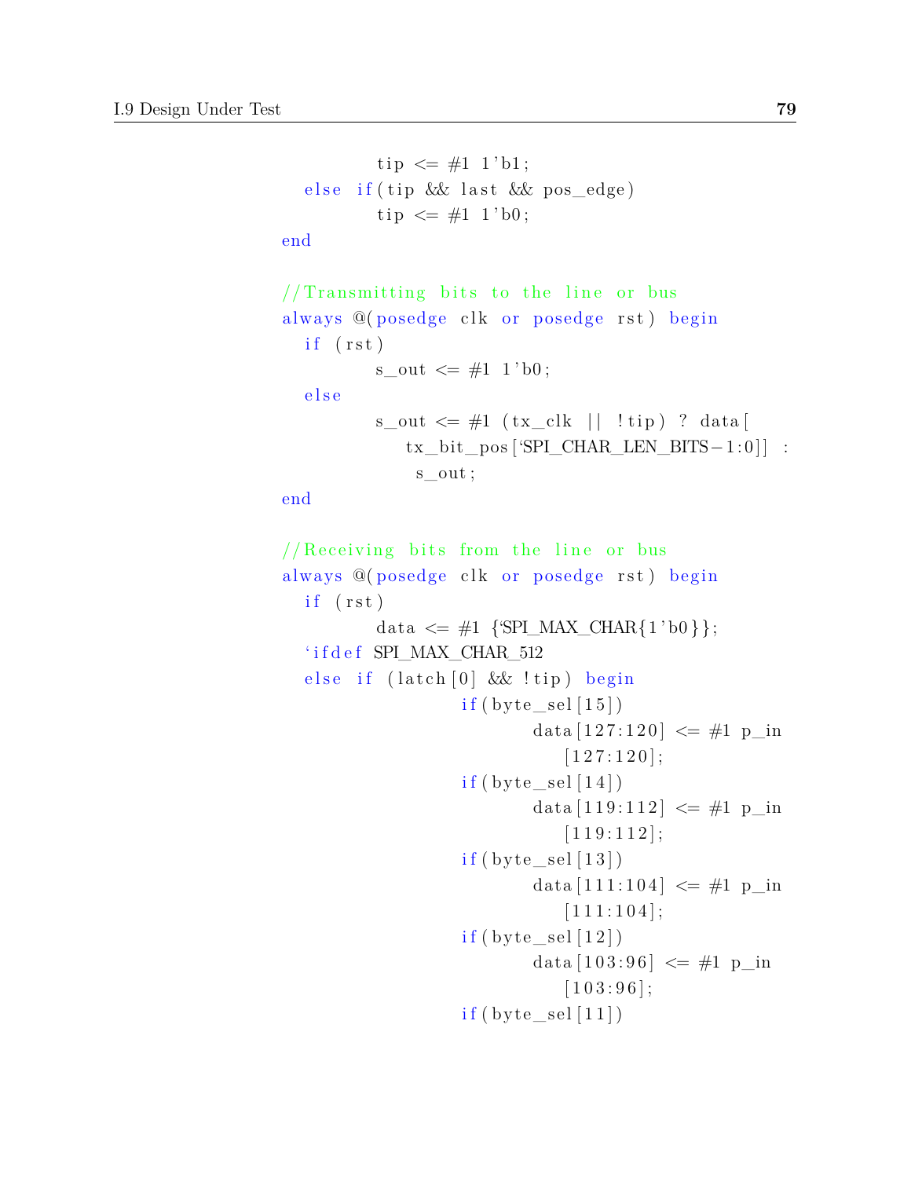```
        tip <= #1 1'b1;
    else if(tip && last && pos_edge)
        tip <= #1 1'b0;
end

//Transmitting bits to the line or bus
always @(posedge clk or posedge rst) begin
    if (rst)
        s_out <= #1 1'b0;
    else
        s_out <= #1 (tx_clk || !tip) ? data[
            tx_bit_pos[`SPI_CHAR_LEN_BITS-1:0]] :
            s_out;
end

//Receiving bits from the line or bus
always @(posedge clk or posedge rst) begin
    if (rst)
        data <= #1 {`SPI_MAX_CHAR{1'b0}};
    `ifdef SPI_MAX_CHAR_512
    else if (latch[0] && !tip) begin
                if(byte_sel[15])
                        data[127:120] <= #1 p_in
                            [127:120];
                if(byte_sel[14])
                        data[119:112] <= #1 p_in
                            [119:112];
                if(byte_sel[13])
                        data[111:104] <= #1 p_in
                            [111:104];
                if(byte_sel[12])
                        data[103:96] <= #1 p_in
                            [103:96];
                if(byte_sel[11])
```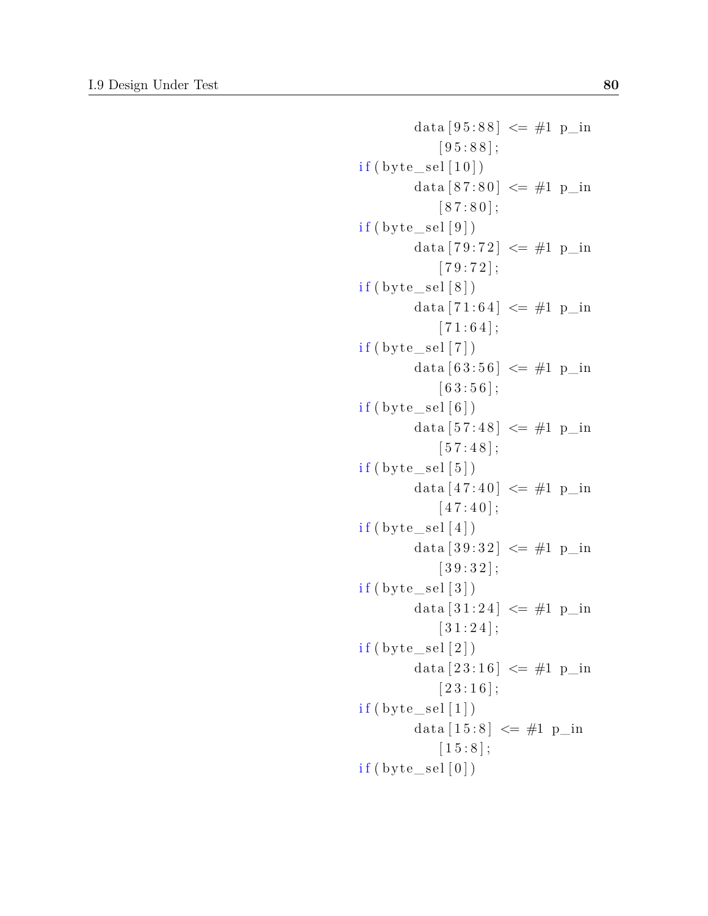```
data[95:88] <= #1 p_in
    [95:88];
if(byte_sel[10])
        data[87:80] <= #1 p_in
            [87:80];
if(byte_sel[9])
        data[79:72] <= #1 p_in
            [79:72];
if(byte_sel[8])
        data[71:64] <= #1 p_in
            [71:64];
if(byte_sel[7])
        data[63:56] <= #1 p_in
            [63:56];
if(byte_sel[6])
        data[57:48] <= #1 p_in
            [57:48];
if(byte_sel[5])
        data[47:40] <= #1 p_in
            [47:40];
if(byte_sel[4])
        data[39:32] <= #1 p_in
            [39:32];
if(byte_sel[3])
        data[31:24] <= #1 p_in
            [31:24];
if(byte_sel[2])
        data[23:16] <= #1 p_in
            [23:16];
if(byte_sel[1])
        data[15:8] <= #1 p_in
            [15:8];
if(byte_sel[0])
```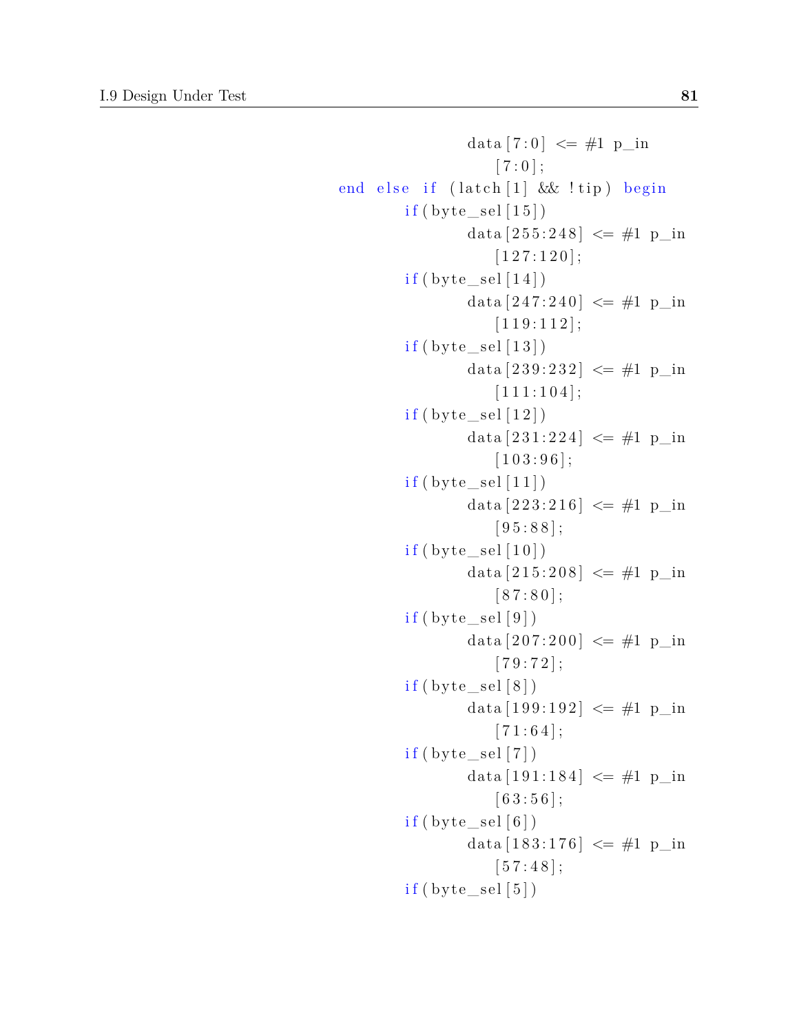```
                data[7:0] <= #1 p_in
                    [7:0];
        end else if (latch[1] && !tip) begin
            if(byte_sel[15])
                data[255:248] <= #1 p_in
                    [127:120];
            if(byte_sel[14])
                data[247:240] <= #1 p_in
                    [119:112];
            if(byte_sel[13])
                data[239:232] <= #1 p_in
                    [111:104];
            if(byte_sel[12])
                data[231:224] <= #1 p_in
                    [103:96];
            if(byte_sel[11])
                data[223:216] <= #1 p_in
                    [95:88];
            if(byte_sel[10])
                data[215:208] <= #1 p_in
                    [87:80];
            if(byte_sel[9])
                data[207:200] <= #1 p_in
                    [79:72];
            if(byte_sel[8])
                data[199:192] <= #1 p_in
                    [71:64];
            if(byte_sel[7])
                data[191:184] <= #1 p_in
                    [63:56];
            if(byte_sel[6])
                data[183:176] <= #1 p_in
                    [57:48];
            if(byte_sel[5])
```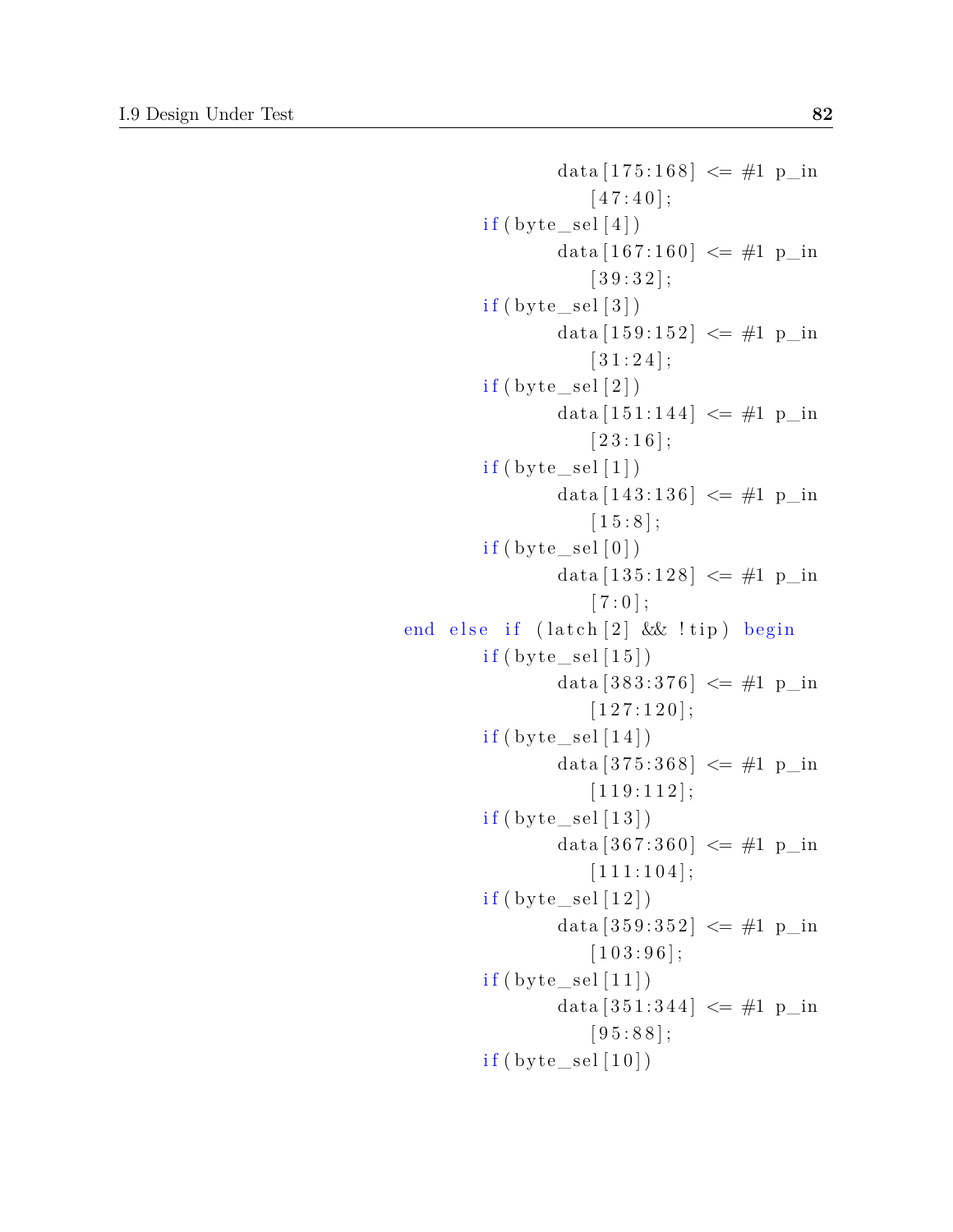```
                                data[175:168] <= #1 p_in
                                    [47:40];
                        if(byte_sel[4])
                                data[167:160] <= #1 p_in
                                    [39:32];
                        if(byte_sel[3])
                                data[159:152] <= #1 p_in
                                    [31:24];
                        if(byte_sel[2])
                                data[151:144] <= #1 p_in
                                    [23:16];
                        if(byte_sel[1])
                                data[143:136] <= #1 p_in
                                    [15:8];
                        if(byte_sel[0])
                                data[135:128] <= #1 p_in
                                    [7:0];
                end else if (latch[2] && !tip) begin
                        if(byte_sel[15])
                                data[383:376] <= #1 p_in
                                    [127:120];
                        if(byte_sel[14])
                                data[375:368] <= #1 p_in
                                    [119:112];
                        if(byte_sel[13])
                                data[367:360] <= #1 p_in
                                    [111:104];
                        if(byte_sel[12])
                                data[359:352] <= #1 p_in
                                    [103:96];
                        if(byte_sel[11])
                                data[351:344] <= #1 p_in
                                    [95:88];
                        if(byte_sel[10])
```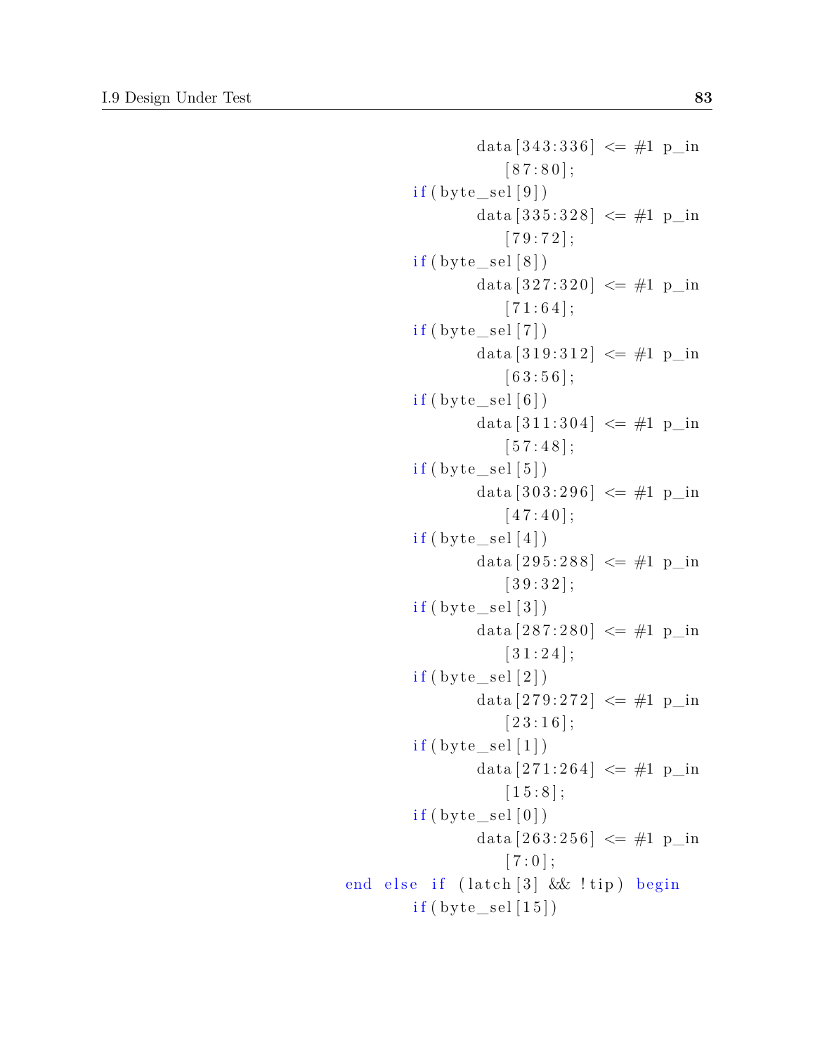```
                                data[343:336] <= #1 p_in
                                    [87:80];
                        if(byte_sel[9])
                                data[335:328] <= #1 p_in
                                    [79:72];
                        if(byte_sel[8])
                                data[327:320] <= #1 p_in
                                    [71:64];
                        if(byte_sel[7])
                                data[319:312] <= #1 p_in
                                    [63:56];
                        if(byte_sel[6])
                                data[311:304] <= #1 p_in
                                    [57:48];
                        if(byte_sel[5])
                                data[303:296] <= #1 p_in
                                    [47:40];
                        if(byte_sel[4])
                                data[295:288] <= #1 p_in
                                    [39:32];
                        if(byte_sel[3])
                                data[287:280] <= #1 p_in
                                    [31:24];
                        if(byte_sel[2])
                                data[279:272] <= #1 p_in
                                    [23:16];
                        if(byte_sel[1])
                                data[271:264] <= #1 p_in
                                    [15:8];
                        if(byte_sel[0])
                                data[263:256] <= #1 p_in
                                    [7:0];
                end else if (latch[3] && !tip) begin
                        if(byte_sel[15])
```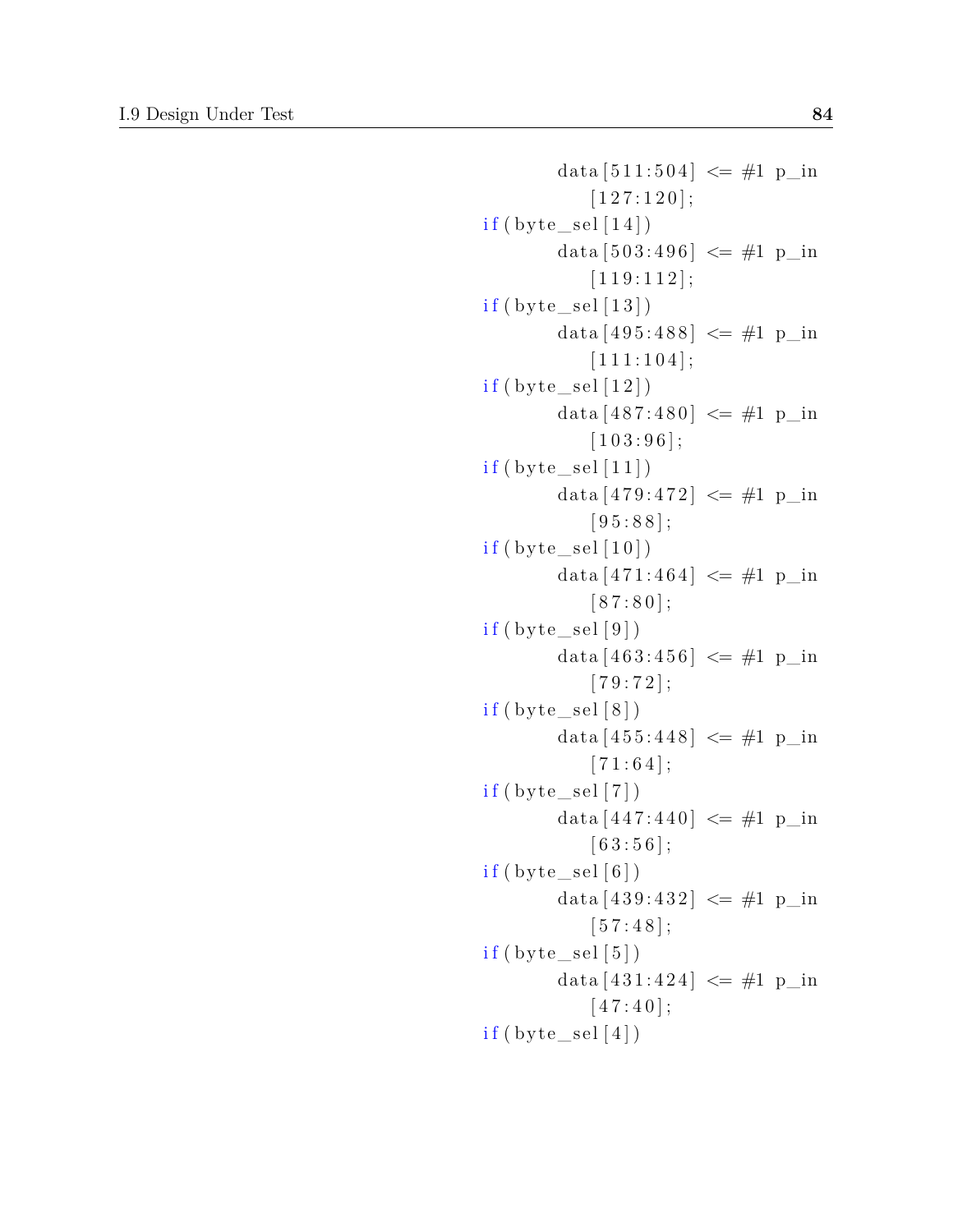```
            data[511:504] <= #1 p_in
                [127:120];
        if(byte_sel[14])
            data[503:496] <= #1 p_in
                [119:112];
        if(byte_sel[13])
            data[495:488] <= #1 p_in
                [111:104];
        if(byte_sel[12])
            data[487:480] <= #1 p_in
                [103:96];
        if(byte_sel[11])
            data[479:472] <= #1 p_in
                [95:88];
        if(byte_sel[10])
            data[471:464] <= #1 p_in
                [87:80];
        if(byte_sel[9])
            data[463:456] <= #1 p_in
                [79:72];
        if(byte_sel[8])
            data[455:448] <= #1 p_in
                [71:64];
        if(byte_sel[7])
            data[447:440] <= #1 p_in
                [63:56];
        if(byte_sel[6])
            data[439:432] <= #1 p_in
                [57:48];
        if(byte_sel[5])
            data[431:424] <= #1 p_in
                [47:40];
        if(byte_sel[4])
```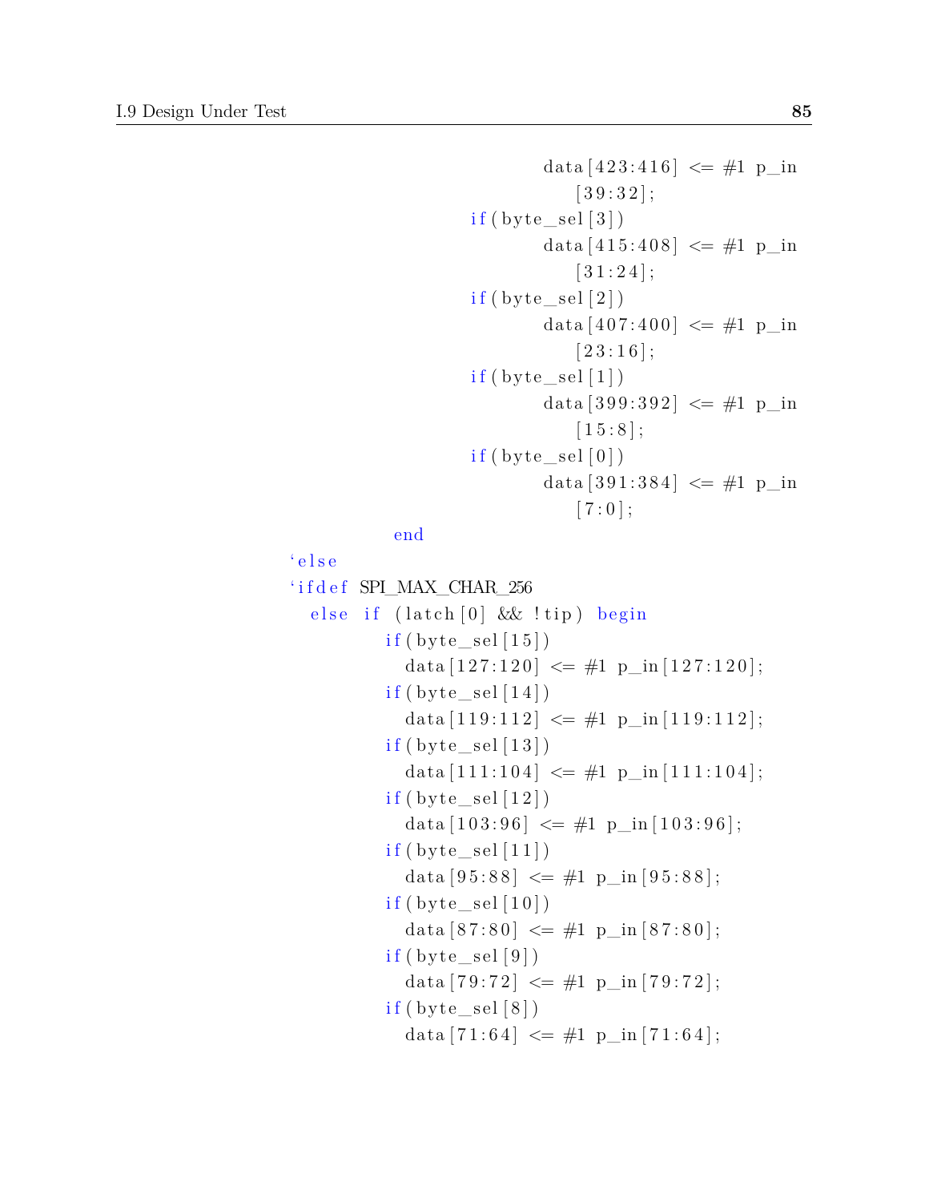```
                                data[423:416] <= #1 p_in
                                    [39:32];
                        if(byte_sel[3])
                                data[415:408] <= #1 p_in
                                    [31:24];
                        if(byte_sel[2])
                                data[407:400] <= #1 p_in
                                    [23:16];
                        if(byte_sel[1])
                                data[399:392] <= #1 p_in
                                    [15:8];
                        if(byte_sel[0])
                                data[391:384] <= #1 p_in
                                    [7:0];
                end
    `else
    `ifdef SPI_MAX_CHAR_256
      else if (latch[0] && !tip) begin
              if(byte_sel[15])
                data[127:120] <= #1 p_in[127:120];
              if(byte_sel[14])
                data[119:112] <= #1 p_in[119:112];
              if(byte_sel[13])
                data[111:104] <= #1 p_in[111:104];
              if(byte_sel[12])
                data[103:96] <= #1 p_in[103:96];
              if(byte_sel[11])
                data[95:88] <= #1 p_in[95:88];
              if(byte_sel[10])
                data[87:80] <= #1 p_in[87:80];
              if(byte_sel[9])
                data[79:72] <= #1 p_in[79:72];
              if(byte_sel[8])
                data[71:64] <= #1 p_in[71:64];
```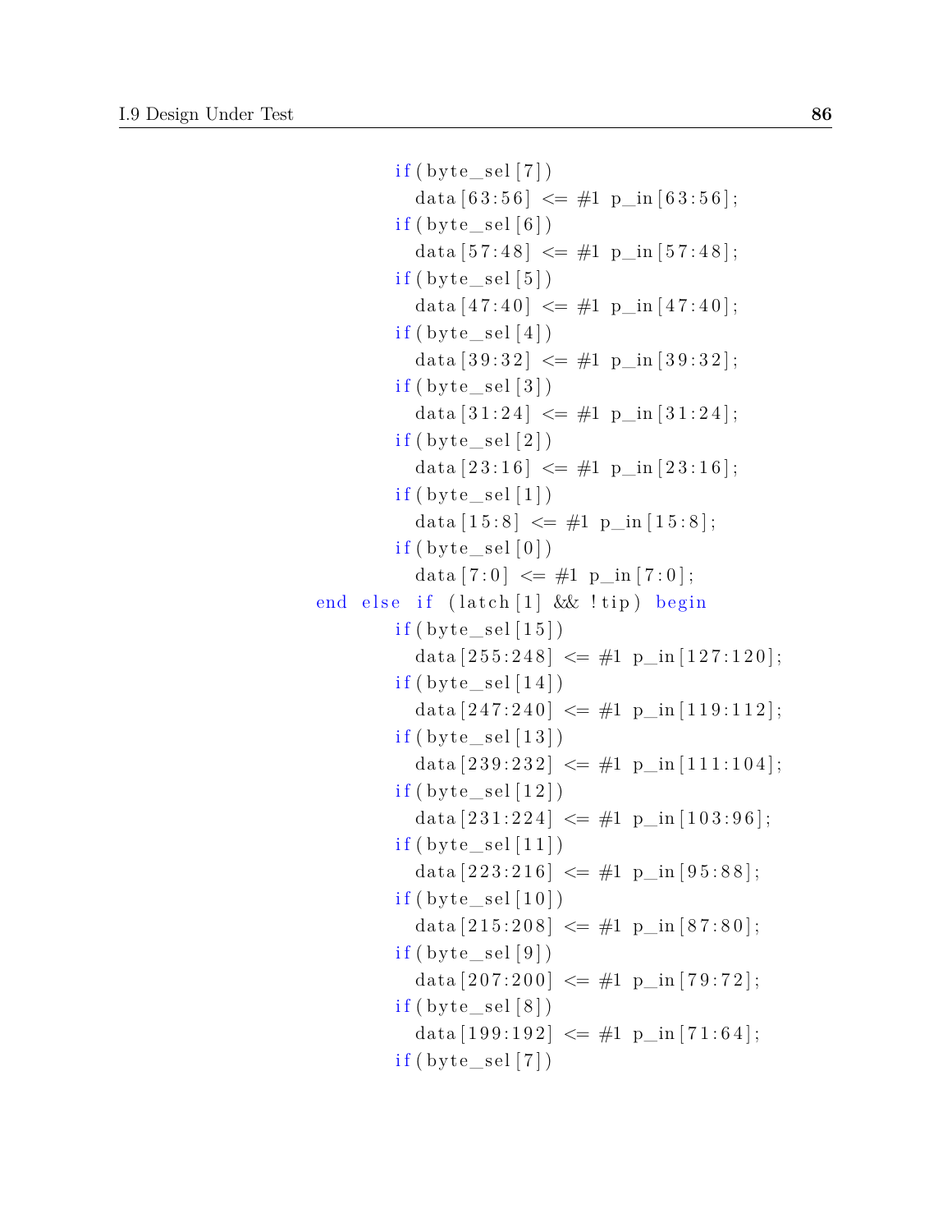```
            if(byte_sel[7])
              data[63:56] <= #1 p_in[63:56];
            if(byte_sel[6])
              data[57:48] <= #1 p_in[57:48];
            if(byte_sel[5])
              data[47:40] <= #1 p_in[47:40];
            if(byte_sel[4])
              data[39:32] <= #1 p_in[39:32];
            if(byte_sel[3])
              data[31:24] <= #1 p_in[31:24];
            if(byte_sel[2])
              data[23:16] <= #1 p_in[23:16];
            if(byte_sel[1])
              data[15:8] <= #1 p_in[15:8];
            if(byte_sel[0])
              data[7:0] <= #1 p_in[7:0];
    end else if (latch[1] && !tip) begin
            if(byte_sel[15])
              data[255:248] <= #1 p_in[127:120];
            if(byte_sel[14])
              data[247:240] <= #1 p_in[119:112];
            if(byte_sel[13])
              data[239:232] <= #1 p_in[111:104];
            if(byte_sel[12])
              data[231:224] <= #1 p_in[103:96];
            if(byte_sel[11])
              data[223:216] <= #1 p_in[95:88];
            if(byte_sel[10])
              data[215:208] <= #1 p_in[87:80];
            if(byte_sel[9])
              data[207:200] <= #1 p_in[79:72];
            if(byte_sel[8])
              data[199:192] <= #1 p_in[71:64];
            if(byte_sel[7])
```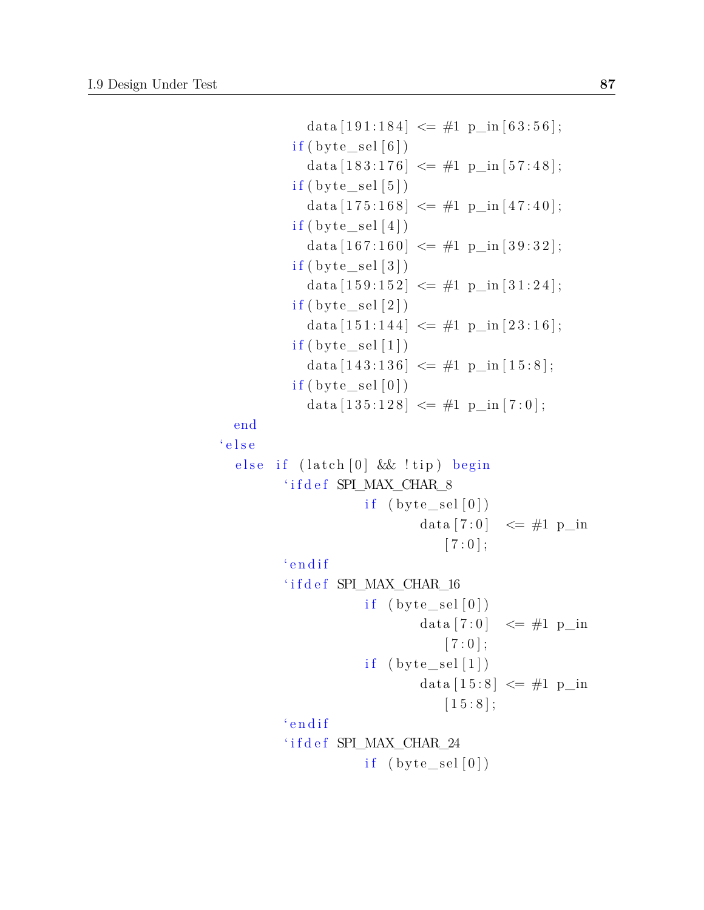```
                data[191:184] <= #1 p_in[63:56];
              if(byte_sel[6])
                data[183:176] <= #1 p_in[57:48];
              if(byte_sel[5])
                data[175:168] <= #1 p_in[47:40];
              if(byte_sel[4])
                data[167:160] <= #1 p_in[39:32];
              if(byte_sel[3])
                data[159:152] <= #1 p_in[31:24];
              if(byte_sel[2])
                data[151:144] <= #1 p_in[23:16];
              if(byte_sel[1])
                data[143:136] <= #1 p_in[15:8];
              if(byte_sel[0])
                data[135:128] <= #1 p_in[7:0];
      end
    `else
      else if (latch[0] && !tip) begin
            `ifdef SPI_MAX_CHAR_8
                    if (byte_sel[0])
                            data[7:0]  <= #1 p_in
                               [7:0];
            `endif
            `ifdef SPI_MAX_CHAR_16
                    if (byte_sel[0])
                            data[7:0]  <= #1 p_in
                               [7:0];
                    if (byte_sel[1])
                            data[15:8] <= #1 p_in
                               [15:8];
            `endif
            `ifdef SPI_MAX_CHAR_24
                    if (byte_sel[0])
```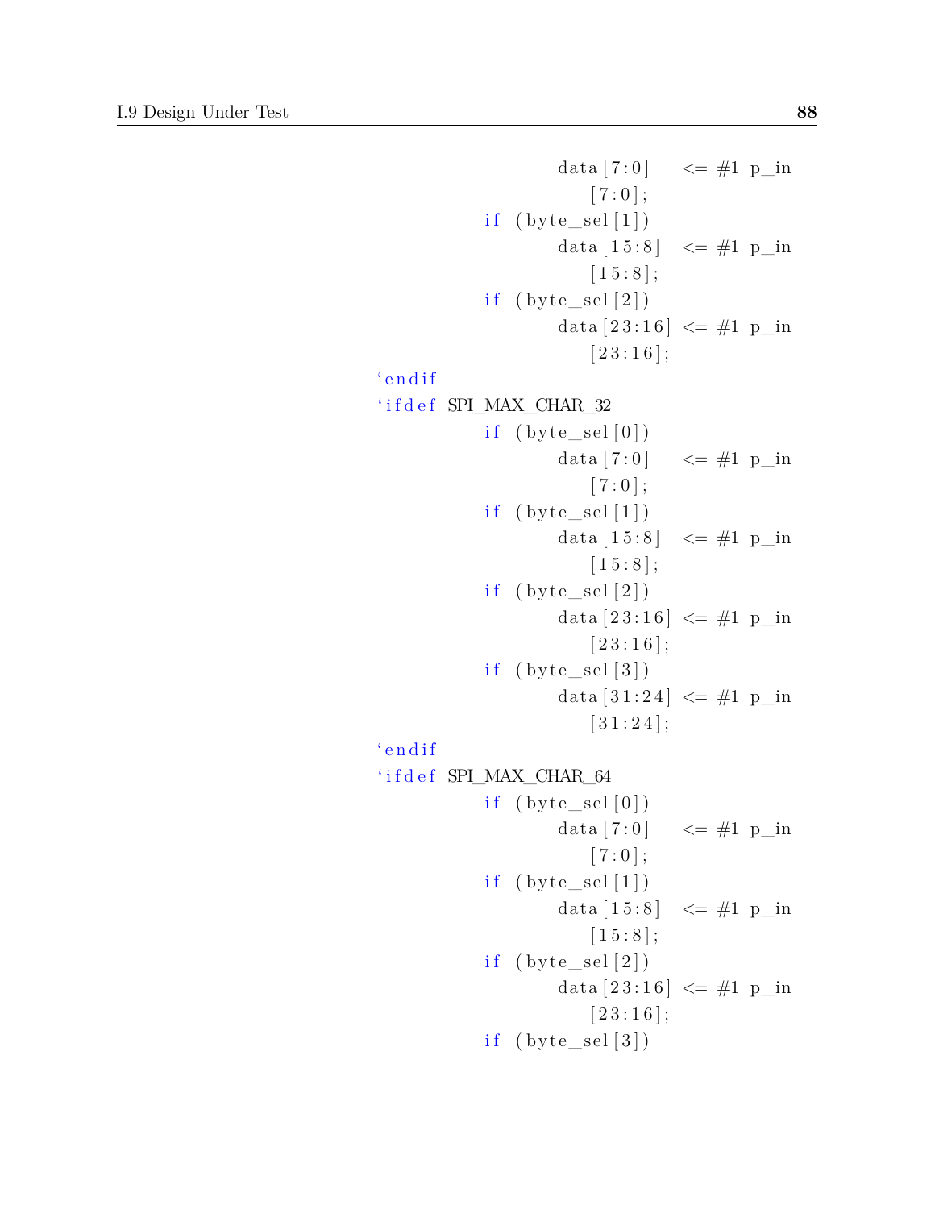```
                        data[7:0]    <= #1 p_in
                           [7:0];
                  if (byte_sel[1])
                        data[15:8]   <= #1 p_in
                           [15:8];
                  if (byte_sel[2])
                        data[23:16] <= #1 p_in
                           [23:16];
      `endif
      `ifdef SPI_MAX_CHAR_32
                  if (byte_sel[0])
                        data[7:0]    <= #1 p_in
                           [7:0];
                  if (byte_sel[1])
                        data[15:8]   <= #1 p_in
                           [15:8];
                  if (byte_sel[2])
                        data[23:16] <= #1 p_in
                           [23:16];
                  if (byte_sel[3])
                        data[31:24] <= #1 p_in
                           [31:24];
      `endif
      `ifdef SPI_MAX_CHAR_64
                  if (byte_sel[0])
                        data[7:0]    <= #1 p_in
                           [7:0];
                  if (byte_sel[1])
                        data[15:8]   <= #1 p_in
                           [15:8];
                  if (byte_sel[2])
                        data[23:16] <= #1 p_in
                           [23:16];
                  if (byte_sel[3])
```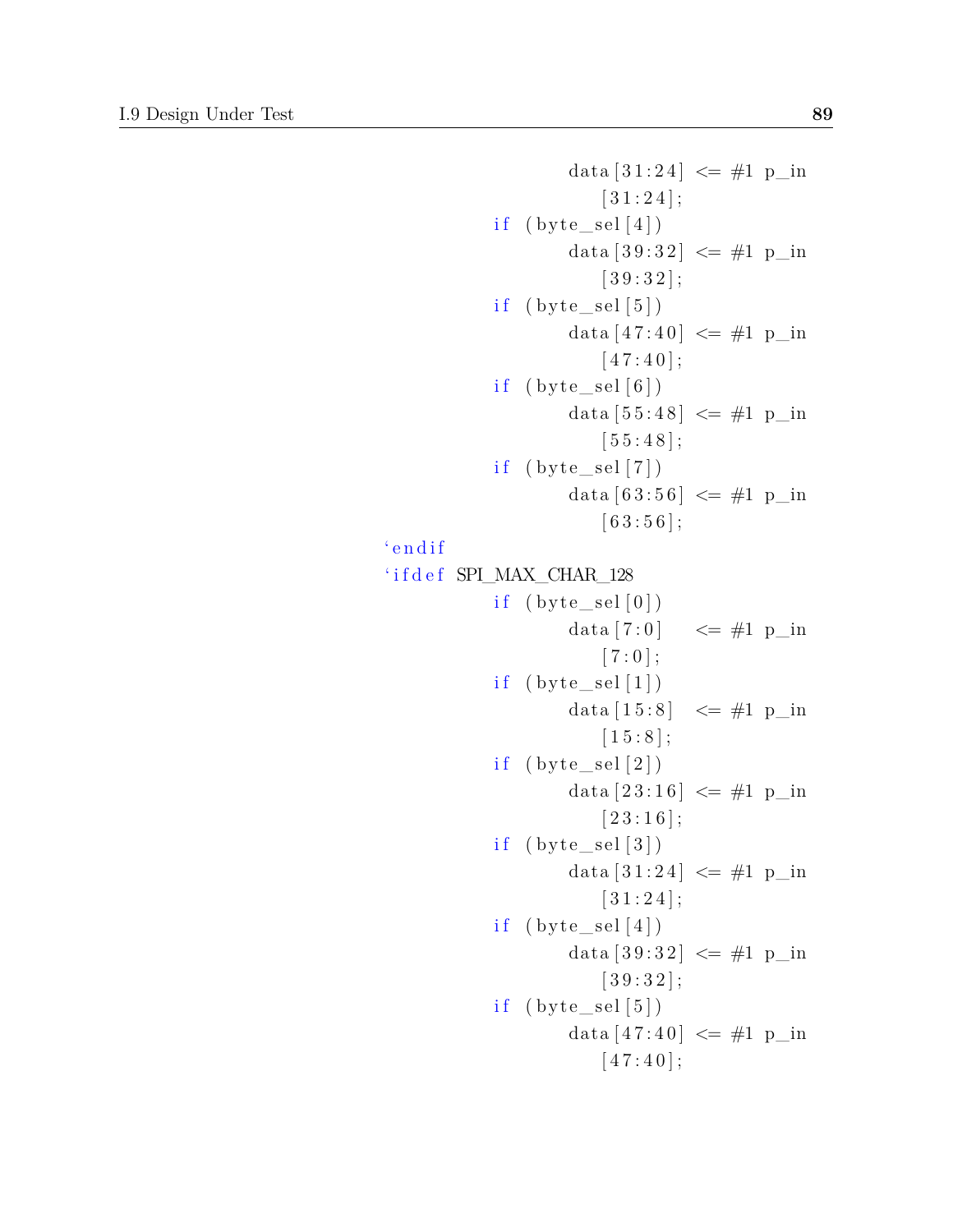```
                    data[31:24] <= #1 p_in
                        [31:24];
                if (byte_sel[4])
                    data[39:32] <= #1 p_in
                        [39:32];
                if (byte_sel[5])
                    data[47:40] <= #1 p_in
                        [47:40];
                if (byte_sel[6])
                    data[55:48] <= #1 p_in
                        [55:48];
                if (byte_sel[7])
                    data[63:56] <= #1 p_in
                        [63:56];
`endif
`ifdef SPI_MAX_CHAR_128
                if (byte_sel[0])
                    data[7:0]   <= #1 p_in
                        [7:0];
                if (byte_sel[1])
                    data[15:8]  <= #1 p_in
                        [15:8];
                if (byte_sel[2])
                    data[23:16] <= #1 p_in
                        [23:16];
                if (byte_sel[3])
                    data[31:24] <= #1 p_in
                        [31:24];
                if (byte_sel[4])
                    data[39:32] <= #1 p_in
                        [39:32];
                if (byte_sel[5])
                    data[47:40] <= #1 p_in
                        [47:40];
```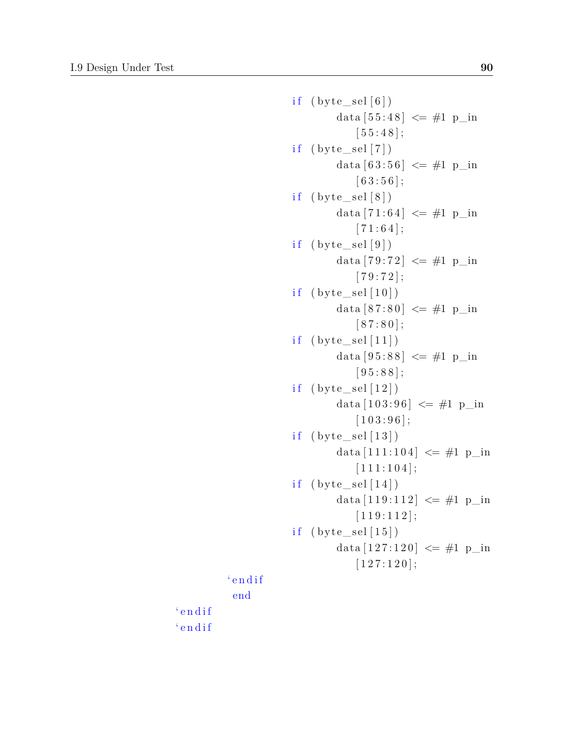```
                        if (byte_sel[6])
                            data[55:48] <= #1 p_in
                              [55:48];
                        if (byte_sel[7])
                            data[63:56] <= #1 p_in
                              [63:56];
                        if (byte_sel[8])
                            data[71:64] <= #1 p_in
                              [71:64];
                        if (byte_sel[9])
                            data[79:72] <= #1 p_in
                              [79:72];
                        if (byte_sel[10])
                            data[87:80] <= #1 p_in
                              [87:80];
                        if (byte_sel[11])
                            data[95:88] <= #1 p_in
                              [95:88];
                        if (byte_sel[12])
                            data[103:96] <= #1 p_in
                              [103:96];
                        if (byte_sel[13])
                            data[111:104] <= #1 p_in
                              [111:104];
                        if (byte_sel[14])
                            data[119:112] <= #1 p_in
                              [119:112];
                        if (byte_sel[15])
                            data[127:120] <= #1 p_in
                              [127:120];
                  `endif
                   end
              `endif
              `endif
```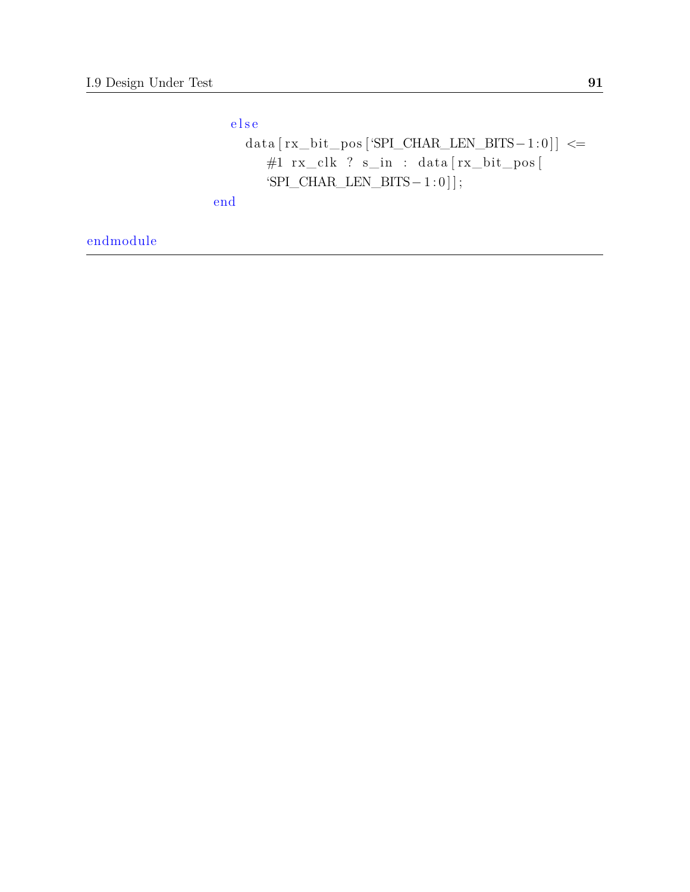```
            else
               data[rx_bit_pos[`SPI_CHAR_LEN_BITS-1:0]] <=
                  #1 rx_clk ? s_in : data[rx_bit_pos[
                  `SPI_CHAR_LEN_BITS-1:0]];
         end

endmodule
```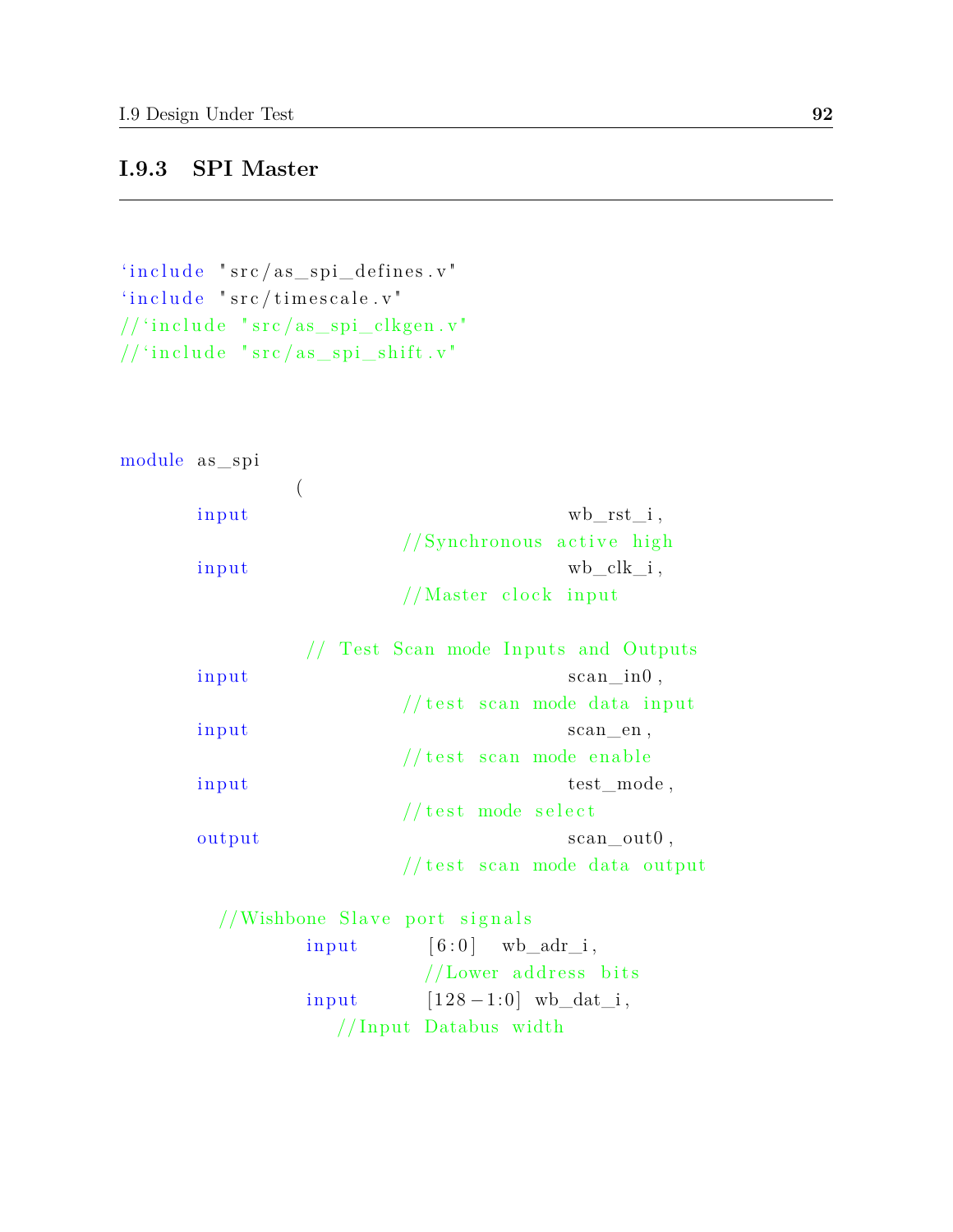### I.9.3 SPI Master

```
`include "src/as_spi_defines.v"
`include "src/timescale.v"
//`include "src/as_spi_clkgen.v"
//`include "src/as_spi_shift.v"



module as_spi
                (
        input                                   wb_rst_i,
                                //Synchronous active high
        input                                   wb_clk_i,
                                //Master clock input

                // Test Scan mode Inputs and Outputs
        input                                   scan_in0,
                                //test scan mode data input
        input                                   scan_en,
                                //test scan mode enable
        input                                   test_mode,
                                //test mode select
        output                                  scan_out0,
                                //test scan mode data output

          //Wishbone Slave port signals
                input       [6:0]   wb_adr_i,
                                  //Lower address bits
                input       [128-1:0]  wb_dat_i,
                          //Input Databus width
```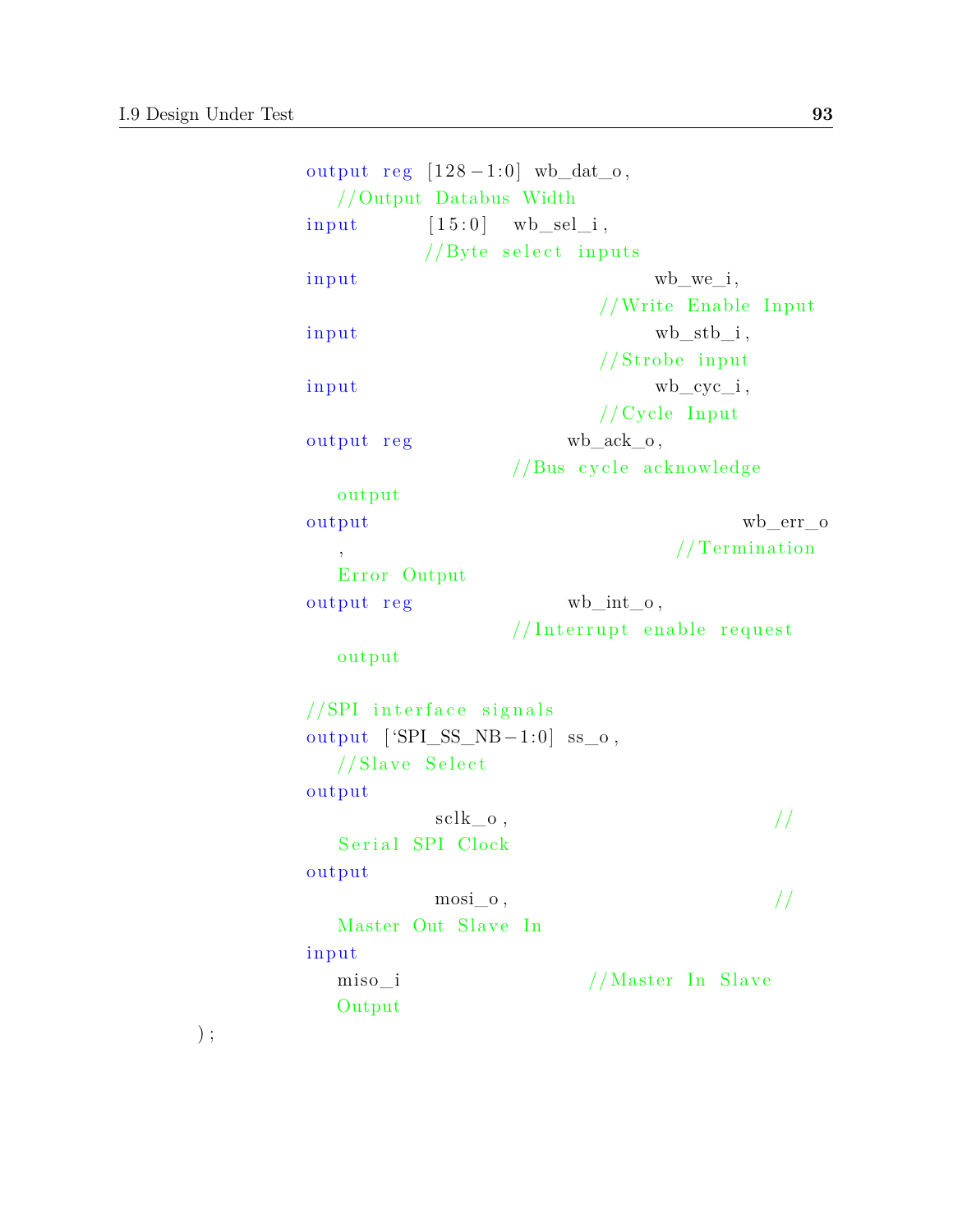```
        output reg [128-1:0] wb_dat_o,
           //Output Databus Width
        input       [15:0]   wb_sel_i,
                   //Byte select inputs
        input                            wb_we_i,
                                  //Write Enable Input
        input                            wb_stb_i,
                                  //Strobe input
        input                            wb_cyc_i,
                                  //Cycle Input
        output reg               wb_ack_o,
                          //Bus cycle acknowledge
           output
        output                                      wb_err_o
           ,                                 //Termination
           Error Output
        output reg               wb_int_o,
                          //Interrupt enable request
           output

        //SPI interface signals
        output [`SPI_SS_NB-1:0] ss_o,
           //Slave Select
        output
                 sclk_o,                        //
           Serial SPI Clock
        output
                 mosi_o,                        //
           Master Out Slave In
        input
           miso_i                //Master In Slave
           Output
);
```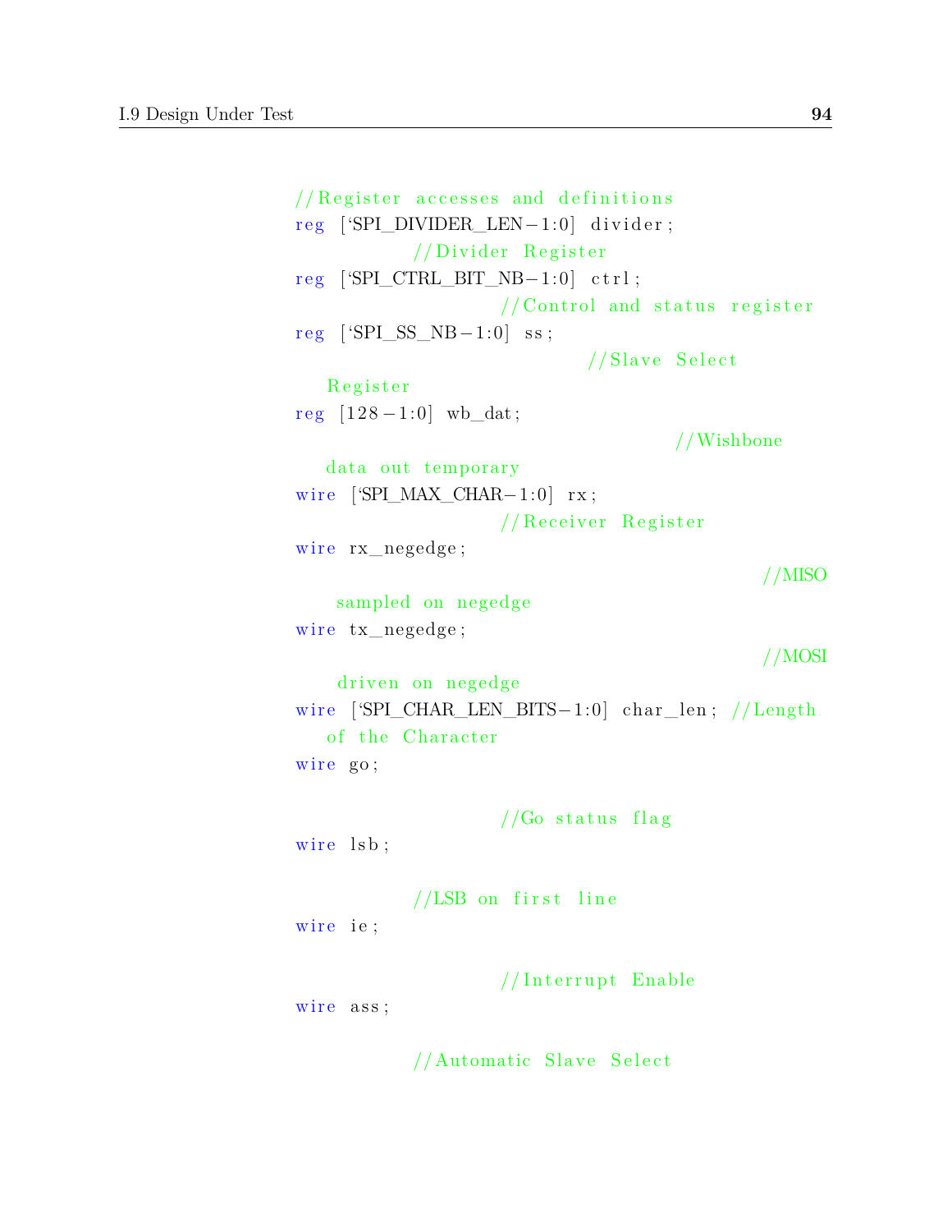```verilog
//Register accesses and definitions
reg [`SPI_DIVIDER_LEN-1:0] divider;
        //Divider Register
reg [`SPI_CTRL_BIT_NB-1:0] ctrl;
                  //Control and status register
reg [`SPI_SS_NB-1:0] ss;
                          //Slave Select
   Register
reg [128-1:0] wb_dat;
                                  //Wishbone
   data out temporary
wire [`SPI_MAX_CHAR-1:0] rx;
                  //Receiver Register
wire rx_negedge;
                                          //MISO
    sampled on negedge
wire tx_negedge;
                                          //MOSI
    driven on negedge
wire [`SPI_CHAR_LEN_BITS-1:0] char_len; //Length
   of the Character
wire go;

                  //Go status flag
wire lsb;

        //LSB on first line
wire ie;

                  //Interrupt Enable
wire ass;

        //Automatic Slave Select
```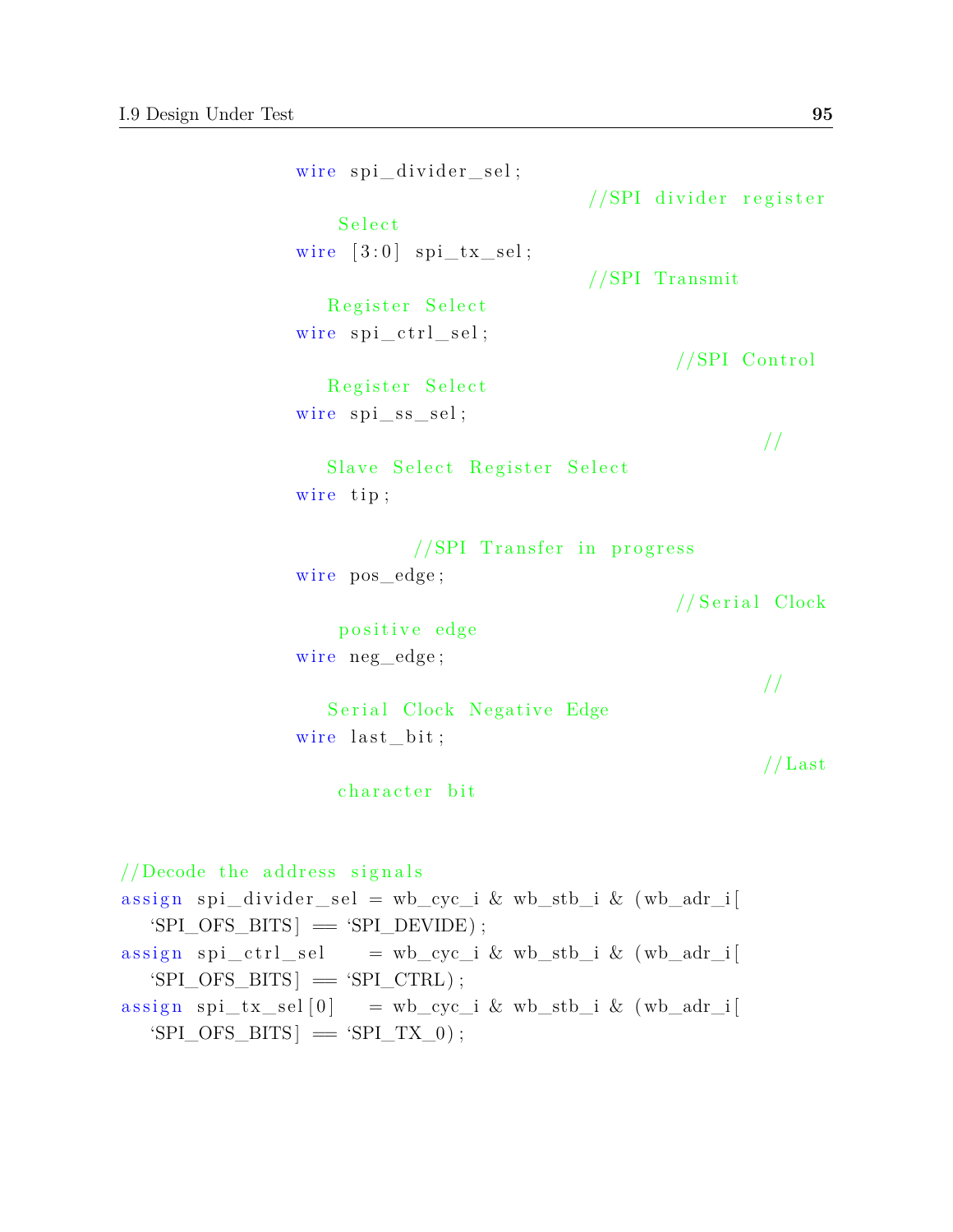```
                wire spi_divider_sel;
                                        //SPI divider register
                    Select
                wire [3:0] spi_tx_sel;
                                        //SPI Transmit
                   Register Select
                wire spi_ctrl_sel;
                                                //SPI Control
                   Register Select
                wire spi_ss_sel;
                                                        //
                   Slave Select Register Select
                wire tip;

                        //SPI Transfer in progress
                wire pos_edge;
                                                //Serial Clock
                    positive edge
                wire neg_edge;
                                                        //
                   Serial Clock Negative Edge
                wire last_bit;
                                                        //Last
                    character bit


//Decode the address signals
assign spi_divider_sel = wb_cyc_i & wb_stb_i & (wb_adr_i[
   `SPI_OFS_BITS] == `SPI_DEVIDE);
assign spi_ctrl_sel     = wb_cyc_i & wb_stb_i & (wb_adr_i[
   `SPI_OFS_BITS] == `SPI_CTRL);
assign spi_tx_sel[0]    = wb_cyc_i & wb_stb_i & (wb_adr_i[
   `SPI_OFS_BITS] == `SPI_TX_0);
```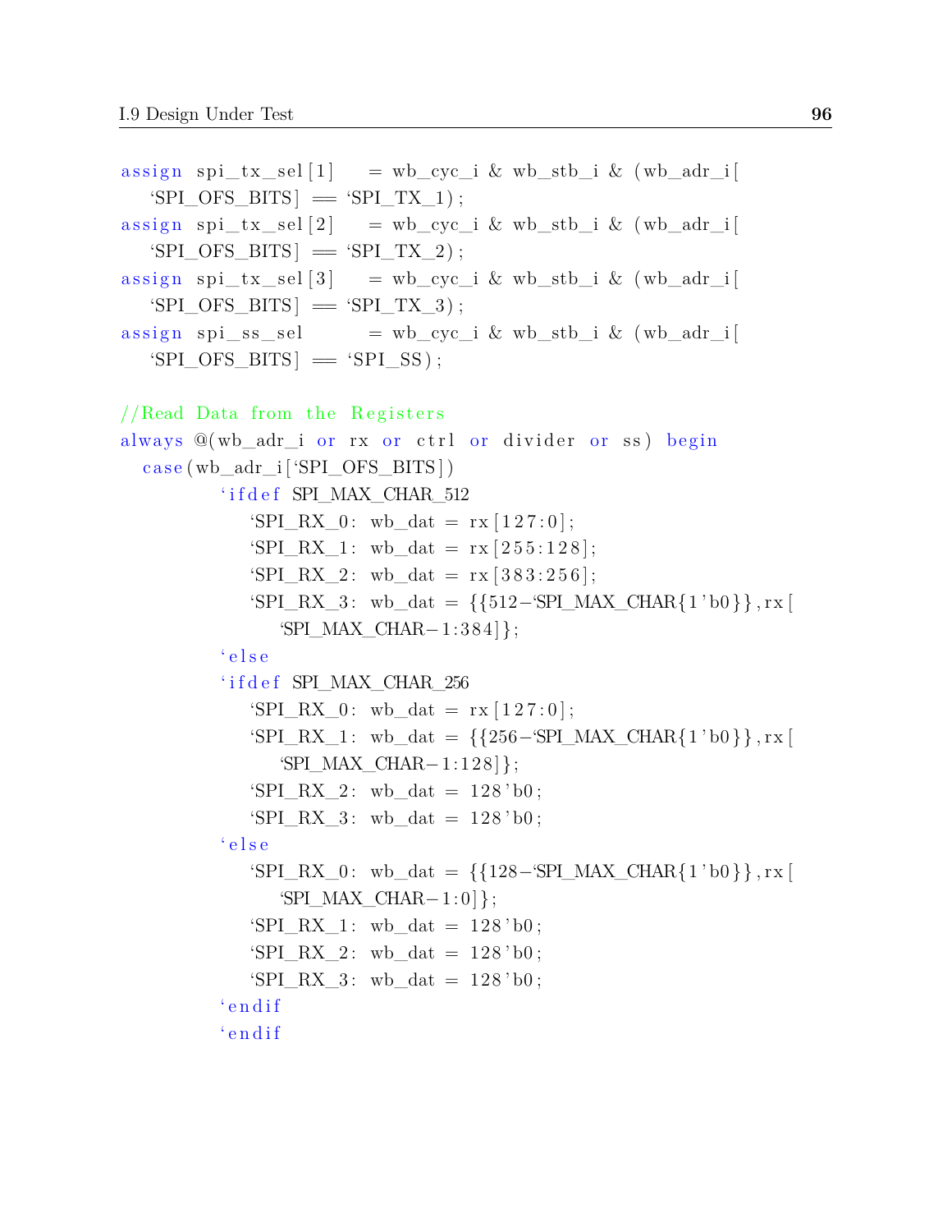```
assign spi_tx_sel[1]    = wb_cyc_i & wb_stb_i & (wb_adr_i[
   `SPI_OFS_BITS] == `SPI_TX_1);
assign spi_tx_sel[2]    = wb_cyc_i & wb_stb_i & (wb_adr_i[
   `SPI_OFS_BITS] == `SPI_TX_2);
assign spi_tx_sel[3]    = wb_cyc_i & wb_stb_i & (wb_adr_i[
   `SPI_OFS_BITS] == `SPI_TX_3);
assign spi_ss_sel       = wb_cyc_i & wb_stb_i & (wb_adr_i[
   `SPI_OFS_BITS] == `SPI_SS);

//Read Data from the Registers
always @(wb_adr_i or rx or ctrl or divider or ss) begin
  case(wb_adr_i[`SPI_OFS_BITS])
        `ifdef SPI_MAX_CHAR_512
           `SPI_RX_0: wb_dat = rx[127:0];
           `SPI_RX_1: wb_dat = rx[255:128];
           `SPI_RX_2: wb_dat = rx[383:256];
           `SPI_RX_3: wb_dat = {{512-`SPI_MAX_CHAR{1'b0}},rx[
              `SPI_MAX_CHAR-1:384]};
        `else
        `ifdef SPI_MAX_CHAR_256
           `SPI_RX_0: wb_dat = rx[127:0];
           `SPI_RX_1: wb_dat = {{256-`SPI_MAX_CHAR{1'b0}},rx[
              `SPI_MAX_CHAR-1:128]};
           `SPI_RX_2: wb_dat = 128'b0;
           `SPI_RX_3: wb_dat = 128'b0;
        `else
           `SPI_RX_0: wb_dat = {{128-`SPI_MAX_CHAR{1'b0}},rx[
              `SPI_MAX_CHAR-1:0]};
           `SPI_RX_1: wb_dat = 128'b0;
           `SPI_RX_2: wb_dat = 128'b0;
           `SPI_RX_3: wb_dat = 128'b0;
        `endif
        `endif
```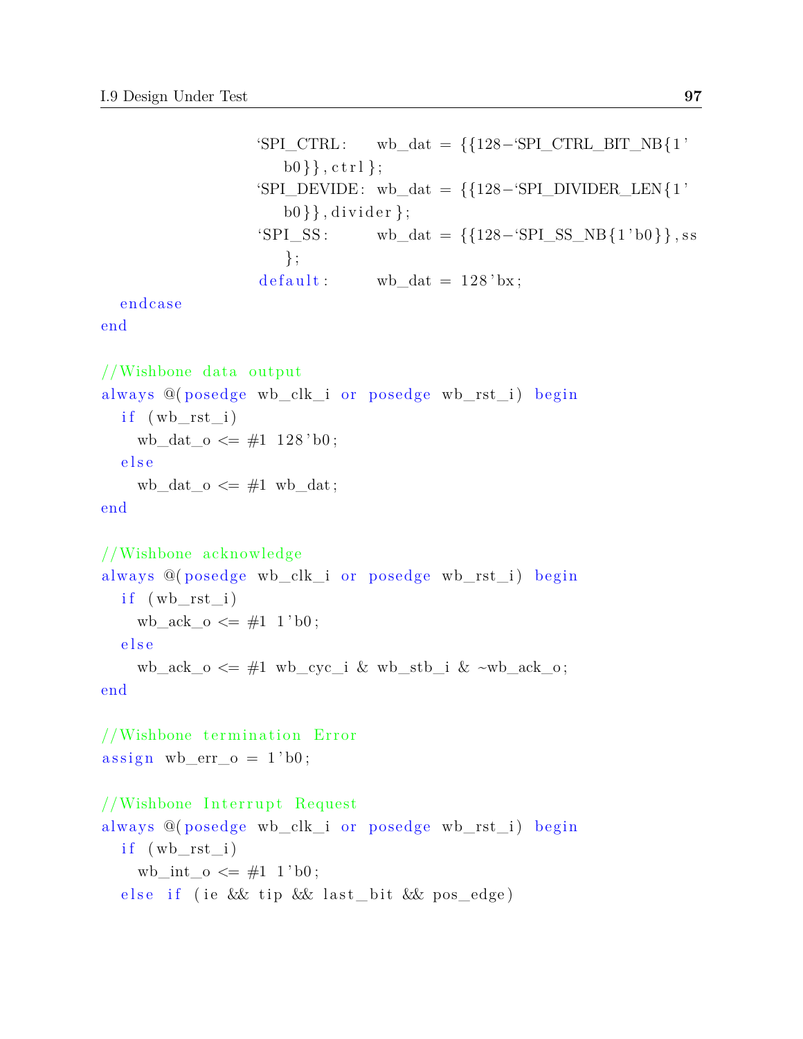```verilog
                  `SPI_CTRL:    wb_dat = {{128-`SPI_CTRL_BIT_NB{1'
                      b0}},ctrl};
                  `SPI_DEVIDE:  wb_dat = {{128-`SPI_DIVIDER_LEN{1'
                      b0}},divider};
                  `SPI_SS:      wb_dat = {{128-`SPI_SS_NB{1'b0}},ss
                      };
                  default:      wb_dat = 128'bx;
  endcase
end

//Wishbone data output
always @(posedge wb_clk_i or posedge wb_rst_i) begin
  if (wb_rst_i)
    wb_dat_o <= #1 128'b0;
  else
    wb_dat_o <= #1 wb_dat;
end

//Wishbone acknowledge
always @(posedge wb_clk_i or posedge wb_rst_i) begin
  if (wb_rst_i)
    wb_ack_o <= #1 1'b0;
  else
    wb_ack_o <= #1 wb_cyc_i & wb_stb_i & ~wb_ack_o;
end

//Wishbone termination Error
assign wb_err_o = 1'b0;

//Wishbone Interrupt Request
always @(posedge wb_clk_i or posedge wb_rst_i) begin
  if (wb_rst_i)
    wb_int_o <= #1 1'b0;
  else if (ie && tip && last_bit && pos_edge)
```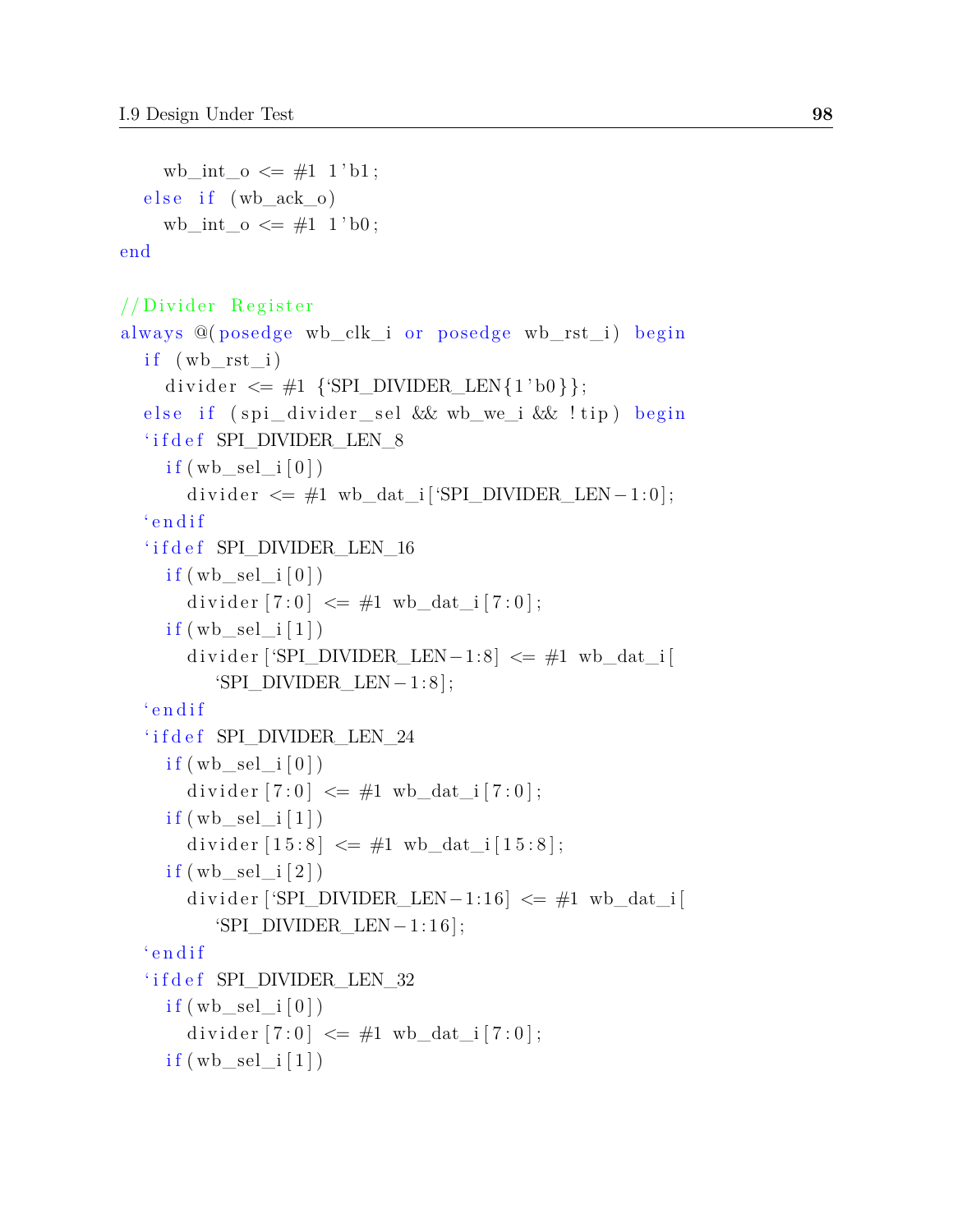```
    wb_int_o <= #1 1'b1;
  else if (wb_ack_o)
    wb_int_o <= #1 1'b0;
end

//Divider Register
always @(posedge wb_clk_i or posedge wb_rst_i) begin
  if (wb_rst_i)
    divider <= #1 {`SPI_DIVIDER_LEN{1'b0}};
  else if (spi_divider_sel && wb_we_i && !tip) begin
  `ifdef SPI_DIVIDER_LEN_8
    if(wb_sel_i[0])
      divider <= #1 wb_dat_i[`SPI_DIVIDER_LEN-1:0];
  `endif
  `ifdef SPI_DIVIDER_LEN_16
    if(wb_sel_i[0])
      divider[7:0] <= #1 wb_dat_i[7:0];
    if(wb_sel_i[1])
      divider[`SPI_DIVIDER_LEN-1:8] <= #1 wb_dat_i[
         `SPI_DIVIDER_LEN-1:8];
  `endif
  `ifdef SPI_DIVIDER_LEN_24
    if(wb_sel_i[0])
      divider[7:0] <= #1 wb_dat_i[7:0];
    if(wb_sel_i[1])
      divider[15:8] <= #1 wb_dat_i[15:8];
    if(wb_sel_i[2])
      divider[`SPI_DIVIDER_LEN-1:16] <= #1 wb_dat_i[
         `SPI_DIVIDER_LEN-1:16];
  `endif
  `ifdef SPI_DIVIDER_LEN_32
    if(wb_sel_i[0])
      divider[7:0] <= #1 wb_dat_i[7:0];
    if(wb_sel_i[1])
```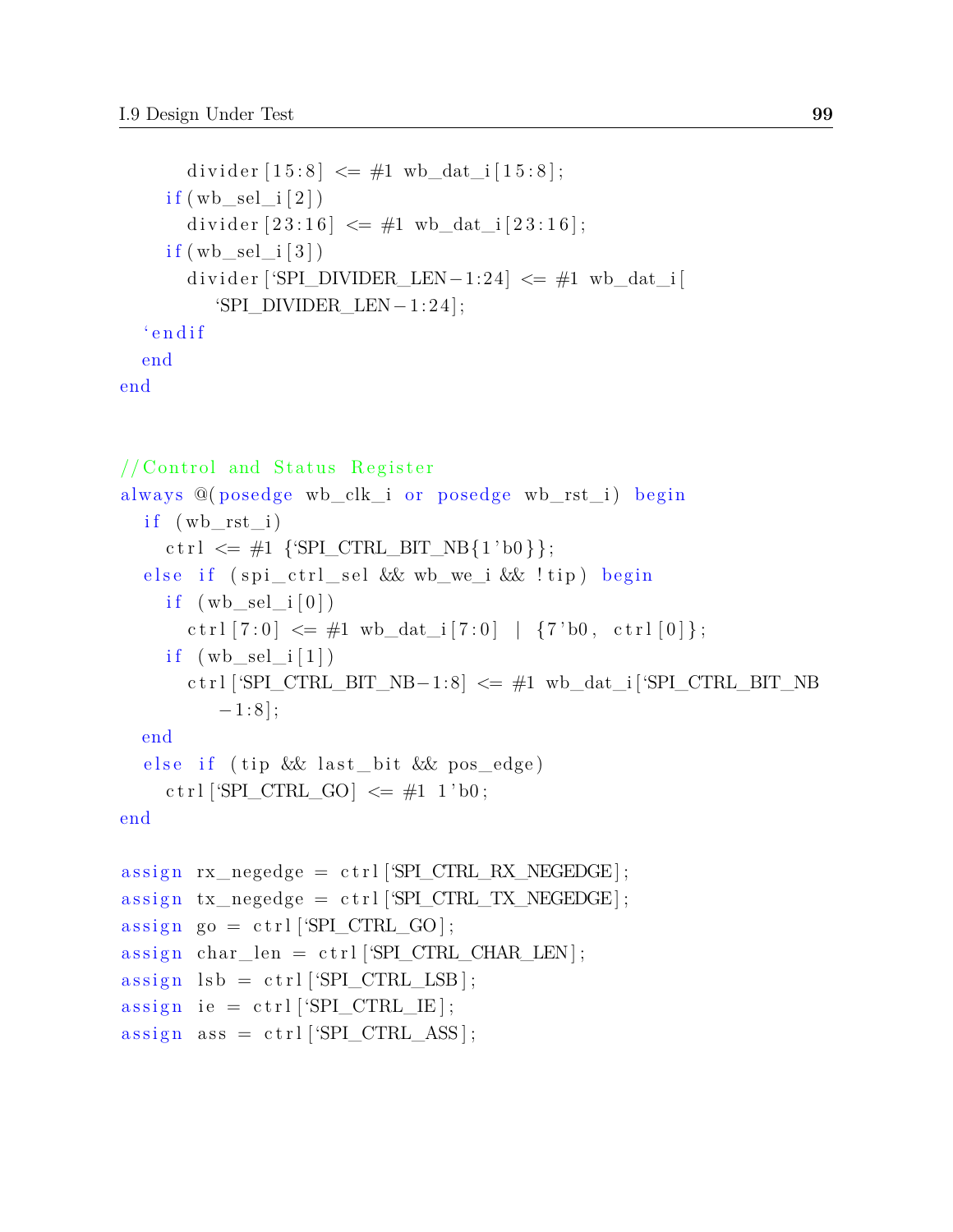```verilog
        divider[15:8] <= #1 wb_dat_i[15:8];
      if(wb_sel_i[2])
        divider[23:16] <= #1 wb_dat_i[23:16];
      if(wb_sel_i[3])
        divider[`SPI_DIVIDER_LEN-1:24] <= #1 wb_dat_i[
           `SPI_DIVIDER_LEN-1:24];
  `endif
  end
end


//Control and Status Register
always @(posedge wb_clk_i or posedge wb_rst_i) begin
  if (wb_rst_i)
    ctrl <= #1 {`SPI_CTRL_BIT_NB{1'b0}};
  else if (spi_ctrl_sel && wb_we_i && !tip) begin
    if (wb_sel_i[0])
      ctrl[7:0] <= #1 wb_dat_i[7:0] | {7'b0, ctrl[0]};
    if (wb_sel_i[1])
      ctrl[`SPI_CTRL_BIT_NB-1:8] <= #1 wb_dat_i[`SPI_CTRL_BIT_NB
         -1:8];
  end
  else if (tip && last_bit && pos_edge)
    ctrl[`SPI_CTRL_GO] <= #1 1'b0;
end

assign rx_negedge = ctrl[`SPI_CTRL_RX_NEGEDGE];
assign tx_negedge = ctrl[`SPI_CTRL_TX_NEGEDGE];
assign go = ctrl[`SPI_CTRL_GO];
assign char_len = ctrl[`SPI_CTRL_CHAR_LEN];
assign lsb = ctrl[`SPI_CTRL_LSB];
assign ie = ctrl[`SPI_CTRL_IE];
assign ass = ctrl[`SPI_CTRL_ASS];
```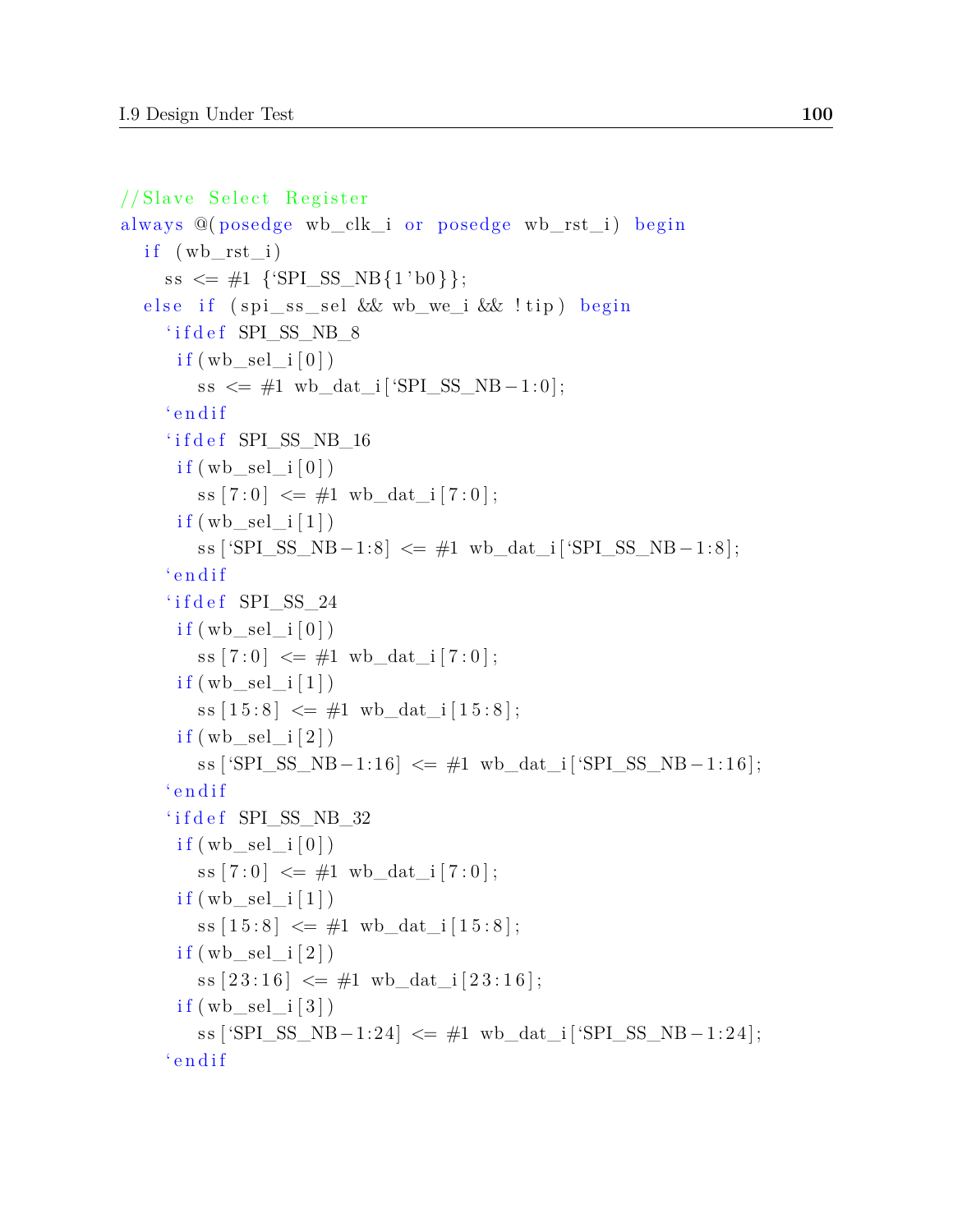```verilog
//Slave Select Register
always @(posedge wb_clk_i or posedge wb_rst_i) begin
  if (wb_rst_i)
    ss <= #1 {`SPI_SS_NB{1'b0}};
  else if (spi_ss_sel && wb_we_i && !tip) begin
    `ifdef SPI_SS_NB_8
     if(wb_sel_i[0])
       ss <= #1 wb_dat_i[`SPI_SS_NB-1:0];
    `endif
    `ifdef SPI_SS_NB_16
     if(wb_sel_i[0])
       ss[7:0] <= #1 wb_dat_i[7:0];
     if(wb_sel_i[1])
       ss[`SPI_SS_NB-1:8] <= #1 wb_dat_i[`SPI_SS_NB-1:8];
    `endif
    `ifdef SPI_SS_24
     if(wb_sel_i[0])
       ss[7:0] <= #1 wb_dat_i[7:0];
     if(wb_sel_i[1])
       ss[15:8] <= #1 wb_dat_i[15:8];
     if(wb_sel_i[2])
       ss[`SPI_SS_NB-1:16] <= #1 wb_dat_i[`SPI_SS_NB-1:16];
    `endif
    `ifdef SPI_SS_NB_32
     if(wb_sel_i[0])
       ss[7:0] <= #1 wb_dat_i[7:0];
     if(wb_sel_i[1])
       ss[15:8] <= #1 wb_dat_i[15:8];
     if(wb_sel_i[2])
       ss[23:16] <= #1 wb_dat_i[23:16];
     if(wb_sel_i[3])
       ss[`SPI_SS_NB-1:24] <= #1 wb_dat_i[`SPI_SS_NB-1:24];
    `endif
```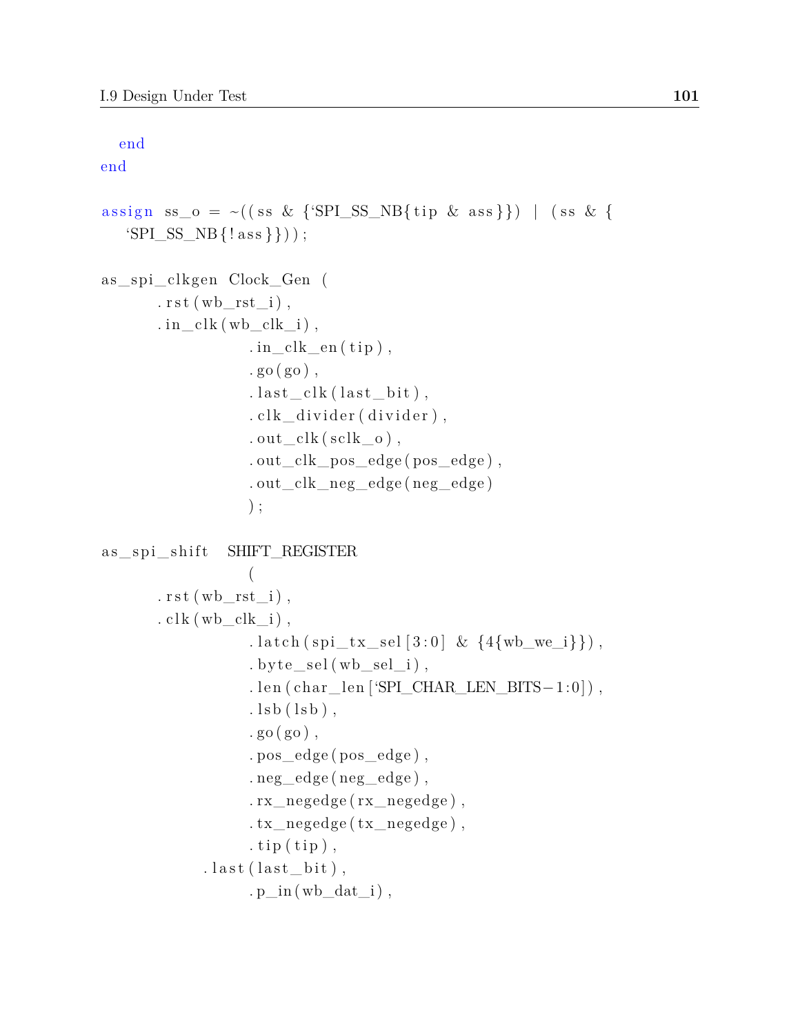```
  end
end

assign ss_o = ~((ss & {`SPI_SS_NB{tip & ass}}) | (ss & {
   `SPI_SS_NB{!ass}}));

as_spi_clkgen Clock_Gen (
      .rst(wb_rst_i),
      .in_clk(wb_clk_i),
                .in_clk_en(tip),
                .go(go),
                .last_clk(last_bit),
                .clk_divider(divider),
                .out_clk(sclk_o),
                .out_clk_pos_edge(pos_edge),
                .out_clk_neg_edge(neg_edge)
                );

as_spi_shift   SHIFT_REGISTER
                (
      .rst(wb_rst_i),
      .clk(wb_clk_i),
                .latch(spi_tx_sel[3:0] & {4{wb_we_i}}),
                .byte_sel(wb_sel_i),
                .len(char_len[`SPI_CHAR_LEN_BITS-1:0]),
                .lsb(lsb),
                .go(go),
                .pos_edge(pos_edge),
                .neg_edge(neg_edge),
                .rx_negedge(rx_negedge),
                .tx_negedge(tx_negedge),
                .tip(tip),
           .last(last_bit),
                .p_in(wb_dat_i),
```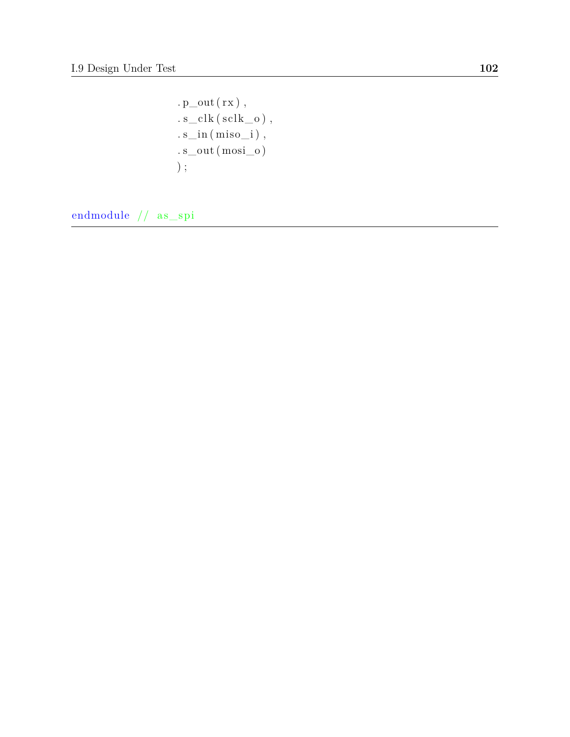```
                    .p_out(rx),
                    .s_clk(sclk_o),
                    .s_in(miso_i),
                    .s_out(mosi_o)
                    );


endmodule // as_spi
```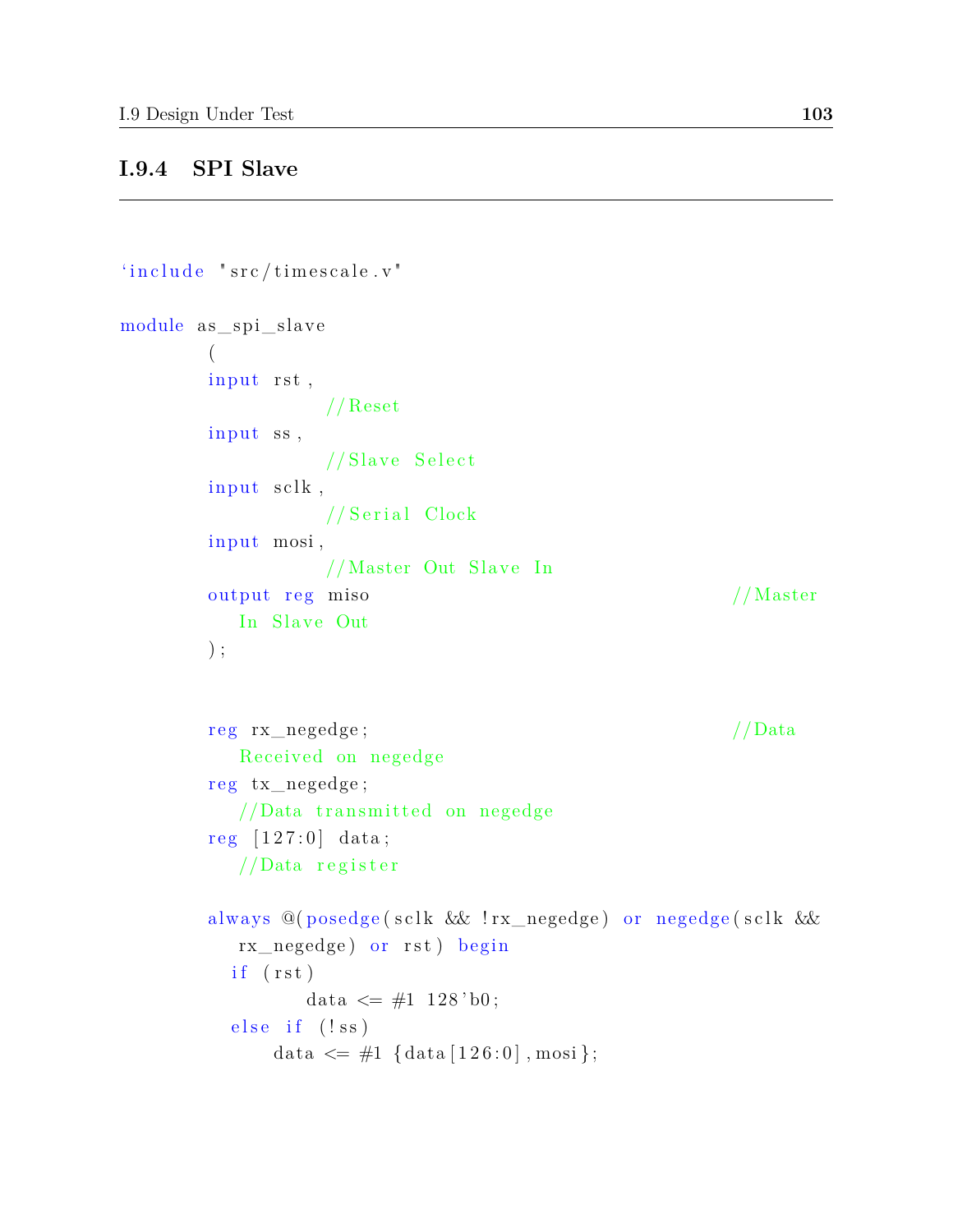### I.9.4 SPI Slave

```
`include "src/timescale.v"

module as_spi_slave
        (
        input rst,
                //Reset
        input ss,
                //Slave Select
        input sclk,
                //Serial Clock
        input mosi,
                //Master Out Slave In
        output reg miso                                    //Master
           In Slave Out
        );


        reg rx_negedge;                                    //Data
           Received on negedge
        reg tx_negedge;
           //Data transmitted on negedge
        reg [127:0] data;
           //Data register

        always @(posedge(sclk && !rx_negedge) or negedge(sclk &&
           rx_negedge) or rst) begin
          if (rst)
                data <= #1 128'b0;
          else if (!ss)
              data <= #1 {data[126:0],mosi};
```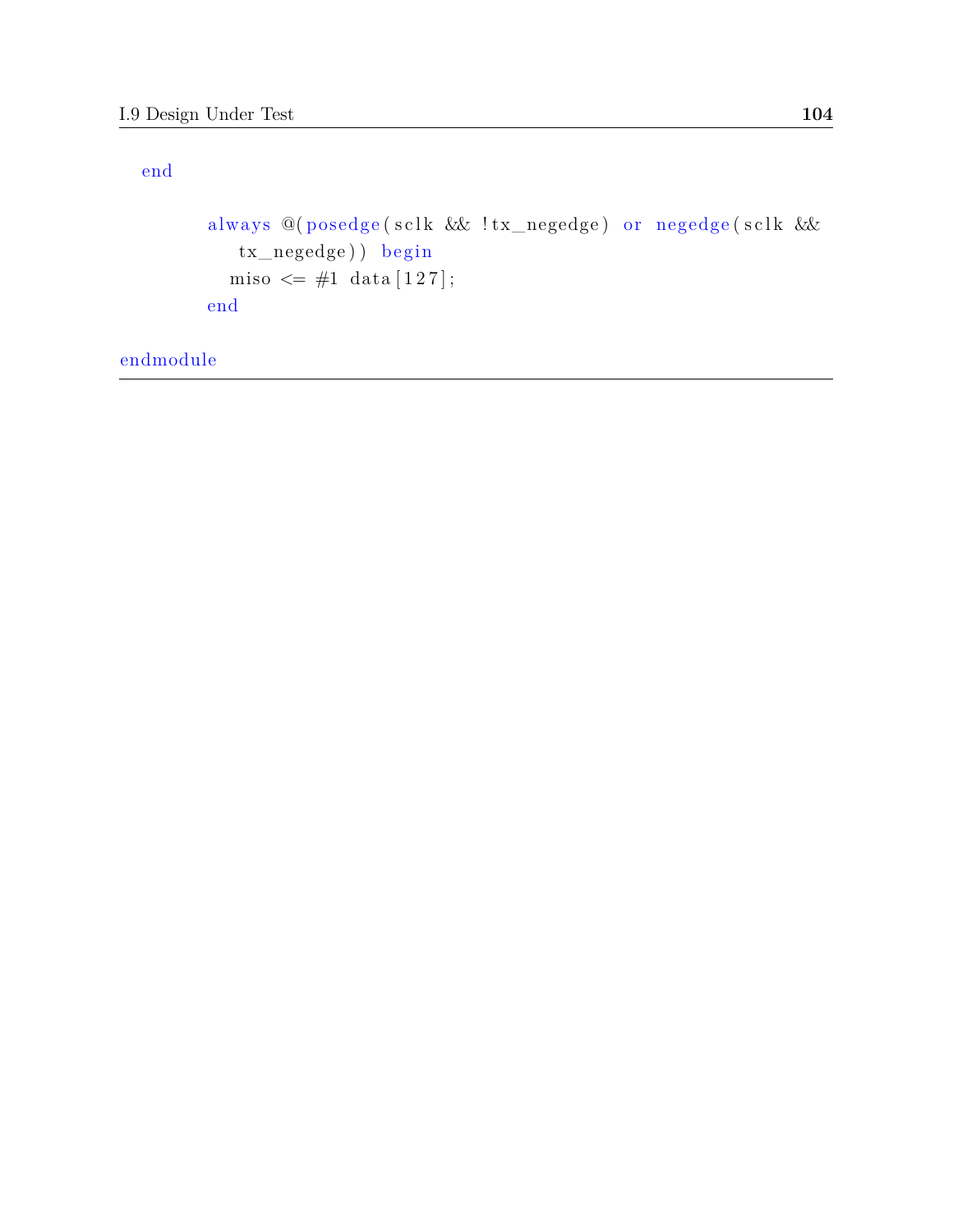```
  end

      always @(posedge(sclk && !tx_negedge) or negedge(sclk &&
         tx_negedge)) begin
        miso <= #1 data[127];
      end

endmodule
```